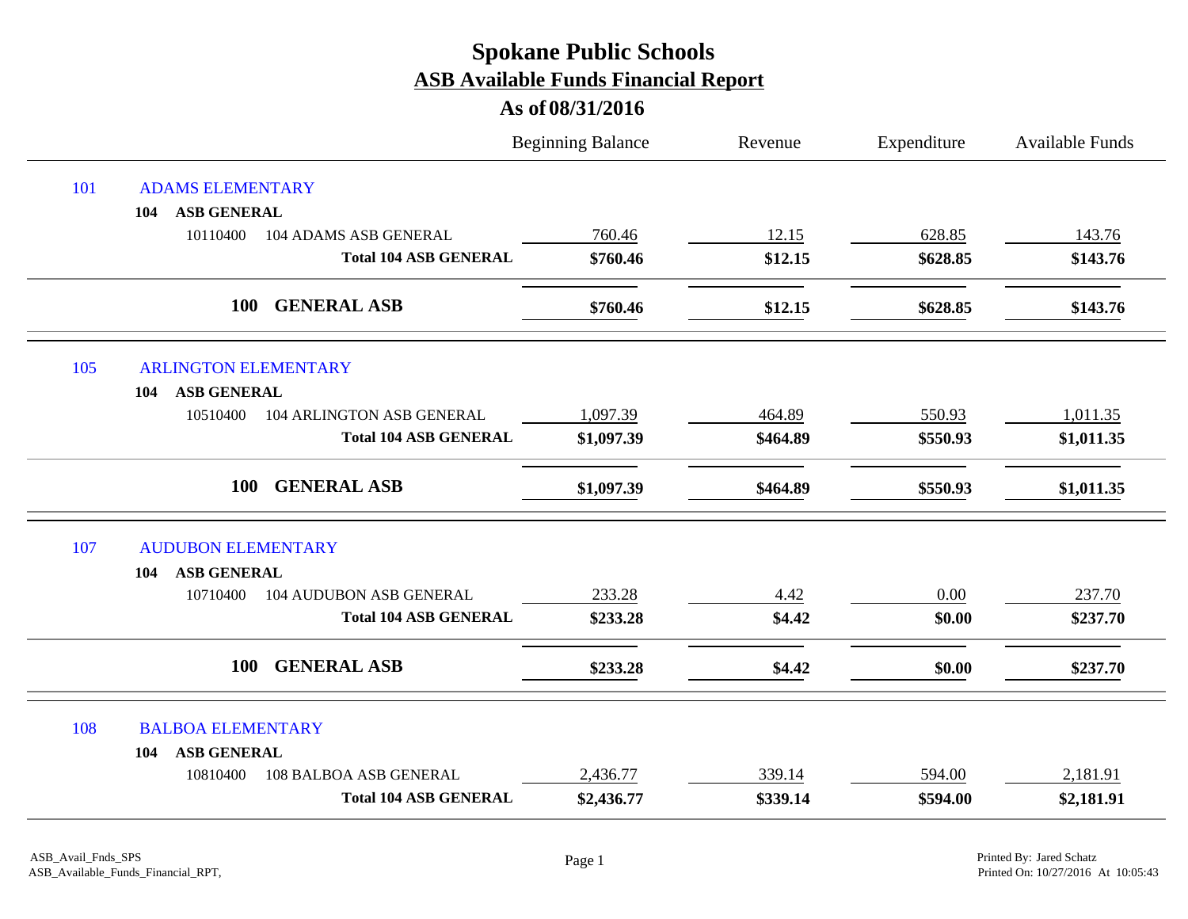# Spokane Public Schools

## ASB Available Funds Financial Report

### As of 08/31/2016

| | | Beginning Balance | Revenue | Expenditure | Available Funds |
|---|---|---|---|---|---|
| **101** | **ADAMS ELEMENTARY** | | | | |
| **104** | **ASB GENERAL** | | | | |
| 10110400 | 104 ADAMS ASB GENERAL | 760.46 | 12.15 | 628.85 | 143.76 |
| | **Total 104 ASB GENERAL** | **$760.46** | **$12.15** | **$628.85** | **$143.76** |
| **100** | **GENERAL ASB** | **$760.46** | **$12.15** | **$628.85** | **$143.76** |
| **105** | **ARLINGTON ELEMENTARY** | | | | |
| **104** | **ASB GENERAL** | | | | |
| 10510400 | 104 ARLINGTON ASB GENERAL | 1,097.39 | 464.89 | 550.93 | 1,011.35 |
| | **Total 104 ASB GENERAL** | **$1,097.39** | **$464.89** | **$550.93** | **$1,011.35** |
| **100** | **GENERAL ASB** | **$1,097.39** | **$464.89** | **$550.93** | **$1,011.35** |
| **107** | **AUDUBON ELEMENTARY** | | | | |
| **104** | **ASB GENERAL** | | | | |
| 10710400 | 104 AUDUBON ASB GENERAL | 233.28 | 4.42 | 0.00 | 237.70 |
| | **Total 104 ASB GENERAL** | **$233.28** | **$4.42** | **$0.00** | **$237.70** |
| **100** | **GENERAL ASB** | **$233.28** | **$4.42** | **$0.00** | **$237.70** |
| **108** | **BALBOA ELEMENTARY** | | | | |
| **104** | **ASB GENERAL** | | | | |
| 10810400 | 108 BALBOA ASB GENERAL | 2,436.77 | 339.14 | 594.00 | 2,181.91 |
| | **Total 104 ASB GENERAL** | **$2,436.77** | **$339.14** | **$594.00** | **$2,181.91** |

ASB_Avail_Fnds_SPS
ASB_Available_Funds_Financial_RPT,

Printed By: Jared Schatz
Printed On: 10/27/2016 At 10:05:43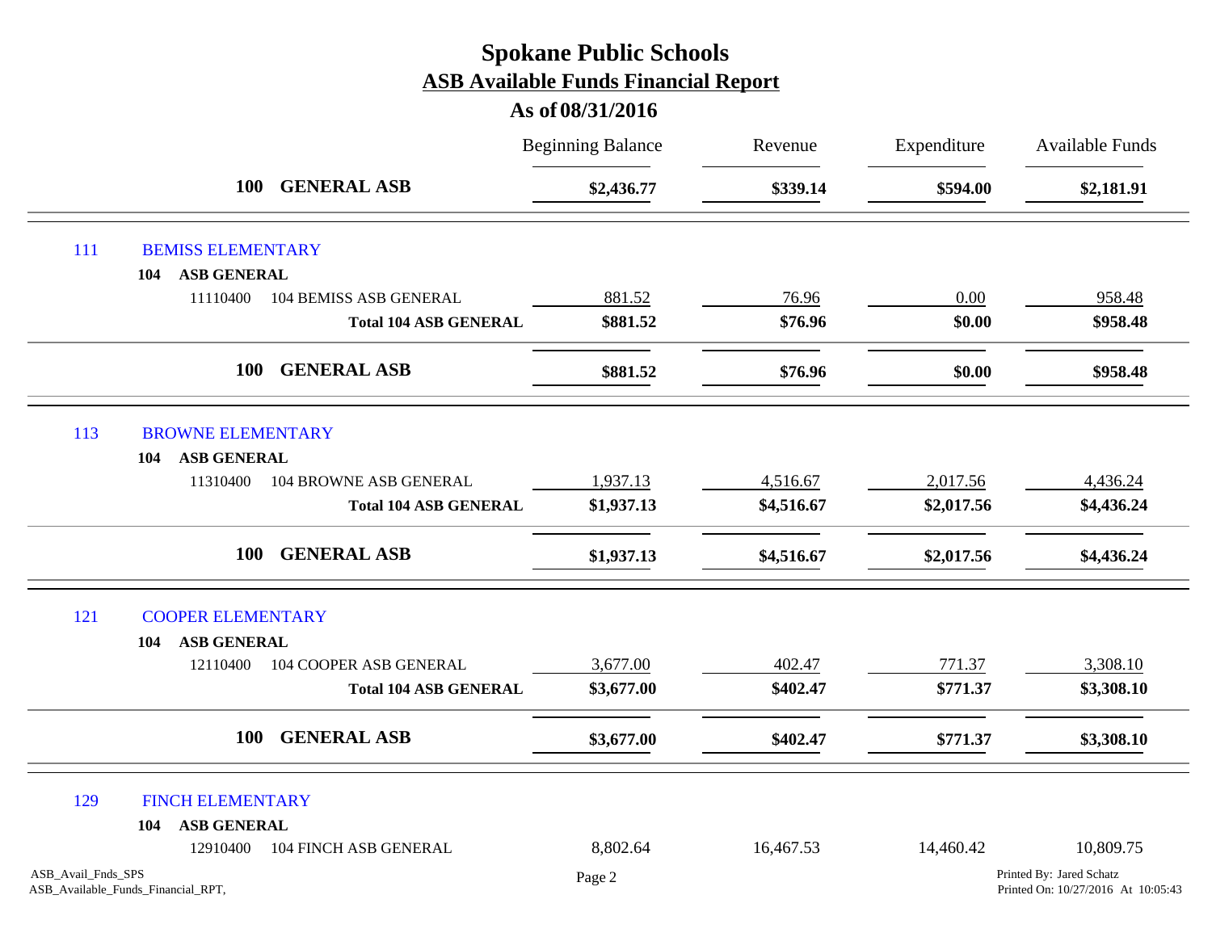# Spokane Public Schools

## ASB Available Funds Financial Report

### As of 08/31/2016

| | Beginning Balance | Revenue | Expenditure | Available Funds |
|---|---|---|---|---|
| **100 GENERAL ASB** | **$2,436.77** | **$339.14** | **$594.00** | **$2,181.91** |
| 111 BEMISS ELEMENTARY | | | | |
| **104 ASB GENERAL** | | | | |
| 11110400 104 BEMISS ASB GENERAL | 881.52 | 76.96 | 0.00 | 958.48 |
| **Total 104 ASB GENERAL** | **$881.52** | **$76.96** | **$0.00** | **$958.48** |
| **100 GENERAL ASB** | **$881.52** | **$76.96** | **$0.00** | **$958.48** |
| 113 BROWNE ELEMENTARY | | | | |
| **104 ASB GENERAL** | | | | |
| 11310400 104 BROWNE ASB GENERAL | 1,937.13 | 4,516.67 | 2,017.56 | 4,436.24 |
| **Total 104 ASB GENERAL** | **$1,937.13** | **$4,516.67** | **$2,017.56** | **$4,436.24** |
| **100 GENERAL ASB** | **$1,937.13** | **$4,516.67** | **$2,017.56** | **$4,436.24** |
| 121 COOPER ELEMENTARY | | | | |
| **104 ASB GENERAL** | | | | |
| 12110400 104 COOPER ASB GENERAL | 3,677.00 | 402.47 | 771.37 | 3,308.10 |
| **Total 104 ASB GENERAL** | **$3,677.00** | **$402.47** | **$771.37** | **$3,308.10** |
| **100 GENERAL ASB** | **$3,677.00** | **$402.47** | **$771.37** | **$3,308.10** |
| 129 FINCH ELEMENTARY | | | | |
| **104 ASB GENERAL** | | | | |
| 12910400 104 FINCH ASB GENERAL | 8,802.64 | 16,467.53 | 14,460.42 | 10,809.75 |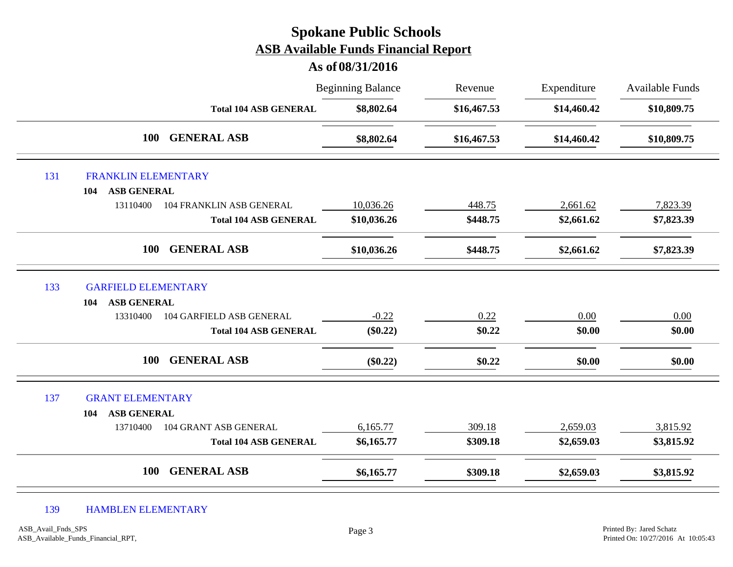# Spokane Public Schools
## ASB Available Funds Financial Report
### As of 08/31/2016

| | | Beginning Balance | Revenue | Expenditure | Available Funds |
|---|---|---|---|---|---|
| | **Total 104 ASB GENERAL** | **$8,802.64** | **$16,467.53** | **$14,460.42** | **$10,809.75** |
| | **100 GENERAL ASB** | **$8,802.64** | **$16,467.53** | **$14,460.42** | **$10,809.75** |
| 131 | FRANKLIN ELEMENTARY | | | | |
| | **104 ASB GENERAL** | | | | |
| 13110400 | 104 FRANKLIN ASB GENERAL | 10,036.26 | 448.75 | 2,661.62 | 7,823.39 |
| | **Total 104 ASB GENERAL** | **$10,036.26** | **$448.75** | **$2,661.62** | **$7,823.39** |
| | **100 GENERAL ASB** | **$10,036.26** | **$448.75** | **$2,661.62** | **$7,823.39** |
| 133 | GARFIELD ELEMENTARY | | | | |
| | **104 ASB GENERAL** | | | | |
| 13310400 | 104 GARFIELD ASB GENERAL | -0.22 | 0.22 | 0.00 | 0.00 |
| | **Total 104 ASB GENERAL** | **($0.22)** | **$0.22** | **$0.00** | **$0.00** |
| | **100 GENERAL ASB** | **($0.22)** | **$0.22** | **$0.00** | **$0.00** |
| 137 | GRANT ELEMENTARY | | | | |
| | **104 ASB GENERAL** | | | | |
| 13710400 | 104 GRANT ASB GENERAL | 6,165.77 | 309.18 | 2,659.03 | 3,815.92 |
| | **Total 104 ASB GENERAL** | **$6,165.77** | **$309.18** | **$2,659.03** | **$3,815.92** |
| | **100 GENERAL ASB** | **$6,165.77** | **$309.18** | **$2,659.03** | **$3,815.92** |
| 139 | HAMBLEN ELEMENTARY | | | | |

ASB_Avail_Fnds_SPS
ASB_Available_Funds_Financial_RPT,

Printed By: Jared Schatz
Printed On: 10/27/2016 At 10:05:43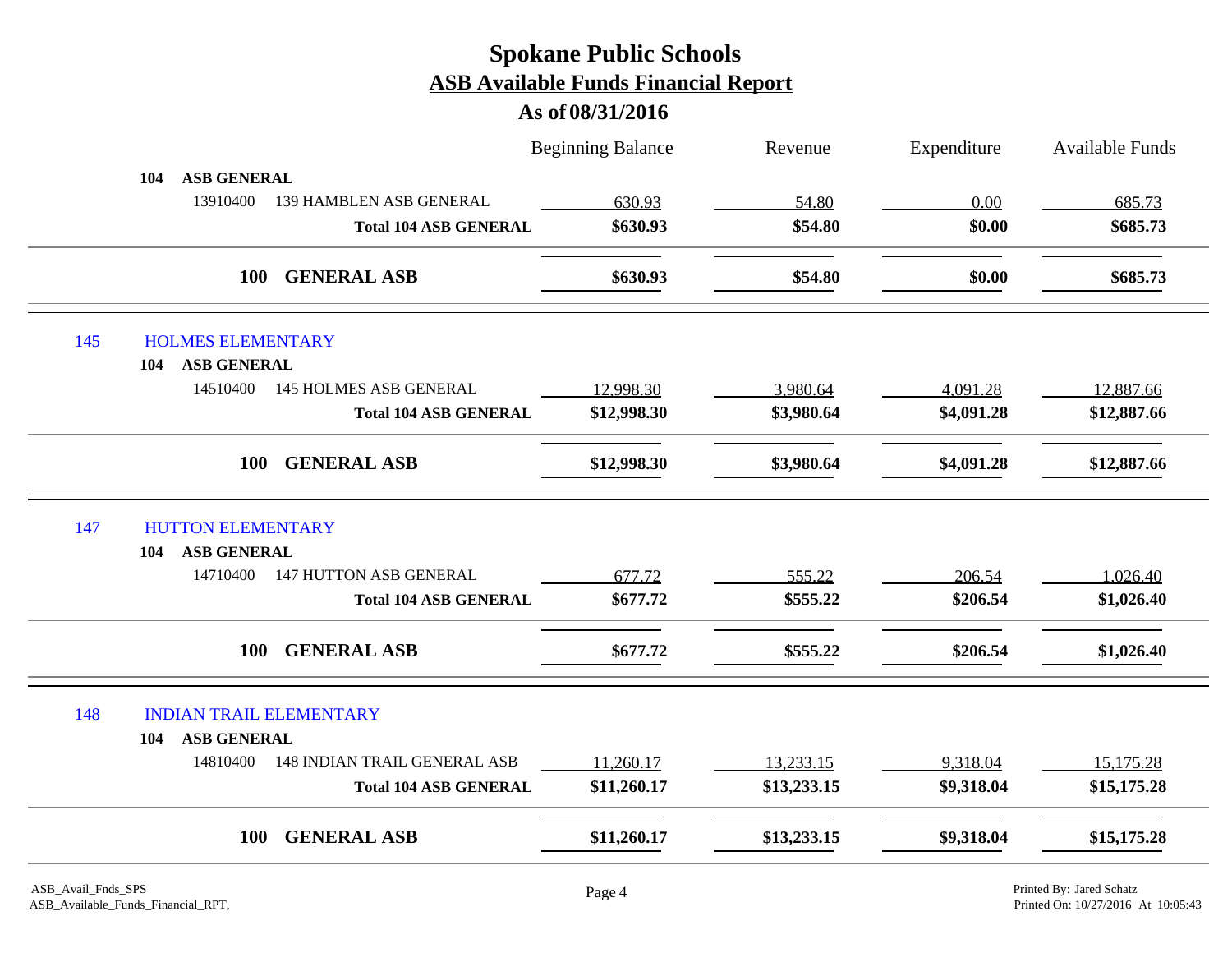# Spokane Public Schools

## ASB Available Funds Financial Report

### As of 08/31/2016

| | | Beginning Balance | Revenue | Expenditure | Available Funds |
|---|---|---|---|---|---|
| **104 ASB GENERAL** | | | | | |
| 13910400 | 139 HAMBLEN ASB GENERAL | 630.93 | 54.80 | 0.00 | 685.73 |
| | **Total 104 ASB GENERAL** | **$630.93** | **$54.80** | **$0.00** | **$685.73** |
| **100 GENERAL ASB** | | **$630.93** | **$54.80** | **$0.00** | **$685.73** |
| 145 | HOLMES ELEMENTARY | | | | |
| **104 ASB GENERAL** | | | | | |
| 14510400 | 145 HOLMES ASB GENERAL | 12,998.30 | 3,980.64 | 4,091.28 | 12,887.66 |
| | **Total 104 ASB GENERAL** | **$12,998.30** | **$3,980.64** | **$4,091.28** | **$12,887.66** |
| **100 GENERAL ASB** | | **$12,998.30** | **$3,980.64** | **$4,091.28** | **$12,887.66** |
| 147 | HUTTON ELEMENTARY | | | | |
| **104 ASB GENERAL** | | | | | |
| 14710400 | 147 HUTTON ASB GENERAL | 677.72 | 555.22 | 206.54 | 1,026.40 |
| | **Total 104 ASB GENERAL** | **$677.72** | **$555.22** | **$206.54** | **$1,026.40** |
| **100 GENERAL ASB** | | **$677.72** | **$555.22** | **$206.54** | **$1,026.40** |
| 148 | INDIAN TRAIL ELEMENTARY | | | | |
| **104 ASB GENERAL** | | | | | |
| 14810400 | 148 INDIAN TRAIL GENERAL ASB | 11,260.17 | 13,233.15 | 9,318.04 | 15,175.28 |
| | **Total 104 ASB GENERAL** | **$11,260.17** | **$13,233.15** | **$9,318.04** | **$15,175.28** |
| **100 GENERAL ASB** | | **$11,260.17** | **$13,233.15** | **$9,318.04** | **$15,175.28** |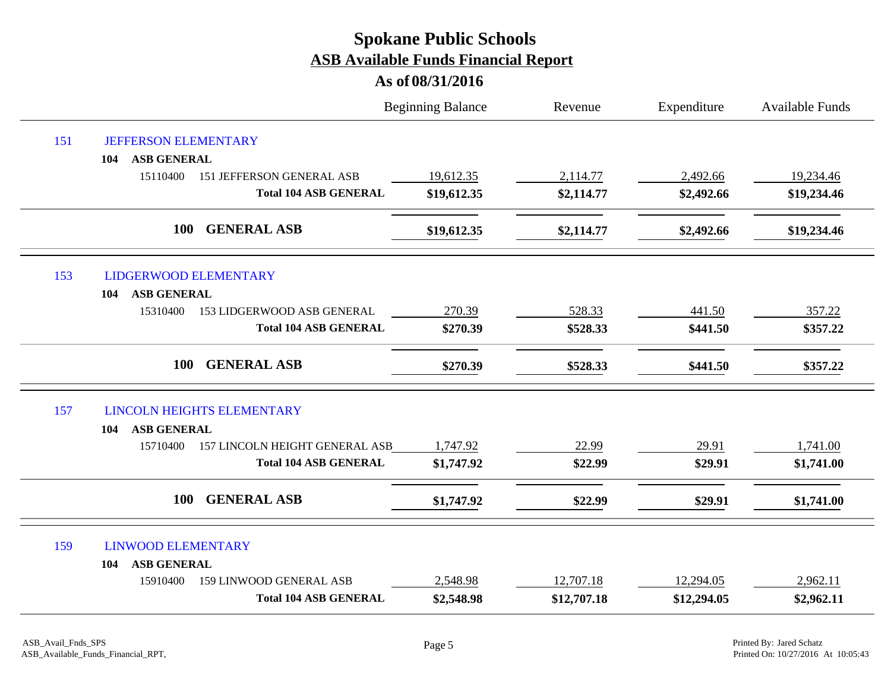# Spokane Public Schools

## ASB Available Funds Financial Report

### As of 08/31/2016

| | | Beginning Balance | Revenue | Expenditure | Available Funds |
|---|---|---|---|---|---|
| **151** | **JEFFERSON ELEMENTARY** | | | | |
| **104** | **ASB GENERAL** | | | | |
| 15110400 | 151 JEFFERSON GENERAL ASB | 19,612.35 | 2,114.77 | 2,492.66 | 19,234.46 |
| | **Total 104 ASB GENERAL** | **$19,612.35** | **$2,114.77** | **$2,492.66** | **$19,234.46** |
| **100** | **GENERAL ASB** | **$19,612.35** | **$2,114.77** | **$2,492.66** | **$19,234.46** |
| **153** | **LIDGERWOOD ELEMENTARY** | | | | |
| **104** | **ASB GENERAL** | | | | |
| 15310400 | 153 LIDGERWOOD ASB GENERAL | 270.39 | 528.33 | 441.50 | 357.22 |
| | **Total 104 ASB GENERAL** | **$270.39** | **$528.33** | **$441.50** | **$357.22** |
| **100** | **GENERAL ASB** | **$270.39** | **$528.33** | **$441.50** | **$357.22** |
| **157** | **LINCOLN HEIGHTS ELEMENTARY** | | | | |
| **104** | **ASB GENERAL** | | | | |
| 15710400 | 157 LINCOLN HEIGHT GENERAL ASB | 1,747.92 | 22.99 | 29.91 | 1,741.00 |
| | **Total 104 ASB GENERAL** | **$1,747.92** | **$22.99** | **$29.91** | **$1,741.00** |
| **100** | **GENERAL ASB** | **$1,747.92** | **$22.99** | **$29.91** | **$1,741.00** |
| **159** | **LINWOOD ELEMENTARY** | | | | |
| **104** | **ASB GENERAL** | | | | |
| 15910400 | 159 LINWOOD GENERAL ASB | 2,548.98 | 12,707.18 | 12,294.05 | 2,962.11 |
| | **Total 104 ASB GENERAL** | **$2,548.98** | **$12,707.18** | **$12,294.05** | **$2,962.11** |

ASB_Avail_Fnds_SPS
ASB_Available_Funds_Financial_RPT,

Printed By: Jared Schatz
Printed On: 10/27/2016 At 10:05:43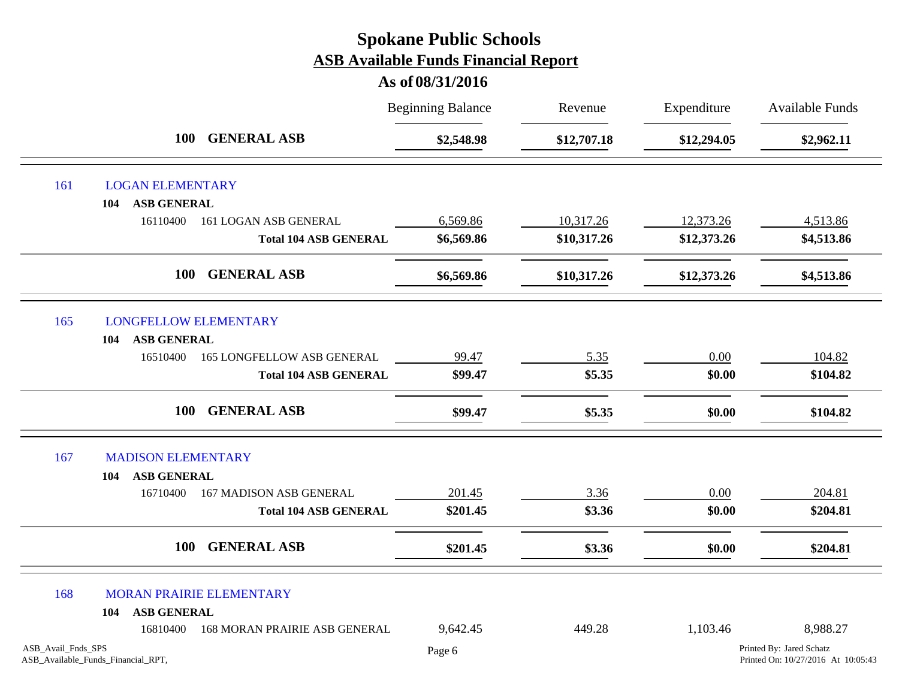# Spokane Public Schools

## ASB Available Funds Financial Report

### As of 08/31/2016

| | | Beginning Balance | Revenue | Expenditure | Available Funds |
|---|---|---|---|---|---|
| **100** | **GENERAL ASB** | **$2,548.98** | **$12,707.18** | **$12,294.05** | **$2,962.11** |
| 161 | LOGAN ELEMENTARY | | | | |
| 104 | **ASB GENERAL** | | | | |
| 16110400 | 161 LOGAN ASB GENERAL | 6,569.86 | 10,317.26 | 12,373.26 | 4,513.86 |
| | **Total 104 ASB GENERAL** | **$6,569.86** | **$10,317.26** | **$12,373.26** | **$4,513.86** |
| **100** | **GENERAL ASB** | **$6,569.86** | **$10,317.26** | **$12,373.26** | **$4,513.86** |
| 165 | LONGFELLOW ELEMENTARY | | | | |
| 104 | **ASB GENERAL** | | | | |
| 16510400 | 165 LONGFELLOW ASB GENERAL | 99.47 | 5.35 | 0.00 | 104.82 |
| | **Total 104 ASB GENERAL** | **$99.47** | **$5.35** | **$0.00** | **$104.82** |
| **100** | **GENERAL ASB** | **$99.47** | **$5.35** | **$0.00** | **$104.82** |
| 167 | MADISON ELEMENTARY | | | | |
| 104 | **ASB GENERAL** | | | | |
| 16710400 | 167 MADISON ASB GENERAL | 201.45 | 3.36 | 0.00 | 204.81 |
| | **Total 104 ASB GENERAL** | **$201.45** | **$3.36** | **$0.00** | **$204.81** |
| **100** | **GENERAL ASB** | **$201.45** | **$3.36** | **$0.00** | **$204.81** |
| 168 | MORAN PRAIRIE ELEMENTARY | | | | |
| 104 | **ASB GENERAL** | | | | |
| 16810400 | 168 MORAN PRAIRIE ASB GENERAL | 9,642.45 | 449.28 | 1,103.46 | 8,988.27 |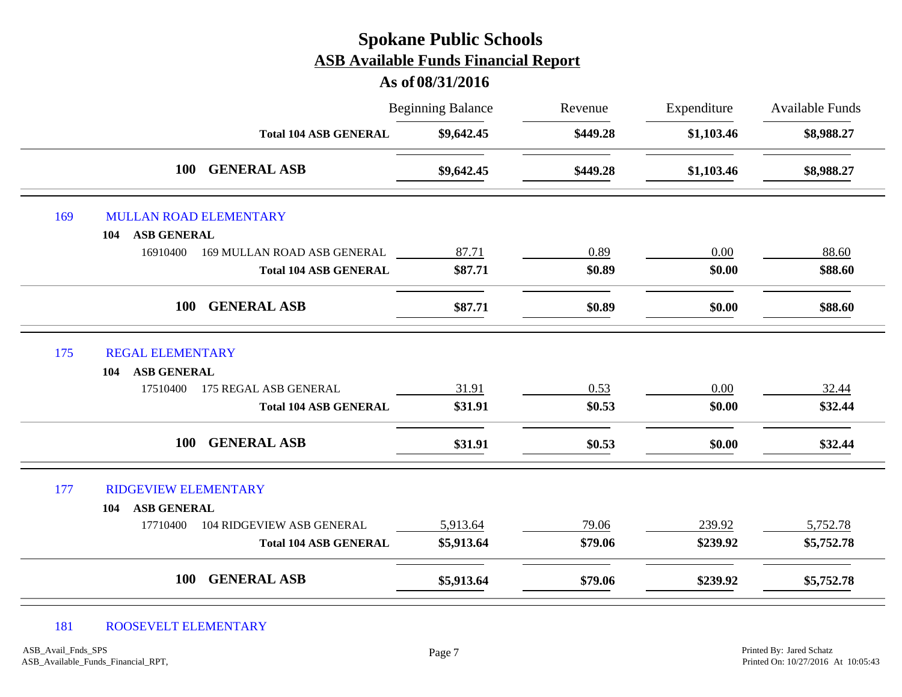# Spokane Public Schools

## ASB Available Funds Financial Report

### As of 08/31/2016

| | | Beginning Balance | Revenue | Expenditure | Available Funds |
|---|---|---|---|---|---|
| | **Total 104 ASB GENERAL** | **$9,642.45** | **$449.28** | **$1,103.46** | **$8,988.27** |
| | **100 GENERAL ASB** | **$9,642.45** | **$449.28** | **$1,103.46** | **$8,988.27** |
| 169 | MULLAN ROAD ELEMENTARY | | | | |
| 104 | **ASB GENERAL** | | | | |
| 16910400 | 169 MULLAN ROAD ASB GENERAL | 87.71 | 0.89 | 0.00 | 88.60 |
| | **Total 104 ASB GENERAL** | **$87.71** | **$0.89** | **$0.00** | **$88.60** |
| | **100 GENERAL ASB** | **$87.71** | **$0.89** | **$0.00** | **$88.60** |
| 175 | REGAL ELEMENTARY | | | | |
| 104 | **ASB GENERAL** | | | | |
| 17510400 | 175 REGAL ASB GENERAL | 31.91 | 0.53 | 0.00 | 32.44 |
| | **Total 104 ASB GENERAL** | **$31.91** | **$0.53** | **$0.00** | **$32.44** |
| | **100 GENERAL ASB** | **$31.91** | **$0.53** | **$0.00** | **$32.44** |
| 177 | RIDGEVIEW ELEMENTARY | | | | |
| 104 | **ASB GENERAL** | | | | |
| 17710400 | 104 RIDGEVIEW ASB GENERAL | 5,913.64 | 79.06 | 239.92 | 5,752.78 |
| | **Total 104 ASB GENERAL** | **$5,913.64** | **$79.06** | **$239.92** | **$5,752.78** |
| | **100 GENERAL ASB** | **$5,913.64** | **$79.06** | **$239.92** | **$5,752.78** |
| 181 | ROOSEVELT ELEMENTARY | | | | |

ASB_Avail_Fnds_SPS
ASB_Available_Funds_Financial_RPT,

Printed By: Jared Schatz
Printed On: 10/27/2016 At 10:05:43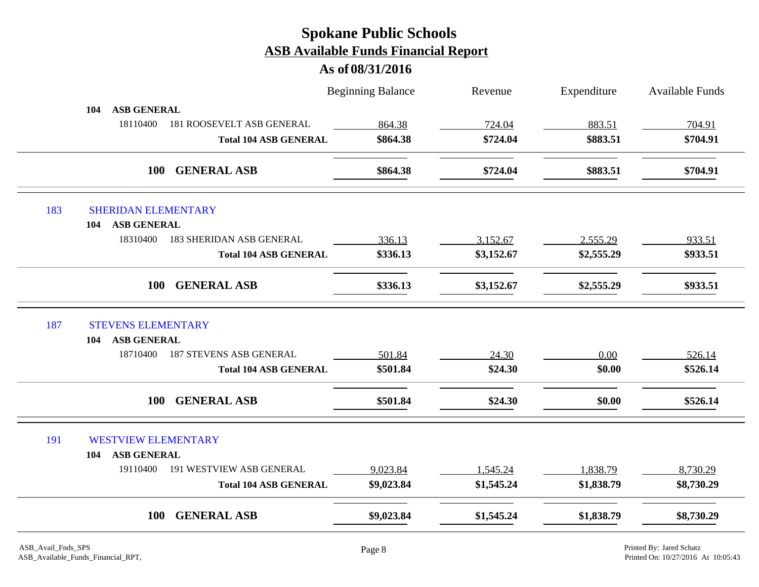# Spokane Public Schools

## ASB Available Funds Financial Report

### As of 08/31/2016

| | | Beginning Balance | Revenue | Expenditure | Available Funds |
|---|---|---|---|---|---|
| **104 ASB GENERAL** | | | | | |
| 18110400 | 181 ROOSEVELT ASB GENERAL | 864.38 | 724.04 | 883.51 | 704.91 |
| | **Total 104 ASB GENERAL** | **$864.38** | **$724.04** | **$883.51** | **$704.91** |
| **100 GENERAL ASB** | | **$864.38** | **$724.04** | **$883.51** | **$704.91** |
| 183 | SHERIDAN ELEMENTARY | | | | |
| **104 ASB GENERAL** | | | | | |
| 18310400 | 183 SHERIDAN ASB GENERAL | 336.13 | 3,152.67 | 2,555.29 | 933.51 |
| | **Total 104 ASB GENERAL** | **$336.13** | **$3,152.67** | **$2,555.29** | **$933.51** |
| **100 GENERAL ASB** | | **$336.13** | **$3,152.67** | **$2,555.29** | **$933.51** |
| 187 | STEVENS ELEMENTARY | | | | |
| **104 ASB GENERAL** | | | | | |
| 18710400 | 187 STEVENS ASB GENERAL | 501.84 | 24.30 | 0.00 | 526.14 |
| | **Total 104 ASB GENERAL** | **$501.84** | **$24.30** | **$0.00** | **$526.14** |
| **100 GENERAL ASB** | | **$501.84** | **$24.30** | **$0.00** | **$526.14** |
| 191 | WESTVIEW ELEMENTARY | | | | |
| **104 ASB GENERAL** | | | | | |
| 19110400 | 191 WESTVIEW ASB GENERAL | 9,023.84 | 1,545.24 | 1,838.79 | 8,730.29 |
| | **Total 104 ASB GENERAL** | **$9,023.84** | **$1,545.24** | **$1,838.79** | **$8,730.29** |
| **100 GENERAL ASB** | | **$9,023.84** | **$1,545.24** | **$1,838.79** | **$8,730.29** |

ASB_Avail_Fnds_SPS
ASB_Available_Funds_Financial_RPT,

Printed By: Jared Schatz
Printed On: 10/27/2016 At 10:05:43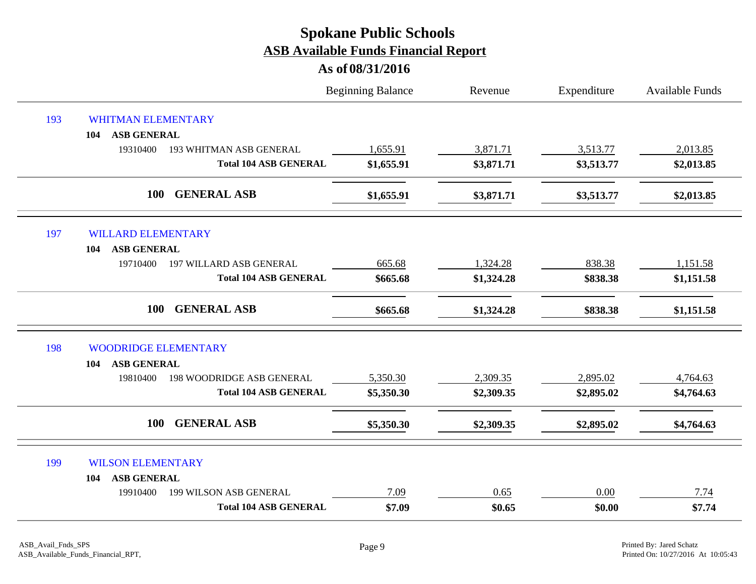# Spokane Public Schools

## ASB Available Funds Financial Report

### As of 08/31/2016

| | | Beginning Balance | Revenue | Expenditure | Available Funds |
|---|---|---|---|---|---|
| 193 | WHITMAN ELEMENTARY | | | | |
| 104 | ASB GENERAL | | | | |
| 19310400 | 193 WHITMAN ASB GENERAL | 1,655.91 | 3,871.71 | 3,513.77 | 2,013.85 |
| | **Total 104 ASB GENERAL** | **$1,655.91** | **$3,871.71** | **$3,513.77** | **$2,013.85** |
| **100** | **GENERAL ASB** | **$1,655.91** | **$3,871.71** | **$3,513.77** | **$2,013.85** |
| 197 | WILLARD ELEMENTARY | | | | |
| 104 | ASB GENERAL | | | | |
| 19710400 | 197 WILLARD ASB GENERAL | 665.68 | 1,324.28 | 838.38 | 1,151.58 |
| | **Total 104 ASB GENERAL** | **$665.68** | **$1,324.28** | **$838.38** | **$1,151.58** |
| **100** | **GENERAL ASB** | **$665.68** | **$1,324.28** | **$838.38** | **$1,151.58** |
| 198 | WOODRIDGE ELEMENTARY | | | | |
| 104 | ASB GENERAL | | | | |
| 19810400 | 198 WOODRIDGE ASB GENERAL | 5,350.30 | 2,309.35 | 2,895.02 | 4,764.63 |
| | **Total 104 ASB GENERAL** | **$5,350.30** | **$2,309.35** | **$2,895.02** | **$4,764.63** |
| **100** | **GENERAL ASB** | **$5,350.30** | **$2,309.35** | **$2,895.02** | **$4,764.63** |
| 199 | WILSON ELEMENTARY | | | | |
| 104 | ASB GENERAL | | | | |
| 19910400 | 199 WILSON ASB GENERAL | 7.09 | 0.65 | 0.00 | 7.74 |
| | **Total 104 ASB GENERAL** | **$7.09** | **$0.65** | **$0.00** | **$7.74** |

ASB_Avail_Fnds_SPS
ASB_Available_Funds_Financial_RPT,

Printed By: Jared Schatz
Printed On: 10/27/2016 At 10:05:43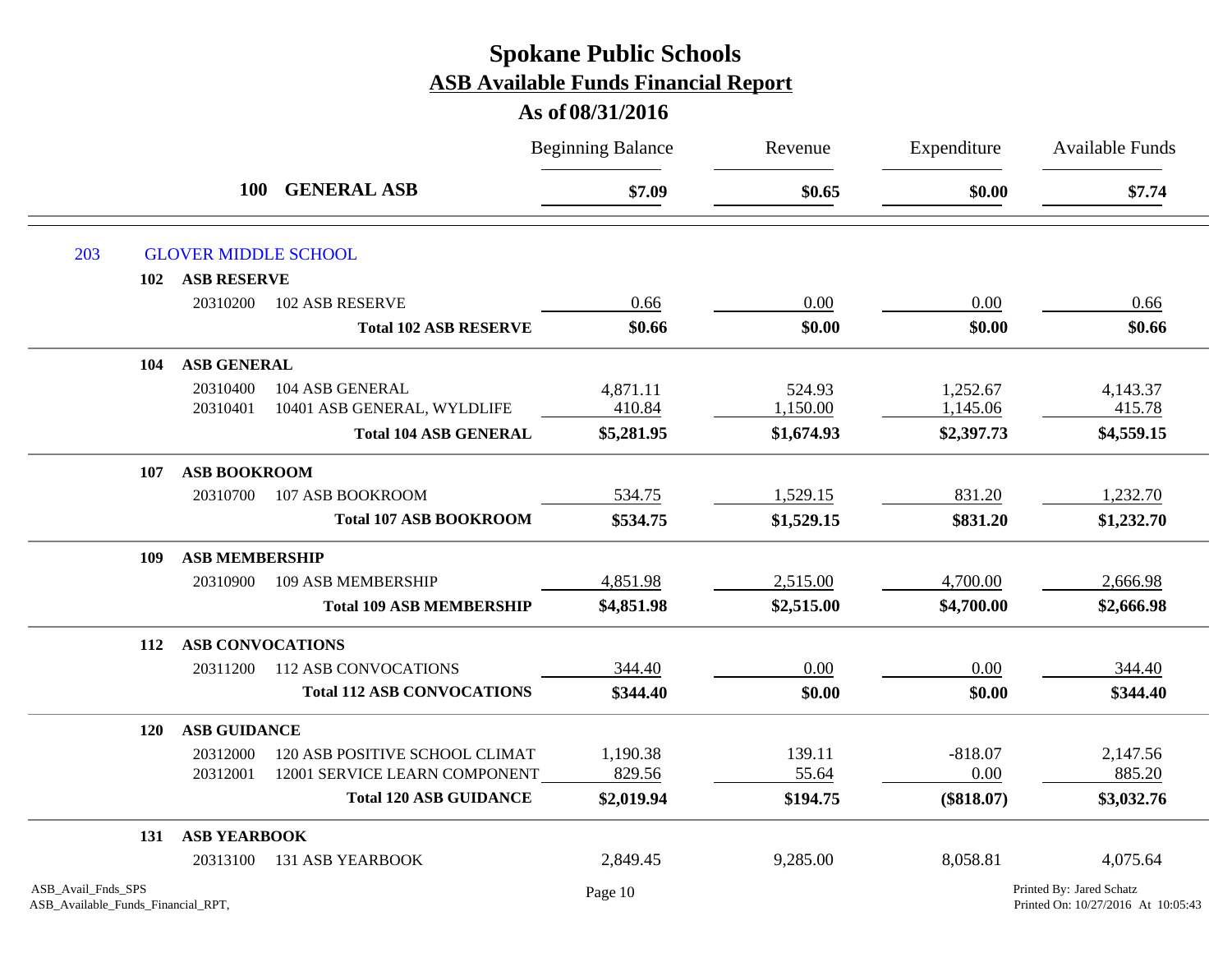# Spokane Public Schools

## ASB Available Funds Financial Report

### As of 08/31/2016

| | | | Beginning Balance | Revenue | Expenditure | Available Funds |
|---|---|---|---|---|---|---|
| **100** | **GENERAL ASB** | | **$7.09** | **$0.65** | **$0.00** | **$7.74** |
| 203 | GLOVER MIDDLE SCHOOL | | | | | |
| 102 | **ASB RESERVE** | | | | | |
| | 20310200 | 102 ASB RESERVE | 0.66 | 0.00 | 0.00 | 0.66 |
| | | **Total 102 ASB RESERVE** | **$0.66** | **$0.00** | **$0.00** | **$0.66** |
| 104 | **ASB GENERAL** | | | | | |
| | 20310400 | 104 ASB GENERAL | 4,871.11 | 524.93 | 1,252.67 | 4,143.37 |
| | 20310401 | 10401 ASB GENERAL, WYLDLIFE | 410.84 | 1,150.00 | 1,145.06 | 415.78 |
| | | **Total 104 ASB GENERAL** | **$5,281.95** | **$1,674.93** | **$2,397.73** | **$4,559.15** |
| 107 | **ASB BOOKROOM** | | | | | |
| | 20310700 | 107 ASB BOOKROOM | 534.75 | 1,529.15 | 831.20 | 1,232.70 |
| | | **Total 107 ASB BOOKROOM** | **$534.75** | **$1,529.15** | **$831.20** | **$1,232.70** |
| 109 | **ASB MEMBERSHIP** | | | | | |
| | 20310900 | 109 ASB MEMBERSHIP | 4,851.98 | 2,515.00 | 4,700.00 | 2,666.98 |
| | | **Total 109 ASB MEMBERSHIP** | **$4,851.98** | **$2,515.00** | **$4,700.00** | **$2,666.98** |
| 112 | **ASB CONVOCATIONS** | | | | | |
| | 20311200 | 112 ASB CONVOCATIONS | 344.40 | 0.00 | 0.00 | 344.40 |
| | | **Total 112 ASB CONVOCATIONS** | **$344.40** | **$0.00** | **$0.00** | **$344.40** |
| 120 | **ASB GUIDANCE** | | | | | |
| | 20312000 | 120 ASB POSITIVE SCHOOL CLIMAT | 1,190.38 | 139.11 | -818.07 | 2,147.56 |
| | 20312001 | 12001 SERVICE LEARN COMPONENT | 829.56 | 55.64 | 0.00 | 885.20 |
| | | **Total 120 ASB GUIDANCE** | **$2,019.94** | **$194.75** | **($818.07)** | **$3,032.76** |
| 131 | **ASB YEARBOOK** | | | | | |
| | 20313100 | 131 ASB YEARBOOK | 2,849.45 | 9,285.00 | 8,058.81 | 4,075.64 |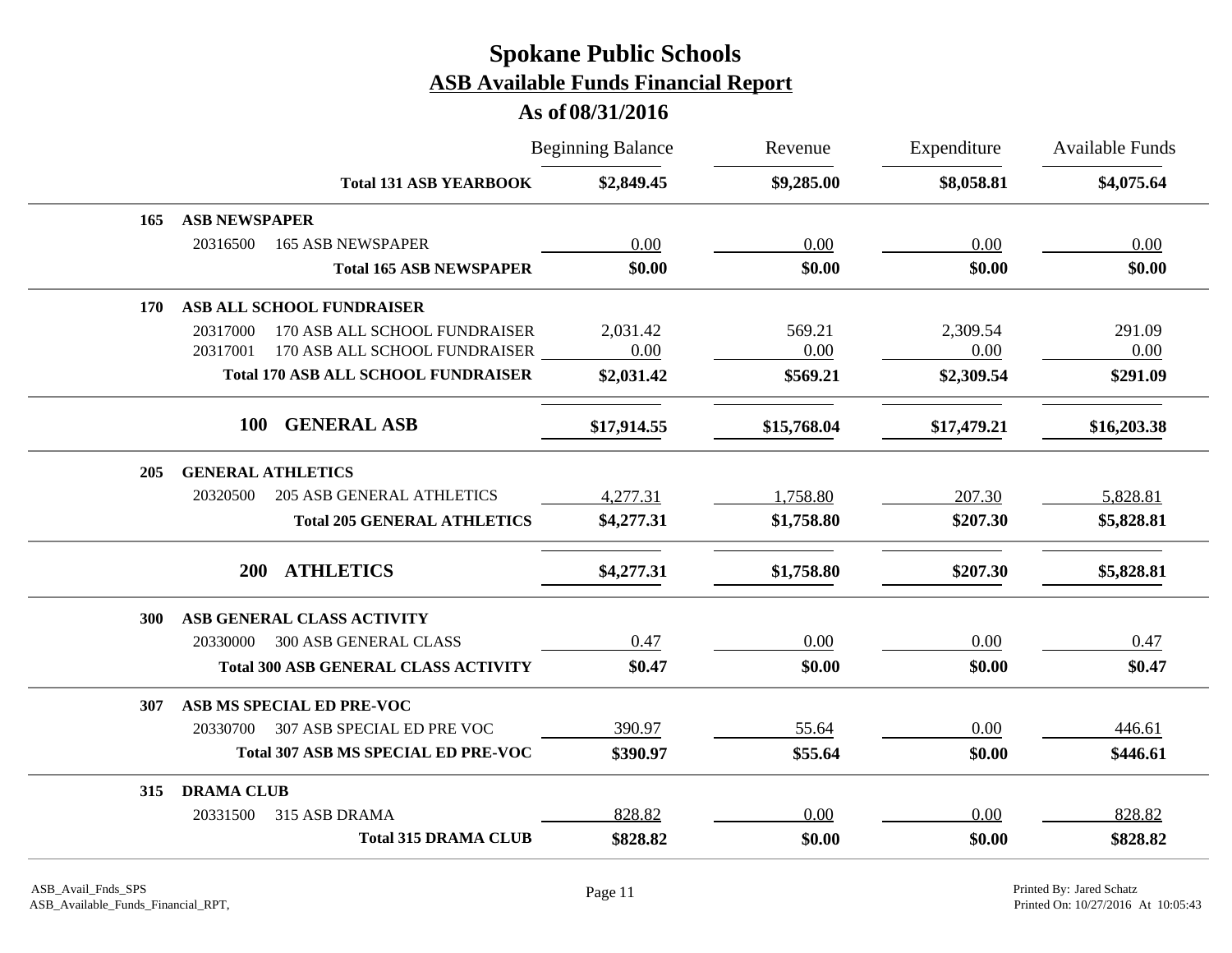# Spokane Public Schools

## ASB Available Funds Financial Report

### As of 08/31/2016

| | | Beginning Balance | Revenue | Expenditure | Available Funds |
|---|---|---|---|---|---|
| | **Total 131 ASB YEARBOOK** | **$2,849.45** | **$9,285.00** | **$8,058.81** | **$4,075.64** |
| **165** | **ASB NEWSPAPER** | | | | |
| 20316500 | 165 ASB NEWSPAPER | 0.00 | 0.00 | 0.00 | 0.00 |
| | **Total 165 ASB NEWSPAPER** | **$0.00** | **$0.00** | **$0.00** | **$0.00** |
| **170** | **ASB ALL SCHOOL FUNDRAISER** | | | | |
| 20317000 | 170 ASB ALL SCHOOL FUNDRAISER | 2,031.42 | 569.21 | 2,309.54 | 291.09 |
| 20317001 | 170 ASB ALL SCHOOL FUNDRAISER | 0.00 | 0.00 | 0.00 | 0.00 |
| | **Total 170 ASB ALL SCHOOL FUNDRAISER** | **$2,031.42** | **$569.21** | **$2,309.54** | **$291.09** |
| **100** | **GENERAL ASB** | **$17,914.55** | **$15,768.04** | **$17,479.21** | **$16,203.38** |
| **205** | **GENERAL ATHLETICS** | | | | |
| 20320500 | 205 ASB GENERAL ATHLETICS | 4,277.31 | 1,758.80 | 207.30 | 5,828.81 |
| | **Total 205 GENERAL ATHLETICS** | **$4,277.31** | **$1,758.80** | **$207.30** | **$5,828.81** |
| **200** | **ATHLETICS** | **$4,277.31** | **$1,758.80** | **$207.30** | **$5,828.81** |
| **300** | **ASB GENERAL CLASS ACTIVITY** | | | | |
| 20330000 | 300 ASB GENERAL CLASS | 0.47 | 0.00 | 0.00 | 0.47 |
| | **Total 300 ASB GENERAL CLASS ACTIVITY** | **$0.47** | **$0.00** | **$0.00** | **$0.47** |
| **307** | **ASB MS SPECIAL ED PRE-VOC** | | | | |
| 20330700 | 307 ASB SPECIAL ED PRE VOC | 390.97 | 55.64 | 0.00 | 446.61 |
| | **Total 307 ASB MS SPECIAL ED PRE-VOC** | **$390.97** | **$55.64** | **$0.00** | **$446.61** |
| **315** | **DRAMA CLUB** | | | | |
| 20331500 | 315 ASB DRAMA | 828.82 | 0.00 | 0.00 | 828.82 |
| | **Total 315 DRAMA CLUB** | **$828.82** | **$0.00** | **$0.00** | **$828.82** |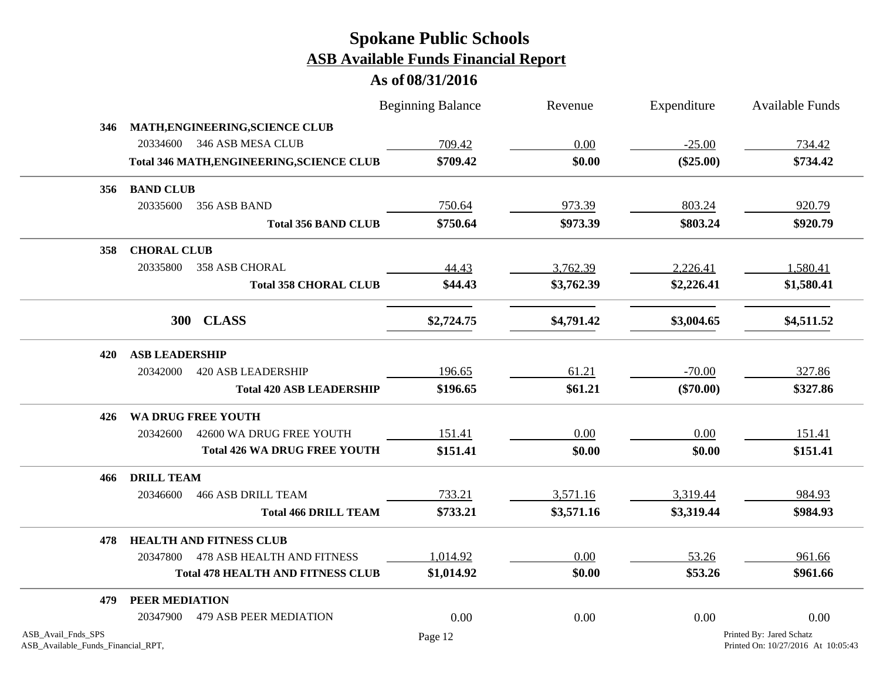# Spokane Public Schools

## ASB Available Funds Financial Report

### As of 08/31/2016

| | | Beginning Balance | Revenue | Expenditure | Available Funds |
|---|---|---|---|---|---|
| **346** | **MATH,ENGINEERING,SCIENCE CLUB** | | | | |
| 20334600 | 346 ASB MESA CLUB | 709.42 | 0.00 | -25.00 | 734.42 |
| | **Total 346 MATH,ENGINEERING,SCIENCE CLUB** | **$709.42** | **$0.00** | **($25.00)** | **$734.42** |
| **356** | **BAND CLUB** | | | | |
| 20335600 | 356 ASB BAND | 750.64 | 973.39 | 803.24 | 920.79 |
| | **Total 356 BAND CLUB** | **$750.64** | **$973.39** | **$803.24** | **$920.79** |
| **358** | **CHORAL CLUB** | | | | |
| 20335800 | 358 ASB CHORAL | 44.43 | 3,762.39 | 2,226.41 | 1,580.41 |
| | **Total 358 CHORAL CLUB** | **$44.43** | **$3,762.39** | **$2,226.41** | **$1,580.41** |
| **300** | **CLASS** | **$2,724.75** | **$4,791.42** | **$3,004.65** | **$4,511.52** |
| **420** | **ASB LEADERSHIP** | | | | |
| 20342000 | 420 ASB LEADERSHIP | 196.65 | 61.21 | -70.00 | 327.86 |
| | **Total 420 ASB LEADERSHIP** | **$196.65** | **$61.21** | **($70.00)** | **$327.86** |
| **426** | **WA DRUG FREE YOUTH** | | | | |
| 20342600 | 42600 WA DRUG FREE YOUTH | 151.41 | 0.00 | 0.00 | 151.41 |
| | **Total 426 WA DRUG FREE YOUTH** | **$151.41** | **$0.00** | **$0.00** | **$151.41** |
| **466** | **DRILL TEAM** | | | | |
| 20346600 | 466 ASB DRILL TEAM | 733.21 | 3,571.16 | 3,319.44 | 984.93 |
| | **Total 466 DRILL TEAM** | **$733.21** | **$3,571.16** | **$3,319.44** | **$984.93** |
| **478** | **HEALTH AND FITNESS CLUB** | | | | |
| 20347800 | 478 ASB HEALTH AND FITNESS | 1,014.92 | 0.00 | 53.26 | 961.66 |
| | **Total 478 HEALTH AND FITNESS CLUB** | **$1,014.92** | **$0.00** | **$53.26** | **$961.66** |
| **479** | **PEER MEDIATION** | | | | |
| 20347900 | 479 ASB PEER MEDIATION | 0.00 | 0.00 | 0.00 | 0.00 |

ASB_Avail_Fnds_SPS
ASB_Available_Funds_Financial_RPT,

Printed By: Jared Schatz
Printed On: 10/27/2016 At 10:05:43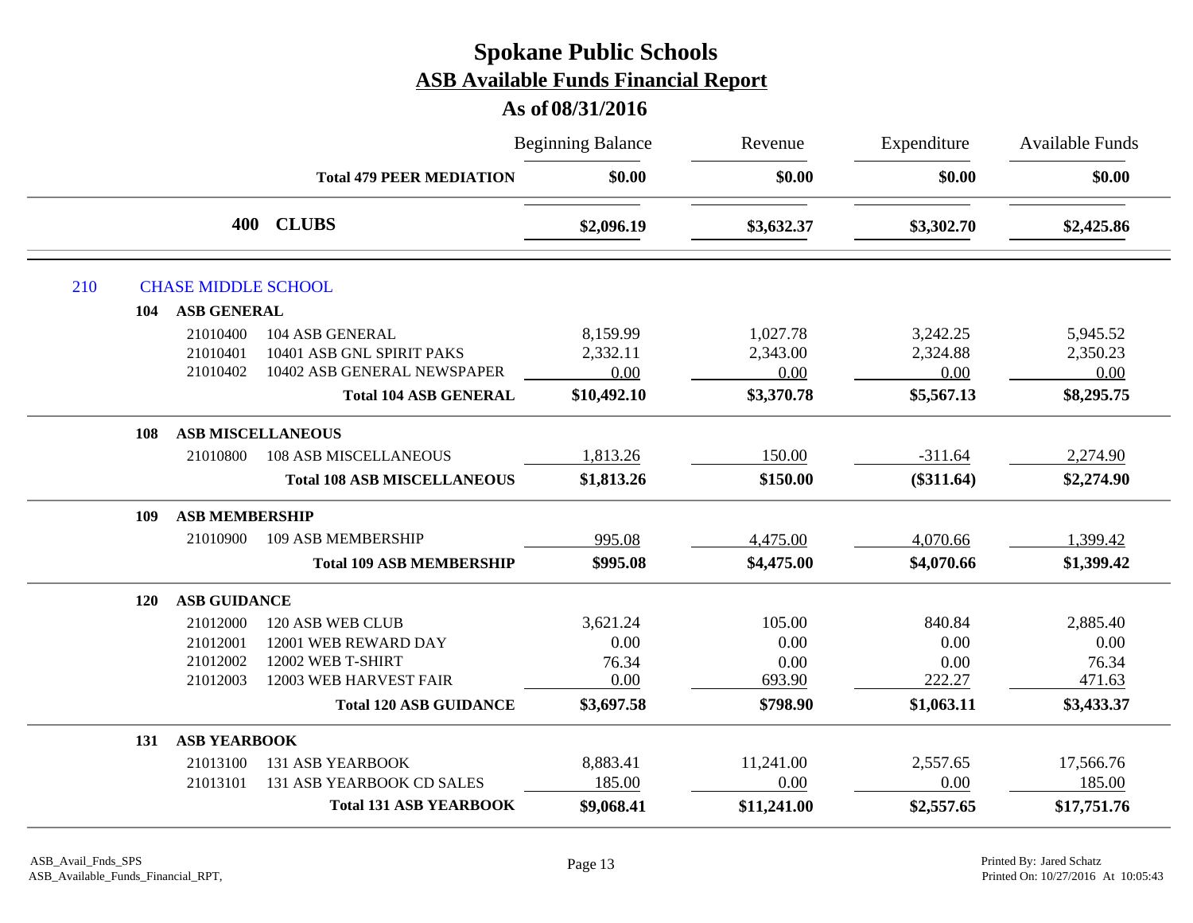# Spokane Public Schools
## ASB Available Funds Financial Report
### As of 08/31/2016

| | | Beginning Balance | Revenue | Expenditure | Available Funds |
|---|---|---|---|---|---|
| | **Total 479 PEER MEDIATION** | **$0.00** | **$0.00** | **$0.00** | **$0.00** |
| **400** | **CLUBS** | **$2,096.19** | **$3,632.37** | **$3,302.70** | **$2,425.86** |
| **210** | **CHASE MIDDLE SCHOOL** | | | | |
| **104** | **ASB GENERAL** | | | | |
| 21010400 | 104 ASB GENERAL | 8,159.99 | 1,027.78 | 3,242.25 | 5,945.52 |
| 21010401 | 10401 ASB GNL SPIRIT PAKS | 2,332.11 | 2,343.00 | 2,324.88 | 2,350.23 |
| 21010402 | 10402 ASB GENERAL NEWSPAPER | 0.00 | 0.00 | 0.00 | 0.00 |
| | **Total 104 ASB GENERAL** | **$10,492.10** | **$3,370.78** | **$5,567.13** | **$8,295.75** |
| **108** | **ASB MISCELLANEOUS** | | | | |
| 21010800 | 108 ASB MISCELLANEOUS | 1,813.26 | 150.00 | -311.64 | 2,274.90 |
| | **Total 108 ASB MISCELLANEOUS** | **$1,813.26** | **$150.00** | **($311.64)** | **$2,274.90** |
| **109** | **ASB MEMBERSHIP** | | | | |
| 21010900 | 109 ASB MEMBERSHIP | 995.08 | 4,475.00 | 4,070.66 | 1,399.42 |
| | **Total 109 ASB MEMBERSHIP** | **$995.08** | **$4,475.00** | **$4,070.66** | **$1,399.42** |
| **120** | **ASB GUIDANCE** | | | | |
| 21012000 | 120 ASB WEB CLUB | 3,621.24 | 105.00 | 840.84 | 2,885.40 |
| 21012001 | 12001 WEB REWARD DAY | 0.00 | 0.00 | 0.00 | 0.00 |
| 21012002 | 12002 WEB T-SHIRT | 76.34 | 0.00 | 0.00 | 76.34 |
| 21012003 | 12003 WEB HARVEST FAIR | 0.00 | 693.90 | 222.27 | 471.63 |
| | **Total 120 ASB GUIDANCE** | **$3,697.58** | **$798.90** | **$1,063.11** | **$3,433.37** |
| **131** | **ASB YEARBOOK** | | | | |
| 21013100 | 131 ASB YEARBOOK | 8,883.41 | 11,241.00 | 2,557.65 | 17,566.76 |
| 21013101 | 131 ASB YEARBOOK CD SALES | 185.00 | 0.00 | 0.00 | 185.00 |
| | **Total 131 ASB YEARBOOK** | **$9,068.41** | **$11,241.00** | **$2,557.65** | **$17,751.76** |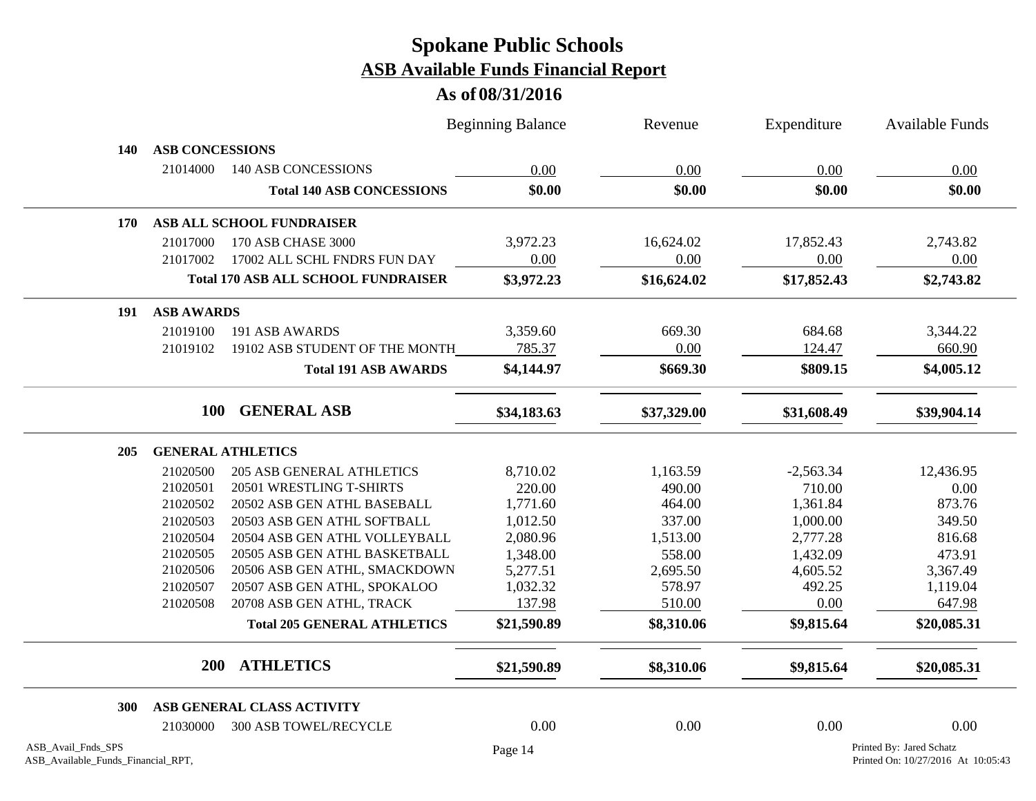# Spokane Public Schools

## ASB Available Funds Financial Report

### As of 08/31/2016

| | | | Beginning Balance | Revenue | Expenditure | Available Funds |
|---|---|---|---|---|---|---|
| **140** | **ASB CONCESSIONS** | | | | | |
| | 21014000 | 140 ASB CONCESSIONS | 0.00 | 0.00 | 0.00 | 0.00 |
| | | **Total 140 ASB CONCESSIONS** | **$0.00** | **$0.00** | **$0.00** | **$0.00** |
| **170** | **ASB ALL SCHOOL FUNDRAISER** | | | | | |
| | 21017000 | 170 ASB CHASE 3000 | 3,972.23 | 16,624.02 | 17,852.43 | 2,743.82 |
| | 21017002 | 17002 ALL SCHL FNDRS FUN DAY | 0.00 | 0.00 | 0.00 | 0.00 |
| | | **Total 170 ASB ALL SCHOOL FUNDRAISER** | **$3,972.23** | **$16,624.02** | **$17,852.43** | **$2,743.82** |
| **191** | **ASB AWARDS** | | | | | |
| | 21019100 | 191 ASB AWARDS | 3,359.60 | 669.30 | 684.68 | 3,344.22 |
| | 21019102 | 19102 ASB STUDENT OF THE MONTH | 785.37 | 0.00 | 124.47 | 660.90 |
| | | **Total 191 ASB AWARDS** | **$4,144.97** | **$669.30** | **$809.15** | **$4,005.12** |
| | **100** | **GENERAL ASB** | **$34,183.63** | **$37,329.00** | **$31,608.49** | **$39,904.14** |
| **205** | **GENERAL ATHLETICS** | | | | | |
| | 21020500 | 205 ASB GENERAL ATHLETICS | 8,710.02 | 1,163.59 | -2,563.34 | 12,436.95 |
| | 21020501 | 20501 WRESTLING T-SHIRTS | 220.00 | 490.00 | 710.00 | 0.00 |
| | 21020502 | 20502 ASB GEN ATHL BASEBALL | 1,771.60 | 464.00 | 1,361.84 | 873.76 |
| | 21020503 | 20503 ASB GEN ATHL SOFTBALL | 1,012.50 | 337.00 | 1,000.00 | 349.50 |
| | 21020504 | 20504 ASB GEN ATHL VOLLEYBALL | 2,080.96 | 1,513.00 | 2,777.28 | 816.68 |
| | 21020505 | 20505 ASB GEN ATHL BASKETBALL | 1,348.00 | 558.00 | 1,432.09 | 473.91 |
| | 21020506 | 20506 ASB GEN ATHL, SMACKDOWN | 5,277.51 | 2,695.50 | 4,605.52 | 3,367.49 |
| | 21020507 | 20507 ASB GEN ATHL, SPOKALOO | 1,032.32 | 578.97 | 492.25 | 1,119.04 |
| | 21020508 | 20708 ASB GEN ATHL, TRACK | 137.98 | 510.00 | 0.00 | 647.98 |
| | | **Total 205 GENERAL ATHLETICS** | **$21,590.89** | **$8,310.06** | **$9,815.64** | **$20,085.31** |
| | **200** | **ATHLETICS** | **$21,590.89** | **$8,310.06** | **$9,815.64** | **$20,085.31** |
| **300** | **ASB GENERAL CLASS ACTIVITY** | | | | | |
| | 21030000 | 300 ASB TOWEL/RECYCLE | 0.00 | 0.00 | 0.00 | 0.00 |

ASB_Avail_Fnds_SPS
ASB_Available_Funds_Financial_RPT,

Printed By: Jared Schatz
Printed On: 10/27/2016 At 10:05:43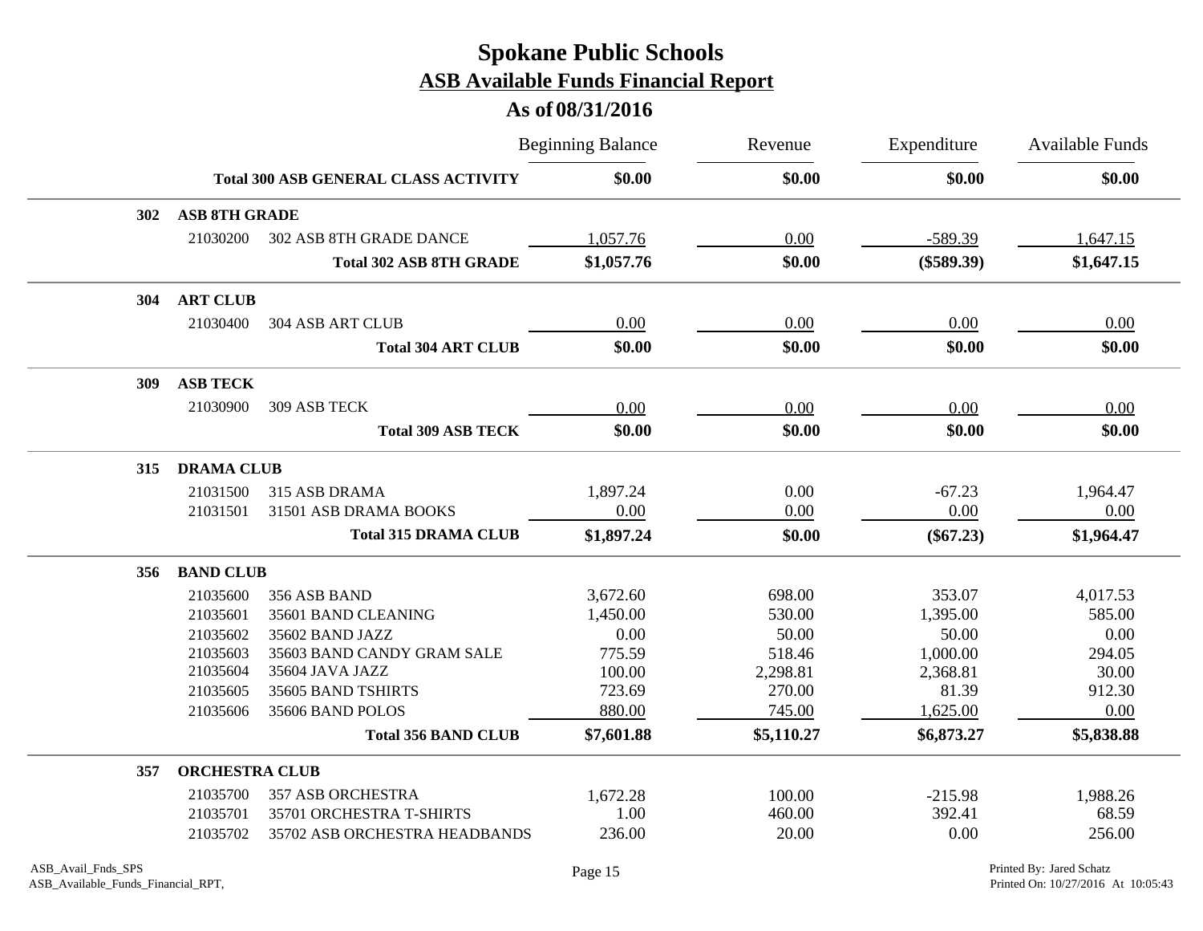# Spokane Public Schools

## ASB Available Funds Financial Report

### As of 08/31/2016

| | | | Beginning Balance | Revenue | Expenditure | Available Funds |
|---|---|---|---|---|---|---|
| | | **Total 300 ASB GENERAL CLASS ACTIVITY** | **$0.00** | **$0.00** | **$0.00** | **$0.00** |
| **302** | **ASB 8TH GRADE** | | | | | |
| | 21030200 | 302 ASB 8TH GRADE DANCE | 1,057.76 | 0.00 | -589.39 | 1,647.15 |
| | | **Total 302 ASB 8TH GRADE** | **$1,057.76** | **$0.00** | **($589.39)** | **$1,647.15** |
| **304** | **ART CLUB** | | | | | |
| | 21030400 | 304 ASB ART CLUB | 0.00 | 0.00 | 0.00 | 0.00 |
| | | **Total 304 ART CLUB** | **$0.00** | **$0.00** | **$0.00** | **$0.00** |
| **309** | **ASB TECK** | | | | | |
| | 21030900 | 309 ASB TECK | 0.00 | 0.00 | 0.00 | 0.00 |
| | | **Total 309 ASB TECK** | **$0.00** | **$0.00** | **$0.00** | **$0.00** |
| **315** | **DRAMA CLUB** | | | | | |
| | 21031500 | 315 ASB DRAMA | 1,897.24 | 0.00 | -67.23 | 1,964.47 |
| | 21031501 | 31501 ASB DRAMA BOOKS | 0.00 | 0.00 | 0.00 | 0.00 |
| | | **Total 315 DRAMA CLUB** | **$1,897.24** | **$0.00** | **($67.23)** | **$1,964.47** |
| **356** | **BAND CLUB** | | | | | |
| | 21035600 | 356 ASB BAND | 3,672.60 | 698.00 | 353.07 | 4,017.53 |
| | 21035601 | 35601 BAND CLEANING | 1,450.00 | 530.00 | 1,395.00 | 585.00 |
| | 21035602 | 35602 BAND JAZZ | 0.00 | 50.00 | 50.00 | 0.00 |
| | 21035603 | 35603 BAND CANDY GRAM SALE | 775.59 | 518.46 | 1,000.00 | 294.05 |
| | 21035604 | 35604 JAVA JAZZ | 100.00 | 2,298.81 | 2,368.81 | 30.00 |
| | 21035605 | 35605 BAND TSHIRTS | 723.69 | 270.00 | 81.39 | 912.30 |
| | 21035606 | 35606 BAND POLOS | 880.00 | 745.00 | 1,625.00 | 0.00 |
| | | **Total 356 BAND CLUB** | **$7,601.88** | **$5,110.27** | **$6,873.27** | **$5,838.88** |
| **357** | **ORCHESTRA CLUB** | | | | | |
| | 21035700 | 357 ASB ORCHESTRA | 1,672.28 | 100.00 | -215.98 | 1,988.26 |
| | 21035701 | 35701 ORCHESTRA T-SHIRTS | 1.00 | 460.00 | 392.41 | 68.59 |
| | 21035702 | 35702 ASB ORCHESTRA HEADBANDS | 236.00 | 20.00 | 0.00 | 256.00 |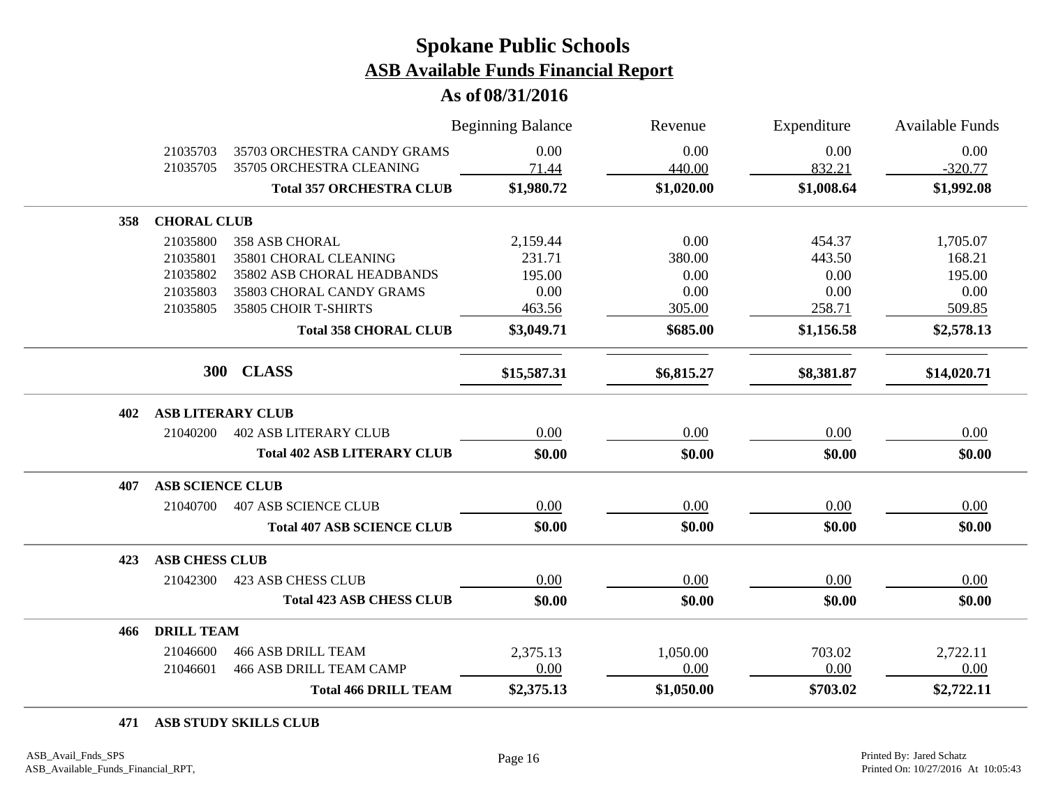# Spokane Public Schools

## ASB Available Funds Financial Report

### As of 08/31/2016

| | | Beginning Balance | Revenue | Expenditure | Available Funds |
|---|---|---|---|---|---|
| 21035703 | 35703 ORCHESTRA CANDY GRAMS | 0.00 | 0.00 | 0.00 | 0.00 |
| 21035705 | 35705 ORCHESTRA CLEANING | 71.44 | 440.00 | 832.21 | -320.77 |
| | **Total 357 ORCHESTRA CLUB** | **$1,980.72** | **$1,020.00** | **$1,008.64** | **$1,992.08** |
| **358** | **CHORAL CLUB** | | | | |
| 21035800 | 358 ASB CHORAL | 2,159.44 | 0.00 | 454.37 | 1,705.07 |
| 21035801 | 35801 CHORAL CLEANING | 231.71 | 380.00 | 443.50 | 168.21 |
| 21035802 | 35802 ASB CHORAL HEADBANDS | 195.00 | 0.00 | 0.00 | 195.00 |
| 21035803 | 35803 CHORAL CANDY GRAMS | 0.00 | 0.00 | 0.00 | 0.00 |
| 21035805 | 35805 CHOIR T-SHIRTS | 463.56 | 305.00 | 258.71 | 509.85 |
| | **Total 358 CHORAL CLUB** | **$3,049.71** | **$685.00** | **$1,156.58** | **$2,578.13** |
| **300** | **CLASS** | **$15,587.31** | **$6,815.27** | **$8,381.87** | **$14,020.71** |
| **402** | **ASB LITERARY CLUB** | | | | |
| 21040200 | 402 ASB LITERARY CLUB | 0.00 | 0.00 | 0.00 | 0.00 |
| | **Total 402 ASB LITERARY CLUB** | **$0.00** | **$0.00** | **$0.00** | **$0.00** |
| **407** | **ASB SCIENCE CLUB** | | | | |
| 21040700 | 407 ASB SCIENCE CLUB | 0.00 | 0.00 | 0.00 | 0.00 |
| | **Total 407 ASB SCIENCE CLUB** | **$0.00** | **$0.00** | **$0.00** | **$0.00** |
| **423** | **ASB CHESS CLUB** | | | | |
| 21042300 | 423 ASB CHESS CLUB | 0.00 | 0.00 | 0.00 | 0.00 |
| | **Total 423 ASB CHESS CLUB** | **$0.00** | **$0.00** | **$0.00** | **$0.00** |
| **466** | **DRILL TEAM** | | | | |
| 21046600 | 466 ASB DRILL TEAM | 2,375.13 | 1,050.00 | 703.02 | 2,722.11 |
| 21046601 | 466 ASB DRILL TEAM CAMP | 0.00 | 0.00 | 0.00 | 0.00 |
| | **Total 466 DRILL TEAM** | **$2,375.13** | **$1,050.00** | **$703.02** | **$2,722.11** |
| **471** | **ASB STUDY SKILLS CLUB** | | | | |

ASB_Avail_Fnds_SPS
ASB_Available_Funds_Financial_RPT,

Printed By: Jared Schatz
Printed On: 10/27/2016 At 10:05:43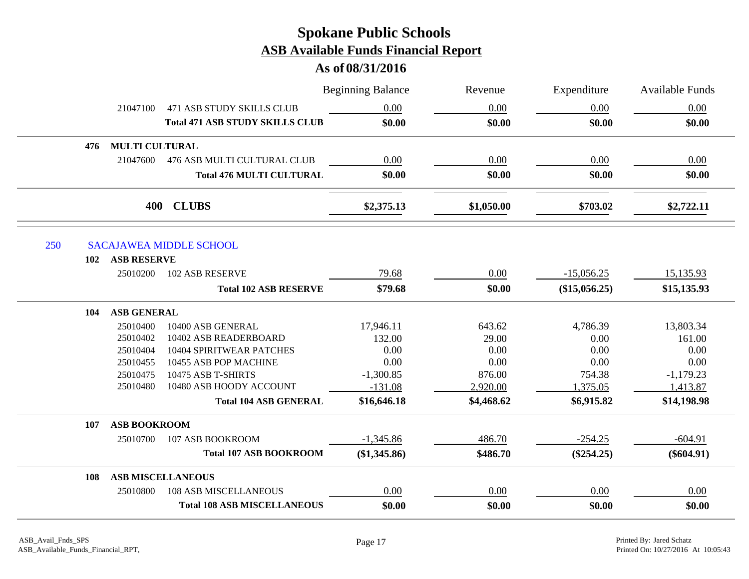# Spokane Public Schools

## ASB Available Funds Financial Report

### As of 08/31/2016

| | | Beginning Balance | Revenue | Expenditure | Available Funds |
|---|---|---|---|---|---|
| 21047100 | 471 ASB STUDY SKILLS CLUB | 0.00 | 0.00 | 0.00 | 0.00 |
| | **Total 471 ASB STUDY SKILLS CLUB** | **$0.00** | **$0.00** | **$0.00** | **$0.00** |
| **476** | **MULTI CULTURAL** | | | | |
| 21047600 | 476 ASB MULTI CULTURAL CLUB | 0.00 | 0.00 | 0.00 | 0.00 |
| | **Total 476 MULTI CULTURAL** | **$0.00** | **$0.00** | **$0.00** | **$0.00** |
| **400** | **CLUBS** | **$2,375.13** | **$1,050.00** | **$703.02** | **$2,722.11** |

## 250 SACAJAWEA MIDDLE SCHOOL

| | | Beginning Balance | Revenue | Expenditure | Available Funds |
|---|---|---|---|---|---|
| **102** | **ASB RESERVE** | | | | |
| 25010200 | 102 ASB RESERVE | 79.68 | 0.00 | -15,056.25 | 15,135.93 |
| | **Total 102 ASB RESERVE** | **$79.68** | **$0.00** | **($15,056.25)** | **$15,135.93** |
| **104** | **ASB GENERAL** | | | | |
| 25010400 | 10400 ASB GENERAL | 17,946.11 | 643.62 | 4,786.39 | 13,803.34 |
| 25010402 | 10402 ASB READERBOARD | 132.00 | 29.00 | 0.00 | 161.00 |
| 25010404 | 10404 SPIRITWEAR PATCHES | 0.00 | 0.00 | 0.00 | 0.00 |
| 25010455 | 10455 ASB POP MACHINE | 0.00 | 0.00 | 0.00 | 0.00 |
| 25010475 | 10475 ASB T-SHIRTS | -1,300.85 | 876.00 | 754.38 | -1,179.23 |
| 25010480 | 10480 ASB HOODY ACCOUNT | -131.08 | 2,920.00 | 1,375.05 | 1,413.87 |
| | **Total 104 ASB GENERAL** | **$16,646.18** | **$4,468.62** | **$6,915.82** | **$14,198.98** |
| **107** | **ASB BOOKROOM** | | | | |
| 25010700 | 107 ASB BOOKROOM | -1,345.86 | 486.70 | -254.25 | -604.91 |
| | **Total 107 ASB BOOKROOM** | **($1,345.86)** | **$486.70** | **($254.25)** | **($604.91)** |
| **108** | **ASB MISCELLANEOUS** | | | | |
| 25010800 | 108 ASB MISCELLANEOUS | 0.00 | 0.00 | 0.00 | 0.00 |
| | **Total 108 ASB MISCELLANEOUS** | **$0.00** | **$0.00** | **$0.00** | **$0.00** |

ASB_Avail_Fnds_SPS
ASB_Available_Funds_Financial_RPT,

Printed By: Jared Schatz
Printed On: 10/27/2016 At 10:05:43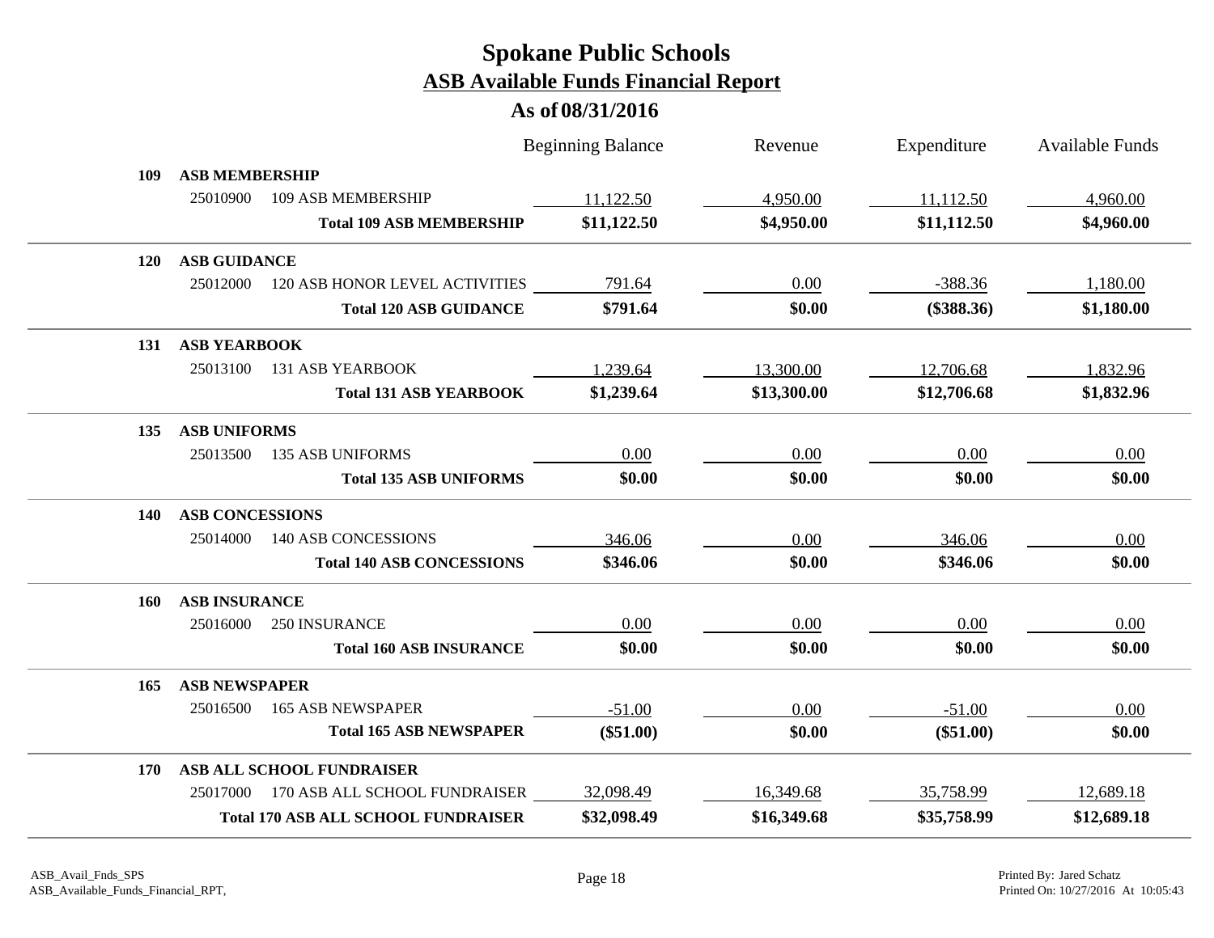# Spokane Public Schools

## ASB Available Funds Financial Report

### As of 08/31/2016

| | | | Beginning Balance | Revenue | Expenditure | Available Funds |
|---|---|---|---|---|---|---|
| **109** | **ASB MEMBERSHIP** | | | | | |
| | 25010900 | 109 ASB MEMBERSHIP | 11,122.50 | 4,950.00 | 11,112.50 | 4,960.00 |
| | | **Total 109 ASB MEMBERSHIP** | **$11,122.50** | **$4,950.00** | **$11,112.50** | **$4,960.00** |
| **120** | **ASB GUIDANCE** | | | | | |
| | 25012000 | 120 ASB HONOR LEVEL ACTIVITIES | 791.64 | 0.00 | -388.36 | 1,180.00 |
| | | **Total 120 ASB GUIDANCE** | **$791.64** | **$0.00** | **($388.36)** | **$1,180.00** |
| **131** | **ASB YEARBOOK** | | | | | |
| | 25013100 | 131 ASB YEARBOOK | 1,239.64 | 13,300.00 | 12,706.68 | 1,832.96 |
| | | **Total 131 ASB YEARBOOK** | **$1,239.64** | **$13,300.00** | **$12,706.68** | **$1,832.96** |
| **135** | **ASB UNIFORMS** | | | | | |
| | 25013500 | 135 ASB UNIFORMS | 0.00 | 0.00 | 0.00 | 0.00 |
| | | **Total 135 ASB UNIFORMS** | **$0.00** | **$0.00** | **$0.00** | **$0.00** |
| **140** | **ASB CONCESSIONS** | | | | | |
| | 25014000 | 140 ASB CONCESSIONS | 346.06 | 0.00 | 346.06 | 0.00 |
| | | **Total 140 ASB CONCESSIONS** | **$346.06** | **$0.00** | **$346.06** | **$0.00** |
| **160** | **ASB INSURANCE** | | | | | |
| | 25016000 | 250 INSURANCE | 0.00 | 0.00 | 0.00 | 0.00 |
| | | **Total 160 ASB INSURANCE** | **$0.00** | **$0.00** | **$0.00** | **$0.00** |
| **165** | **ASB NEWSPAPER** | | | | | |
| | 25016500 | 165 ASB NEWSPAPER | -51.00 | 0.00 | -51.00 | 0.00 |
| | | **Total 165 ASB NEWSPAPER** | **($51.00)** | **$0.00** | **($51.00)** | **$0.00** |
| **170** | **ASB ALL SCHOOL FUNDRAISER** | | | | | |
| | 25017000 | 170 ASB ALL SCHOOL FUNDRAISER | 32,098.49 | 16,349.68 | 35,758.99 | 12,689.18 |
| | | **Total 170 ASB ALL SCHOOL FUNDRAISER** | **$32,098.49** | **$16,349.68** | **$35,758.99** | **$12,689.18** |

ASB_Avail_Fnds_SPS
ASB_Available_Funds_Financial_RPT,

Printed By: Jared Schatz
Printed On: 10/27/2016 At 10:05:43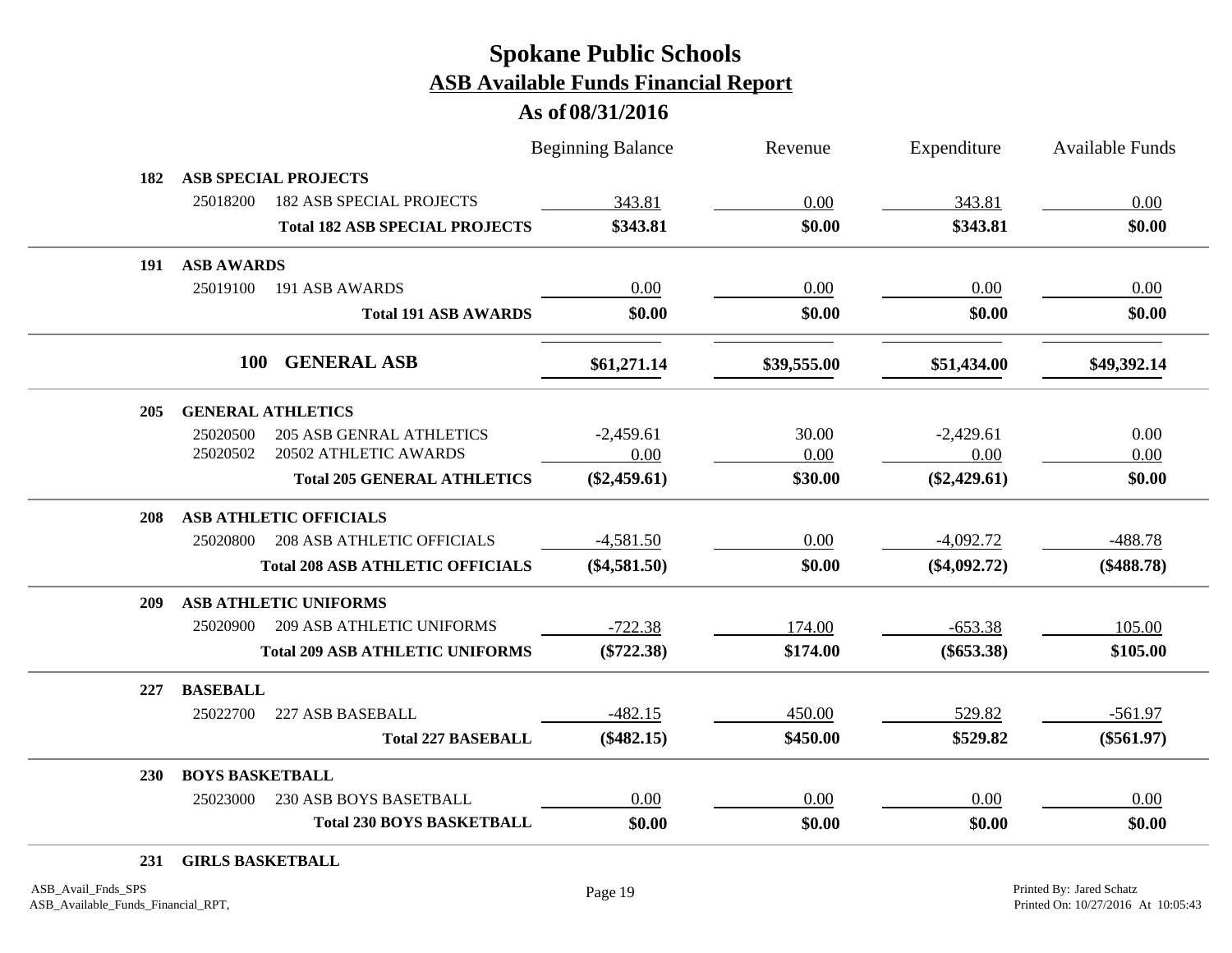# Spokane Public Schools

## ASB Available Funds Financial Report

### As of 08/31/2016

| | | Beginning Balance | Revenue | Expenditure | Available Funds |
|---|---|---|---|---|---|
| **182** | **ASB SPECIAL PROJECTS** | | | | |
| 25018200 | 182 ASB SPECIAL PROJECTS | 343.81 | 0.00 | 343.81 | 0.00 |
| | **Total 182 ASB SPECIAL PROJECTS** | **$343.81** | **$0.00** | **$343.81** | **$0.00** |
| **191** | **ASB AWARDS** | | | | |
| 25019100 | 191 ASB AWARDS | 0.00 | 0.00 | 0.00 | 0.00 |
| | **Total 191 ASB AWARDS** | **$0.00** | **$0.00** | **$0.00** | **$0.00** |
| **100** | **GENERAL ASB** | **$61,271.14** | **$39,555.00** | **$51,434.00** | **$49,392.14** |
| **205** | **GENERAL ATHLETICS** | | | | |
| 25020500 | 205 ASB GENRAL ATHLETICS | -2,459.61 | 30.00 | -2,429.61 | 0.00 |
| 25020502 | 20502 ATHLETIC AWARDS | 0.00 | 0.00 | 0.00 | 0.00 |
| | **Total 205 GENERAL ATHLETICS** | **($2,459.61)** | **$30.00** | **($2,429.61)** | **$0.00** |
| **208** | **ASB ATHLETIC OFFICIALS** | | | | |
| 25020800 | 208 ASB ATHLETIC OFFICIALS | -4,581.50 | 0.00 | -4,092.72 | -488.78 |
| | **Total 208 ASB ATHLETIC OFFICIALS** | **($4,581.50)** | **$0.00** | **($4,092.72)** | **($488.78)** |
| **209** | **ASB ATHLETIC UNIFORMS** | | | | |
| 25020900 | 209 ASB ATHLETIC UNIFORMS | -722.38 | 174.00 | -653.38 | 105.00 |
| | **Total 209 ASB ATHLETIC UNIFORMS** | **($722.38)** | **$174.00** | **($653.38)** | **$105.00** |
| **227** | **BASEBALL** | | | | |
| 25022700 | 227 ASB BASEBALL | -482.15 | 450.00 | 529.82 | -561.97 |
| | **Total 227 BASEBALL** | **($482.15)** | **$450.00** | **$529.82** | **($561.97)** |
| **230** | **BOYS BASKETBALL** | | | | |
| 25023000 | 230 ASB BOYS BASETBALL | 0.00 | 0.00 | 0.00 | 0.00 |
| | **Total 230 BOYS BASKETBALL** | **$0.00** | **$0.00** | **$0.00** | **$0.00** |
| **231** | **GIRLS BASKETBALL** | | | | |

ASB_Avail_Fnds_SPS
ASB_Available_Funds_Financial_RPT,

Printed By: Jared Schatz
Printed On: 10/27/2016 At 10:05:43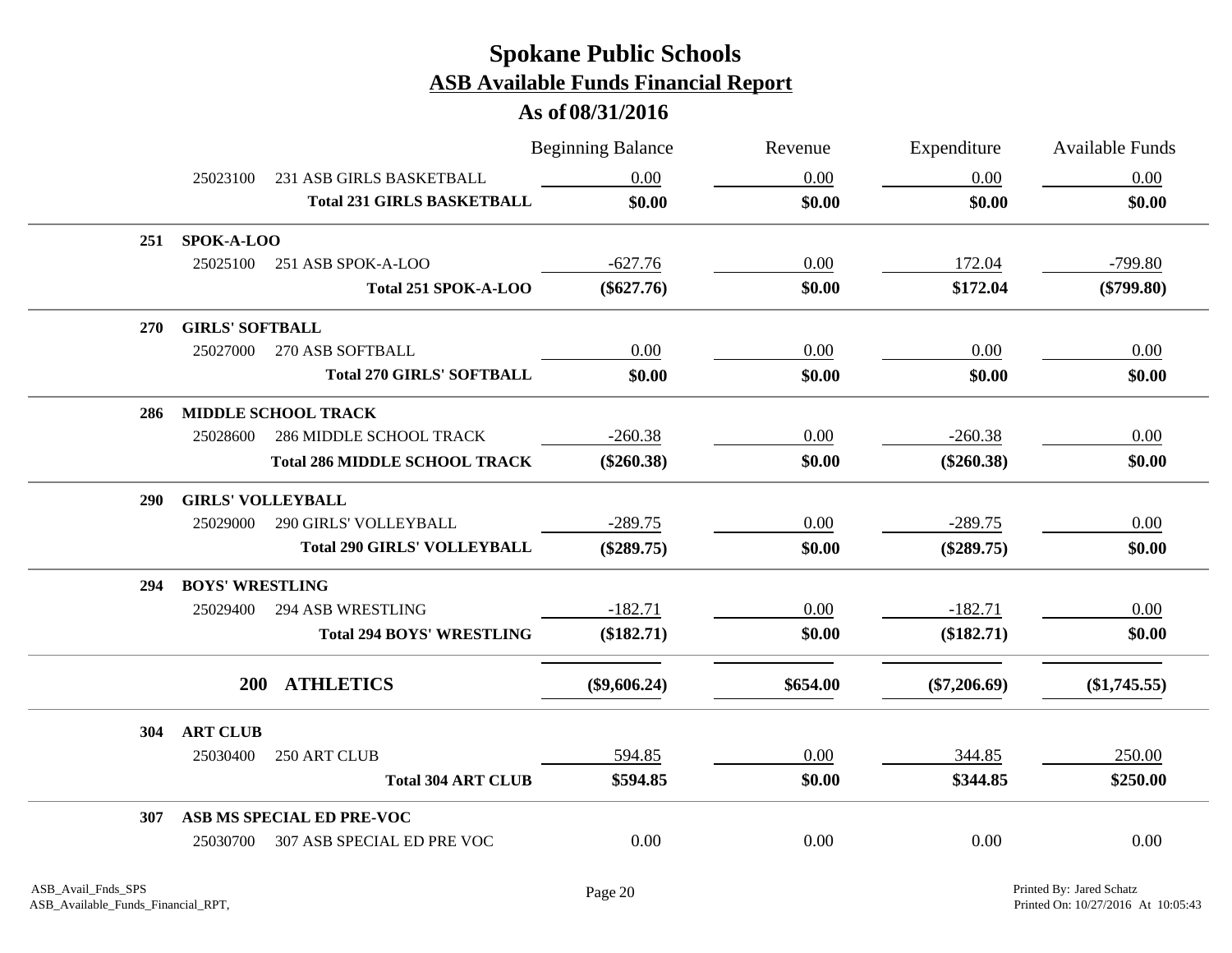# Spokane Public Schools

## ASB Available Funds Financial Report

### As of 08/31/2016

| | | Beginning Balance | Revenue | Expenditure | Available Funds |
|---|---|---|---|---|---|
| 25023100 | 231 ASB GIRLS BASKETBALL | 0.00 | 0.00 | 0.00 | 0.00 |
| | **Total 231 GIRLS BASKETBALL** | **$0.00** | **$0.00** | **$0.00** | **$0.00** |
| **251** | **SPOK-A-LOO** | | | | |
| 25025100 | 251 ASB SPOK-A-LOO | -627.76 | 0.00 | 172.04 | -799.80 |
| | **Total 251 SPOK-A-LOO** | **($627.76)** | **$0.00** | **$172.04** | **($799.80)** |
| **270** | **GIRLS' SOFTBALL** | | | | |
| 25027000 | 270 ASB SOFTBALL | 0.00 | 0.00 | 0.00 | 0.00 |
| | **Total 270 GIRLS' SOFTBALL** | **$0.00** | **$0.00** | **$0.00** | **$0.00** |
| **286** | **MIDDLE SCHOOL TRACK** | | | | |
| 25028600 | 286 MIDDLE SCHOOL TRACK | -260.38 | 0.00 | -260.38 | 0.00 |
| | **Total 286 MIDDLE SCHOOL TRACK** | **($260.38)** | **$0.00** | **($260.38)** | **$0.00** |
| **290** | **GIRLS' VOLLEYBALL** | | | | |
| 25029000 | 290 GIRLS' VOLLEYBALL | -289.75 | 0.00 | -289.75 | 0.00 |
| | **Total 290 GIRLS' VOLLEYBALL** | **($289.75)** | **$0.00** | **($289.75)** | **$0.00** |
| **294** | **BOYS' WRESTLING** | | | | |
| 25029400 | 294 ASB WRESTLING | -182.71 | 0.00 | -182.71 | 0.00 |
| | **Total 294 BOYS' WRESTLING** | **($182.71)** | **$0.00** | **($182.71)** | **$0.00** |
| **200** | **ATHLETICS** | **($9,606.24)** | **$654.00** | **($7,206.69)** | **($1,745.55)** |
| **304** | **ART CLUB** | | | | |
| 25030400 | 250 ART CLUB | 594.85 | 0.00 | 344.85 | 250.00 |
| | **Total 304 ART CLUB** | **$594.85** | **$0.00** | **$344.85** | **$250.00** |
| **307** | **ASB MS SPECIAL ED PRE-VOC** | | | | |
| 25030700 | 307 ASB SPECIAL ED PRE VOC | 0.00 | 0.00 | 0.00 | 0.00 |

ASB_Avail_Fnds_SPS
ASB_Available_Funds_Financial_RPT,

Printed By: Jared Schatz
Printed On: 10/27/2016 At 10:05:43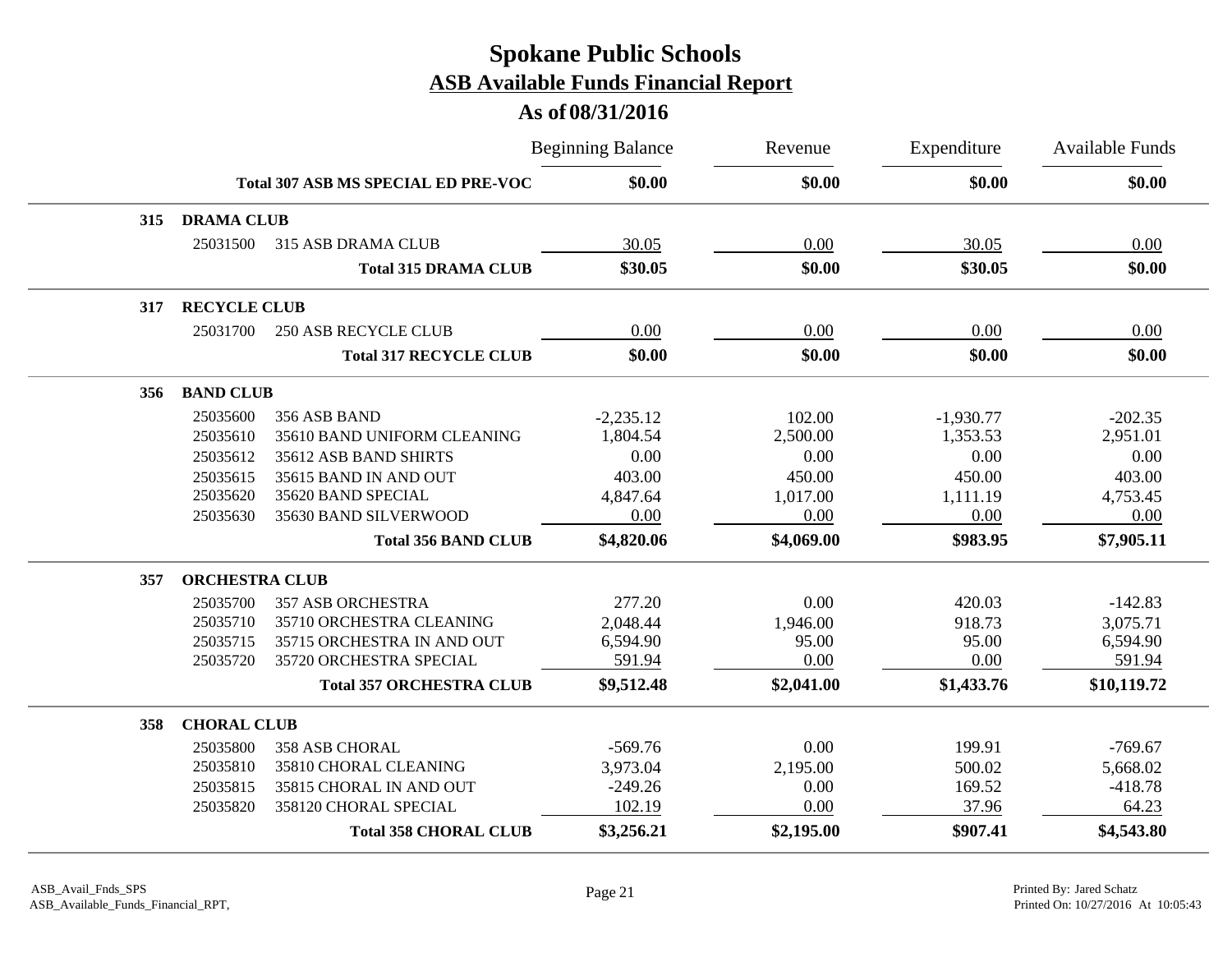# Spokane Public Schools

## ASB Available Funds Financial Report

### As of 08/31/2016

| | | | Beginning Balance | Revenue | Expenditure | Available Funds |
|---|---|---|---|---|---|---|
| | | **Total 307 ASB MS SPECIAL ED PRE-VOC** | **$0.00** | **$0.00** | **$0.00** | **$0.00** |
| **315** | **DRAMA CLUB** | | | | | |
| | 25031500 | 315 ASB DRAMA CLUB | 30.05 | 0.00 | 30.05 | 0.00 |
| | | **Total 315 DRAMA CLUB** | **$30.05** | **$0.00** | **$30.05** | **$0.00** |
| **317** | **RECYCLE CLUB** | | | | | |
| | 25031700 | 250 ASB RECYCLE CLUB | 0.00 | 0.00 | 0.00 | 0.00 |
| | | **Total 317 RECYCLE CLUB** | **$0.00** | **$0.00** | **$0.00** | **$0.00** |
| **356** | **BAND CLUB** | | | | | |
| | 25035600 | 356 ASB BAND | -2,235.12 | 102.00 | -1,930.77 | -202.35 |
| | 25035610 | 35610 BAND UNIFORM CLEANING | 1,804.54 | 2,500.00 | 1,353.53 | 2,951.01 |
| | 25035612 | 35612 ASB BAND SHIRTS | 0.00 | 0.00 | 0.00 | 0.00 |
| | 25035615 | 35615 BAND IN AND OUT | 403.00 | 450.00 | 450.00 | 403.00 |
| | 25035620 | 35620 BAND SPECIAL | 4,847.64 | 1,017.00 | 1,111.19 | 4,753.45 |
| | 25035630 | 35630 BAND SILVERWOOD | 0.00 | 0.00 | 0.00 | 0.00 |
| | | **Total 356 BAND CLUB** | **$4,820.06** | **$4,069.00** | **$983.95** | **$7,905.11** |
| **357** | **ORCHESTRA CLUB** | | | | | |
| | 25035700 | 357 ASB ORCHESTRA | 277.20 | 0.00 | 420.03 | -142.83 |
| | 25035710 | 35710 ORCHESTRA CLEANING | 2,048.44 | 1,946.00 | 918.73 | 3,075.71 |
| | 25035715 | 35715 ORCHESTRA IN AND OUT | 6,594.90 | 95.00 | 95.00 | 6,594.90 |
| | 25035720 | 35720 ORCHESTRA SPECIAL | 591.94 | 0.00 | 0.00 | 591.94 |
| | | **Total 357 ORCHESTRA CLUB** | **$9,512.48** | **$2,041.00** | **$1,433.76** | **$10,119.72** |
| **358** | **CHORAL CLUB** | | | | | |
| | 25035800 | 358 ASB CHORAL | -569.76 | 0.00 | 199.91 | -769.67 |
| | 25035810 | 35810 CHORAL CLEANING | 3,973.04 | 2,195.00 | 500.02 | 5,668.02 |
| | 25035815 | 35815 CHORAL IN AND OUT | -249.26 | 0.00 | 169.52 | -418.78 |
| | 25035820 | 358120 CHORAL SPECIAL | 102.19 | 0.00 | 37.96 | 64.23 |
| | | **Total 358 CHORAL CLUB** | **$3,256.21** | **$2,195.00** | **$907.41** | **$4,543.80** |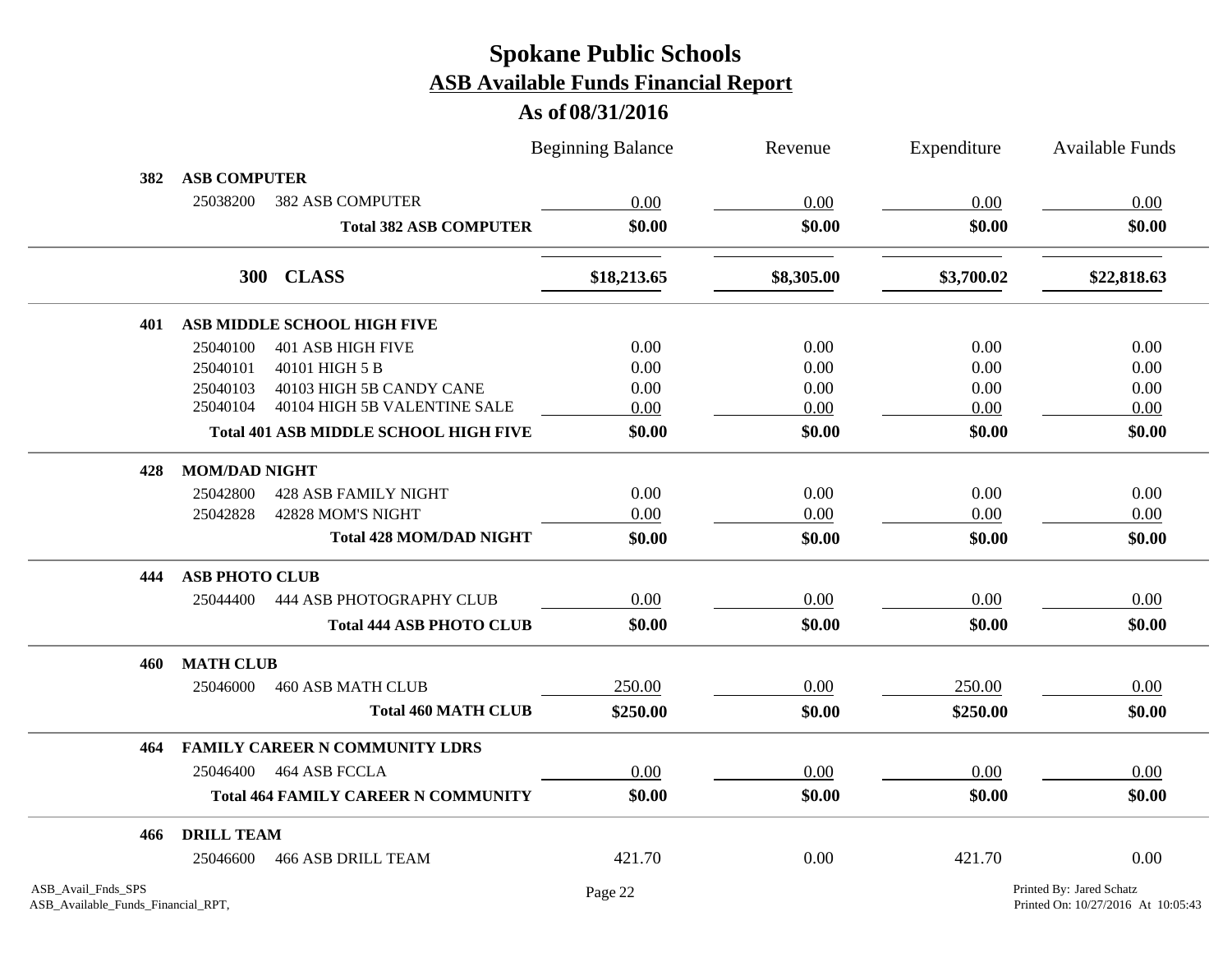# Spokane Public Schools

## ASB Available Funds Financial Report

### As of 08/31/2016

| | | Beginning Balance | Revenue | Expenditure | Available Funds |
|---|---|---|---|---|---|
| **382** | **ASB COMPUTER** | | | | |
| 25038200 | 382 ASB COMPUTER | 0.00 | 0.00 | 0.00 | 0.00 |
| | **Total 382 ASB COMPUTER** | **$0.00** | **$0.00** | **$0.00** | **$0.00** |
| **300** | **CLASS** | **$18,213.65** | **$8,305.00** | **$3,700.02** | **$22,818.63** |
| **401** | **ASB MIDDLE SCHOOL HIGH FIVE** | | | | |
| 25040100 | 401 ASB HIGH FIVE | 0.00 | 0.00 | 0.00 | 0.00 |
| 25040101 | 40101 HIGH 5 B | 0.00 | 0.00 | 0.00 | 0.00 |
| 25040103 | 40103 HIGH 5B CANDY CANE | 0.00 | 0.00 | 0.00 | 0.00 |
| 25040104 | 40104 HIGH 5B VALENTINE SALE | 0.00 | 0.00 | 0.00 | 0.00 |
| | **Total 401 ASB MIDDLE SCHOOL HIGH FIVE** | **$0.00** | **$0.00** | **$0.00** | **$0.00** |
| **428** | **MOM/DAD NIGHT** | | | | |
| 25042800 | 428 ASB FAMILY NIGHT | 0.00 | 0.00 | 0.00 | 0.00 |
| 25042828 | 42828 MOM'S NIGHT | 0.00 | 0.00 | 0.00 | 0.00 |
| | **Total 428 MOM/DAD NIGHT** | **$0.00** | **$0.00** | **$0.00** | **$0.00** |
| **444** | **ASB PHOTO CLUB** | | | | |
| 25044400 | 444 ASB PHOTOGRAPHY CLUB | 0.00 | 0.00 | 0.00 | 0.00 |
| | **Total 444 ASB PHOTO CLUB** | **$0.00** | **$0.00** | **$0.00** | **$0.00** |
| **460** | **MATH CLUB** | | | | |
| 25046000 | 460 ASB MATH CLUB | 250.00 | 0.00 | 250.00 | 0.00 |
| | **Total 460 MATH CLUB** | **$250.00** | **$0.00** | **$250.00** | **$0.00** |
| **464** | **FAMILY CAREER N COMMUNITY LDRS** | | | | |
| 25046400 | 464 ASB FCCLA | 0.00 | 0.00 | 0.00 | 0.00 |
| | **Total 464 FAMILY CAREER N COMMUNITY** | **$0.00** | **$0.00** | **$0.00** | **$0.00** |
| **466** | **DRILL TEAM** | | | | |
| 25046600 | 466 ASB DRILL TEAM | 421.70 | 0.00 | 421.70 | 0.00 |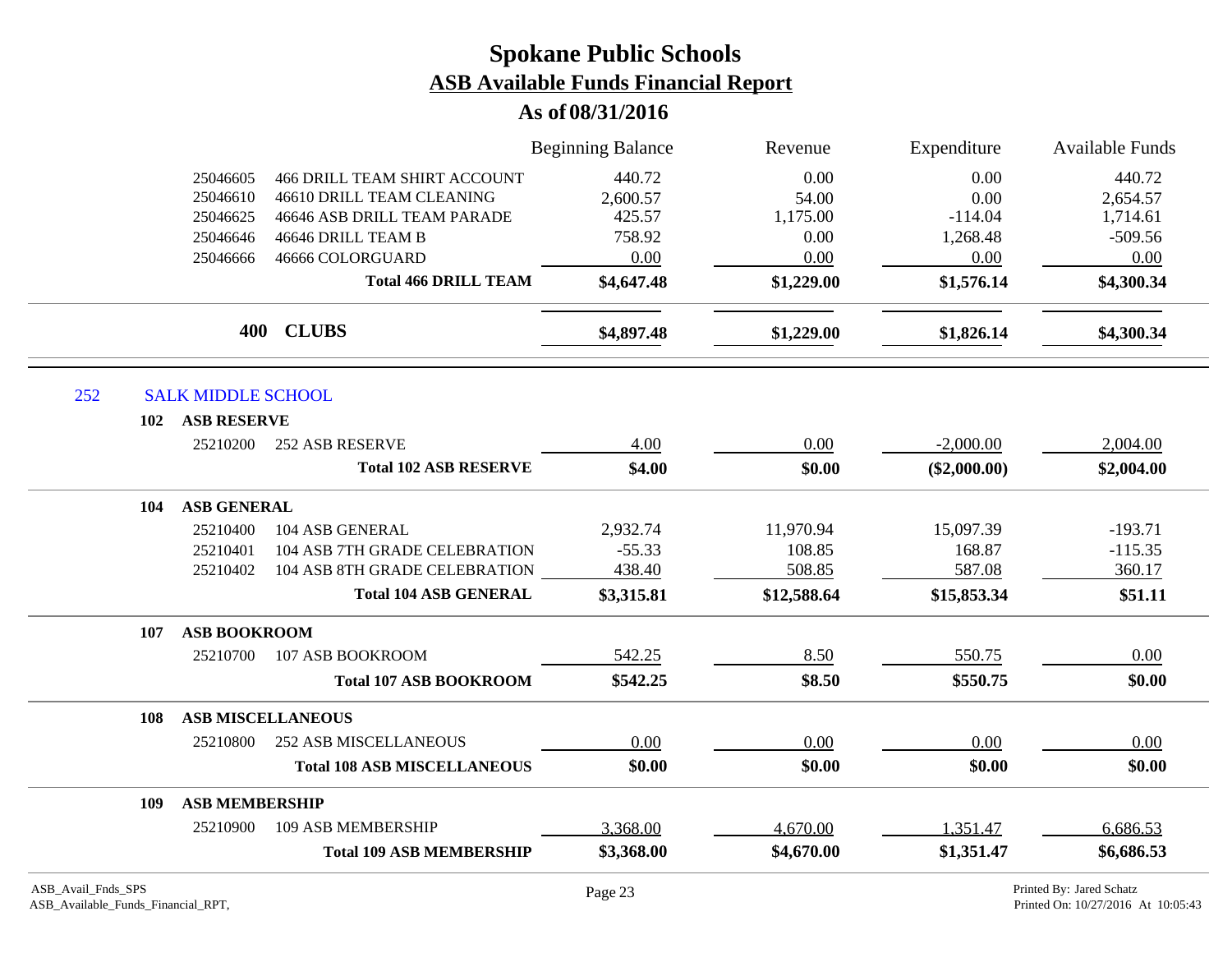# Spokane Public Schools
## ASB Available Funds Financial Report
### As of 08/31/2016

| | | Beginning Balance | Revenue | Expenditure | Available Funds |
|---|---|---|---|---|---|
| 25046605 | 466 DRILL TEAM SHIRT ACCOUNT | 440.72 | 0.00 | 0.00 | 440.72 |
| 25046610 | 46610 DRILL TEAM CLEANING | 2,600.57 | 54.00 | 0.00 | 2,654.57 |
| 25046625 | 46646 ASB DRILL TEAM PARADE | 425.57 | 1,175.00 | -114.04 | 1,714.61 |
| 25046646 | 46646 DRILL TEAM B | 758.92 | 0.00 | 1,268.48 | -509.56 |
| 25046666 | 46666 COLORGUARD | 0.00 | 0.00 | 0.00 | 0.00 |
| | **Total 466 DRILL TEAM** | **$4,647.48** | **$1,229.00** | **$1,576.14** | **$4,300.34** |
| **400** | **CLUBS** | **$4,897.48** | **$1,229.00** | **$1,826.14** | **$4,300.34** |

## 252 SALK MIDDLE SCHOOL

| | | Beginning Balance | Revenue | Expenditure | Available Funds |
|---|---|---|---|---|---|
| **102** | **ASB RESERVE** | | | | |
| 25210200 | 252 ASB RESERVE | 4.00 | 0.00 | -2,000.00 | 2,004.00 |
| | **Total 102 ASB RESERVE** | **$4.00** | **$0.00** | **($2,000.00)** | **$2,004.00** |
| **104** | **ASB GENERAL** | | | | |
| 25210400 | 104 ASB GENERAL | 2,932.74 | 11,970.94 | 15,097.39 | -193.71 |
| 25210401 | 104 ASB 7TH GRADE CELEBRATION | -55.33 | 108.85 | 168.87 | -115.35 |
| 25210402 | 104 ASB 8TH GRADE CELEBRATION | 438.40 | 508.85 | 587.08 | 360.17 |
| | **Total 104 ASB GENERAL** | **$3,315.81** | **$12,588.64** | **$15,853.34** | **$51.11** |
| **107** | **ASB BOOKROOM** | | | | |
| 25210700 | 107 ASB BOOKROOM | 542.25 | 8.50 | 550.75 | 0.00 |
| | **Total 107 ASB BOOKROOM** | **$542.25** | **$8.50** | **$550.75** | **$0.00** |
| **108** | **ASB MISCELLANEOUS** | | | | |
| 25210800 | 252 ASB MISCELLANEOUS | 0.00 | 0.00 | 0.00 | 0.00 |
| | **Total 108 ASB MISCELLANEOUS** | **$0.00** | **$0.00** | **$0.00** | **$0.00** |
| **109** | **ASB MEMBERSHIP** | | | | |
| 25210900 | 109 ASB MEMBERSHIP | 3,368.00 | 4,670.00 | 1,351.47 | 6,686.53 |
| | **Total 109 ASB MEMBERSHIP** | **$3,368.00** | **$4,670.00** | **$1,351.47** | **$6,686.53** |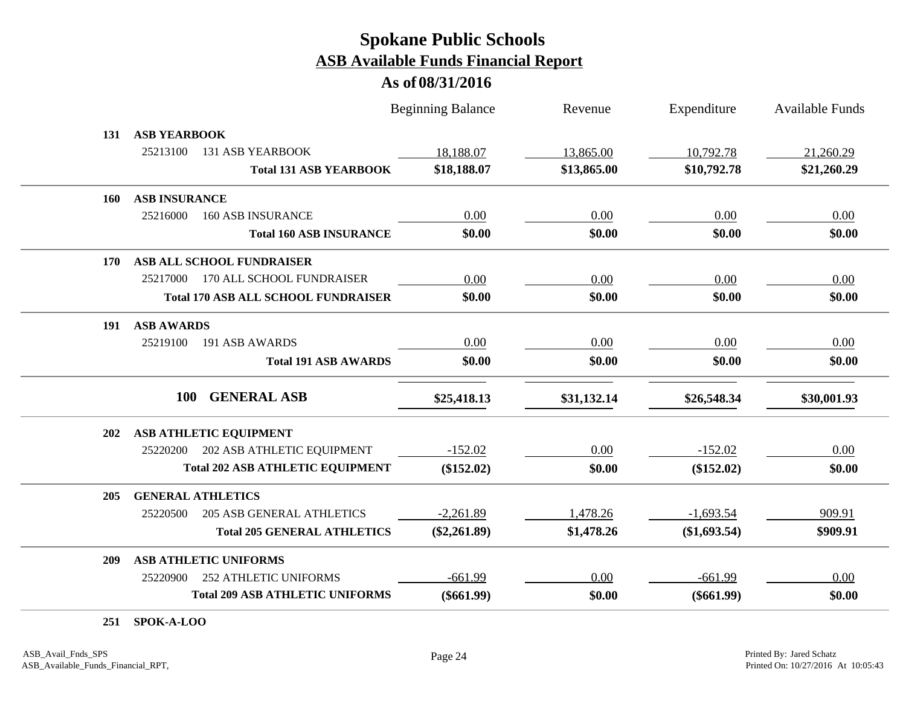# Spokane Public Schools

## ASB Available Funds Financial Report

### As of 08/31/2016

| | | Beginning Balance | Revenue | Expenditure | Available Funds |
|---|---|---|---|---|---|
| **131** | **ASB YEARBOOK** | | | | |
| 25213100 | 131 ASB YEARBOOK | 18,188.07 | 13,865.00 | 10,792.78 | 21,260.29 |
| | **Total 131 ASB YEARBOOK** | **$18,188.07** | **$13,865.00** | **$10,792.78** | **$21,260.29** |
| **160** | **ASB INSURANCE** | | | | |
| 25216000 | 160 ASB INSURANCE | 0.00 | 0.00 | 0.00 | 0.00 |
| | **Total 160 ASB INSURANCE** | **$0.00** | **$0.00** | **$0.00** | **$0.00** |
| **170** | **ASB ALL SCHOOL FUNDRAISER** | | | | |
| 25217000 | 170 ALL SCHOOL FUNDRAISER | 0.00 | 0.00 | 0.00 | 0.00 |
| | **Total 170 ASB ALL SCHOOL FUNDRAISER** | **$0.00** | **$0.00** | **$0.00** | **$0.00** |
| **191** | **ASB AWARDS** | | | | |
| 25219100 | 191 ASB AWARDS | 0.00 | 0.00 | 0.00 | 0.00 |
| | **Total 191 ASB AWARDS** | **$0.00** | **$0.00** | **$0.00** | **$0.00** |
| **100** | **GENERAL ASB** | **$25,418.13** | **$31,132.14** | **$26,548.34** | **$30,001.93** |
| **202** | **ASB ATHLETIC EQUIPMENT** | | | | |
| 25220200 | 202 ASB ATHLETIC EQUIPMENT | -152.02 | 0.00 | -152.02 | 0.00 |
| | **Total 202 ASB ATHLETIC EQUIPMENT** | **($152.02)** | **$0.00** | **($152.02)** | **$0.00** |
| **205** | **GENERAL ATHLETICS** | | | | |
| 25220500 | 205 ASB GENERAL ATHLETICS | -2,261.89 | 1,478.26 | -1,693.54 | 909.91 |
| | **Total 205 GENERAL ATHLETICS** | **($2,261.89)** | **$1,478.26** | **($1,693.54)** | **$909.91** |
| **209** | **ASB ATHLETIC UNIFORMS** | | | | |
| 25220900 | 252 ATHLETIC UNIFORMS | -661.99 | 0.00 | -661.99 | 0.00 |
| | **Total 209 ASB ATHLETIC UNIFORMS** | **($661.99)** | **$0.00** | **($661.99)** | **$0.00** |
| **251** | **SPOK-A-LOO** | | | | |

ASB_Avail_Fnds_SPS
ASB_Available_Funds_Financial_RPT,

Printed By: Jared Schatz
Printed On: 10/27/2016 At 10:05:43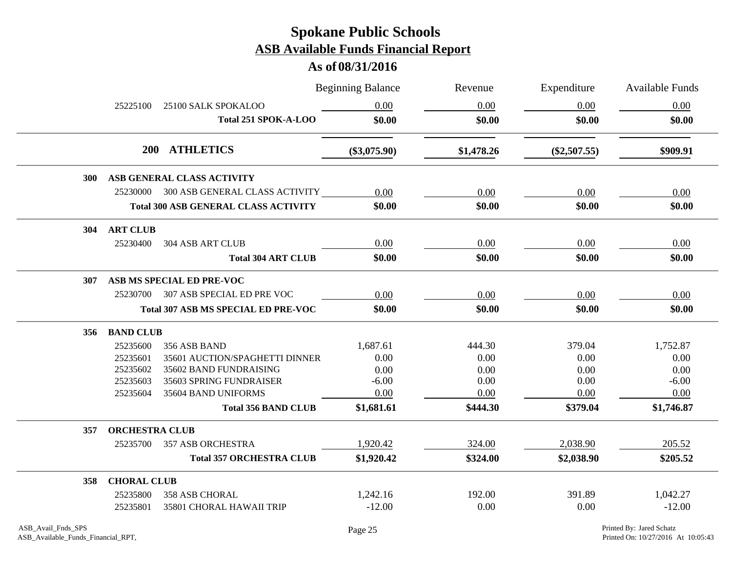# Spokane Public Schools

## ASB Available Funds Financial Report

### As of 08/31/2016

| | | | Beginning Balance | Revenue | Expenditure | Available Funds |
|---|---|---|---|---|---|---|
| | 25225100 | 25100 SALK SPOKALOO | 0.00 | 0.00 | 0.00 | 0.00 |
| | | **Total 251 SPOK-A-LOO** | **$0.00** | **$0.00** | **$0.00** | **$0.00** |
| **200** | **ATHLETICS** | | **($3,075.90)** | **$1,478.26** | **($2,507.55)** | **$909.91** |
| **300** | **ASB GENERAL CLASS ACTIVITY** | | | | | |
| | 25230000 | 300 ASB GENERAL CLASS ACTIVITY | 0.00 | 0.00 | 0.00 | 0.00 |
| | | **Total 300 ASB GENERAL CLASS ACTIVITY** | **$0.00** | **$0.00** | **$0.00** | **$0.00** |
| **304** | **ART CLUB** | | | | | |
| | 25230400 | 304 ASB ART CLUB | 0.00 | 0.00 | 0.00 | 0.00 |
| | | **Total 304 ART CLUB** | **$0.00** | **$0.00** | **$0.00** | **$0.00** |
| **307** | **ASB MS SPECIAL ED PRE-VOC** | | | | | |
| | 25230700 | 307 ASB SPECIAL ED PRE VOC | 0.00 | 0.00 | 0.00 | 0.00 |
| | | **Total 307 ASB MS SPECIAL ED PRE-VOC** | **$0.00** | **$0.00** | **$0.00** | **$0.00** |
| **356** | **BAND CLUB** | | | | | |
| | 25235600 | 356 ASB BAND | 1,687.61 | 444.30 | 379.04 | 1,752.87 |
| | 25235601 | 35601 AUCTION/SPAGHETTI DINNER | 0.00 | 0.00 | 0.00 | 0.00 |
| | 25235602 | 35602 BAND FUNDRAISING | 0.00 | 0.00 | 0.00 | 0.00 |
| | 25235603 | 35603 SPRING FUNDRAISER | -6.00 | 0.00 | 0.00 | -6.00 |
| | 25235604 | 35604 BAND UNIFORMS | 0.00 | 0.00 | 0.00 | 0.00 |
| | | **Total 356 BAND CLUB** | **$1,681.61** | **$444.30** | **$379.04** | **$1,746.87** |
| **357** | **ORCHESTRA CLUB** | | | | | |
| | 25235700 | 357 ASB ORCHESTRA | 1,920.42 | 324.00 | 2,038.90 | 205.52 |
| | | **Total 357 ORCHESTRA CLUB** | **$1,920.42** | **$324.00** | **$2,038.90** | **$205.52** |
| **358** | **CHORAL CLUB** | | | | | |
| | 25235800 | 358 ASB CHORAL | 1,242.16 | 192.00 | 391.89 | 1,042.27 |
| | 25235801 | 35801 CHORAL HAWAII TRIP | -12.00 | 0.00 | 0.00 | -12.00 |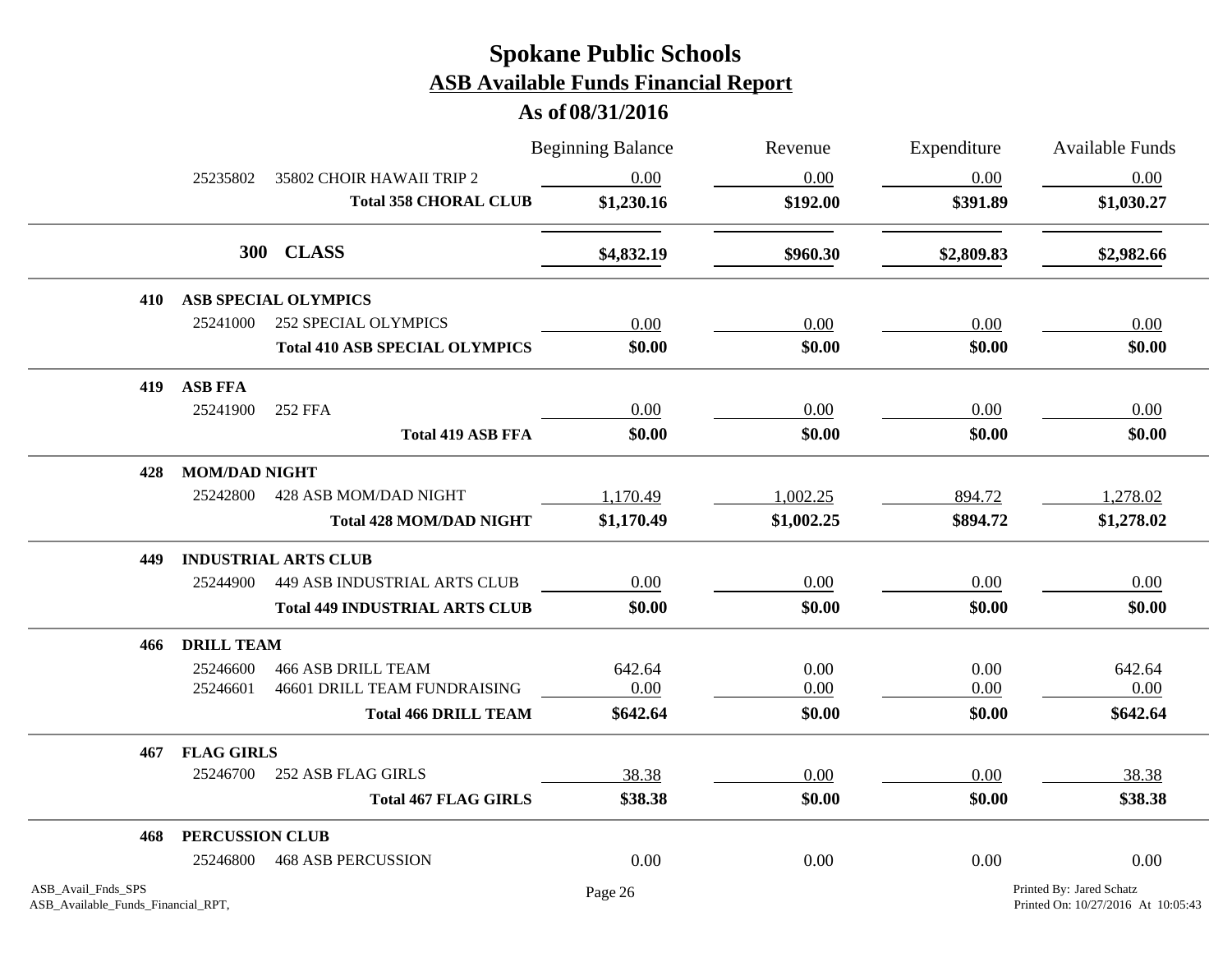# Spokane Public Schools

## ASB Available Funds Financial Report

### As of 08/31/2016

| | | Beginning Balance | Revenue | Expenditure | Available Funds |
|---|---|---|---|---|---|
| 25235802 | 35802 CHOIR HAWAII TRIP 2 | 0.00 | 0.00 | 0.00 | 0.00 |
| | **Total 358 CHORAL CLUB** | **$1,230.16** | **$192.00** | **$391.89** | **$1,030.27** |
| **300** | **CLASS** | **$4,832.19** | **$960.30** | **$2,809.83** | **$2,982.66** |
| **410** | **ASB SPECIAL OLYMPICS** | | | | |
| 25241000 | 252 SPECIAL OLYMPICS | 0.00 | 0.00 | 0.00 | 0.00 |
| | **Total 410 ASB SPECIAL OLYMPICS** | **$0.00** | **$0.00** | **$0.00** | **$0.00** |
| **419** | **ASB FFA** | | | | |
| 25241900 | 252 FFA | 0.00 | 0.00 | 0.00 | 0.00 |
| | **Total 419 ASB FFA** | **$0.00** | **$0.00** | **$0.00** | **$0.00** |
| **428** | **MOM/DAD NIGHT** | | | | |
| 25242800 | 428 ASB MOM/DAD NIGHT | 1,170.49 | 1,002.25 | 894.72 | 1,278.02 |
| | **Total 428 MOM/DAD NIGHT** | **$1,170.49** | **$1,002.25** | **$894.72** | **$1,278.02** |
| **449** | **INDUSTRIAL ARTS CLUB** | | | | |
| 25244900 | 449 ASB INDUSTRIAL ARTS CLUB | 0.00 | 0.00 | 0.00 | 0.00 |
| | **Total 449 INDUSTRIAL ARTS CLUB** | **$0.00** | **$0.00** | **$0.00** | **$0.00** |
| **466** | **DRILL TEAM** | | | | |
| 25246600 | 466 ASB DRILL TEAM | 642.64 | 0.00 | 0.00 | 642.64 |
| 25246601 | 46601 DRILL TEAM FUNDRAISING | 0.00 | 0.00 | 0.00 | 0.00 |
| | **Total 466 DRILL TEAM** | **$642.64** | **$0.00** | **$0.00** | **$642.64** |
| **467** | **FLAG GIRLS** | | | | |
| 25246700 | 252 ASB FLAG GIRLS | 38.38 | 0.00 | 0.00 | 38.38 |
| | **Total 467 FLAG GIRLS** | **$38.38** | **$0.00** | **$0.00** | **$38.38** |
| **468** | **PERCUSSION CLUB** | | | | |
| 25246800 | 468 ASB PERCUSSION | 0.00 | 0.00 | 0.00 | 0.00 |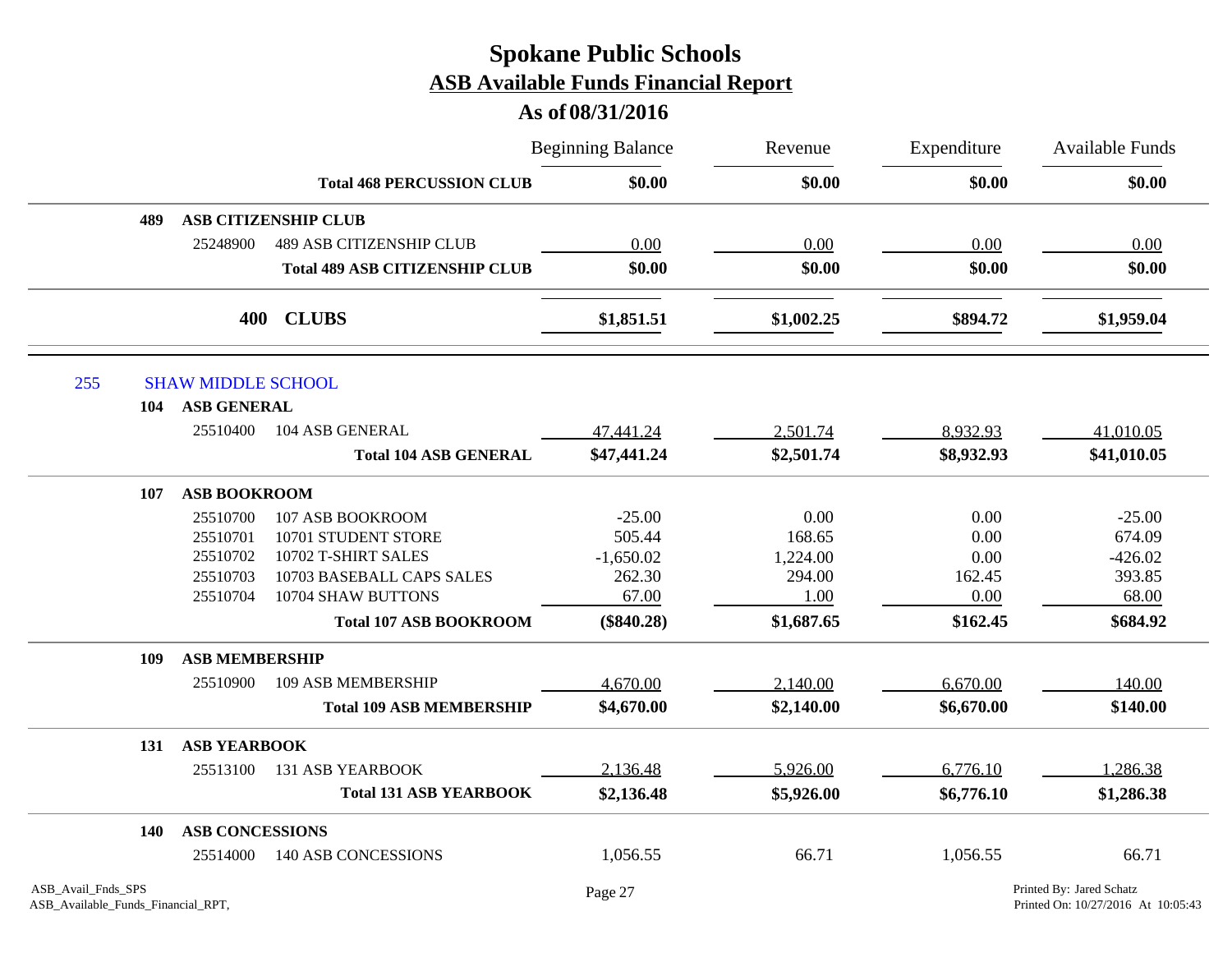# Spokane Public Schools
## ASB Available Funds Financial Report
### As of 08/31/2016

| | | Beginning Balance | Revenue | Expenditure | Available Funds |
|---|---|---|---|---|---|
| | **Total 468 PERCUSSION CLUB** | **$0.00** | **$0.00** | **$0.00** | **$0.00** |
| **489** | **ASB CITIZENSHIP CLUB** | | | | |
| 25248900 | 489 ASB CITIZENSHIP CLUB | 0.00 | 0.00 | 0.00 | 0.00 |
| | **Total 489 ASB CITIZENSHIP CLUB** | **$0.00** | **$0.00** | **$0.00** | **$0.00** |
| **400** | **CLUBS** | **$1,851.51** | **$1,002.25** | **$894.72** | **$1,959.04** |
| 255 | SHAW MIDDLE SCHOOL | | | | |
| **104** | **ASB GENERAL** | | | | |
| 25510400 | 104 ASB GENERAL | 47,441.24 | 2,501.74 | 8,932.93 | 41,010.05 |
| | **Total 104 ASB GENERAL** | **$47,441.24** | **$2,501.74** | **$8,932.93** | **$41,010.05** |
| **107** | **ASB BOOKROOM** | | | | |
| 25510700 | 107 ASB BOOKROOM | -25.00 | 0.00 | 0.00 | -25.00 |
| 25510701 | 10701 STUDENT STORE | 505.44 | 168.65 | 0.00 | 674.09 |
| 25510702 | 10702 T-SHIRT SALES | -1,650.02 | 1,224.00 | 0.00 | -426.02 |
| 25510703 | 10703 BASEBALL CAPS SALES | 262.30 | 294.00 | 162.45 | 393.85 |
| 25510704 | 10704 SHAW BUTTONS | 67.00 | 1.00 | 0.00 | 68.00 |
| | **Total 107 ASB BOOKROOM** | **($840.28)** | **$1,687.65** | **$162.45** | **$684.92** |
| **109** | **ASB MEMBERSHIP** | | | | |
| 25510900 | 109 ASB MEMBERSHIP | 4,670.00 | 2,140.00 | 6,670.00 | 140.00 |
| | **Total 109 ASB MEMBERSHIP** | **$4,670.00** | **$2,140.00** | **$6,670.00** | **$140.00** |
| **131** | **ASB YEARBOOK** | | | | |
| 25513100 | 131 ASB YEARBOOK | 2,136.48 | 5,926.00 | 6,776.10 | 1,286.38 |
| | **Total 131 ASB YEARBOOK** | **$2,136.48** | **$5,926.00** | **$6,776.10** | **$1,286.38** |
| **140** | **ASB CONCESSIONS** | | | | |
| 25514000 | 140 ASB CONCESSIONS | 1,056.55 | 66.71 | 1,056.55 | 66.71 |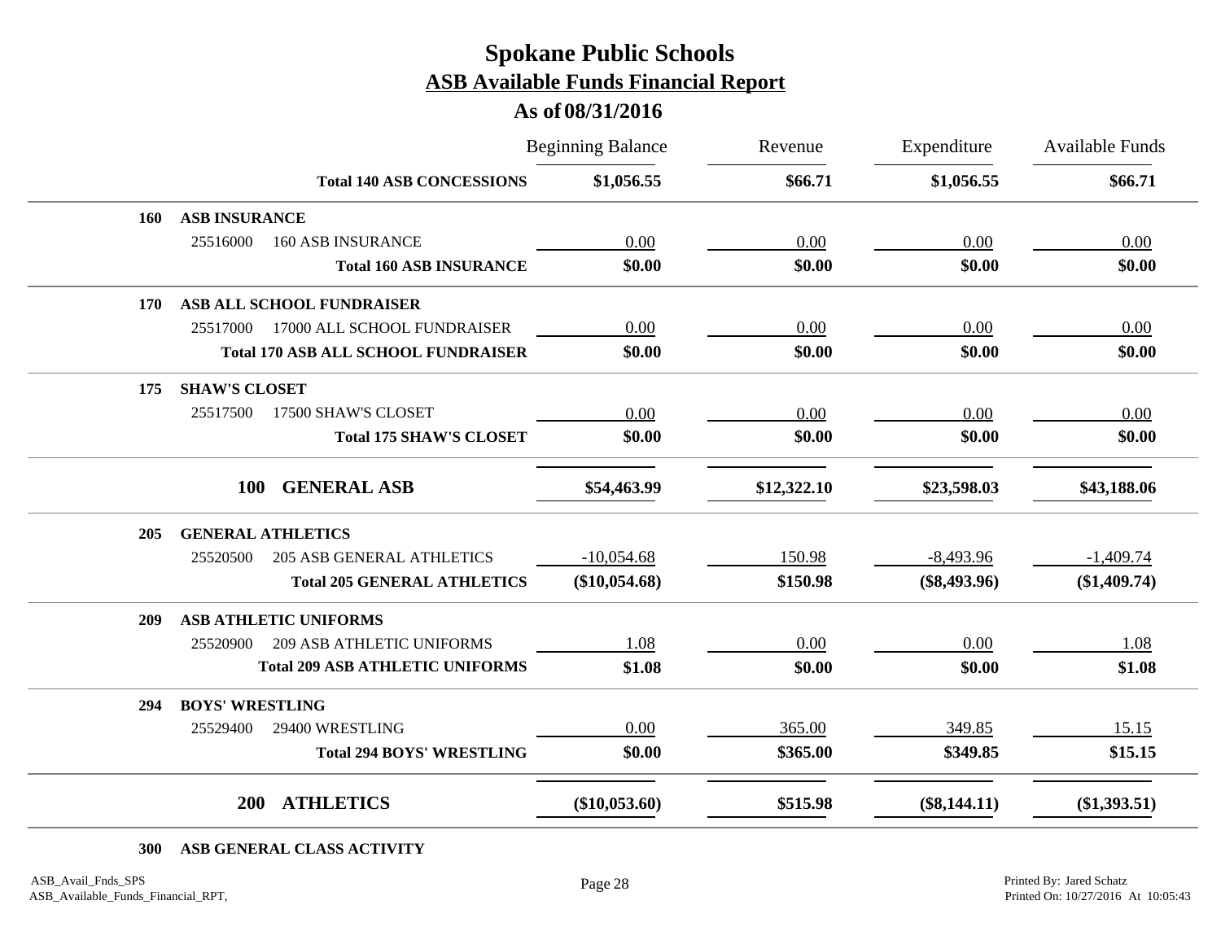# Spokane Public Schools

## ASB Available Funds Financial Report

### As of 08/31/2016

| | | Beginning Balance | Revenue | Expenditure | Available Funds |
|---|---|---|---|---|---|
| | **Total 140 ASB CONCESSIONS** | **$1,056.55** | **$66.71** | **$1,056.55** | **$66.71** |
| **160** | **ASB INSURANCE** | | | | |
| 25516000 | 160 ASB INSURANCE | 0.00 | 0.00 | 0.00 | 0.00 |
| | **Total 160 ASB INSURANCE** | **$0.00** | **$0.00** | **$0.00** | **$0.00** |
| **170** | **ASB ALL SCHOOL FUNDRAISER** | | | | |
| 25517000 | 17000 ALL SCHOOL FUNDRAISER | 0.00 | 0.00 | 0.00 | 0.00 |
| | **Total 170 ASB ALL SCHOOL FUNDRAISER** | **$0.00** | **$0.00** | **$0.00** | **$0.00** |
| **175** | **SHAW'S CLOSET** | | | | |
| 25517500 | 17500 SHAW'S CLOSET | 0.00 | 0.00 | 0.00 | 0.00 |
| | **Total 175 SHAW'S CLOSET** | **$0.00** | **$0.00** | **$0.00** | **$0.00** |
| **100** | **GENERAL ASB** | **$54,463.99** | **$12,322.10** | **$23,598.03** | **$43,188.06** |
| **205** | **GENERAL ATHLETICS** | | | | |
| 25520500 | 205 ASB GENERAL ATHLETICS | -10,054.68 | 150.98 | -8,493.96 | -1,409.74 |
| | **Total 205 GENERAL ATHLETICS** | **($10,054.68)** | **$150.98** | **($8,493.96)** | **($1,409.74)** |
| **209** | **ASB ATHLETIC UNIFORMS** | | | | |
| 25520900 | 209 ASB ATHLETIC UNIFORMS | 1.08 | 0.00 | 0.00 | 1.08 |
| | **Total 209 ASB ATHLETIC UNIFORMS** | **$1.08** | **$0.00** | **$0.00** | **$1.08** |
| **294** | **BOYS' WRESTLING** | | | | |
| 25529400 | 29400 WRESTLING | 0.00 | 365.00 | 349.85 | 15.15 |
| | **Total 294 BOYS' WRESTLING** | **$0.00** | **$365.00** | **$349.85** | **$15.15** |
| **200** | **ATHLETICS** | **($10,053.60)** | **$515.98** | **($8,144.11)** | **($1,393.51)** |
| **300** | **ASB GENERAL CLASS ACTIVITY** | | | | |

ASB_Avail_Fnds_SPS
ASB_Available_Funds_Financial_RPT,

Printed By: Jared Schatz
Printed On: 10/27/2016 At 10:05:43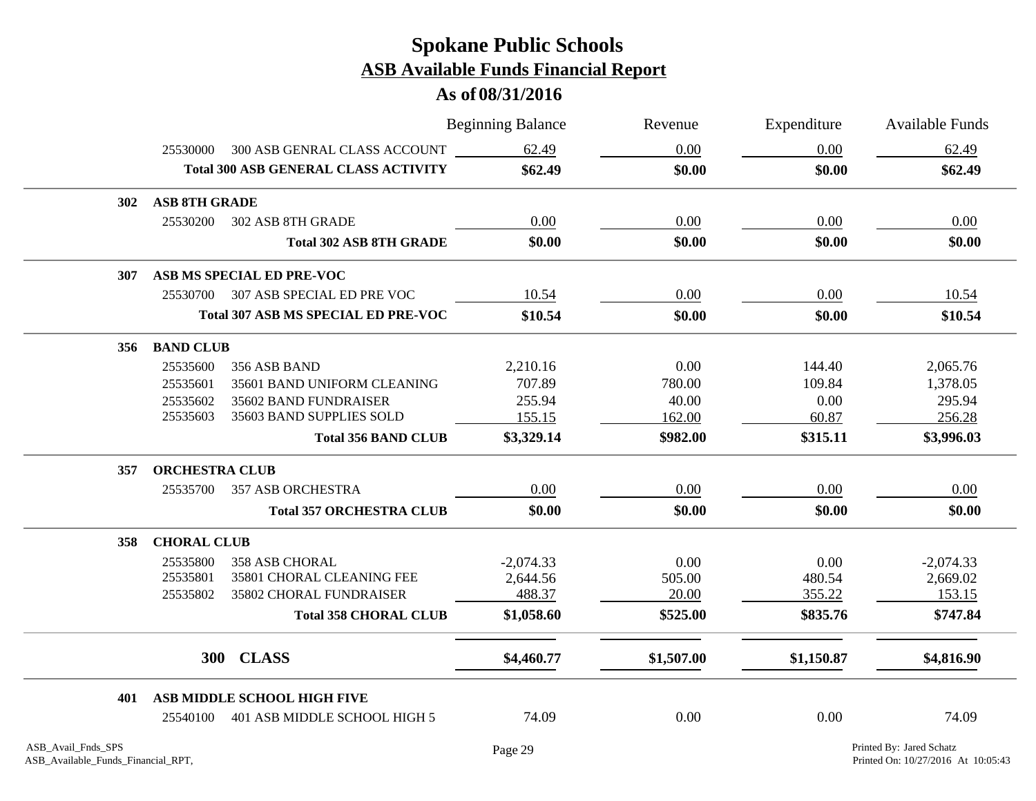# Spokane Public Schools

## ASB Available Funds Financial Report

### As of 08/31/2016

| | | Beginning Balance | Revenue | Expenditure | Available Funds |
|---|---|---|---|---|---|
| 25530000 | 300 ASB GENRAL CLASS ACCOUNT | 62.49 | 0.00 | 0.00 | 62.49 |
| | **Total 300 ASB GENERAL CLASS ACTIVITY** | **$62.49** | **$0.00** | **$0.00** | **$62.49** |
| **302** | **ASB 8TH GRADE** | | | | |
| 25530200 | 302 ASB 8TH GRADE | 0.00 | 0.00 | 0.00 | 0.00 |
| | **Total 302 ASB 8TH GRADE** | **$0.00** | **$0.00** | **$0.00** | **$0.00** |
| **307** | **ASB MS SPECIAL ED PRE-VOC** | | | | |
| 25530700 | 307 ASB SPECIAL ED PRE VOC | 10.54 | 0.00 | 0.00 | 10.54 |
| | **Total 307 ASB MS SPECIAL ED PRE-VOC** | **$10.54** | **$0.00** | **$0.00** | **$10.54** |
| **356** | **BAND CLUB** | | | | |
| 25535600 | 356 ASB BAND | 2,210.16 | 0.00 | 144.40 | 2,065.76 |
| 25535601 | 35601 BAND UNIFORM CLEANING | 707.89 | 780.00 | 109.84 | 1,378.05 |
| 25535602 | 35602 BAND FUNDRAISER | 255.94 | 40.00 | 0.00 | 295.94 |
| 25535603 | 35603 BAND SUPPLIES SOLD | 155.15 | 162.00 | 60.87 | 256.28 |
| | **Total 356 BAND CLUB** | **$3,329.14** | **$982.00** | **$315.11** | **$3,996.03** |
| **357** | **ORCHESTRA CLUB** | | | | |
| 25535700 | 357 ASB ORCHESTRA | 0.00 | 0.00 | 0.00 | 0.00 |
| | **Total 357 ORCHESTRA CLUB** | **$0.00** | **$0.00** | **$0.00** | **$0.00** |
| **358** | **CHORAL CLUB** | | | | |
| 25535800 | 358 ASB CHORAL | -2,074.33 | 0.00 | 0.00 | -2,074.33 |
| 25535801 | 35801 CHORAL CLEANING FEE | 2,644.56 | 505.00 | 480.54 | 2,669.02 |
| 25535802 | 35802 CHORAL FUNDRAISER | 488.37 | 20.00 | 355.22 | 153.15 |
| | **Total 358 CHORAL CLUB** | **$1,058.60** | **$525.00** | **$835.76** | **$747.84** |
| **300** | **CLASS** | **$4,460.77** | **$1,507.00** | **$1,150.87** | **$4,816.90** |
| **401** | **ASB MIDDLE SCHOOL HIGH FIVE** | | | | |
| 25540100 | 401 ASB MIDDLE SCHOOL HIGH 5 | 74.09 | 0.00 | 0.00 | 74.09 |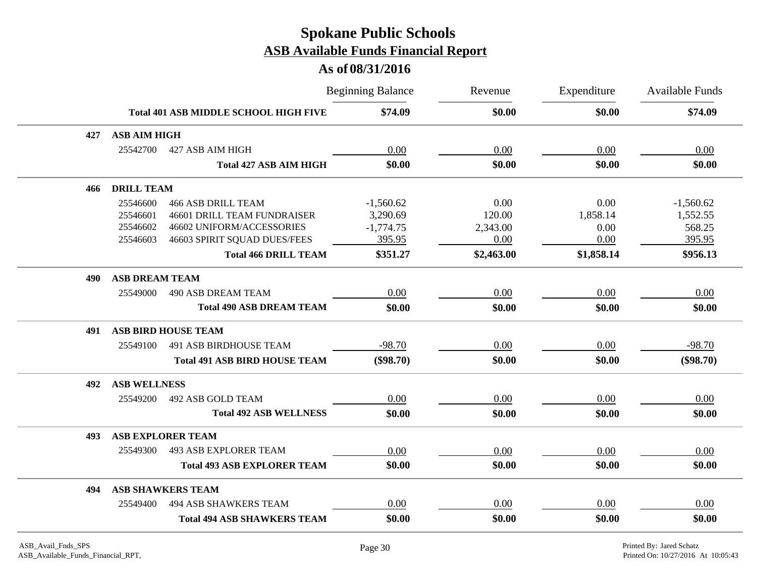# Spokane Public Schools

## ASB Available Funds Financial Report

### As of 08/31/2016

| | | | Beginning Balance | Revenue | Expenditure | Available Funds |
|---|---|---|---|---|---|---|
| | | **Total 401 ASB MIDDLE SCHOOL HIGH FIVE** | **$74.09** | **$0.00** | **$0.00** | **$74.09** |
| **427** | **ASB AIM HIGH** | | | | | |
| | 25542700 | 427 ASB AIM HIGH | 0.00 | 0.00 | 0.00 | 0.00 |
| | | **Total 427 ASB AIM HIGH** | **$0.00** | **$0.00** | **$0.00** | **$0.00** |
| **466** | **DRILL TEAM** | | | | | |
| | 25546600 | 466 ASB DRILL TEAM | -1,560.62 | 0.00 | 0.00 | -1,560.62 |
| | 25546601 | 46601 DRILL TEAM FUNDRAISER | 3,290.69 | 120.00 | 1,858.14 | 1,552.55 |
| | 25546602 | 46602 UNIFORM/ACCESSORIES | -1,774.75 | 2,343.00 | 0.00 | 568.25 |
| | 25546603 | 46603 SPIRIT SQUAD DUES/FEES | 395.95 | 0.00 | 0.00 | 395.95 |
| | | **Total 466 DRILL TEAM** | **$351.27** | **$2,463.00** | **$1,858.14** | **$956.13** |
| **490** | **ASB DREAM TEAM** | | | | | |
| | 25549000 | 490 ASB DREAM TEAM | 0.00 | 0.00 | 0.00 | 0.00 |
| | | **Total 490 ASB DREAM TEAM** | **$0.00** | **$0.00** | **$0.00** | **$0.00** |
| **491** | **ASB BIRD HOUSE TEAM** | | | | | |
| | 25549100 | 491 ASB BIRDHOUSE TEAM | -98.70 | 0.00 | 0.00 | -98.70 |
| | | **Total 491 ASB BIRD HOUSE TEAM** | **($98.70)** | **$0.00** | **$0.00** | **($98.70)** |
| **492** | **ASB WELLNESS** | | | | | |
| | 25549200 | 492 ASB GOLD TEAM | 0.00 | 0.00 | 0.00 | 0.00 |
| | | **Total 492 ASB WELLNESS** | **$0.00** | **$0.00** | **$0.00** | **$0.00** |
| **493** | **ASB EXPLORER TEAM** | | | | | |
| | 25549300 | 493 ASB EXPLORER TEAM | 0.00 | 0.00 | 0.00 | 0.00 |
| | | **Total 493 ASB EXPLORER TEAM** | **$0.00** | **$0.00** | **$0.00** | **$0.00** |
| **494** | **ASB SHAWKERS TEAM** | | | | | |
| | 25549400 | 494 ASB SHAWKERS TEAM | 0.00 | 0.00 | 0.00 | 0.00 |
| | | **Total 494 ASB SHAWKERS TEAM** | **$0.00** | **$0.00** | **$0.00** | **$0.00** |

ASB_Avail_Fnds_SPS
ASB_Available_Funds_Financial_RPT,

Printed By: Jared Schatz
Printed On: 10/27/2016 At 10:05:43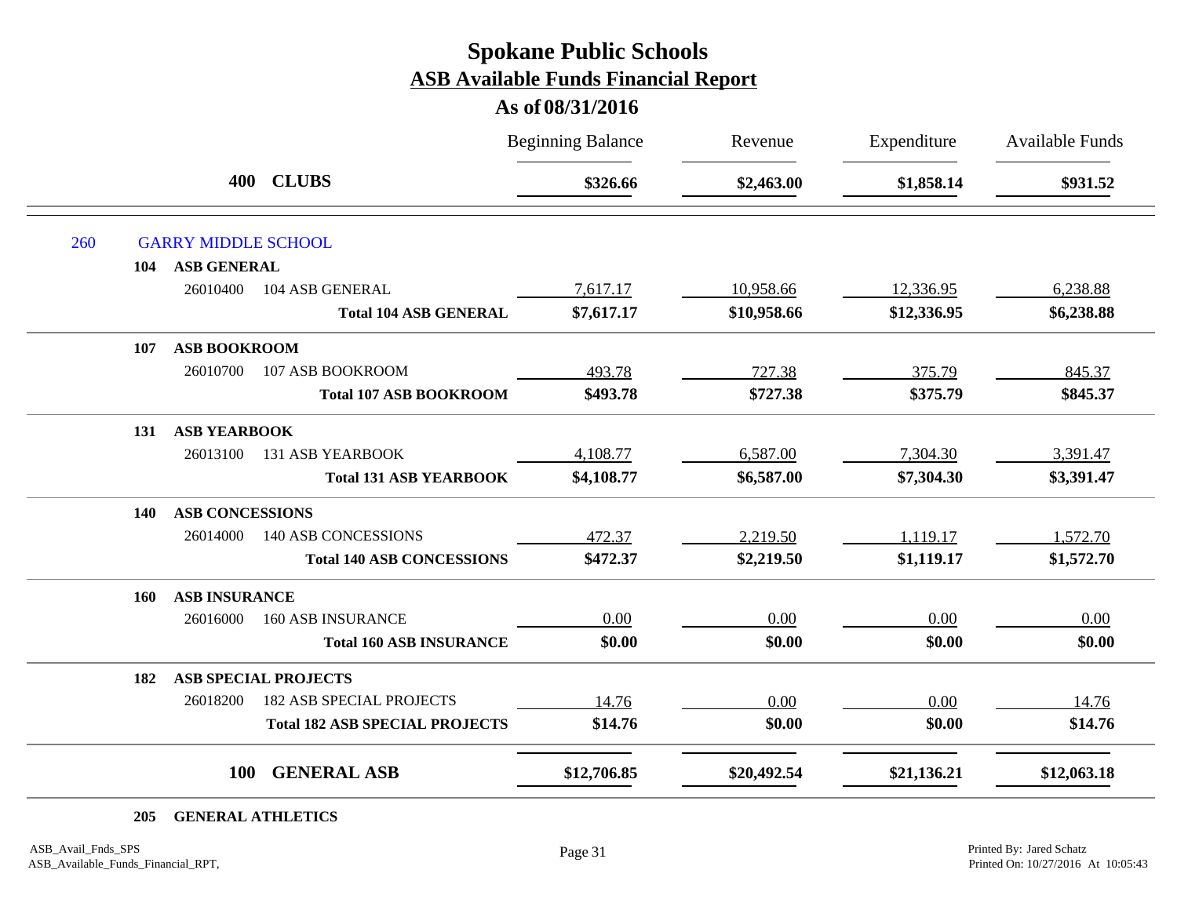# Spokane Public Schools

## ASB Available Funds Financial Report

### As of 08/31/2016

| | | Beginning Balance | Revenue | Expenditure | Available Funds |
|---|---|---|---|---|---|
| **400** | **CLUBS** | **$326.66** | **$2,463.00** | **$1,858.14** | **$931.52** |
| 260 | GARRY MIDDLE SCHOOL | | | | |
| **104** | **ASB GENERAL** | | | | |
| 26010400 | 104 ASB GENERAL | 7,617.17 | 10,958.66 | 12,336.95 | 6,238.88 |
| | **Total 104 ASB GENERAL** | **$7,617.17** | **$10,958.66** | **$12,336.95** | **$6,238.88** |
| **107** | **ASB BOOKROOM** | | | | |
| 26010700 | 107 ASB BOOKROOM | 493.78 | 727.38 | 375.79 | 845.37 |
| | **Total 107 ASB BOOKROOM** | **$493.78** | **$727.38** | **$375.79** | **$845.37** |
| **131** | **ASB YEARBOOK** | | | | |
| 26013100 | 131 ASB YEARBOOK | 4,108.77 | 6,587.00 | 7,304.30 | 3,391.47 |
| | **Total 131 ASB YEARBOOK** | **$4,108.77** | **$6,587.00** | **$7,304.30** | **$3,391.47** |
| **140** | **ASB CONCESSIONS** | | | | |
| 26014000 | 140 ASB CONCESSIONS | 472.37 | 2,219.50 | 1,119.17 | 1,572.70 |
| | **Total 140 ASB CONCESSIONS** | **$472.37** | **$2,219.50** | **$1,119.17** | **$1,572.70** |
| **160** | **ASB INSURANCE** | | | | |
| 26016000 | 160 ASB INSURANCE | 0.00 | 0.00 | 0.00 | 0.00 |
| | **Total 160 ASB INSURANCE** | **$0.00** | **$0.00** | **$0.00** | **$0.00** |
| **182** | **ASB SPECIAL PROJECTS** | | | | |
| 26018200 | 182 ASB SPECIAL PROJECTS | 14.76 | 0.00 | 0.00 | 14.76 |
| | **Total 182 ASB SPECIAL PROJECTS** | **$14.76** | **$0.00** | **$0.00** | **$14.76** |
| **100** | **GENERAL ASB** | **$12,706.85** | **$20,492.54** | **$21,136.21** | **$12,063.18** |

**205 GENERAL ATHLETICS**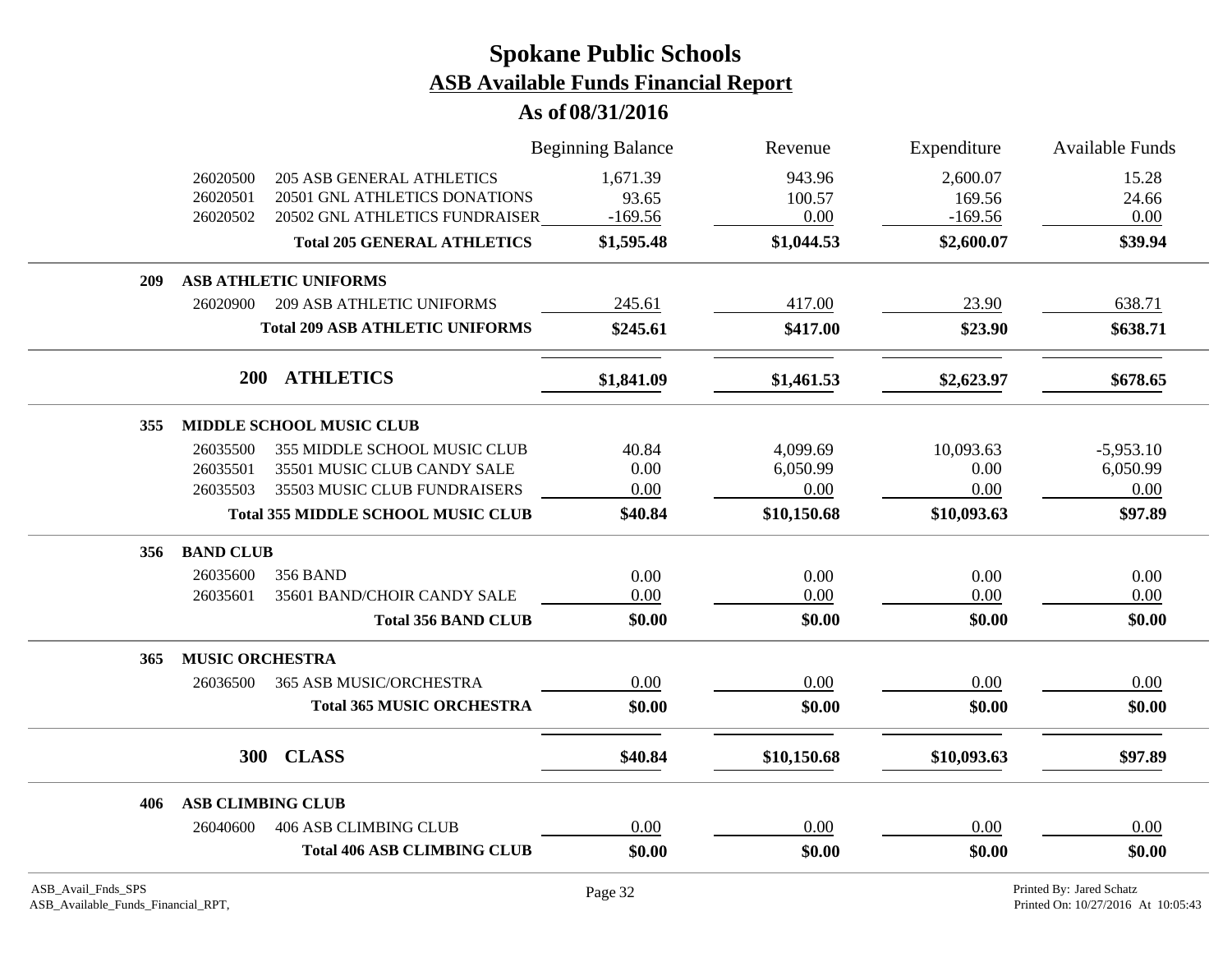# Spokane Public Schools

## ASB Available Funds Financial Report

### As of 08/31/2016

| | | | Beginning Balance | Revenue | Expenditure | Available Funds |
|---|---|---|---|---|---|---|
| | 26020500 | 205 ASB GENERAL ATHLETICS | 1,671.39 | 943.96 | 2,600.07 | 15.28 |
| | 26020501 | 20501 GNL ATHLETICS DONATIONS | 93.65 | 100.57 | 169.56 | 24.66 |
| | 26020502 | 20502 GNL ATHLETICS FUNDRAISER | -169.56 | 0.00 | -169.56 | 0.00 |
| | | **Total 205 GENERAL ATHLETICS** | **$1,595.48** | **$1,044.53** | **$2,600.07** | **$39.94** |
| **209** | **ASB ATHLETIC UNIFORMS** | | | | | |
| | 26020900 | 209 ASB ATHLETIC UNIFORMS | 245.61 | 417.00 | 23.90 | 638.71 |
| | | **Total 209 ASB ATHLETIC UNIFORMS** | **$245.61** | **$417.00** | **$23.90** | **$638.71** |
| | **200** | **ATHLETICS** | **$1,841.09** | **$1,461.53** | **$2,623.97** | **$678.65** |
| **355** | **MIDDLE SCHOOL MUSIC CLUB** | | | | | |
| | 26035500 | 355 MIDDLE SCHOOL MUSIC CLUB | 40.84 | 4,099.69 | 10,093.63 | -5,953.10 |
| | 26035501 | 35501 MUSIC CLUB CANDY SALE | 0.00 | 6,050.99 | 0.00 | 6,050.99 |
| | 26035503 | 35503 MUSIC CLUB FUNDRAISERS | 0.00 | 0.00 | 0.00 | 0.00 |
| | | **Total 355 MIDDLE SCHOOL MUSIC CLUB** | **$40.84** | **$10,150.68** | **$10,093.63** | **$97.89** |
| **356** | **BAND CLUB** | | | | | |
| | 26035600 | 356 BAND | 0.00 | 0.00 | 0.00 | 0.00 |
| | 26035601 | 35601 BAND/CHOIR CANDY SALE | 0.00 | 0.00 | 0.00 | 0.00 |
| | | **Total 356 BAND CLUB** | **$0.00** | **$0.00** | **$0.00** | **$0.00** |
| **365** | **MUSIC ORCHESTRA** | | | | | |
| | 26036500 | 365 ASB MUSIC/ORCHESTRA | 0.00 | 0.00 | 0.00 | 0.00 |
| | | **Total 365 MUSIC ORCHESTRA** | **$0.00** | **$0.00** | **$0.00** | **$0.00** |
| | **300** | **CLASS** | **$40.84** | **$10,150.68** | **$10,093.63** | **$97.89** |
| **406** | **ASB CLIMBING CLUB** | | | | | |
| | 26040600 | 406 ASB CLIMBING CLUB | 0.00 | 0.00 | 0.00 | 0.00 |
| | | **Total 406 ASB CLIMBING CLUB** | **$0.00** | **$0.00** | **$0.00** | **$0.00** |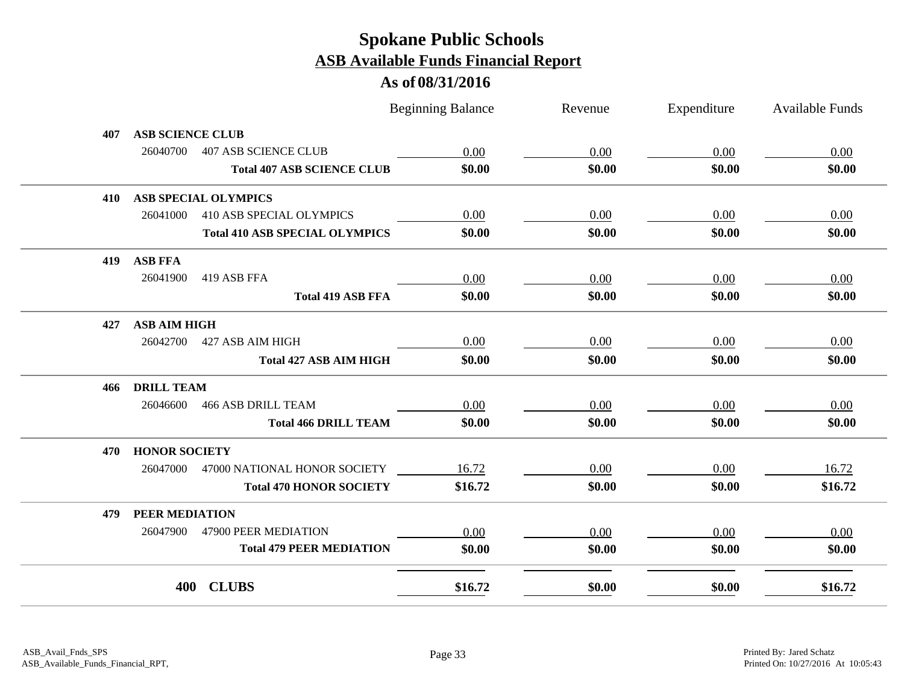# Spokane Public Schools

## ASB Available Funds Financial Report

### As of 08/31/2016

| | | Beginning Balance | Revenue | Expenditure | Available Funds |
|---|---|---|---|---|---|
| **407** | **ASB SCIENCE CLUB** | | | | |
| 26040700 | 407 ASB SCIENCE CLUB | 0.00 | 0.00 | 0.00 | 0.00 |
| | **Total 407 ASB SCIENCE CLUB** | **$0.00** | **$0.00** | **$0.00** | **$0.00** |
| **410** | **ASB SPECIAL OLYMPICS** | | | | |
| 26041000 | 410 ASB SPECIAL OLYMPICS | 0.00 | 0.00 | 0.00 | 0.00 |
| | **Total 410 ASB SPECIAL OLYMPICS** | **$0.00** | **$0.00** | **$0.00** | **$0.00** |
| **419** | **ASB FFA** | | | | |
| 26041900 | 419 ASB FFA | 0.00 | 0.00 | 0.00 | 0.00 |
| | **Total 419 ASB FFA** | **$0.00** | **$0.00** | **$0.00** | **$0.00** |
| **427** | **ASB AIM HIGH** | | | | |
| 26042700 | 427 ASB AIM HIGH | 0.00 | 0.00 | 0.00 | 0.00 |
| | **Total 427 ASB AIM HIGH** | **$0.00** | **$0.00** | **$0.00** | **$0.00** |
| **466** | **DRILL TEAM** | | | | |
| 26046600 | 466 ASB DRILL TEAM | 0.00 | 0.00 | 0.00 | 0.00 |
| | **Total 466 DRILL TEAM** | **$0.00** | **$0.00** | **$0.00** | **$0.00** |
| **470** | **HONOR SOCIETY** | | | | |
| 26047000 | 47000 NATIONAL HONOR SOCIETY | 16.72 | 0.00 | 0.00 | 16.72 |
| | **Total 470 HONOR SOCIETY** | **$16.72** | **$0.00** | **$0.00** | **$16.72** |
| **479** | **PEER MEDIATION** | | | | |
| 26047900 | 47900 PEER MEDIATION | 0.00 | 0.00 | 0.00 | 0.00 |
| | **Total 479 PEER MEDIATION** | **$0.00** | **$0.00** | **$0.00** | **$0.00** |
| **400** | **CLUBS** | **$16.72** | **$0.00** | **$0.00** | **$16.72** |

ASB_Avail_Fnds_SPS
ASB_Available_Funds_Financial_RPT,

Printed By: Jared Schatz
Printed On: 10/27/2016 At 10:05:43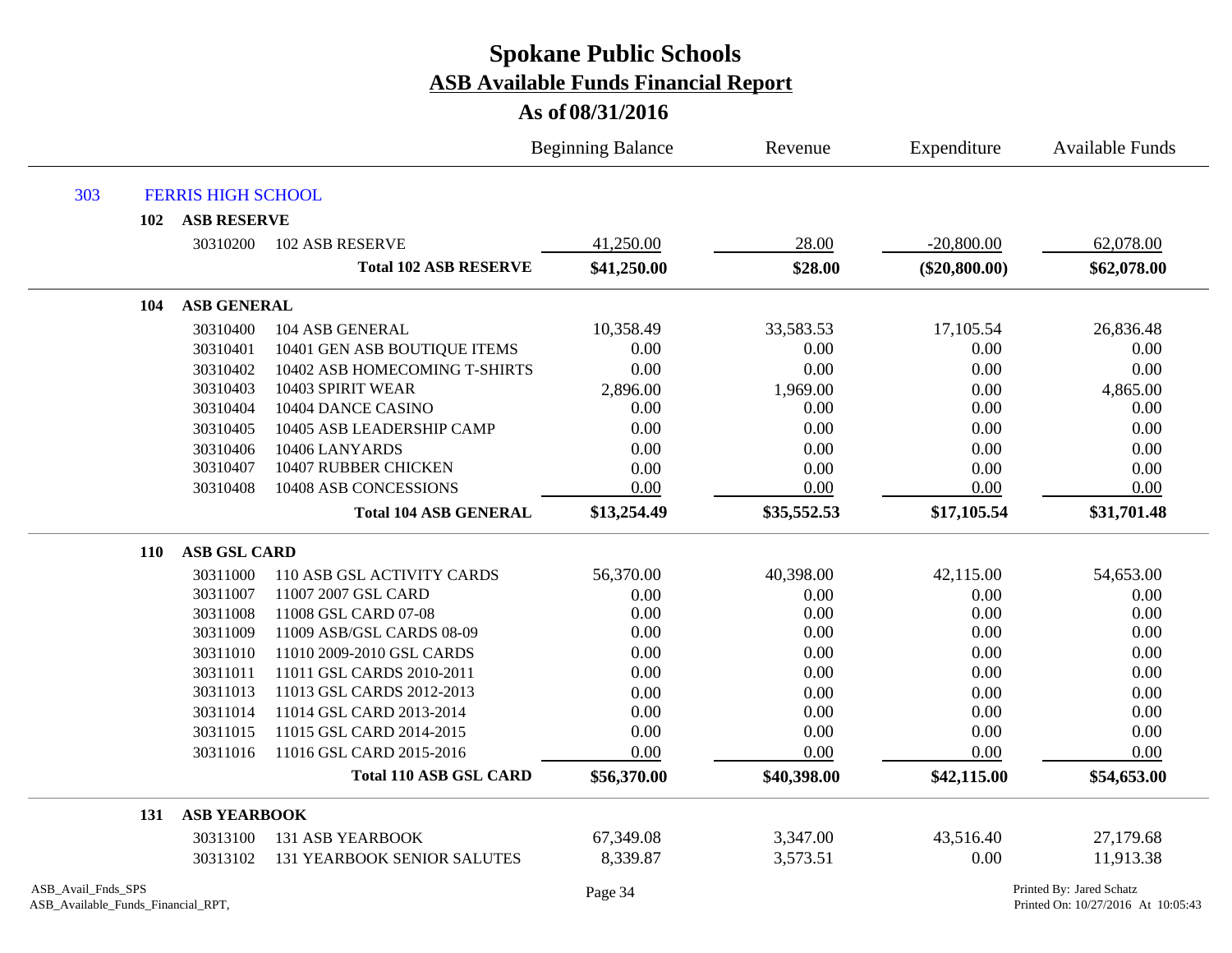# Spokane Public Schools

## ASB Available Funds Financial Report

### As of 08/31/2016

| | | | Beginning Balance | Revenue | Expenditure | Available Funds |
|---|---|---|---|---|---|---|
| **303** | **FERRIS HIGH SCHOOL** | | | | | |
| **102** | **ASB RESERVE** | | | | | |
| | 30310200 | 102 ASB RESERVE | 41,250.00 | 28.00 | -20,800.00 | 62,078.00 |
| | | **Total 102 ASB RESERVE** | **$41,250.00** | **$28.00** | **($20,800.00)** | **$62,078.00** |
| **104** | **ASB GENERAL** | | | | | |
| | 30310400 | 104 ASB GENERAL | 10,358.49 | 33,583.53 | 17,105.54 | 26,836.48 |
| | 30310401 | 10401 GEN ASB BOUTIQUE ITEMS | 0.00 | 0.00 | 0.00 | 0.00 |
| | 30310402 | 10402 ASB HOMECOMING T-SHIRTS | 0.00 | 0.00 | 0.00 | 0.00 |
| | 30310403 | 10403 SPIRIT WEAR | 2,896.00 | 1,969.00 | 0.00 | 4,865.00 |
| | 30310404 | 10404 DANCE CASINO | 0.00 | 0.00 | 0.00 | 0.00 |
| | 30310405 | 10405 ASB LEADERSHIP CAMP | 0.00 | 0.00 | 0.00 | 0.00 |
| | 30310406 | 10406 LANYARDS | 0.00 | 0.00 | 0.00 | 0.00 |
| | 30310407 | 10407 RUBBER CHICKEN | 0.00 | 0.00 | 0.00 | 0.00 |
| | 30310408 | 10408 ASB CONCESSIONS | 0.00 | 0.00 | 0.00 | 0.00 |
| | | **Total 104 ASB GENERAL** | **$13,254.49** | **$35,552.53** | **$17,105.54** | **$31,701.48** |
| **110** | **ASB GSL CARD** | | | | | |
| | 30311000 | 110 ASB GSL ACTIVITY CARDS | 56,370.00 | 40,398.00 | 42,115.00 | 54,653.00 |
| | 30311007 | 11007 2007 GSL CARD | 0.00 | 0.00 | 0.00 | 0.00 |
| | 30311008 | 11008 GSL CARD 07-08 | 0.00 | 0.00 | 0.00 | 0.00 |
| | 30311009 | 11009 ASB/GSL CARDS 08-09 | 0.00 | 0.00 | 0.00 | 0.00 |
| | 30311010 | 11010 2009-2010 GSL CARDS | 0.00 | 0.00 | 0.00 | 0.00 |
| | 30311011 | 11011 GSL CARDS 2010-2011 | 0.00 | 0.00 | 0.00 | 0.00 |
| | 30311013 | 11013 GSL CARDS 2012-2013 | 0.00 | 0.00 | 0.00 | 0.00 |
| | 30311014 | 11014 GSL CARD 2013-2014 | 0.00 | 0.00 | 0.00 | 0.00 |
| | 30311015 | 11015 GSL CARD 2014-2015 | 0.00 | 0.00 | 0.00 | 0.00 |
| | 30311016 | 11016 GSL CARD 2015-2016 | 0.00 | 0.00 | 0.00 | 0.00 |
| | | **Total 110 ASB GSL CARD** | **$56,370.00** | **$40,398.00** | **$42,115.00** | **$54,653.00** |
| **131** | **ASB YEARBOOK** | | | | | |
| | 30313100 | 131 ASB YEARBOOK | 67,349.08 | 3,347.00 | 43,516.40 | 27,179.68 |
| | 30313102 | 131 YEARBOOK SENIOR SALUTES | 8,339.87 | 3,573.51 | 0.00 | 11,913.38 |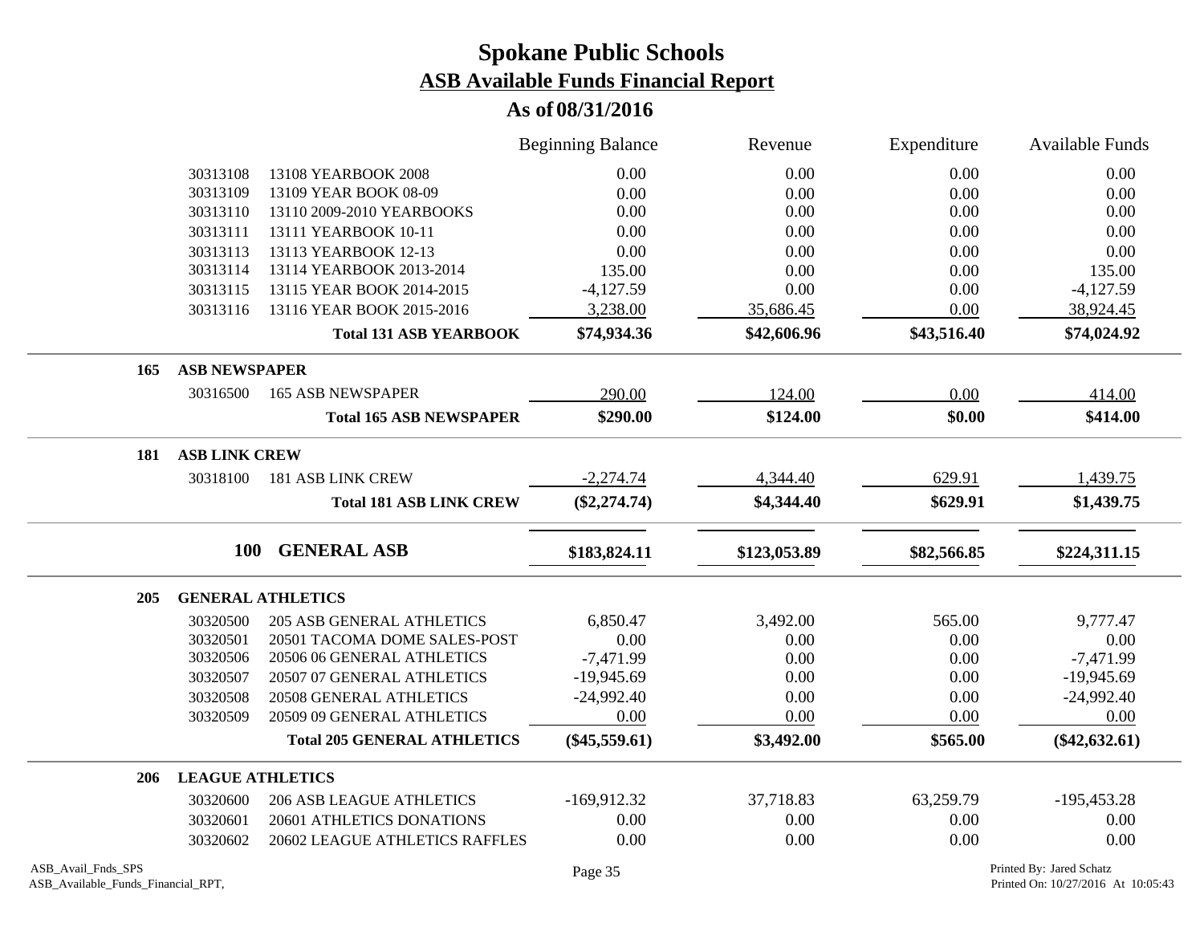# Spokane Public Schools

## ASB Available Funds Financial Report

### As of 08/31/2016

| | | | Beginning Balance | Revenue | Expenditure | Available Funds |
|---|---|---|---|---|---|---|
| | 30313108 | 13108 YEARBOOK 2008 | 0.00 | 0.00 | 0.00 | 0.00 |
| | 30313109 | 13109 YEAR BOOK 08-09 | 0.00 | 0.00 | 0.00 | 0.00 |
| | 30313110 | 13110 2009-2010 YEARBOOKS | 0.00 | 0.00 | 0.00 | 0.00 |
| | 30313111 | 13111 YEARBOOK 10-11 | 0.00 | 0.00 | 0.00 | 0.00 |
| | 30313113 | 13113 YEARBOOK 12-13 | 0.00 | 0.00 | 0.00 | 0.00 |
| | 30313114 | 13114 YEARBOOK 2013-2014 | 135.00 | 0.00 | 0.00 | 135.00 |
| | 30313115 | 13115 YEAR BOOK 2014-2015 | -4,127.59 | 0.00 | 0.00 | -4,127.59 |
| | 30313116 | 13116 YEAR BOOK 2015-2016 | 3,238.00 | 35,686.45 | 0.00 | 38,924.45 |
| | | **Total 131 ASB YEARBOOK** | **$74,934.36** | **$42,606.96** | **$43,516.40** | **$74,024.92** |
| **165** | **ASB NEWSPAPER** | | | | | |
| | 30316500 | 165 ASB NEWSPAPER | 290.00 | 124.00 | 0.00 | 414.00 |
| | | **Total 165 ASB NEWSPAPER** | **$290.00** | **$124.00** | **$0.00** | **$414.00** |
| **181** | **ASB LINK CREW** | | | | | |
| | 30318100 | 181 ASB LINK CREW | -2,274.74 | 4,344.40 | 629.91 | 1,439.75 |
| | | **Total 181 ASB LINK CREW** | **($2,274.74)** | **$4,344.40** | **$629.91** | **$1,439.75** |
| | **100** | **GENERAL ASB** | **$183,824.11** | **$123,053.89** | **$82,566.85** | **$224,311.15** |
| **205** | **GENERAL ATHLETICS** | | | | | |
| | 30320500 | 205 ASB GENERAL ATHLETICS | 6,850.47 | 3,492.00 | 565.00 | 9,777.47 |
| | 30320501 | 20501 TACOMA DOME SALES-POST | 0.00 | 0.00 | 0.00 | 0.00 |
| | 30320506 | 20506 06 GENERAL ATHLETICS | -7,471.99 | 0.00 | 0.00 | -7,471.99 |
| | 30320507 | 20507 07 GENERAL ATHLETICS | -19,945.69 | 0.00 | 0.00 | -19,945.69 |
| | 30320508 | 20508 GENERAL ATHLETICS | -24,992.40 | 0.00 | 0.00 | -24,992.40 |
| | 30320509 | 20509 09 GENERAL ATHLETICS | 0.00 | 0.00 | 0.00 | 0.00 |
| | | **Total 205 GENERAL ATHLETICS** | **($45,559.61)** | **$3,492.00** | **$565.00** | **($42,632.61)** |
| **206** | **LEAGUE ATHLETICS** | | | | | |
| | 30320600 | 206 ASB LEAGUE ATHLETICS | -169,912.32 | 37,718.83 | 63,259.79 | -195,453.28 |
| | 30320601 | 20601 ATHLETICS DONATIONS | 0.00 | 0.00 | 0.00 | 0.00 |
| | 30320602 | 20602 LEAGUE ATHLETICS RAFFLES | 0.00 | 0.00 | 0.00 | 0.00 |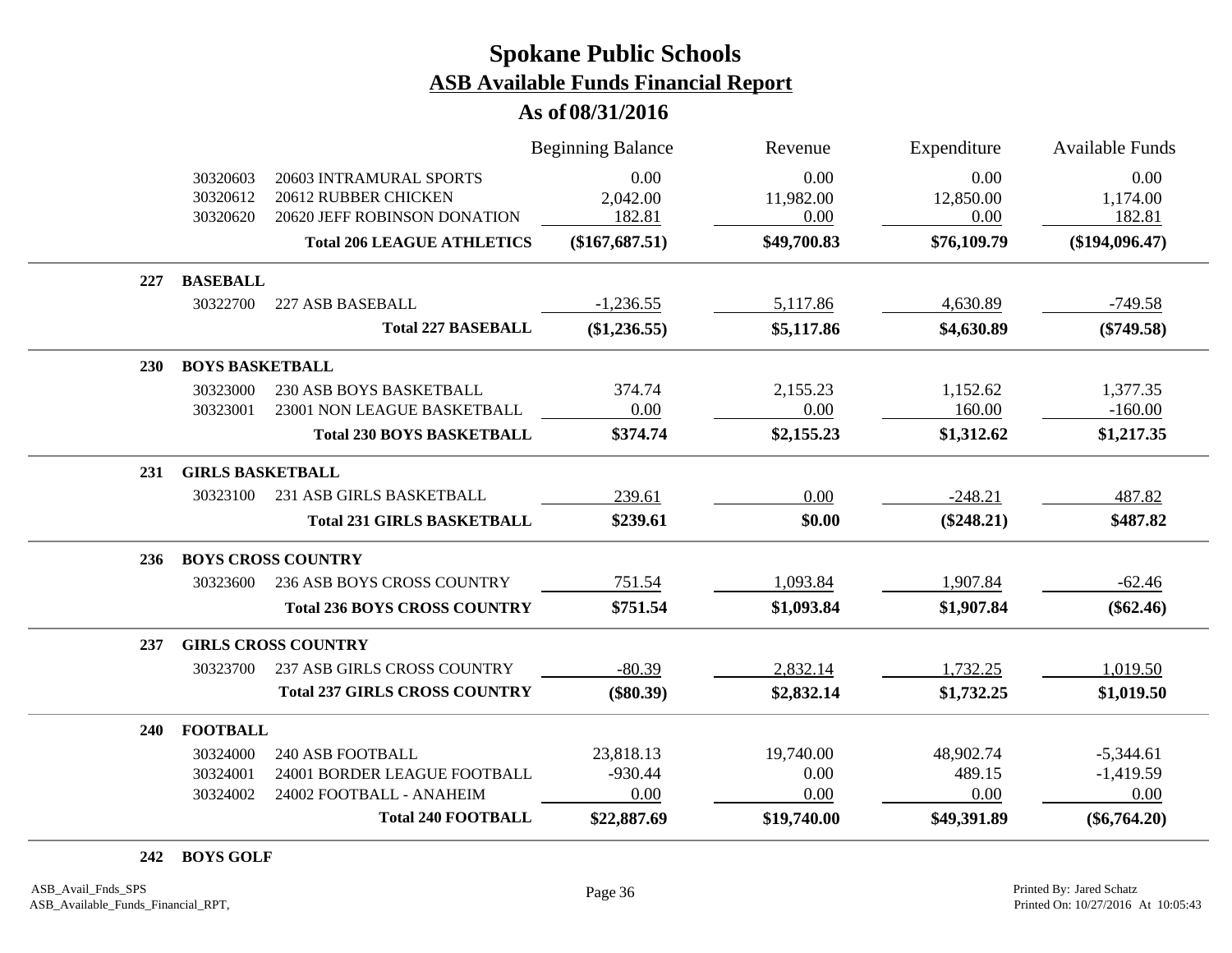# Spokane Public Schools

## ASB Available Funds Financial Report

### As of 08/31/2016

| | | | Beginning Balance | Revenue | Expenditure | Available Funds |
|---|---|---|---|---|---|---|
| | 30320603 | 20603 INTRAMURAL SPORTS | 0.00 | 0.00 | 0.00 | 0.00 |
| | 30320612 | 20612 RUBBER CHICKEN | 2,042.00 | 11,982.00 | 12,850.00 | 1,174.00 |
| | 30320620 | 20620 JEFF ROBINSON DONATION | 182.81 | 0.00 | 0.00 | 182.81 |
| | | **Total 206 LEAGUE ATHLETICS** | **($167,687.51)** | **$49,700.83** | **$76,109.79** | **($194,096.47)** |
| **227** | **BASEBALL** | | | | | |
| | 30322700 | 227 ASB BASEBALL | -1,236.55 | 5,117.86 | 4,630.89 | -749.58 |
| | | **Total 227 BASEBALL** | **($1,236.55)** | **$5,117.86** | **$4,630.89** | **($749.58)** |
| **230** | **BOYS BASKETBALL** | | | | | |
| | 30323000 | 230 ASB BOYS BASKETBALL | 374.74 | 2,155.23 | 1,152.62 | 1,377.35 |
| | 30323001 | 23001 NON LEAGUE BASKETBALL | 0.00 | 0.00 | 160.00 | -160.00 |
| | | **Total 230 BOYS BASKETBALL** | **$374.74** | **$2,155.23** | **$1,312.62** | **$1,217.35** |
| **231** | **GIRLS BASKETBALL** | | | | | |
| | 30323100 | 231 ASB GIRLS BASKETBALL | 239.61 | 0.00 | -248.21 | 487.82 |
| | | **Total 231 GIRLS BASKETBALL** | **$239.61** | **$0.00** | **($248.21)** | **$487.82** |
| **236** | **BOYS CROSS COUNTRY** | | | | | |
| | 30323600 | 236 ASB BOYS CROSS COUNTRY | 751.54 | 1,093.84 | 1,907.84 | -62.46 |
| | | **Total 236 BOYS CROSS COUNTRY** | **$751.54** | **$1,093.84** | **$1,907.84** | **($62.46)** |
| **237** | **GIRLS CROSS COUNTRY** | | | | | |
| | 30323700 | 237 ASB GIRLS CROSS COUNTRY | -80.39 | 2,832.14 | 1,732.25 | 1,019.50 |
| | | **Total 237 GIRLS CROSS COUNTRY** | **($80.39)** | **$2,832.14** | **$1,732.25** | **$1,019.50** |
| **240** | **FOOTBALL** | | | | | |
| | 30324000 | 240 ASB FOOTBALL | 23,818.13 | 19,740.00 | 48,902.74 | -5,344.61 |
| | 30324001 | 24001 BORDER LEAGUE FOOTBALL | -930.44 | 0.00 | 489.15 | -1,419.59 |
| | 30324002 | 24002 FOOTBALL - ANAHEIM | 0.00 | 0.00 | 0.00 | 0.00 |
| | | **Total 240 FOOTBALL** | **$22,887.69** | **$19,740.00** | **$49,391.89** | **($6,764.20)** |
| **242** | **BOYS GOLF** | | | | | |

ASB_Avail_Fnds_SPS
ASB_Available_Funds_Financial_RPT,

Printed By: Jared Schatz
Printed On: 10/27/2016 At 10:05:43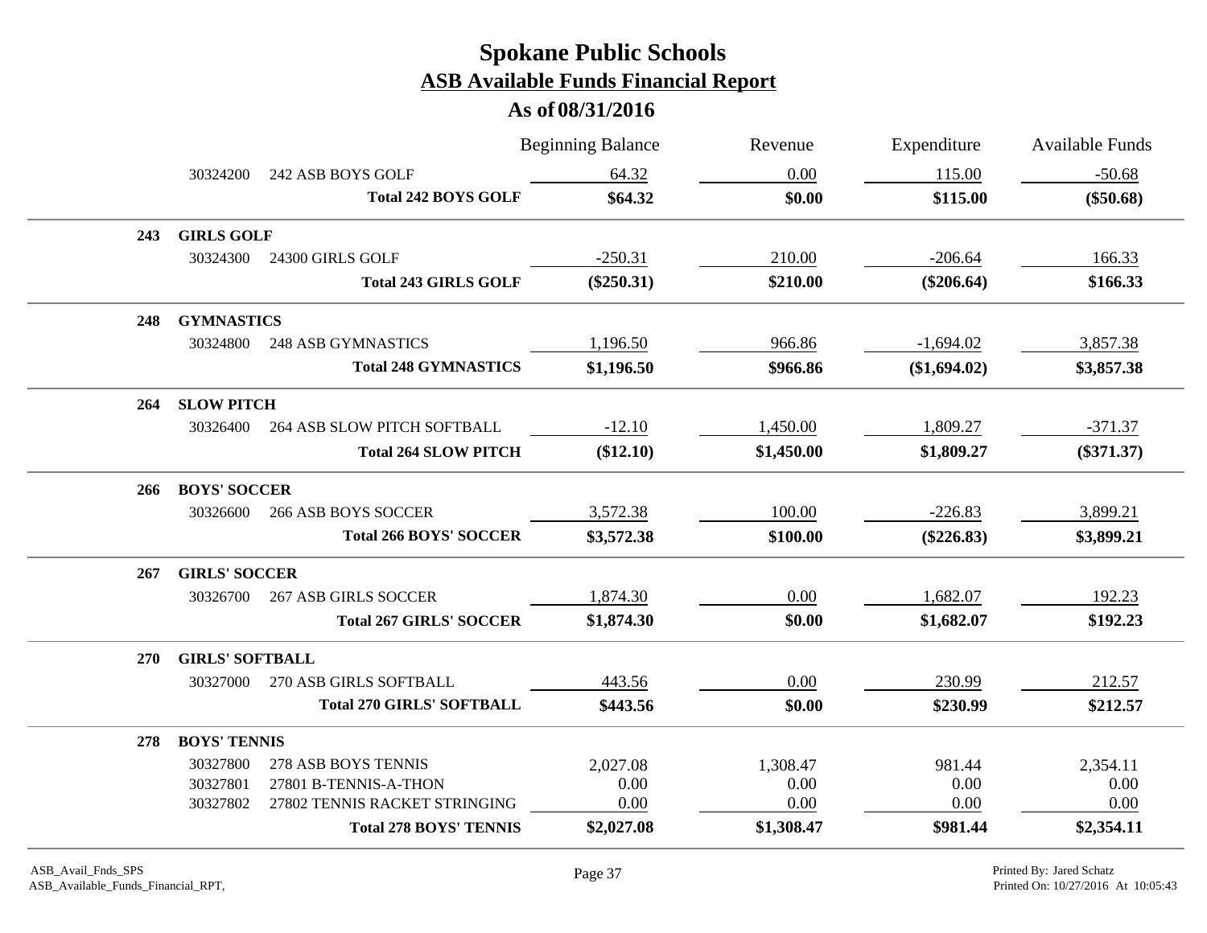# Spokane Public Schools

## ASB Available Funds Financial Report

### As of 08/31/2016

| | | | Beginning Balance | Revenue | Expenditure | Available Funds |
|---|---|---|---|---|---|---|
| | 30324200 | 242 ASB BOYS GOLF | 64.32 | 0.00 | 115.00 | -50.68 |
| | | **Total 242 BOYS GOLF** | **$64.32** | **$0.00** | **$115.00** | **($50.68)** |
| **243** | **GIRLS GOLF** | | | | | |
| | 30324300 | 24300 GIRLS GOLF | -250.31 | 210.00 | -206.64 | 166.33 |
| | | **Total 243 GIRLS GOLF** | **($250.31)** | **$210.00** | **($206.64)** | **$166.33** |
| **248** | **GYMNASTICS** | | | | | |
| | 30324800 | 248 ASB GYMNASTICS | 1,196.50 | 966.86 | -1,694.02 | 3,857.38 |
| | | **Total 248 GYMNASTICS** | **$1,196.50** | **$966.86** | **($1,694.02)** | **$3,857.38** |
| **264** | **SLOW PITCH** | | | | | |
| | 30326400 | 264 ASB SLOW PITCH SOFTBALL | -12.10 | 1,450.00 | 1,809.27 | -371.37 |
| | | **Total 264 SLOW PITCH** | **($12.10)** | **$1,450.00** | **$1,809.27** | **($371.37)** |
| **266** | **BOYS' SOCCER** | | | | | |
| | 30326600 | 266 ASB BOYS SOCCER | 3,572.38 | 100.00 | -226.83 | 3,899.21 |
| | | **Total 266 BOYS' SOCCER** | **$3,572.38** | **$100.00** | **($226.83)** | **$3,899.21** |
| **267** | **GIRLS' SOCCER** | | | | | |
| | 30326700 | 267 ASB GIRLS SOCCER | 1,874.30 | 0.00 | 1,682.07 | 192.23 |
| | | **Total 267 GIRLS' SOCCER** | **$1,874.30** | **$0.00** | **$1,682.07** | **$192.23** |
| **270** | **GIRLS' SOFTBALL** | | | | | |
| | 30327000 | 270 ASB GIRLS SOFTBALL | 443.56 | 0.00 | 230.99 | 212.57 |
| | | **Total 270 GIRLS' SOFTBALL** | **$443.56** | **$0.00** | **$230.99** | **$212.57** |
| **278** | **BOYS' TENNIS** | | | | | |
| | 30327800 | 278 ASB BOYS TENNIS | 2,027.08 | 1,308.47 | 981.44 | 2,354.11 |
| | 30327801 | 27801 B-TENNIS-A-THON | 0.00 | 0.00 | 0.00 | 0.00 |
| | 30327802 | 27802 TENNIS RACKET STRINGING | 0.00 | 0.00 | 0.00 | 0.00 |
| | | **Total 278 BOYS' TENNIS** | **$2,027.08** | **$1,308.47** | **$981.44** | **$2,354.11** |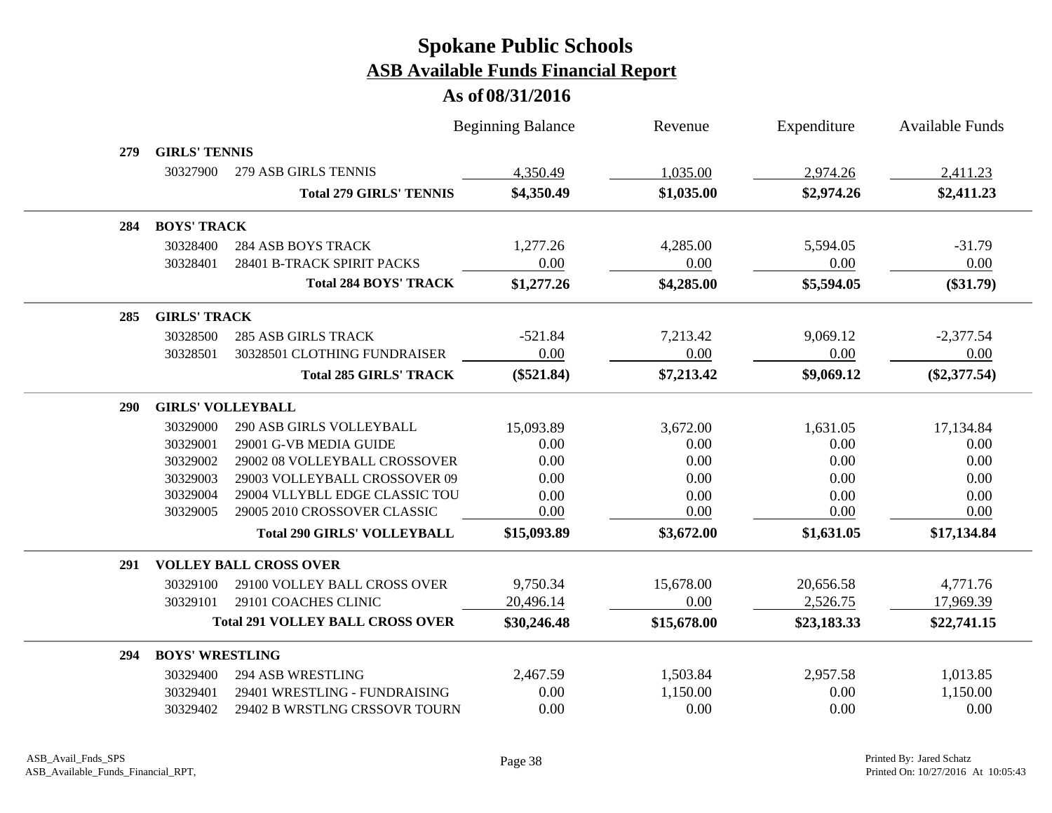# Spokane Public Schools

## ASB Available Funds Financial Report

### As of 08/31/2016

| | | | Beginning Balance | Revenue | Expenditure | Available Funds |
|---|---|---|---|---|---|---|
| **279** | **GIRLS' TENNIS** | | | | | |
| | 30327900 | 279 ASB GIRLS TENNIS | 4,350.49 | 1,035.00 | 2,974.26 | 2,411.23 |
| | | **Total 279 GIRLS' TENNIS** | **$4,350.49** | **$1,035.00** | **$2,974.26** | **$2,411.23** |
| **284** | **BOYS' TRACK** | | | | | |
| | 30328400 | 284 ASB BOYS TRACK | 1,277.26 | 4,285.00 | 5,594.05 | -31.79 |
| | 30328401 | 28401 B-TRACK SPIRIT PACKS | 0.00 | 0.00 | 0.00 | 0.00 |
| | | **Total 284 BOYS' TRACK** | **$1,277.26** | **$4,285.00** | **$5,594.05** | **($31.79)** |
| **285** | **GIRLS' TRACK** | | | | | |
| | 30328500 | 285 ASB GIRLS TRACK | -521.84 | 7,213.42 | 9,069.12 | -2,377.54 |
| | 30328501 | 30328501 CLOTHING FUNDRAISER | 0.00 | 0.00 | 0.00 | 0.00 |
| | | **Total 285 GIRLS' TRACK** | **($521.84)** | **$7,213.42** | **$9,069.12** | **($2,377.54)** |
| **290** | **GIRLS' VOLLEYBALL** | | | | | |
| | 30329000 | 290 ASB GIRLS VOLLEYBALL | 15,093.89 | 3,672.00 | 1,631.05 | 17,134.84 |
| | 30329001 | 29001 G-VB MEDIA GUIDE | 0.00 | 0.00 | 0.00 | 0.00 |
| | 30329002 | 29002 08 VOLLEYBALL CROSSOVER | 0.00 | 0.00 | 0.00 | 0.00 |
| | 30329003 | 29003 VOLLEYBALL CROSSOVER 09 | 0.00 | 0.00 | 0.00 | 0.00 |
| | 30329004 | 29004 VLLYBLL EDGE CLASSIC TOU | 0.00 | 0.00 | 0.00 | 0.00 |
| | 30329005 | 29005 2010 CROSSOVER CLASSIC | 0.00 | 0.00 | 0.00 | 0.00 |
| | | **Total 290 GIRLS' VOLLEYBALL** | **$15,093.89** | **$3,672.00** | **$1,631.05** | **$17,134.84** |
| **291** | **VOLLEY BALL CROSS OVER** | | | | | |
| | 30329100 | 29100 VOLLEY BALL CROSS OVER | 9,750.34 | 15,678.00 | 20,656.58 | 4,771.76 |
| | 30329101 | 29101 COACHES CLINIC | 20,496.14 | 0.00 | 2,526.75 | 17,969.39 |
| | | **Total 291 VOLLEY BALL CROSS OVER** | **$30,246.48** | **$15,678.00** | **$23,183.33** | **$22,741.15** |
| **294** | **BOYS' WRESTLING** | | | | | |
| | 30329400 | 294 ASB WRESTLING | 2,467.59 | 1,503.84 | 2,957.58 | 1,013.85 |
| | 30329401 | 29401 WRESTLING - FUNDRAISING | 0.00 | 1,150.00 | 0.00 | 1,150.00 |
| | 30329402 | 29402 B WRSTLNG CRSSOVR TOURN | 0.00 | 0.00 | 0.00 | 0.00 |

ASB_Avail_Fnds_SPS
ASB_Available_Funds_Financial_RPT,

Printed By: Jared Schatz
Printed On: 10/27/2016 At 10:05:43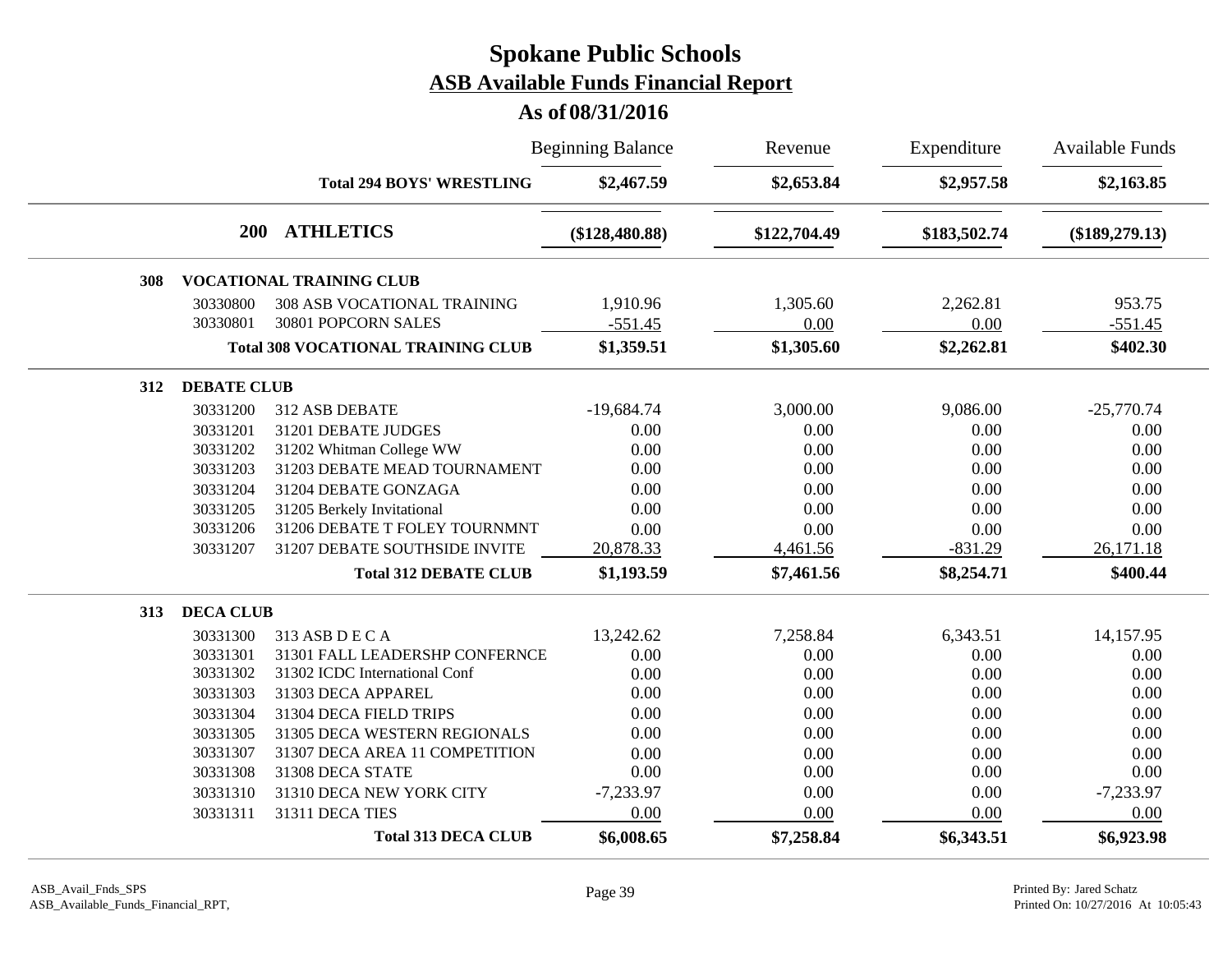# Spokane Public Schools

## ASB Available Funds Financial Report

### As of 08/31/2016

| | | Beginning Balance | Revenue | Expenditure | Available Funds |
|---|---|---|---|---|---|
| | **Total 294 BOYS' WRESTLING** | **$2,467.59** | **$2,653.84** | **$2,957.58** | **$2,163.85** |
| **200** | **ATHLETICS** | **($128,480.88)** | **$122,704.49** | **$183,502.74** | **($189,279.13)** |
| **308** | **VOCATIONAL TRAINING CLUB** | | | | |
| 30330800 | 308 ASB VOCATIONAL TRAINING | 1,910.96 | 1,305.60 | 2,262.81 | 953.75 |
| 30330801 | 30801 POPCORN SALES | -551.45 | 0.00 | 0.00 | -551.45 |
| | **Total 308 VOCATIONAL TRAINING CLUB** | **$1,359.51** | **$1,305.60** | **$2,262.81** | **$402.30** |
| **312** | **DEBATE CLUB** | | | | |
| 30331200 | 312 ASB DEBATE | -19,684.74 | 3,000.00 | 9,086.00 | -25,770.74 |
| 30331201 | 31201 DEBATE JUDGES | 0.00 | 0.00 | 0.00 | 0.00 |
| 30331202 | 31202 Whitman College WW | 0.00 | 0.00 | 0.00 | 0.00 |
| 30331203 | 31203 DEBATE MEAD TOURNAMENT | 0.00 | 0.00 | 0.00 | 0.00 |
| 30331204 | 31204 DEBATE GONZAGA | 0.00 | 0.00 | 0.00 | 0.00 |
| 30331205 | 31205 Berkely Invitational | 0.00 | 0.00 | 0.00 | 0.00 |
| 30331206 | 31206 DEBATE T FOLEY TOURNMNT | 0.00 | 0.00 | 0.00 | 0.00 |
| 30331207 | 31207 DEBATE SOUTHSIDE INVITE | 20,878.33 | 4,461.56 | -831.29 | 26,171.18 |
| | **Total 312 DEBATE CLUB** | **$1,193.59** | **$7,461.56** | **$8,254.71** | **$400.44** |
| **313** | **DECA CLUB** | | | | |
| 30331300 | 313 ASB D E C A | 13,242.62 | 7,258.84 | 6,343.51 | 14,157.95 |
| 30331301 | 31301 FALL LEADERSHP CONFERNCE | 0.00 | 0.00 | 0.00 | 0.00 |
| 30331302 | 31302 ICDC International Conf | 0.00 | 0.00 | 0.00 | 0.00 |
| 30331303 | 31303 DECA APPAREL | 0.00 | 0.00 | 0.00 | 0.00 |
| 30331304 | 31304 DECA FIELD TRIPS | 0.00 | 0.00 | 0.00 | 0.00 |
| 30331305 | 31305 DECA WESTERN REGIONALS | 0.00 | 0.00 | 0.00 | 0.00 |
| 30331307 | 31307 DECA AREA 11 COMPETITION | 0.00 | 0.00 | 0.00 | 0.00 |
| 30331308 | 31308 DECA STATE | 0.00 | 0.00 | 0.00 | 0.00 |
| 30331310 | 31310 DECA NEW YORK CITY | -7,233.97 | 0.00 | 0.00 | -7,233.97 |
| 30331311 | 31311 DECA TIES | 0.00 | 0.00 | 0.00 | 0.00 |
| | **Total 313 DECA CLUB** | **$6,008.65** | **$7,258.84** | **$6,343.51** | **$6,923.98** |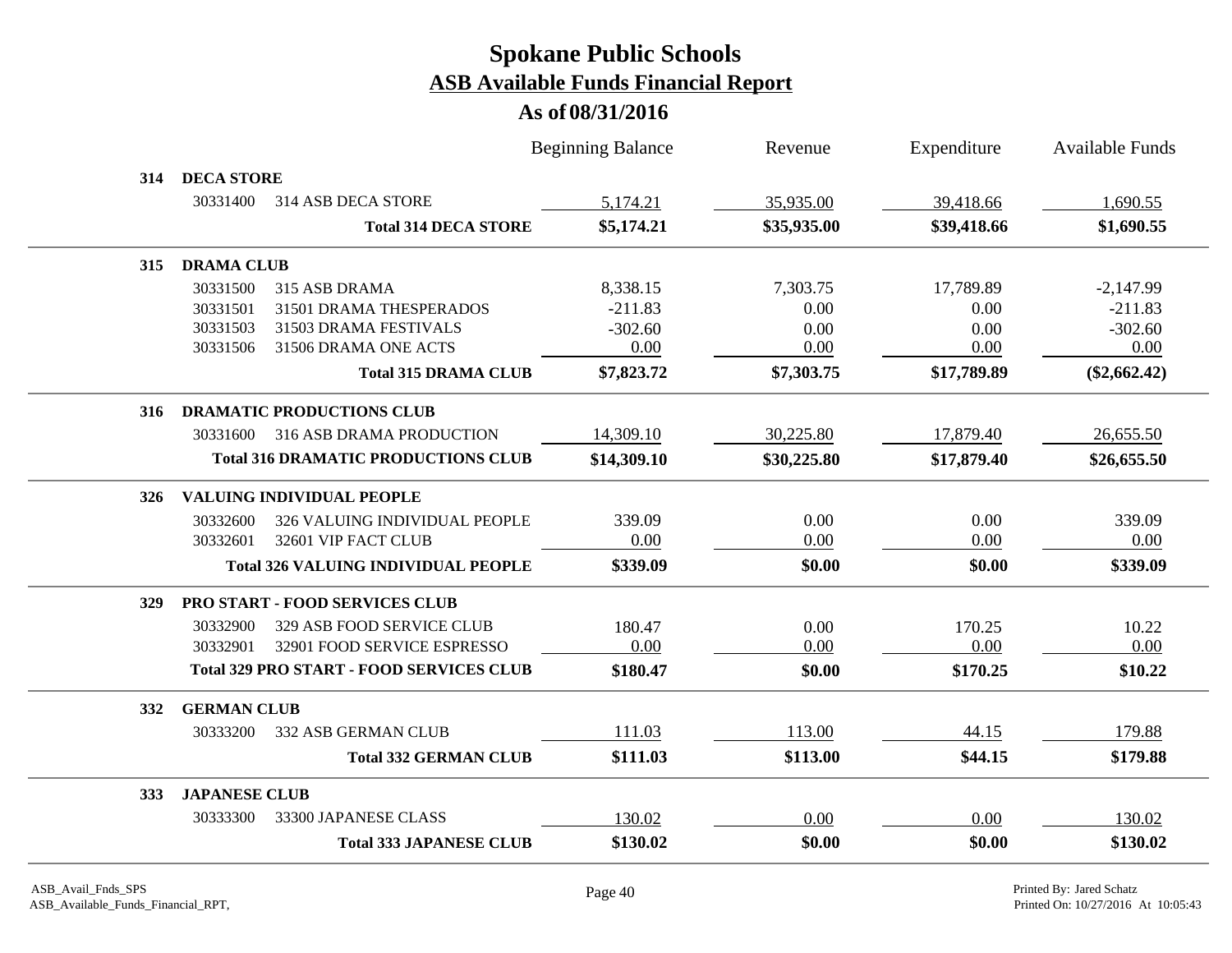# Spokane Public Schools

## ASB Available Funds Financial Report

### As of 08/31/2016

| | | Beginning Balance | Revenue | Expenditure | Available Funds |
|---|---|---|---|---|---|
| **314 DECA STORE** | | | | | |
| 30331400 | 314 ASB DECA STORE | 5,174.21 | 35,935.00 | 39,418.66 | 1,690.55 |
| | **Total 314 DECA STORE** | **$5,174.21** | **$35,935.00** | **$39,418.66** | **$1,690.55** |
| **315 DRAMA CLUB** | | | | | |
| 30331500 | 315 ASB DRAMA | 8,338.15 | 7,303.75 | 17,789.89 | -2,147.99 |
| 30331501 | 31501 DRAMA THESPERADOS | -211.83 | 0.00 | 0.00 | -211.83 |
| 30331503 | 31503 DRAMA FESTIVALS | -302.60 | 0.00 | 0.00 | -302.60 |
| 30331506 | 31506 DRAMA ONE ACTS | 0.00 | 0.00 | 0.00 | 0.00 |
| | **Total 315 DRAMA CLUB** | **$7,823.72** | **$7,303.75** | **$17,789.89** | **($2,662.42)** |
| **316 DRAMATIC PRODUCTIONS CLUB** | | | | | |
| 30331600 | 316 ASB DRAMA PRODUCTION | 14,309.10 | 30,225.80 | 17,879.40 | 26,655.50 |
| | **Total 316 DRAMATIC PRODUCTIONS CLUB** | **$14,309.10** | **$30,225.80** | **$17,879.40** | **$26,655.50** |
| **326 VALUING INDIVIDUAL PEOPLE** | | | | | |
| 30332600 | 326 VALUING INDIVIDUAL PEOPLE | 339.09 | 0.00 | 0.00 | 339.09 |
| 30332601 | 32601 VIP FACT CLUB | 0.00 | 0.00 | 0.00 | 0.00 |
| | **Total 326 VALUING INDIVIDUAL PEOPLE** | **$339.09** | **$0.00** | **$0.00** | **$339.09** |
| **329 PRO START - FOOD SERVICES CLUB** | | | | | |
| 30332900 | 329 ASB FOOD SERVICE CLUB | 180.47 | 0.00 | 170.25 | 10.22 |
| 30332901 | 32901 FOOD SERVICE ESPRESSO | 0.00 | 0.00 | 0.00 | 0.00 |
| | **Total 329 PRO START - FOOD SERVICES CLUB** | **$180.47** | **$0.00** | **$170.25** | **$10.22** |
| **332 GERMAN CLUB** | | | | | |
| 30333200 | 332 ASB GERMAN CLUB | 111.03 | 113.00 | 44.15 | 179.88 |
| | **Total 332 GERMAN CLUB** | **$111.03** | **$113.00** | **$44.15** | **$179.88** |
| **333 JAPANESE CLUB** | | | | | |
| 30333300 | 33300 JAPANESE CLASS | 130.02 | 0.00 | 0.00 | 130.02 |
| | **Total 333 JAPANESE CLUB** | **$130.02** | **$0.00** | **$0.00** | **$130.02** |

ASB_Avail_Fnds_SPS
ASB_Available_Funds_Financial_RPT,

Printed By: Jared Schatz
Printed On: 10/27/2016 At 10:05:43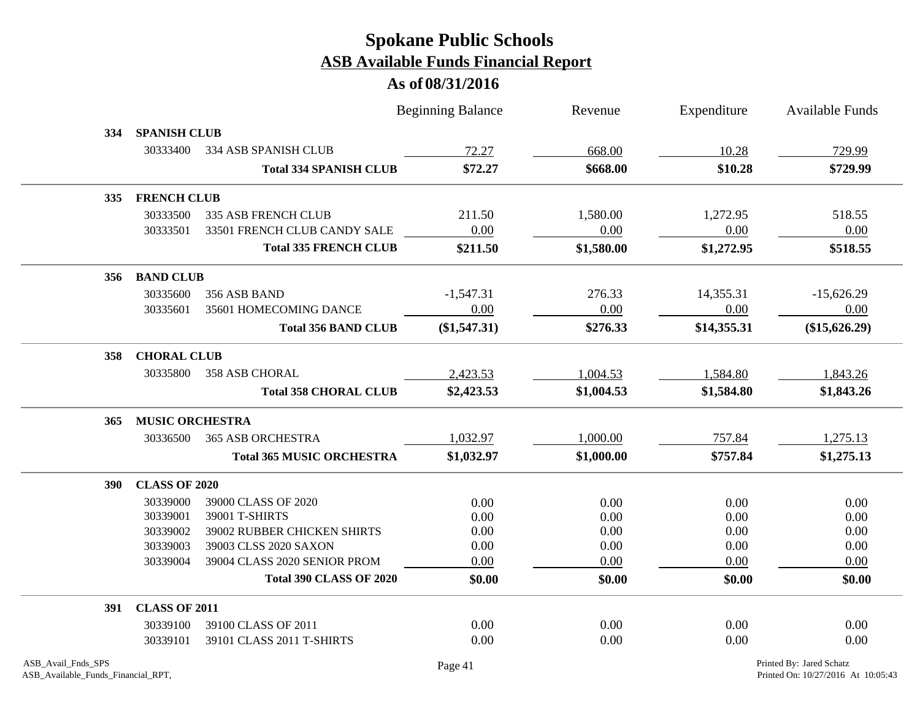# Spokane Public Schools
## ASB Available Funds Financial Report
### As of 08/31/2016

| | | | Beginning Balance | Revenue | Expenditure | Available Funds |
|---|---|---|---|---|---|---|
| **334** | **SPANISH CLUB** | | | | | |
| | 30333400 | 334 ASB SPANISH CLUB | 72.27 | 668.00 | 10.28 | 729.99 |
| | | **Total 334 SPANISH CLUB** | **$72.27** | **$668.00** | **$10.28** | **$729.99** |
| **335** | **FRENCH CLUB** | | | | | |
| | 30333500 | 335 ASB FRENCH CLUB | 211.50 | 1,580.00 | 1,272.95 | 518.55 |
| | 30333501 | 33501 FRENCH CLUB CANDY SALE | 0.00 | 0.00 | 0.00 | 0.00 |
| | | **Total 335 FRENCH CLUB** | **$211.50** | **$1,580.00** | **$1,272.95** | **$518.55** |
| **356** | **BAND CLUB** | | | | | |
| | 30335600 | 356 ASB BAND | -1,547.31 | 276.33 | 14,355.31 | -15,626.29 |
| | 30335601 | 35601 HOMECOMING DANCE | 0.00 | 0.00 | 0.00 | 0.00 |
| | | **Total 356 BAND CLUB** | **($1,547.31)** | **$276.33** | **$14,355.31** | **($15,626.29)** |
| **358** | **CHORAL CLUB** | | | | | |
| | 30335800 | 358 ASB CHORAL | 2,423.53 | 1,004.53 | 1,584.80 | 1,843.26 |
| | | **Total 358 CHORAL CLUB** | **$2,423.53** | **$1,004.53** | **$1,584.80** | **$1,843.26** |
| **365** | **MUSIC ORCHESTRA** | | | | | |
| | 30336500 | 365 ASB ORCHESTRA | 1,032.97 | 1,000.00 | 757.84 | 1,275.13 |
| | | **Total 365 MUSIC ORCHESTRA** | **$1,032.97** | **$1,000.00** | **$757.84** | **$1,275.13** |
| **390** | **CLASS OF 2020** | | | | | |
| | 30339000 | 39000 CLASS OF 2020 | 0.00 | 0.00 | 0.00 | 0.00 |
| | 30339001 | 39001 T-SHIRTS | 0.00 | 0.00 | 0.00 | 0.00 |
| | 30339002 | 39002 RUBBER CHICKEN SHIRTS | 0.00 | 0.00 | 0.00 | 0.00 |
| | 30339003 | 39003 CLSS 2020 SAXON | 0.00 | 0.00 | 0.00 | 0.00 |
| | 30339004 | 39004 CLASS 2020 SENIOR PROM | 0.00 | 0.00 | 0.00 | 0.00 |
| | | **Total 390 CLASS OF 2020** | **$0.00** | **$0.00** | **$0.00** | **$0.00** |
| **391** | **CLASS OF 2011** | | | | | |
| | 30339100 | 39100 CLASS OF 2011 | 0.00 | 0.00 | 0.00 | 0.00 |
| | 30339101 | 39101 CLASS 2011 T-SHIRTS | 0.00 | 0.00 | 0.00 | 0.00 |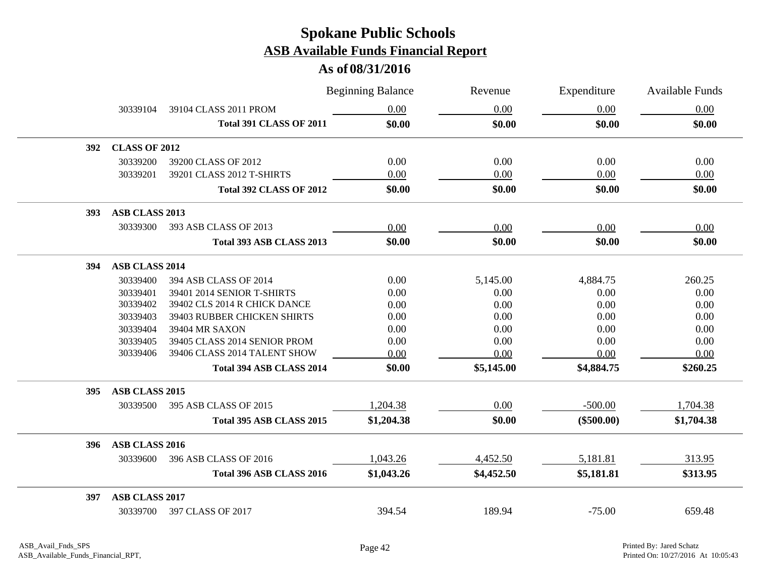# Spokane Public Schools

## ASB Available Funds Financial Report

### As of 08/31/2016

| | | | Beginning Balance | Revenue | Expenditure | Available Funds |
|---|---|---|---|---|---|---|
| | 30339104 | 39104 CLASS 2011 PROM | 0.00 | 0.00 | 0.00 | 0.00 |
| | | **Total 391 CLASS OF 2011** | **$0.00** | **$0.00** | **$0.00** | **$0.00** |
| **392** | **CLASS OF 2012** | | | | | |
| | 30339200 | 39200 CLASS OF 2012 | 0.00 | 0.00 | 0.00 | 0.00 |
| | 30339201 | 39201 CLASS 2012 T-SHIRTS | 0.00 | 0.00 | 0.00 | 0.00 |
| | | **Total 392 CLASS OF 2012** | **$0.00** | **$0.00** | **$0.00** | **$0.00** |
| **393** | **ASB CLASS 2013** | | | | | |
| | 30339300 | 393 ASB CLASS OF 2013 | 0.00 | 0.00 | 0.00 | 0.00 |
| | | **Total 393 ASB CLASS 2013** | **$0.00** | **$0.00** | **$0.00** | **$0.00** |
| **394** | **ASB CLASS 2014** | | | | | |
| | 30339400 | 394 ASB CLASS OF 2014 | 0.00 | 5,145.00 | 4,884.75 | 260.25 |
| | 30339401 | 39401 2014 SENIOR T-SHIRTS | 0.00 | 0.00 | 0.00 | 0.00 |
| | 30339402 | 39402 CLS 2014 R CHICK DANCE | 0.00 | 0.00 | 0.00 | 0.00 |
| | 30339403 | 39403 RUBBER CHICKEN SHIRTS | 0.00 | 0.00 | 0.00 | 0.00 |
| | 30339404 | 39404 MR SAXON | 0.00 | 0.00 | 0.00 | 0.00 |
| | 30339405 | 39405 CLASS 2014 SENIOR PROM | 0.00 | 0.00 | 0.00 | 0.00 |
| | 30339406 | 39406 CLASS 2014 TALENT SHOW | 0.00 | 0.00 | 0.00 | 0.00 |
| | | **Total 394 ASB CLASS 2014** | **$0.00** | **$5,145.00** | **$4,884.75** | **$260.25** |
| **395** | **ASB CLASS 2015** | | | | | |
| | 30339500 | 395 ASB CLASS OF 2015 | 1,204.38 | 0.00 | -500.00 | 1,704.38 |
| | | **Total 395 ASB CLASS 2015** | **$1,204.38** | **$0.00** | **($500.00)** | **$1,704.38** |
| **396** | **ASB CLASS 2016** | | | | | |
| | 30339600 | 396 ASB CLASS OF 2016 | 1,043.26 | 4,452.50 | 5,181.81 | 313.95 |
| | | **Total 396 ASB CLASS 2016** | **$1,043.26** | **$4,452.50** | **$5,181.81** | **$313.95** |
| **397** | **ASB CLASS 2017** | | | | | |
| | 30339700 | 397 CLASS OF 2017 | 394.54 | 189.94 | -75.00 | 659.48 |

ASB_Avail_Fnds_SPS
ASB_Available_Funds_Financial_RPT,

Printed By: Jared Schatz
Printed On: 10/27/2016 At 10:05:43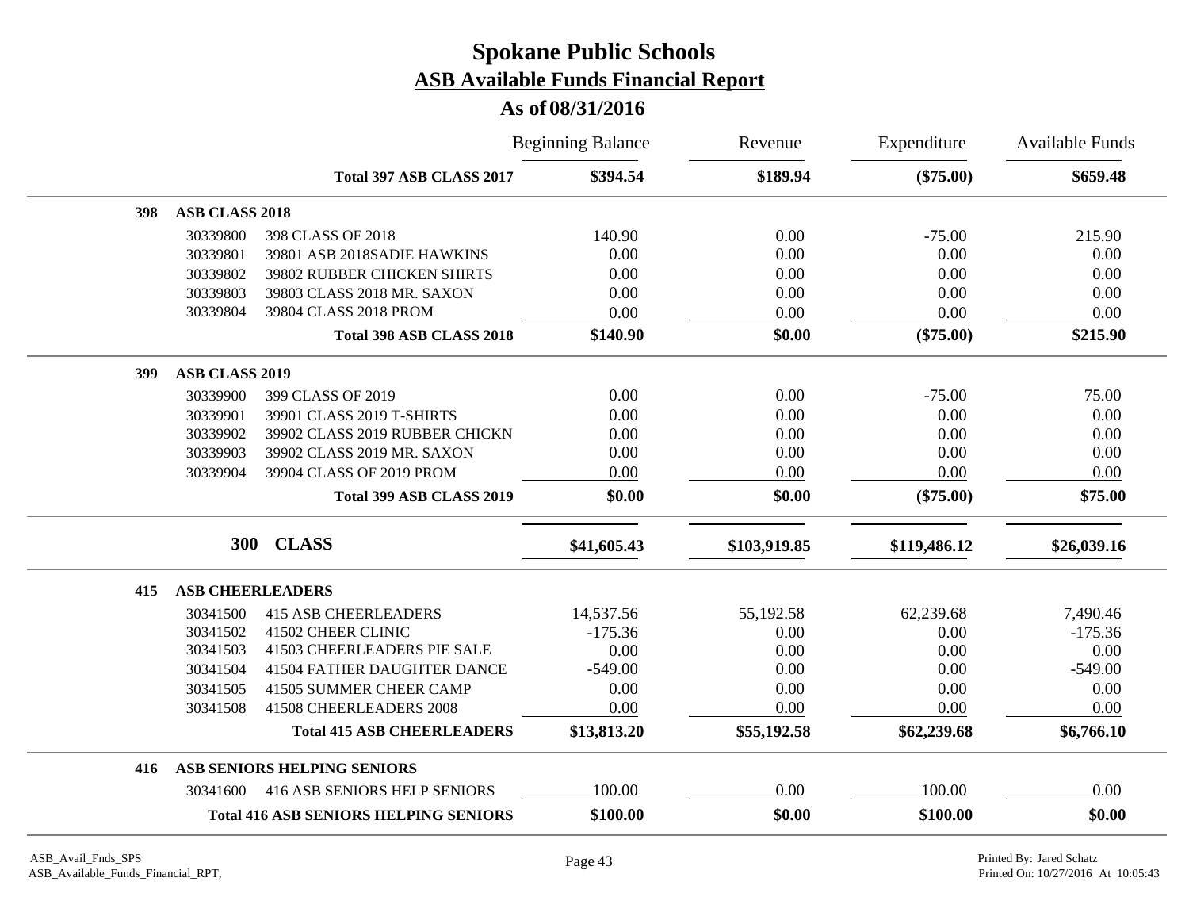# Spokane Public Schools
## ASB Available Funds Financial Report
### As of 08/31/2016

| | | | Beginning Balance | Revenue | Expenditure | Available Funds |
|---|---|---|---|---|---|---|
| | | **Total 397 ASB CLASS 2017** | **$394.54** | **$189.94** | **($75.00)** | **$659.48** |
| **398** | **ASB CLASS 2018** | | | | | |
| | 30339800 | 398 CLASS OF 2018 | 140.90 | 0.00 | -75.00 | 215.90 |
| | 30339801 | 39801 ASB 2018SADIE HAWKINS | 0.00 | 0.00 | 0.00 | 0.00 |
| | 30339802 | 39802 RUBBER CHICKEN SHIRTS | 0.00 | 0.00 | 0.00 | 0.00 |
| | 30339803 | 39803 CLASS 2018 MR. SAXON | 0.00 | 0.00 | 0.00 | 0.00 |
| | 30339804 | 39804 CLASS 2018 PROM | 0.00 | 0.00 | 0.00 | 0.00 |
| | | **Total 398 ASB CLASS 2018** | **$140.90** | **$0.00** | **($75.00)** | **$215.90** |
| **399** | **ASB CLASS 2019** | | | | | |
| | 30339900 | 399 CLASS OF 2019 | 0.00 | 0.00 | -75.00 | 75.00 |
| | 30339901 | 39901 CLASS 2019 T-SHIRTS | 0.00 | 0.00 | 0.00 | 0.00 |
| | 30339902 | 39902 CLASS 2019 RUBBER CHICKN | 0.00 | 0.00 | 0.00 | 0.00 |
| | 30339903 | 39902 CLASS 2019 MR. SAXON | 0.00 | 0.00 | 0.00 | 0.00 |
| | 30339904 | 39904 CLASS OF 2019 PROM | 0.00 | 0.00 | 0.00 | 0.00 |
| | | **Total 399 ASB CLASS 2019** | **$0.00** | **$0.00** | **($75.00)** | **$75.00** |
| | **300** | **CLASS** | **$41,605.43** | **$103,919.85** | **$119,486.12** | **$26,039.16** |
| **415** | **ASB CHEERLEADERS** | | | | | |
| | 30341500 | 415 ASB CHEERLEADERS | 14,537.56 | 55,192.58 | 62,239.68 | 7,490.46 |
| | 30341502 | 41502 CHEER CLINIC | -175.36 | 0.00 | 0.00 | -175.36 |
| | 30341503 | 41503 CHEERLEADERS PIE SALE | 0.00 | 0.00 | 0.00 | 0.00 |
| | 30341504 | 41504 FATHER DAUGHTER DANCE | -549.00 | 0.00 | 0.00 | -549.00 |
| | 30341505 | 41505 SUMMER CHEER CAMP | 0.00 | 0.00 | 0.00 | 0.00 |
| | 30341508 | 41508 CHEERLEADERS 2008 | 0.00 | 0.00 | 0.00 | 0.00 |
| | | **Total 415 ASB CHEERLEADERS** | **$13,813.20** | **$55,192.58** | **$62,239.68** | **$6,766.10** |
| **416** | **ASB SENIORS HELPING SENIORS** | | | | | |
| | 30341600 | 416 ASB SENIORS HELP SENIORS | 100.00 | 0.00 | 100.00 | 0.00 |
| | | **Total 416 ASB SENIORS HELPING SENIORS** | **$100.00** | **$0.00** | **$100.00** | **$0.00** |

ASB_Avail_Fnds_SPS
ASB_Available_Funds_Financial_RPT,

Printed By: Jared Schatz
Printed On: 10/27/2016 At 10:05:43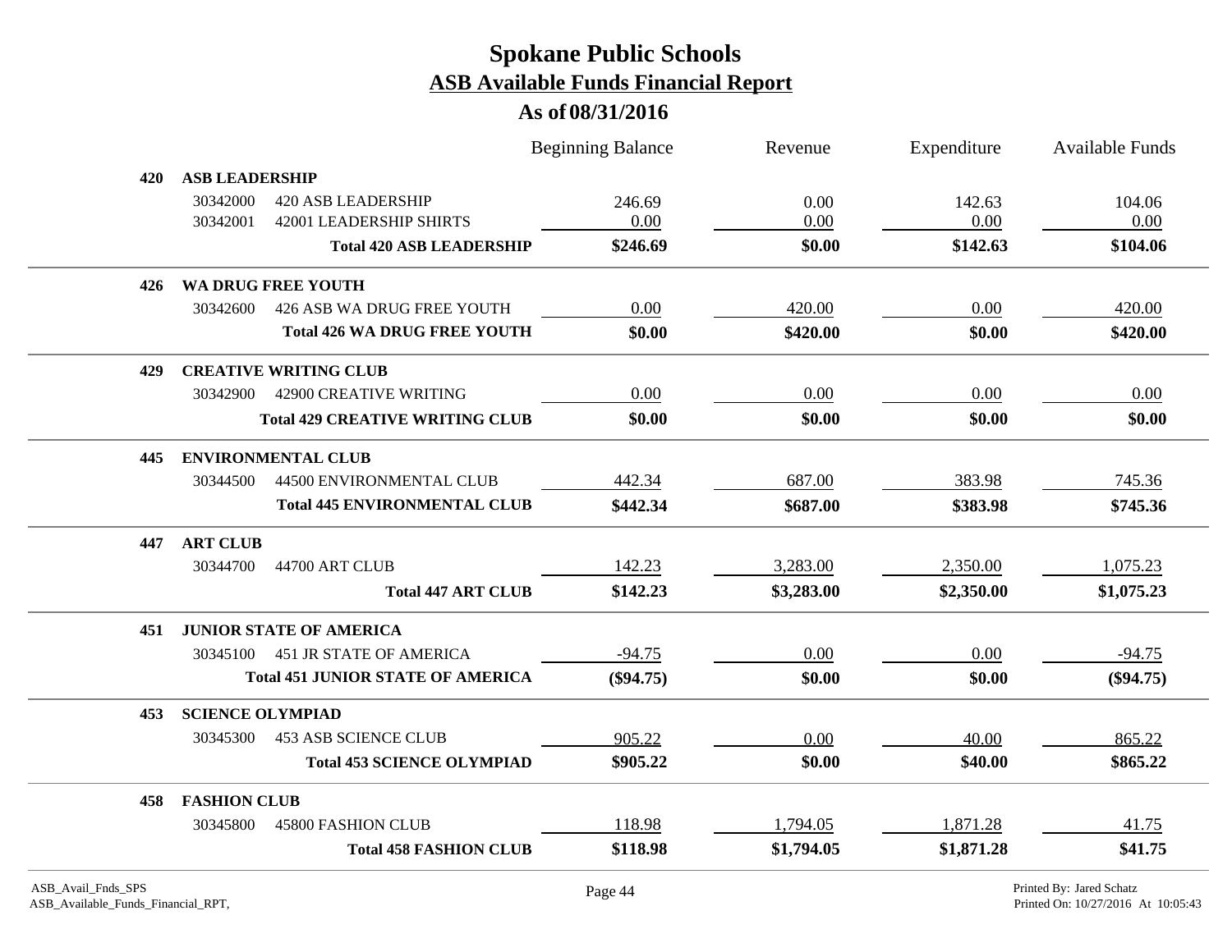# Spokane Public Schools

## ASB Available Funds Financial Report

### As of 08/31/2016

| | | Beginning Balance | Revenue | Expenditure | Available Funds |
|---|---|---|---|---|---|
| **420** | **ASB LEADERSHIP** | | | | |
| 30342000 | 420 ASB LEADERSHIP | 246.69 | 0.00 | 142.63 | 104.06 |
| 30342001 | 42001 LEADERSHIP SHIRTS | 0.00 | 0.00 | 0.00 | 0.00 |
| | **Total 420 ASB LEADERSHIP** | **$246.69** | **$0.00** | **$142.63** | **$104.06** |
| **426** | **WA DRUG FREE YOUTH** | | | | |
| 30342600 | 426 ASB WA DRUG FREE YOUTH | 0.00 | 420.00 | 0.00 | 420.00 |
| | **Total 426 WA DRUG FREE YOUTH** | **$0.00** | **$420.00** | **$0.00** | **$420.00** |
| **429** | **CREATIVE WRITING CLUB** | | | | |
| 30342900 | 42900 CREATIVE WRITING | 0.00 | 0.00 | 0.00 | 0.00 |
| | **Total 429 CREATIVE WRITING CLUB** | **$0.00** | **$0.00** | **$0.00** | **$0.00** |
| **445** | **ENVIRONMENTAL CLUB** | | | | |
| 30344500 | 44500 ENVIRONMENTAL CLUB | 442.34 | 687.00 | 383.98 | 745.36 |
| | **Total 445 ENVIRONMENTAL CLUB** | **$442.34** | **$687.00** | **$383.98** | **$745.36** |
| **447** | **ART CLUB** | | | | |
| 30344700 | 44700 ART CLUB | 142.23 | 3,283.00 | 2,350.00 | 1,075.23 |
| | **Total 447 ART CLUB** | **$142.23** | **$3,283.00** | **$2,350.00** | **$1,075.23** |
| **451** | **JUNIOR STATE OF AMERICA** | | | | |
| 30345100 | 451 JR STATE OF AMERICA | -94.75 | 0.00 | 0.00 | -94.75 |
| | **Total 451 JUNIOR STATE OF AMERICA** | **($94.75)** | **$0.00** | **$0.00** | **($94.75)** |
| **453** | **SCIENCE OLYMPIAD** | | | | |
| 30345300 | 453 ASB SCIENCE CLUB | 905.22 | 0.00 | 40.00 | 865.22 |
| | **Total 453 SCIENCE OLYMPIAD** | **$905.22** | **$0.00** | **$40.00** | **$865.22** |
| **458** | **FASHION CLUB** | | | | |
| 30345800 | 45800 FASHION CLUB | 118.98 | 1,794.05 | 1,871.28 | 41.75 |
| | **Total 458 FASHION CLUB** | **$118.98** | **$1,794.05** | **$1,871.28** | **$41.75** |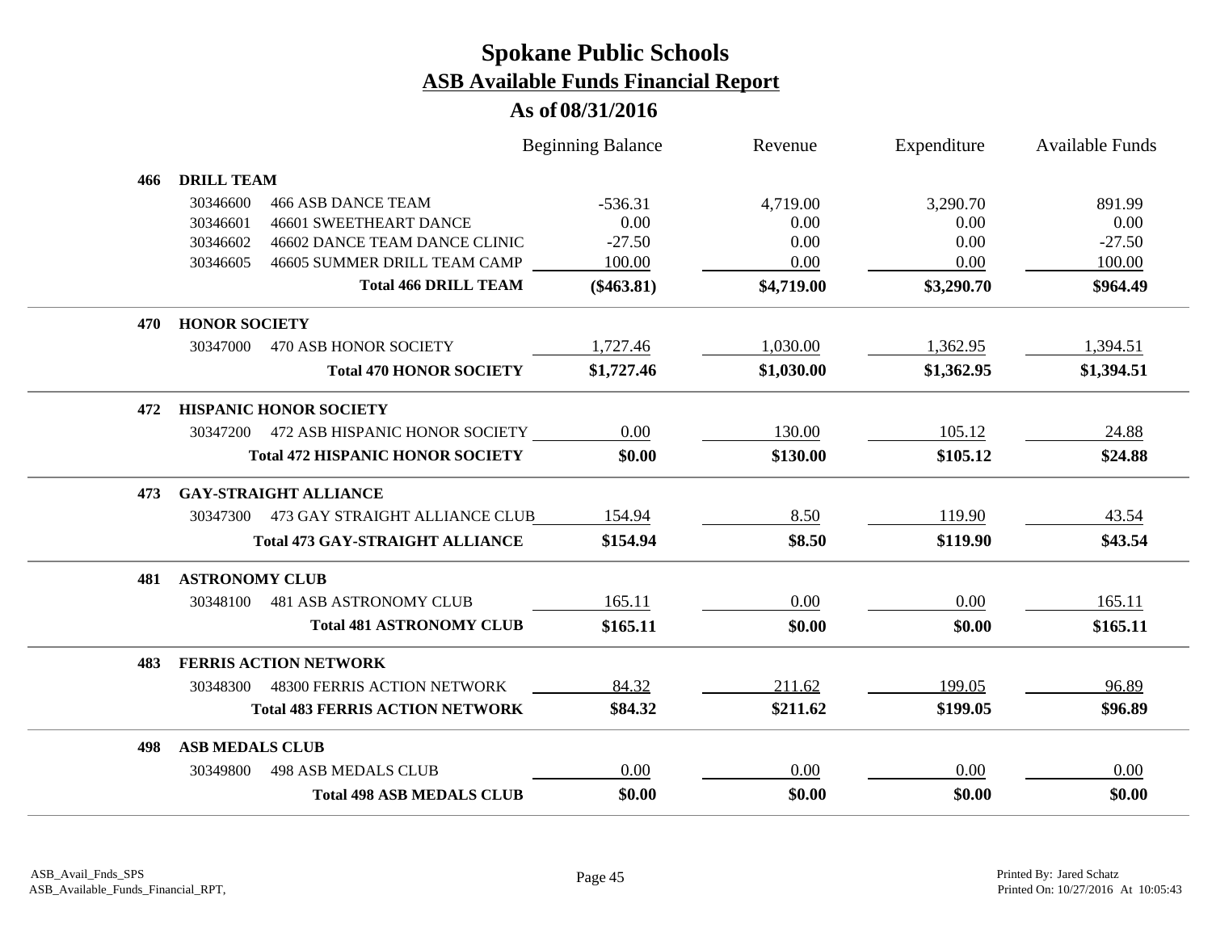# Spokane Public Schools

## ASB Available Funds Financial Report

### As of 08/31/2016

| | | | Beginning Balance | Revenue | Expenditure | Available Funds |
|---|---|---|---|---|---|---|
| **466** | **DRILL TEAM** | | | | | |
| | 30346600 | 466 ASB DANCE TEAM | -536.31 | 4,719.00 | 3,290.70 | 891.99 |
| | 30346601 | 46601 SWEETHEART DANCE | 0.00 | 0.00 | 0.00 | 0.00 |
| | 30346602 | 46602 DANCE TEAM DANCE CLINIC | -27.50 | 0.00 | 0.00 | -27.50 |
| | 30346605 | 46605 SUMMER DRILL TEAM CAMP | 100.00 | 0.00 | 0.00 | 100.00 |
| | | **Total 466 DRILL TEAM** | **($463.81)** | **$4,719.00** | **$3,290.70** | **$964.49** |
| **470** | **HONOR SOCIETY** | | | | | |
| | 30347000 | 470 ASB HONOR SOCIETY | 1,727.46 | 1,030.00 | 1,362.95 | 1,394.51 |
| | | **Total 470 HONOR SOCIETY** | **$1,727.46** | **$1,030.00** | **$1,362.95** | **$1,394.51** |
| **472** | **HISPANIC HONOR SOCIETY** | | | | | |
| | 30347200 | 472 ASB HISPANIC HONOR SOCIETY | 0.00 | 130.00 | 105.12 | 24.88 |
| | | **Total 472 HISPANIC HONOR SOCIETY** | **$0.00** | **$130.00** | **$105.12** | **$24.88** |
| **473** | **GAY-STRAIGHT ALLIANCE** | | | | | |
| | 30347300 | 473 GAY STRAIGHT ALLIANCE CLUB | 154.94 | 8.50 | 119.90 | 43.54 |
| | | **Total 473 GAY-STRAIGHT ALLIANCE** | **$154.94** | **$8.50** | **$119.90** | **$43.54** |
| **481** | **ASTRONOMY CLUB** | | | | | |
| | 30348100 | 481 ASB ASTRONOMY CLUB | 165.11 | 0.00 | 0.00 | 165.11 |
| | | **Total 481 ASTRONOMY CLUB** | **$165.11** | **$0.00** | **$0.00** | **$165.11** |
| **483** | **FERRIS ACTION NETWORK** | | | | | |
| | 30348300 | 48300 FERRIS ACTION NETWORK | 84.32 | 211.62 | 199.05 | 96.89 |
| | | **Total 483 FERRIS ACTION NETWORK** | **$84.32** | **$211.62** | **$199.05** | **$96.89** |
| **498** | **ASB MEDALS CLUB** | | | | | |
| | 30349800 | 498 ASB MEDALS CLUB | 0.00 | 0.00 | 0.00 | 0.00 |
| | | **Total 498 ASB MEDALS CLUB** | **$0.00** | **$0.00** | **$0.00** | **$0.00** |

ASB_Avail_Fnds_SPS
ASB_Available_Funds_Financial_RPT,

Printed By: Jared Schatz
Printed On: 10/27/2016 At 10:05:43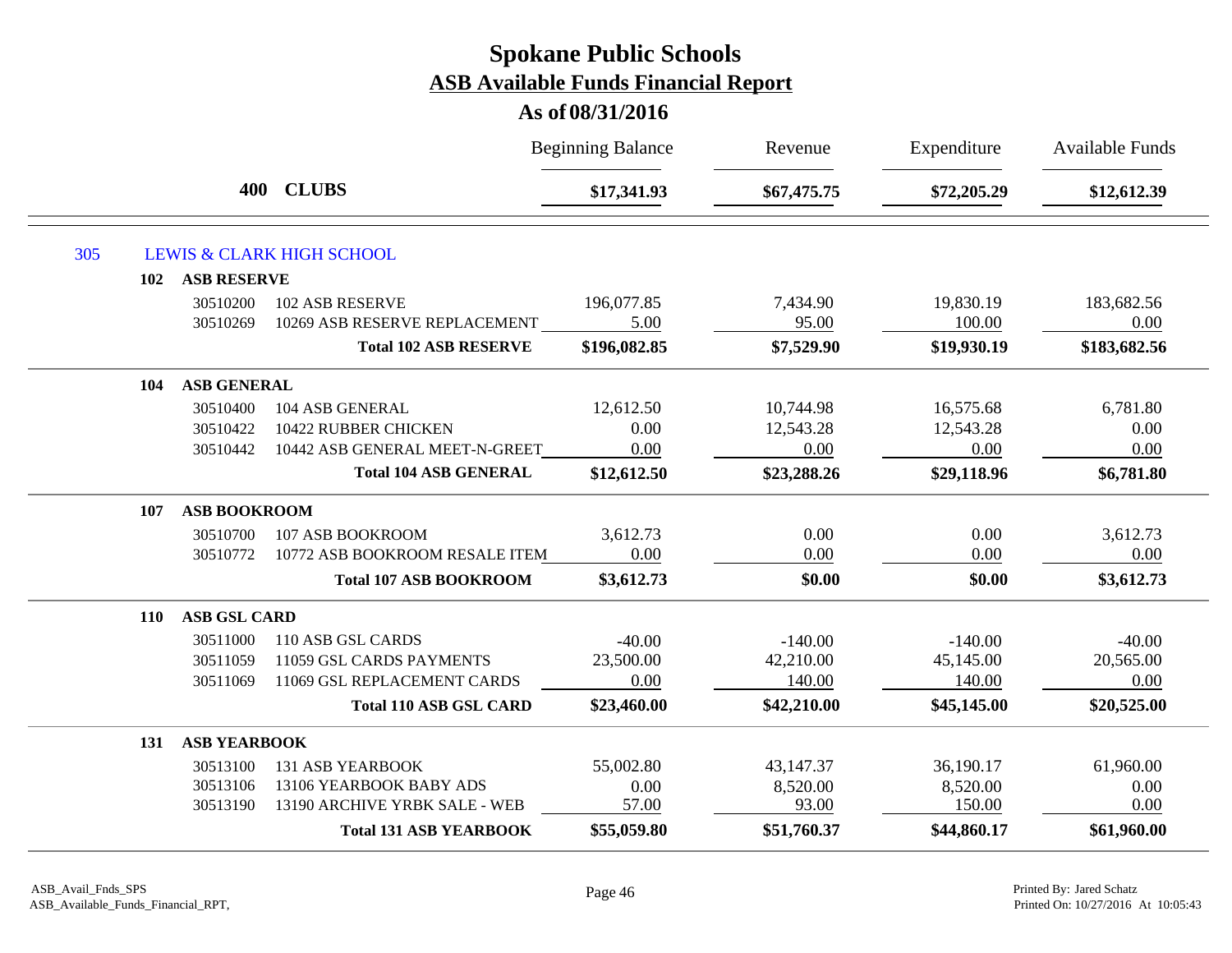# Spokane Public Schools

## ASB Available Funds Financial Report

### As of 08/31/2016

| | | | Beginning Balance | Revenue | Expenditure | Available Funds |
|---|---|---|---|---|---|---|
| **400** | | **CLUBS** | **$17,341.93** | **$67,475.75** | **$72,205.29** | **$12,612.39** |
| 305 | | LEWIS & CLARK HIGH SCHOOL | | | | |
| **102** | | **ASB RESERVE** | | | | |
| | 30510200 | 102 ASB RESERVE | 196,077.85 | 7,434.90 | 19,830.19 | 183,682.56 |
| | 30510269 | 10269 ASB RESERVE REPLACEMENT | 5.00 | 95.00 | 100.00 | 0.00 |
| | | **Total 102 ASB RESERVE** | **$196,082.85** | **$7,529.90** | **$19,930.19** | **$183,682.56** |
| **104** | | **ASB GENERAL** | | | | |
| | 30510400 | 104 ASB GENERAL | 12,612.50 | 10,744.98 | 16,575.68 | 6,781.80 |
| | 30510422 | 10422 RUBBER CHICKEN | 0.00 | 12,543.28 | 12,543.28 | 0.00 |
| | 30510442 | 10442 ASB GENERAL MEET-N-GREET | 0.00 | 0.00 | 0.00 | 0.00 |
| | | **Total 104 ASB GENERAL** | **$12,612.50** | **$23,288.26** | **$29,118.96** | **$6,781.80** |
| **107** | | **ASB BOOKROOM** | | | | |
| | 30510700 | 107 ASB BOOKROOM | 3,612.73 | 0.00 | 0.00 | 3,612.73 |
| | 30510772 | 10772 ASB BOOKROOM RESALE ITEM | 0.00 | 0.00 | 0.00 | 0.00 |
| | | **Total 107 ASB BOOKROOM** | **$3,612.73** | **$0.00** | **$0.00** | **$3,612.73** |
| **110** | | **ASB GSL CARD** | | | | |
| | 30511000 | 110 ASB GSL CARDS | -40.00 | -140.00 | -140.00 | -40.00 |
| | 30511059 | 11059 GSL CARDS PAYMENTS | 23,500.00 | 42,210.00 | 45,145.00 | 20,565.00 |
| | 30511069 | 11069 GSL REPLACEMENT CARDS | 0.00 | 140.00 | 140.00 | 0.00 |
| | | **Total 110 ASB GSL CARD** | **$23,460.00** | **$42,210.00** | **$45,145.00** | **$20,525.00** |
| **131** | | **ASB YEARBOOK** | | | | |
| | 30513100 | 131 ASB YEARBOOK | 55,002.80 | 43,147.37 | 36,190.17 | 61,960.00 |
| | 30513106 | 13106 YEARBOOK BABY ADS | 0.00 | 8,520.00 | 8,520.00 | 0.00 |
| | 30513190 | 13190 ARCHIVE YRBK SALE - WEB | 57.00 | 93.00 | 150.00 | 0.00 |
| | | **Total 131 ASB YEARBOOK** | **$55,059.80** | **$51,760.37** | **$44,860.17** | **$61,960.00** |

ASB_Avail_Fnds_SPS
ASB_Available_Funds_Financial_RPT,

Printed By: Jared Schatz
Printed On: 10/27/2016 At 10:05:43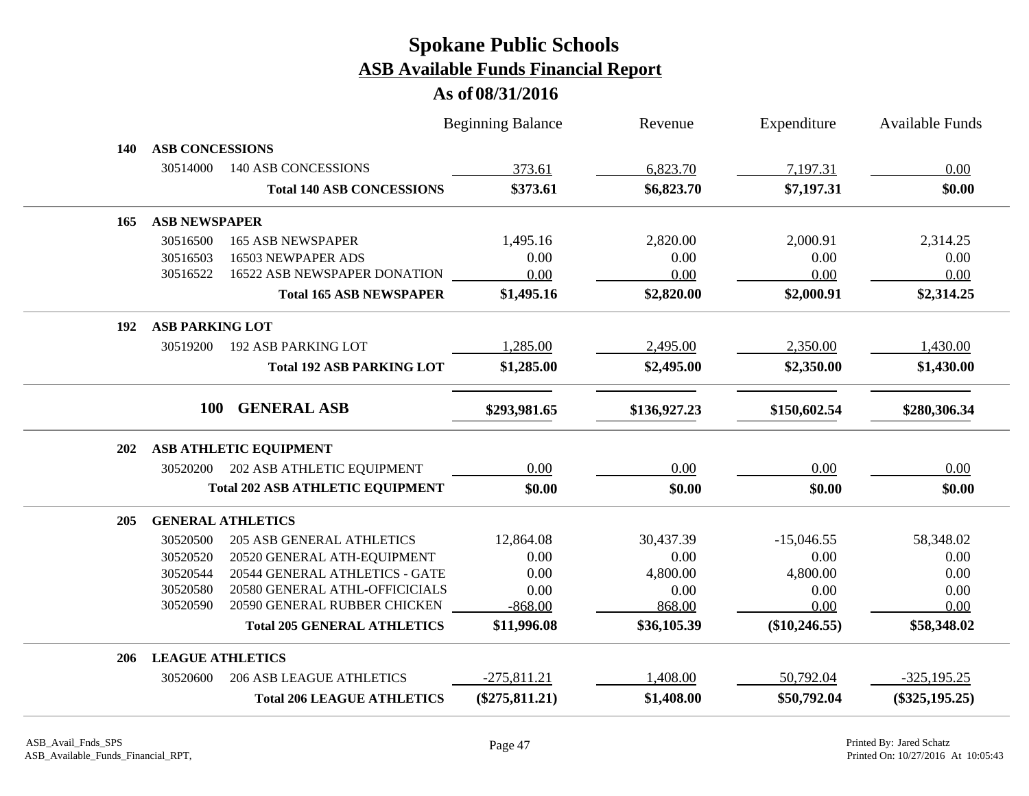# Spokane Public Schools

## ASB Available Funds Financial Report

### As of 08/31/2016

| | | | Beginning Balance | Revenue | Expenditure | Available Funds |
|---|---|---|---|---|---|---|
| **140** | **ASB CONCESSIONS** | | | | | |
| | 30514000 | 140 ASB CONCESSIONS | 373.61 | 6,823.70 | 7,197.31 | 0.00 |
| | | **Total 140 ASB CONCESSIONS** | **$373.61** | **$6,823.70** | **$7,197.31** | **$0.00** |
| **165** | **ASB NEWSPAPER** | | | | | |
| | 30516500 | 165 ASB NEWSPAPER | 1,495.16 | 2,820.00 | 2,000.91 | 2,314.25 |
| | 30516503 | 16503 NEWPAPER ADS | 0.00 | 0.00 | 0.00 | 0.00 |
| | 30516522 | 16522 ASB NEWSPAPER DONATION | 0.00 | 0.00 | 0.00 | 0.00 |
| | | **Total 165 ASB NEWSPAPER** | **$1,495.16** | **$2,820.00** | **$2,000.91** | **$2,314.25** |
| **192** | **ASB PARKING LOT** | | | | | |
| | 30519200 | 192 ASB PARKING LOT | 1,285.00 | 2,495.00 | 2,350.00 | 1,430.00 |
| | | **Total 192 ASB PARKING LOT** | **$1,285.00** | **$2,495.00** | **$2,350.00** | **$1,430.00** |
| | **100** | **GENERAL ASB** | **$293,981.65** | **$136,927.23** | **$150,602.54** | **$280,306.34** |
| **202** | **ASB ATHLETIC EQUIPMENT** | | | | | |
| | 30520200 | 202 ASB ATHLETIC EQUIPMENT | 0.00 | 0.00 | 0.00 | 0.00 |
| | | **Total 202 ASB ATHLETIC EQUIPMENT** | **$0.00** | **$0.00** | **$0.00** | **$0.00** |
| **205** | **GENERAL ATHLETICS** | | | | | |
| | 30520500 | 205 ASB GENERAL ATHLETICS | 12,864.08 | 30,437.39 | -15,046.55 | 58,348.02 |
| | 30520520 | 20520 GENERAL ATH-EQUIPMENT | 0.00 | 0.00 | 0.00 | 0.00 |
| | 30520544 | 20544 GENERAL ATHLETICS - GATE | 0.00 | 4,800.00 | 4,800.00 | 0.00 |
| | 30520580 | 20580 GENERAL ATHL-OFFICICIALS | 0.00 | 0.00 | 0.00 | 0.00 |
| | 30520590 | 20590 GENERAL RUBBER CHICKEN | -868.00 | 868.00 | 0.00 | 0.00 |
| | | **Total 205 GENERAL ATHLETICS** | **$11,996.08** | **$36,105.39** | **($10,246.55)** | **$58,348.02** |
| **206** | **LEAGUE ATHLETICS** | | | | | |
| | 30520600 | 206 ASB LEAGUE ATHLETICS | -275,811.21 | 1,408.00 | 50,792.04 | -325,195.25 |
| | | **Total 206 LEAGUE ATHLETICS** | **($275,811.21)** | **$1,408.00** | **$50,792.04** | **($325,195.25)** |

ASB_Avail_Fnds_SPS
ASB_Available_Funds_Financial_RPT,

Printed By: Jared Schatz
Printed On: 10/27/2016 At 10:05:43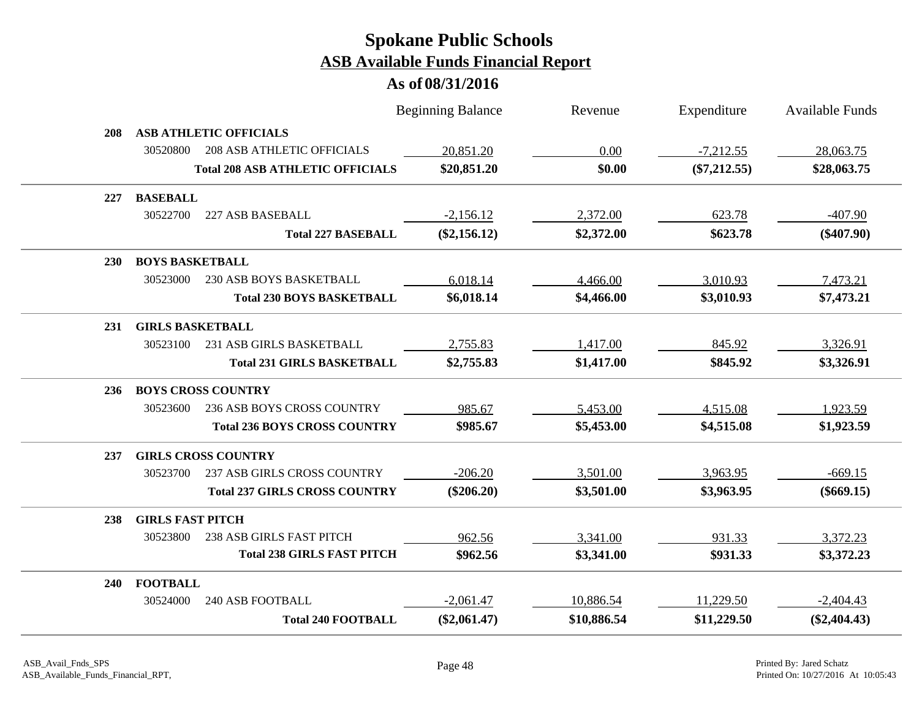# Spokane Public Schools

## ASB Available Funds Financial Report

### As of 08/31/2016

| | | | Beginning Balance | Revenue | Expenditure | Available Funds |
|---|---|---|---|---|---|---|
| **208** | **ASB ATHLETIC OFFICIALS** | | | | | |
| | 30520800 | 208 ASB ATHLETIC OFFICIALS | 20,851.20 | 0.00 | -7,212.55 | 28,063.75 |
| | | **Total 208 ASB ATHLETIC OFFICIALS** | **$20,851.20** | **$0.00** | **($7,212.55)** | **$28,063.75** |
| **227** | **BASEBALL** | | | | | |
| | 30522700 | 227 ASB BASEBALL | -2,156.12 | 2,372.00 | 623.78 | -407.90 |
| | | **Total 227 BASEBALL** | **($2,156.12)** | **$2,372.00** | **$623.78** | **($407.90)** |
| **230** | **BOYS BASKETBALL** | | | | | |
| | 30523000 | 230 ASB BOYS BASKETBALL | 6,018.14 | 4,466.00 | 3,010.93 | 7,473.21 |
| | | **Total 230 BOYS BASKETBALL** | **$6,018.14** | **$4,466.00** | **$3,010.93** | **$7,473.21** |
| **231** | **GIRLS BASKETBALL** | | | | | |
| | 30523100 | 231 ASB GIRLS BASKETBALL | 2,755.83 | 1,417.00 | 845.92 | 3,326.91 |
| | | **Total 231 GIRLS BASKETBALL** | **$2,755.83** | **$1,417.00** | **$845.92** | **$3,326.91** |
| **236** | **BOYS CROSS COUNTRY** | | | | | |
| | 30523600 | 236 ASB BOYS CROSS COUNTRY | 985.67 | 5,453.00 | 4,515.08 | 1,923.59 |
| | | **Total 236 BOYS CROSS COUNTRY** | **$985.67** | **$5,453.00** | **$4,515.08** | **$1,923.59** |
| **237** | **GIRLS CROSS COUNTRY** | | | | | |
| | 30523700 | 237 ASB GIRLS CROSS COUNTRY | -206.20 | 3,501.00 | 3,963.95 | -669.15 |
| | | **Total 237 GIRLS CROSS COUNTRY** | **($206.20)** | **$3,501.00** | **$3,963.95** | **($669.15)** |
| **238** | **GIRLS FAST PITCH** | | | | | |
| | 30523800 | 238 ASB GIRLS FAST PITCH | 962.56 | 3,341.00 | 931.33 | 3,372.23 |
| | | **Total 238 GIRLS FAST PITCH** | **$962.56** | **$3,341.00** | **$931.33** | **$3,372.23** |
| **240** | **FOOTBALL** | | | | | |
| | 30524000 | 240 ASB FOOTBALL | -2,061.47 | 10,886.54 | 11,229.50 | -2,404.43 |
| | | **Total 240 FOOTBALL** | **($2,061.47)** | **$10,886.54** | **$11,229.50** | **($2,404.43)** |

ASB_Avail_Fnds_SPS
ASB_Available_Funds_Financial_RPT,

Printed By: Jared Schatz
Printed On: 10/27/2016 At 10:05:43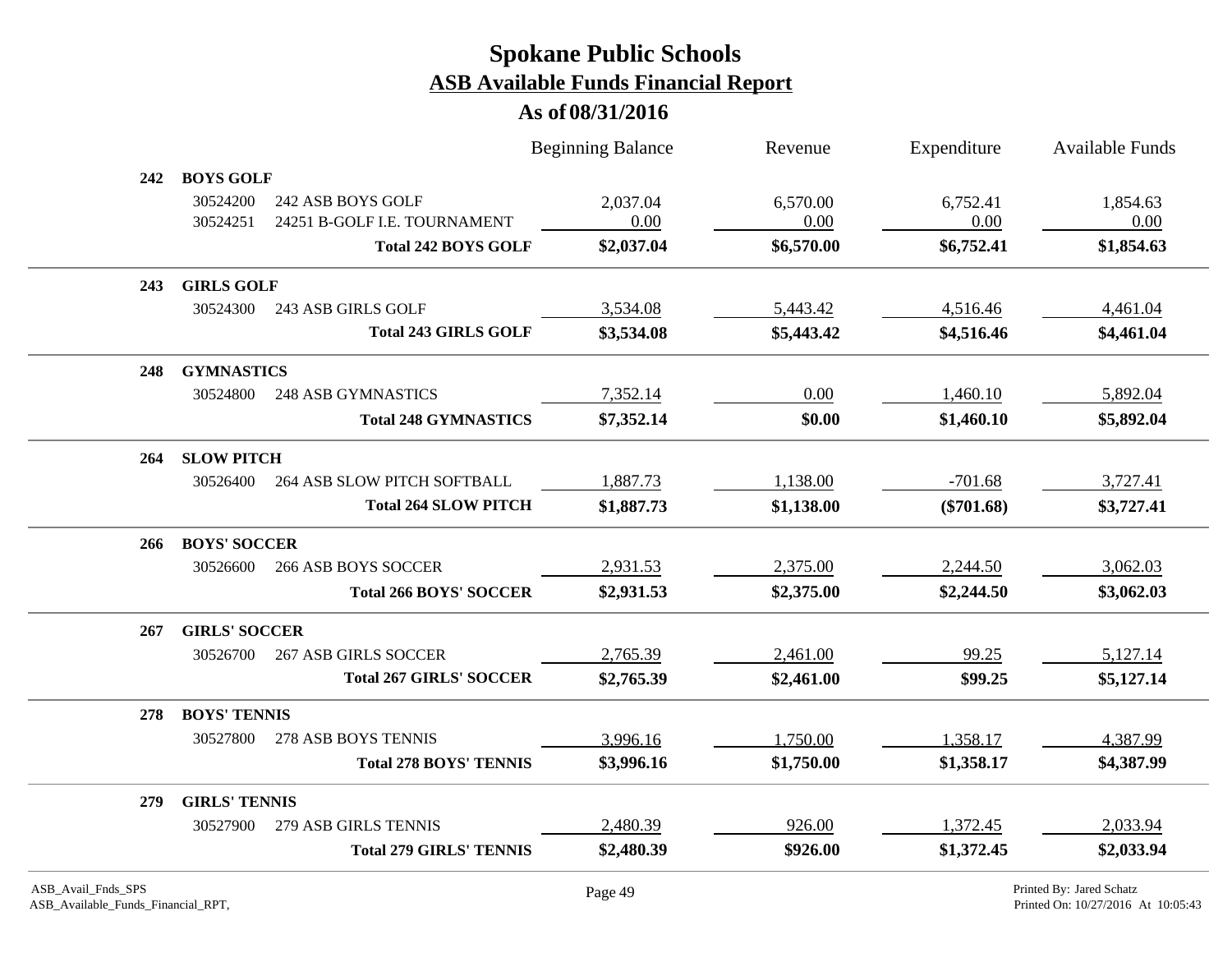# Spokane Public Schools

## ASB Available Funds Financial Report

### As of 08/31/2016

| | | | Beginning Balance | Revenue | Expenditure | Available Funds |
|---|---|---|---|---|---|---|
| **242** | **BOYS GOLF** | | | | | |
| | 30524200 | 242 ASB BOYS GOLF | 2,037.04 | 6,570.00 | 6,752.41 | 1,854.63 |
| | 30524251 | 24251 B-GOLF I.E. TOURNAMENT | 0.00 | 0.00 | 0.00 | 0.00 |
| | | **Total 242 BOYS GOLF** | **$2,037.04** | **$6,570.00** | **$6,752.41** | **$1,854.63** |
| **243** | **GIRLS GOLF** | | | | | |
| | 30524300 | 243 ASB GIRLS GOLF | 3,534.08 | 5,443.42 | 4,516.46 | 4,461.04 |
| | | **Total 243 GIRLS GOLF** | **$3,534.08** | **$5,443.42** | **$4,516.46** | **$4,461.04** |
| **248** | **GYMNASTICS** | | | | | |
| | 30524800 | 248 ASB GYMNASTICS | 7,352.14 | 0.00 | 1,460.10 | 5,892.04 |
| | | **Total 248 GYMNASTICS** | **$7,352.14** | **$0.00** | **$1,460.10** | **$5,892.04** |
| **264** | **SLOW PITCH** | | | | | |
| | 30526400 | 264 ASB SLOW PITCH SOFTBALL | 1,887.73 | 1,138.00 | -701.68 | 3,727.41 |
| | | **Total 264 SLOW PITCH** | **$1,887.73** | **$1,138.00** | **($701.68)** | **$3,727.41** |
| **266** | **BOYS' SOCCER** | | | | | |
| | 30526600 | 266 ASB BOYS SOCCER | 2,931.53 | 2,375.00 | 2,244.50 | 3,062.03 |
| | | **Total 266 BOYS' SOCCER** | **$2,931.53** | **$2,375.00** | **$2,244.50** | **$3,062.03** |
| **267** | **GIRLS' SOCCER** | | | | | |
| | 30526700 | 267 ASB GIRLS SOCCER | 2,765.39 | 2,461.00 | 99.25 | 5,127.14 |
| | | **Total 267 GIRLS' SOCCER** | **$2,765.39** | **$2,461.00** | **$99.25** | **$5,127.14** |
| **278** | **BOYS' TENNIS** | | | | | |
| | 30527800 | 278 ASB BOYS TENNIS | 3,996.16 | 1,750.00 | 1,358.17 | 4,387.99 |
| | | **Total 278 BOYS' TENNIS** | **$3,996.16** | **$1,750.00** | **$1,358.17** | **$4,387.99** |
| **279** | **GIRLS' TENNIS** | | | | | |
| | 30527900 | 279 ASB GIRLS TENNIS | 2,480.39 | 926.00 | 1,372.45 | 2,033.94 |
| | | **Total 279 GIRLS' TENNIS** | **$2,480.39** | **$926.00** | **$1,372.45** | **$2,033.94** |

ASB_Avail_Fnds_SPS
ASB_Available_Funds_Financial_RPT,

Printed By: Jared Schatz
Printed On: 10/27/2016 At 10:05:43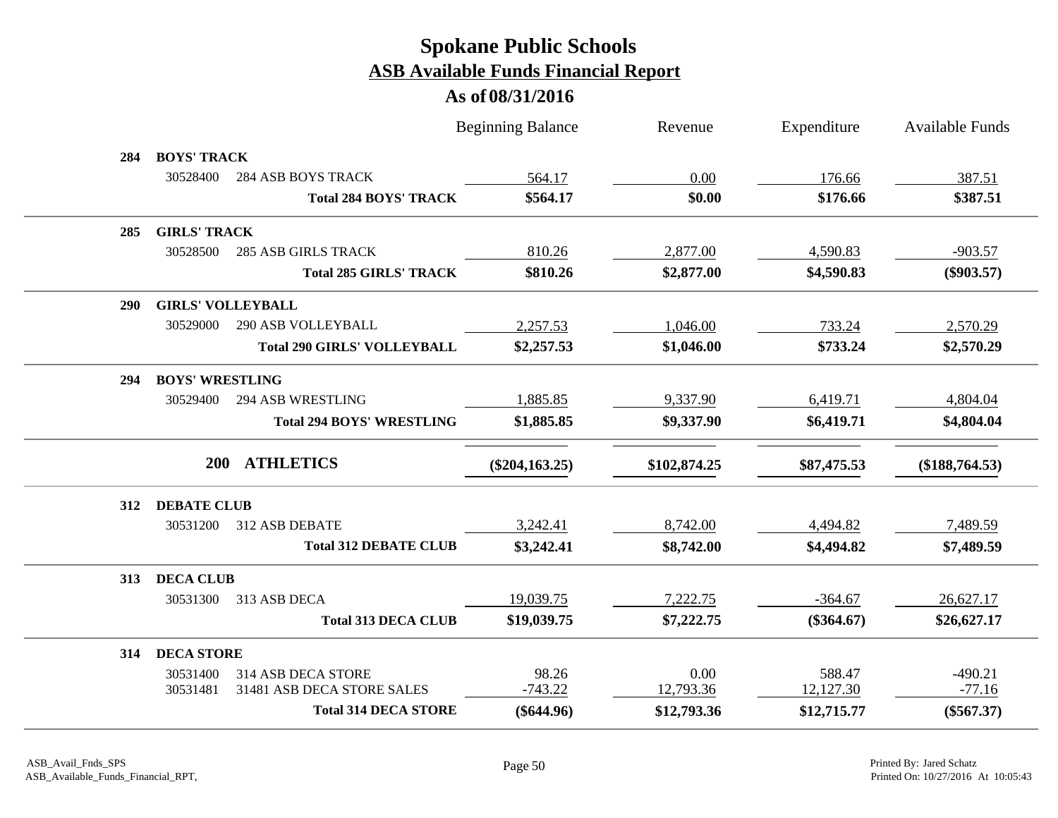# Spokane Public Schools
## ASB Available Funds Financial Report
### As of 08/31/2016

| | | Beginning Balance | Revenue | Expenditure | Available Funds |
|---|---|---|---|---|---|
| **284 BOYS' TRACK** | | | | | |
| 30528400 | 284 ASB BOYS TRACK | 564.17 | 0.00 | 176.66 | 387.51 |
| | **Total 284 BOYS' TRACK** | **$564.17** | **$0.00** | **$176.66** | **$387.51** |
| **285 GIRLS' TRACK** | | | | | |
| 30528500 | 285 ASB GIRLS TRACK | 810.26 | 2,877.00 | 4,590.83 | -903.57 |
| | **Total 285 GIRLS' TRACK** | **$810.26** | **$2,877.00** | **$4,590.83** | **($903.57)** |
| **290 GIRLS' VOLLEYBALL** | | | | | |
| 30529000 | 290 ASB VOLLEYBALL | 2,257.53 | 1,046.00 | 733.24 | 2,570.29 |
| | **Total 290 GIRLS' VOLLEYBALL** | **$2,257.53** | **$1,046.00** | **$733.24** | **$2,570.29** |
| **294 BOYS' WRESTLING** | | | | | |
| 30529400 | 294 ASB WRESTLING | 1,885.85 | 9,337.90 | 6,419.71 | 4,804.04 |
| | **Total 294 BOYS' WRESTLING** | **$1,885.85** | **$9,337.90** | **$6,419.71** | **$4,804.04** |
| | **200 ATHLETICS** | **($204,163.25)** | **$102,874.25** | **$87,475.53** | **($188,764.53)** |
| **312 DEBATE CLUB** | | | | | |
| 30531200 | 312 ASB DEBATE | 3,242.41 | 8,742.00 | 4,494.82 | 7,489.59 |
| | **Total 312 DEBATE CLUB** | **$3,242.41** | **$8,742.00** | **$4,494.82** | **$7,489.59** |
| **313 DECA CLUB** | | | | | |
| 30531300 | 313 ASB DECA | 19,039.75 | 7,222.75 | -364.67 | 26,627.17 |
| | **Total 313 DECA CLUB** | **$19,039.75** | **$7,222.75** | **($364.67)** | **$26,627.17** |
| **314 DECA STORE** | | | | | |
| 30531400 | 314 ASB DECA STORE | 98.26 | 0.00 | 588.47 | -490.21 |
| 30531481 | 31481 ASB DECA STORE SALES | -743.22 | 12,793.36 | 12,127.30 | -77.16 |
| | **Total 314 DECA STORE** | **($644.96)** | **$12,793.36** | **$12,715.77** | **($567.37)** |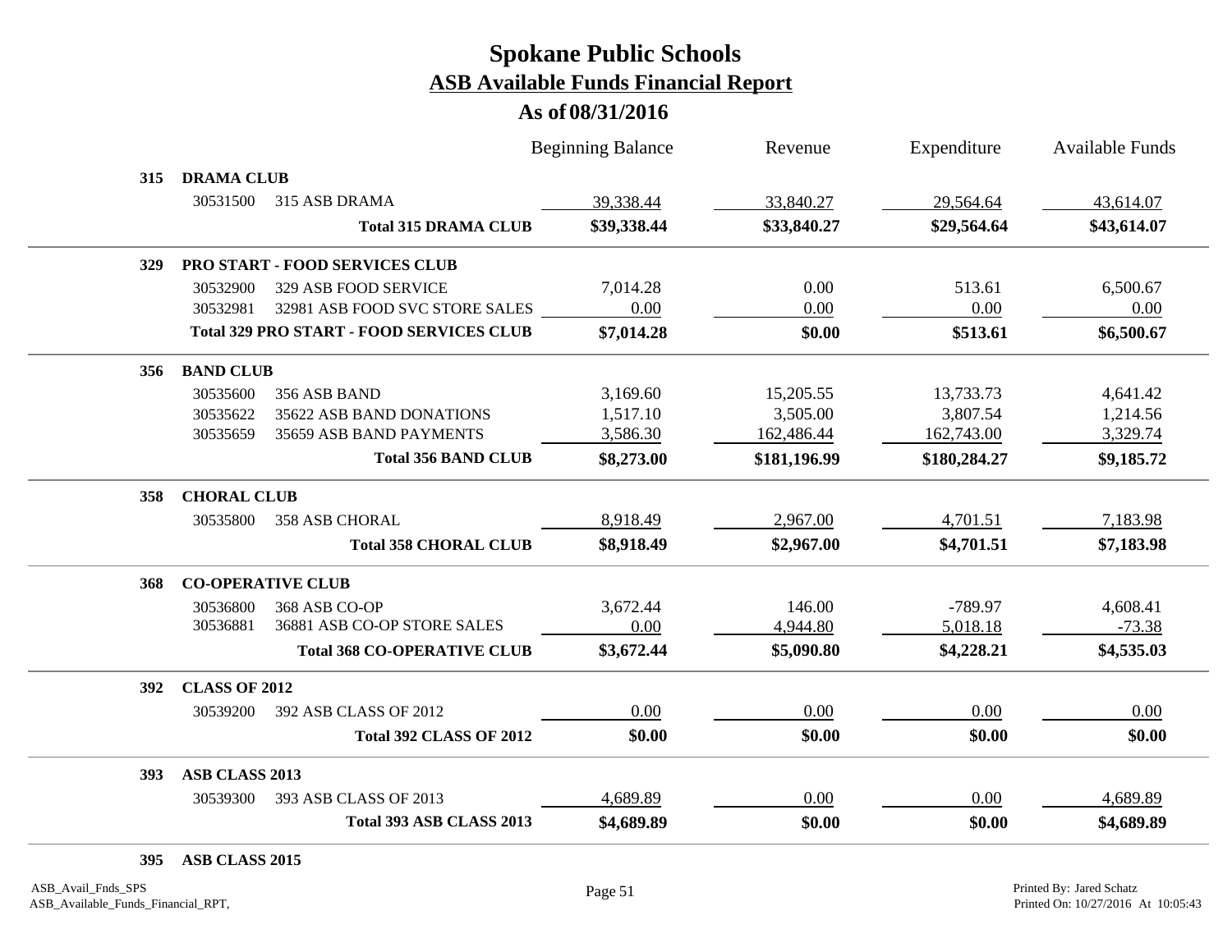# Spokane Public Schools
## ASB Available Funds Financial Report
### As of 08/31/2016

| | | Beginning Balance | Revenue | Expenditure | Available Funds |
|---|---|---|---|---|---|
| **315** | **DRAMA CLUB** | | | | |
| 30531500 | 315 ASB DRAMA | 39,338.44 | 33,840.27 | 29,564.64 | 43,614.07 |
| | **Total 315 DRAMA CLUB** | **$39,338.44** | **$33,840.27** | **$29,564.64** | **$43,614.07** |
| **329** | **PRO START - FOOD SERVICES CLUB** | | | | |
| 30532900 | 329 ASB FOOD SERVICE | 7,014.28 | 0.00 | 513.61 | 6,500.67 |
| 30532981 | 32981 ASB FOOD SVC STORE SALES | 0.00 | 0.00 | 0.00 | 0.00 |
| | **Total 329 PRO START - FOOD SERVICES CLUB** | **$7,014.28** | **$0.00** | **$513.61** | **$6,500.67** |
| **356** | **BAND CLUB** | | | | |
| 30535600 | 356 ASB BAND | 3,169.60 | 15,205.55 | 13,733.73 | 4,641.42 |
| 30535622 | 35622 ASB BAND DONATIONS | 1,517.10 | 3,505.00 | 3,807.54 | 1,214.56 |
| 30535659 | 35659 ASB BAND PAYMENTS | 3,586.30 | 162,486.44 | 162,743.00 | 3,329.74 |
| | **Total 356 BAND CLUB** | **$8,273.00** | **$181,196.99** | **$180,284.27** | **$9,185.72** |
| **358** | **CHORAL CLUB** | | | | |
| 30535800 | 358 ASB CHORAL | 8,918.49 | 2,967.00 | 4,701.51 | 7,183.98 |
| | **Total 358 CHORAL CLUB** | **$8,918.49** | **$2,967.00** | **$4,701.51** | **$7,183.98** |
| **368** | **CO-OPERATIVE CLUB** | | | | |
| 30536800 | 368 ASB CO-OP | 3,672.44 | 146.00 | -789.97 | 4,608.41 |
| 30536881 | 36881 ASB CO-OP STORE SALES | 0.00 | 4,944.80 | 5,018.18 | -73.38 |
| | **Total 368 CO-OPERATIVE CLUB** | **$3,672.44** | **$5,090.80** | **$4,228.21** | **$4,535.03** |
| **392** | **CLASS OF 2012** | | | | |
| 30539200 | 392 ASB CLASS OF 2012 | 0.00 | 0.00 | 0.00 | 0.00 |
| | **Total 392 CLASS OF 2012** | **$0.00** | **$0.00** | **$0.00** | **$0.00** |
| **393** | **ASB CLASS 2013** | | | | |
| 30539300 | 393 ASB CLASS OF 2013 | 4,689.89 | 0.00 | 0.00 | 4,689.89 |
| | **Total 393 ASB CLASS 2013** | **$4,689.89** | **$0.00** | **$0.00** | **$4,689.89** |
| **395** | **ASB CLASS 2015** | | | | |

ASB_Avail_Fnds_SPS
ASB_Available_Funds_Financial_RPT,

Printed By: Jared Schatz
Printed On: 10/27/2016 At 10:05:43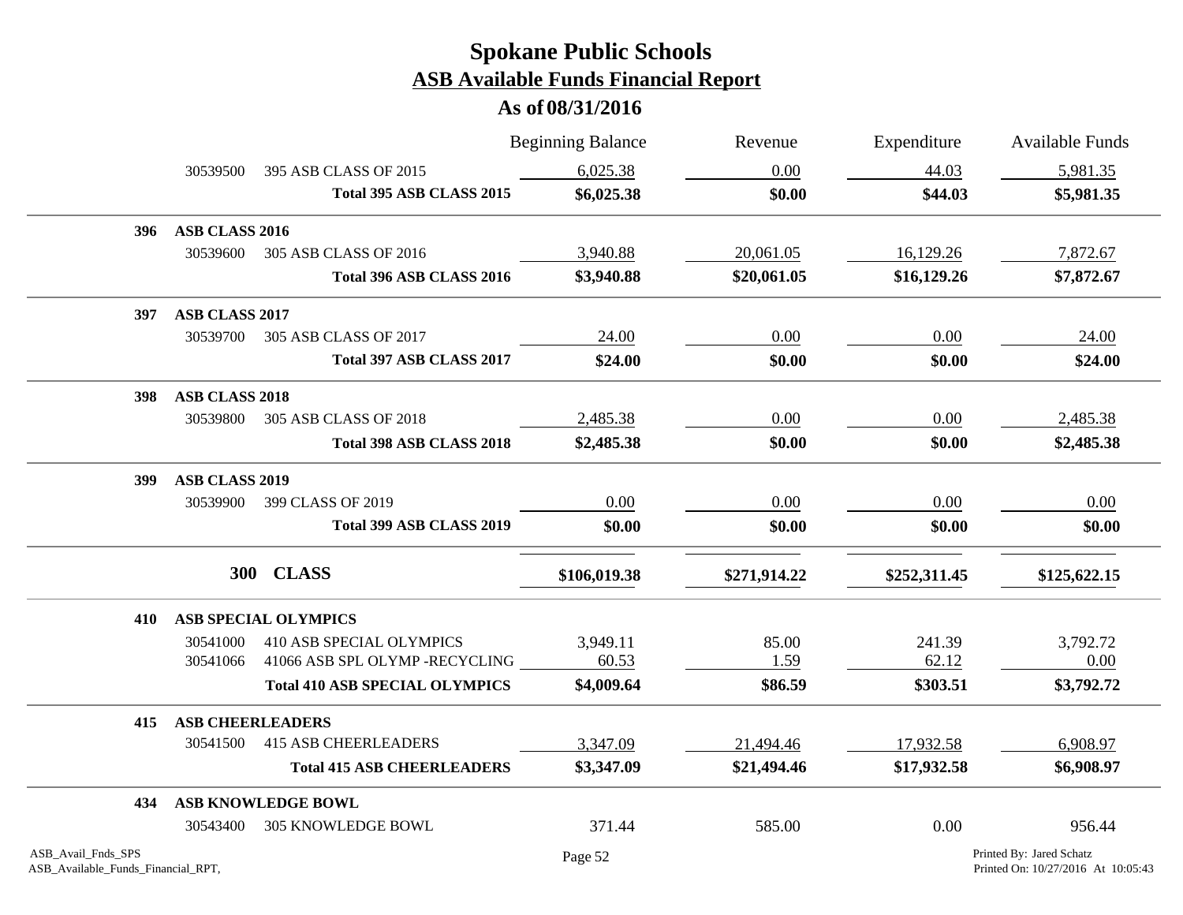# Spokane Public Schools

## ASB Available Funds Financial Report

### As of 08/31/2016

| | | Beginning Balance | Revenue | Expenditure | Available Funds |
|---|---|---|---|---|---|
| 30539500 | 395 ASB CLASS OF 2015 | 6,025.38 | 0.00 | 44.03 | 5,981.35 |
| | **Total 395 ASB CLASS 2015** | **$6,025.38** | **$0.00** | **$44.03** | **$5,981.35** |
| **396** | **ASB CLASS 2016** | | | | |
| 30539600 | 305 ASB CLASS OF 2016 | 3,940.88 | 20,061.05 | 16,129.26 | 7,872.67 |
| | **Total 396 ASB CLASS 2016** | **$3,940.88** | **$20,061.05** | **$16,129.26** | **$7,872.67** |
| **397** | **ASB CLASS 2017** | | | | |
| 30539700 | 305 ASB CLASS OF 2017 | 24.00 | 0.00 | 0.00 | 24.00 |
| | **Total 397 ASB CLASS 2017** | **$24.00** | **$0.00** | **$0.00** | **$24.00** |
| **398** | **ASB CLASS 2018** | | | | |
| 30539800 | 305 ASB CLASS OF 2018 | 2,485.38 | 0.00 | 0.00 | 2,485.38 |
| | **Total 398 ASB CLASS 2018** | **$2,485.38** | **$0.00** | **$0.00** | **$2,485.38** |
| **399** | **ASB CLASS 2019** | | | | |
| 30539900 | 399 CLASS OF 2019 | 0.00 | 0.00 | 0.00 | 0.00 |
| | **Total 399 ASB CLASS 2019** | **$0.00** | **$0.00** | **$0.00** | **$0.00** |
| **300** | **CLASS** | **$106,019.38** | **$271,914.22** | **$252,311.45** | **$125,622.15** |
| **410** | **ASB SPECIAL OLYMPICS** | | | | |
| 30541000 | 410 ASB SPECIAL OLYMPICS | 3,949.11 | 85.00 | 241.39 | 3,792.72 |
| 30541066 | 41066 ASB SPL OLYMP -RECYCLING | 60.53 | 1.59 | 62.12 | 0.00 |
| | **Total 410 ASB SPECIAL OLYMPICS** | **$4,009.64** | **$86.59** | **$303.51** | **$3,792.72** |
| **415** | **ASB CHEERLEADERS** | | | | |
| 30541500 | 415 ASB CHEERLEADERS | 3,347.09 | 21,494.46 | 17,932.58 | 6,908.97 |
| | **Total 415 ASB CHEERLEADERS** | **$3,347.09** | **$21,494.46** | **$17,932.58** | **$6,908.97** |
| **434** | **ASB KNOWLEDGE BOWL** | | | | |
| 30543400 | 305 KNOWLEDGE BOWL | 371.44 | 585.00 | 0.00 | 956.44 |

ASB_Avail_Fnds_SPS
ASB_Available_Funds_Financial_RPT,

Printed By: Jared Schatz
Printed On: 10/27/2016 At 10:05:43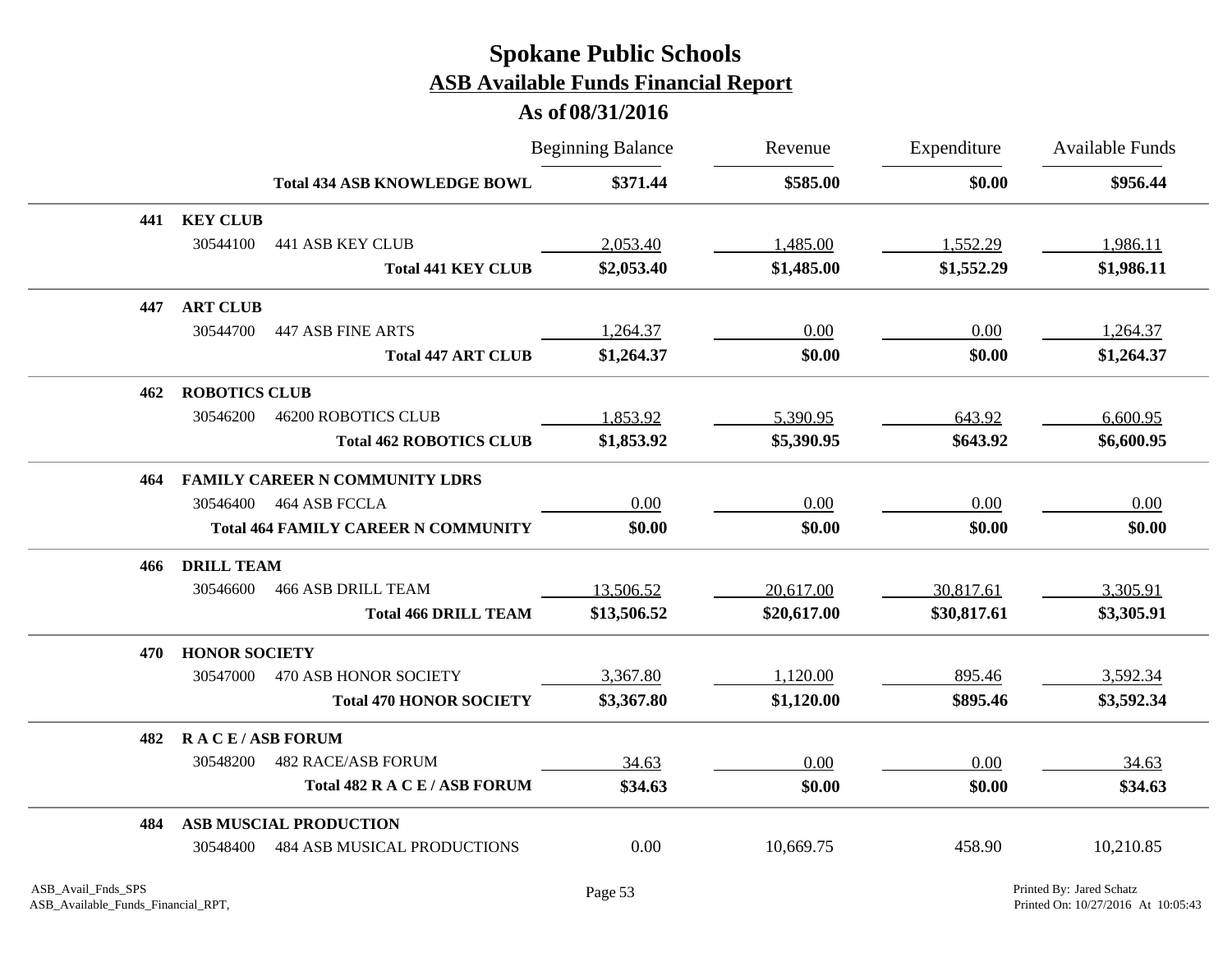# Spokane Public Schools

## ASB Available Funds Financial Report

### As of 08/31/2016

| | | | Beginning Balance | Revenue | Expenditure | Available Funds |
|---|---|---|---|---|---|---|
| | | **Total 434 ASB KNOWLEDGE BOWL** | **$371.44** | **$585.00** | **$0.00** | **$956.44** |
| **441** | **KEY CLUB** | | | | | |
| | 30544100 | 441 ASB KEY CLUB | 2,053.40 | 1,485.00 | 1,552.29 | 1,986.11 |
| | | **Total 441 KEY CLUB** | **$2,053.40** | **$1,485.00** | **$1,552.29** | **$1,986.11** |
| **447** | **ART CLUB** | | | | | |
| | 30544700 | 447 ASB FINE ARTS | 1,264.37 | 0.00 | 0.00 | 1,264.37 |
| | | **Total 447 ART CLUB** | **$1,264.37** | **$0.00** | **$0.00** | **$1,264.37** |
| **462** | **ROBOTICS CLUB** | | | | | |
| | 30546200 | 46200 ROBOTICS CLUB | 1,853.92 | 5,390.95 | 643.92 | 6,600.95 |
| | | **Total 462 ROBOTICS CLUB** | **$1,853.92** | **$5,390.95** | **$643.92** | **$6,600.95** |
| **464** | **FAMILY CAREER N COMMUNITY LDRS** | | | | | |
| | 30546400 | 464 ASB FCCLA | 0.00 | 0.00 | 0.00 | 0.00 |
| | | **Total 464 FAMILY CAREER N COMMUNITY** | **$0.00** | **$0.00** | **$0.00** | **$0.00** |
| **466** | **DRILL TEAM** | | | | | |
| | 30546600 | 466 ASB DRILL TEAM | 13,506.52 | 20,617.00 | 30,817.61 | 3,305.91 |
| | | **Total 466 DRILL TEAM** | **$13,506.52** | **$20,617.00** | **$30,817.61** | **$3,305.91** |
| **470** | **HONOR SOCIETY** | | | | | |
| | 30547000 | 470 ASB HONOR SOCIETY | 3,367.80 | 1,120.00 | 895.46 | 3,592.34 |
| | | **Total 470 HONOR SOCIETY** | **$3,367.80** | **$1,120.00** | **$895.46** | **$3,592.34** |
| **482** | **R A C E / ASB FORUM** | | | | | |
| | 30548200 | 482 RACE/ASB FORUM | 34.63 | 0.00 | 0.00 | 34.63 |
| | | **Total 482 R A C E / ASB FORUM** | **$34.63** | **$0.00** | **$0.00** | **$34.63** |
| **484** | **ASB MUSCIAL PRODUCTION** | | | | | |
| | 30548400 | 484 ASB MUSICAL PRODUCTIONS | 0.00 | 10,669.75 | 458.90 | 10,210.85 |

ASB_Avail_Fnds_SPS
ASB_Available_Funds_Financial_RPT,

Printed By: Jared Schatz
Printed On: 10/27/2016 At 10:05:43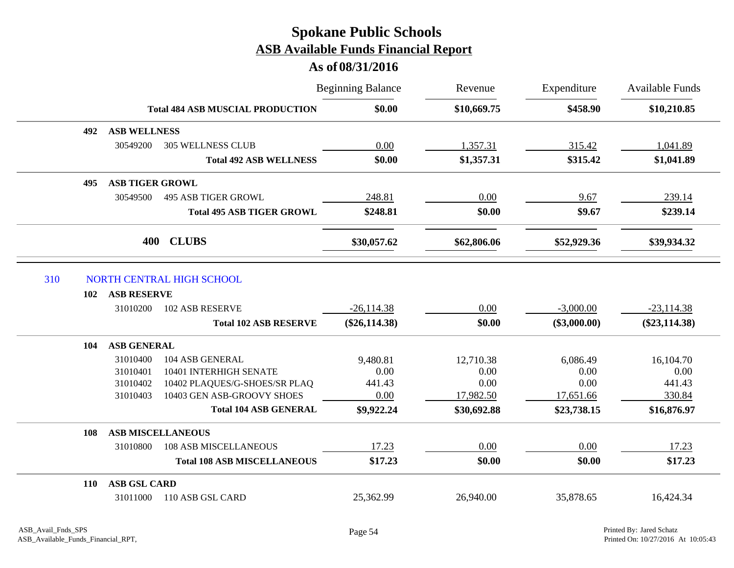# Spokane Public Schools
## ASB Available Funds Financial Report
### As of 08/31/2016

| | | | Beginning Balance | Revenue | Expenditure | Available Funds |
|---|---|---|---|---|---|---|
| | | **Total 484 ASB MUSICAL PRODUCTION** | **$0.00** | **$10,669.75** | **$458.90** | **$10,210.85** |
| **492** | **ASB WELLNESS** | | | | | |
| | 30549200 | 305 WELLNESS CLUB | 0.00 | 1,357.31 | 315.42 | 1,041.89 |
| | | **Total 492 ASB WELLNESS** | **$0.00** | **$1,357.31** | **$315.42** | **$1,041.89** |
| **495** | **ASB TIGER GROWL** | | | | | |
| | 30549500 | 495 ASB TIGER GROWL | 248.81 | 0.00 | 9.67 | 239.14 |
| | | **Total 495 ASB TIGER GROWL** | **$248.81** | **$0.00** | **$9.67** | **$239.14** |
| | **400** | **CLUBS** | **$30,057.62** | **$62,806.06** | **$52,929.36** | **$39,934.32** |
| 310 | NORTH CENTRAL HIGH SCHOOL | | | | | |
| **102** | **ASB RESERVE** | | | | | |
| | 31010200 | 102 ASB RESERVE | -26,114.38 | 0.00 | -3,000.00 | -23,114.38 |
| | | **Total 102 ASB RESERVE** | **($26,114.38)** | **$0.00** | **($3,000.00)** | **($23,114.38)** |
| **104** | **ASB GENERAL** | | | | | |
| | 31010400 | 104 ASB GENERAL | 9,480.81 | 12,710.38 | 6,086.49 | 16,104.70 |
| | 31010401 | 10401 INTERHIGH SENATE | 0.00 | 0.00 | 0.00 | 0.00 |
| | 31010402 | 10402 PLAQUES/G-SHOES/SR PLAQ | 441.43 | 0.00 | 0.00 | 441.43 |
| | 31010403 | 10403 GEN ASB-GROOVY SHOES | 0.00 | 17,982.50 | 17,651.66 | 330.84 |
| | | **Total 104 ASB GENERAL** | **$9,922.24** | **$30,692.88** | **$23,738.15** | **$16,876.97** |
| **108** | **ASB MISCELLANEOUS** | | | | | |
| | 31010800 | 108 ASB MISCELLANEOUS | 17.23 | 0.00 | 0.00 | 17.23 |
| | | **Total 108 ASB MISCELLANEOUS** | **$17.23** | **$0.00** | **$0.00** | **$17.23** |
| **110** | **ASB GSL CARD** | | | | | |
| | 31011000 | 110 ASB GSL CARD | 25,362.99 | 26,940.00 | 35,878.65 | 16,424.34 |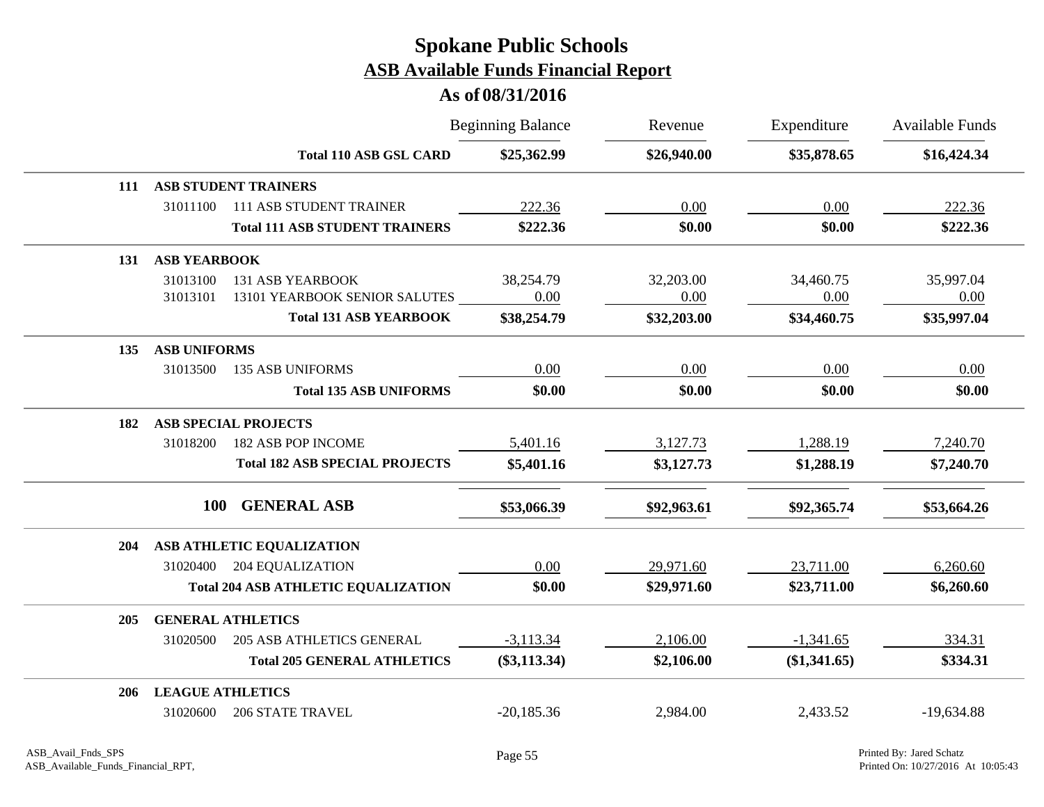# Spokane Public Schools

## ASB Available Funds Financial Report

### As of 08/31/2016

| | | | Beginning Balance | Revenue | Expenditure | Available Funds |
|---|---|---|---|---|---|---|
| | | **Total 110 ASB GSL CARD** | **$25,362.99** | **$26,940.00** | **$35,878.65** | **$16,424.34** |
| **111** | **ASB STUDENT TRAINERS** | | | | | |
| | 31011100 | 111 ASB STUDENT TRAINER | 222.36 | 0.00 | 0.00 | 222.36 |
| | | **Total 111 ASB STUDENT TRAINERS** | **$222.36** | **$0.00** | **$0.00** | **$222.36** |
| **131** | **ASB YEARBOOK** | | | | | |
| | 31013100 | 131 ASB YEARBOOK | 38,254.79 | 32,203.00 | 34,460.75 | 35,997.04 |
| | 31013101 | 13101 YEARBOOK SENIOR SALUTES | 0.00 | 0.00 | 0.00 | 0.00 |
| | | **Total 131 ASB YEARBOOK** | **$38,254.79** | **$32,203.00** | **$34,460.75** | **$35,997.04** |
| **135** | **ASB UNIFORMS** | | | | | |
| | 31013500 | 135 ASB UNIFORMS | 0.00 | 0.00 | 0.00 | 0.00 |
| | | **Total 135 ASB UNIFORMS** | **$0.00** | **$0.00** | **$0.00** | **$0.00** |
| **182** | **ASB SPECIAL PROJECTS** | | | | | |
| | 31018200 | 182 ASB POP INCOME | 5,401.16 | 3,127.73 | 1,288.19 | 7,240.70 |
| | | **Total 182 ASB SPECIAL PROJECTS** | **$5,401.16** | **$3,127.73** | **$1,288.19** | **$7,240.70** |
| | **100** | **GENERAL ASB** | **$53,066.39** | **$92,963.61** | **$92,365.74** | **$53,664.26** |
| **204** | **ASB ATHLETIC EQUALIZATION** | | | | | |
| | 31020400 | 204 EQUALIZATION | 0.00 | 29,971.60 | 23,711.00 | 6,260.60 |
| | | **Total 204 ASB ATHLETIC EQUALIZATION** | **$0.00** | **$29,971.60** | **$23,711.00** | **$6,260.60** |
| **205** | **GENERAL ATHLETICS** | | | | | |
| | 31020500 | 205 ASB ATHLETICS GENERAL | -3,113.34 | 2,106.00 | -1,341.65 | 334.31 |
| | | **Total 205 GENERAL ATHLETICS** | **($3,113.34)** | **$2,106.00** | **($1,341.65)** | **$334.31** |
| **206** | **LEAGUE ATHLETICS** | | | | | |
| | 31020600 | 206 STATE TRAVEL | -20,185.36 | 2,984.00 | 2,433.52 | -19,634.88 |

ASB_Avail_Fnds_SPS
ASB_Available_Funds_Financial_RPT,

Printed By: Jared Schatz
Printed On: 10/27/2016 At 10:05:43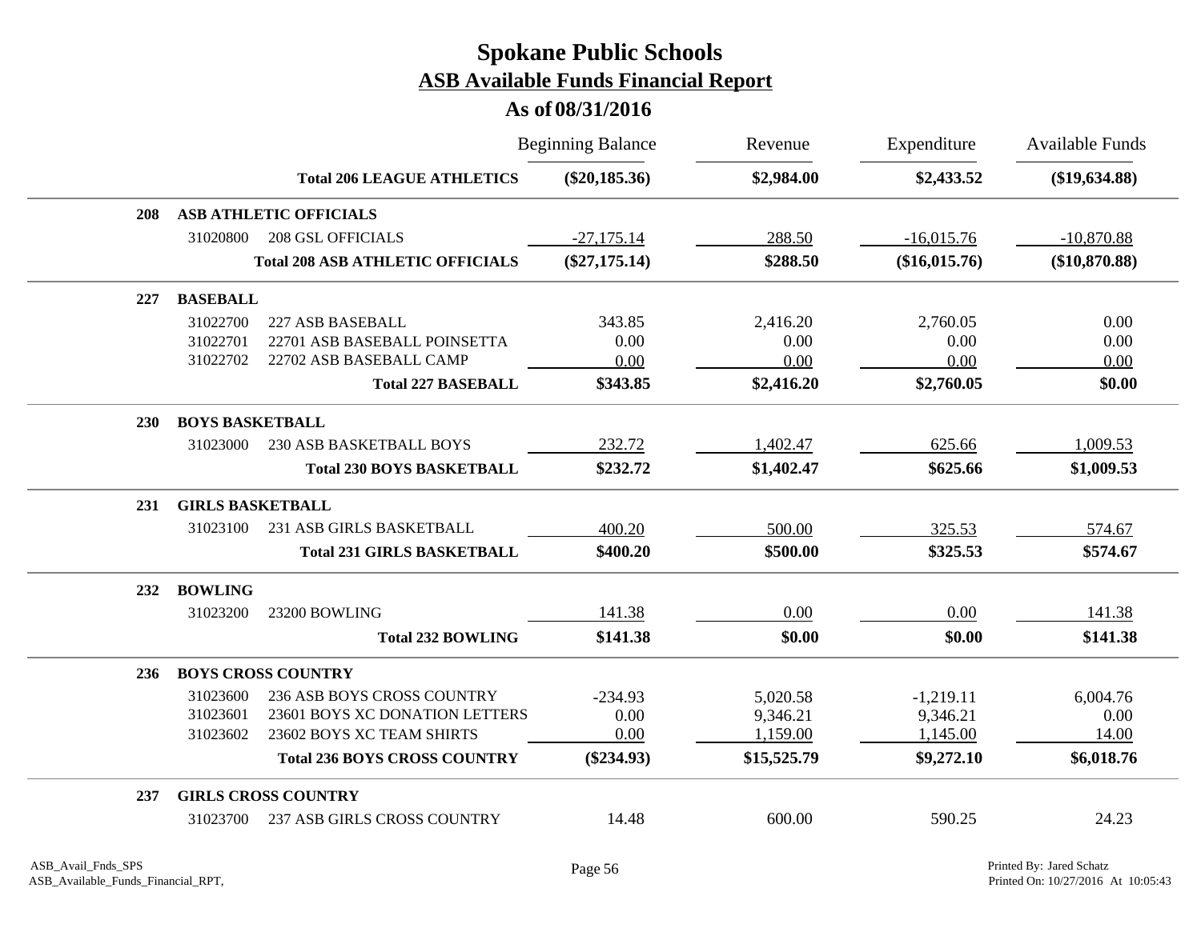# Spokane Public Schools
## ASB Available Funds Financial Report
### As of 08/31/2016

| | | | Beginning Balance | Revenue | Expenditure | Available Funds |
|---|---|---|---|---|---|---|
| | | **Total 206 LEAGUE ATHLETICS** | **($20,185.36)** | **$2,984.00** | **$2,433.52** | **($19,634.88)** |
| **208** | **ASB ATHLETIC OFFICIALS** | | | | | |
| | 31020800 | 208 GSL OFFICIALS | -27,175.14 | 288.50 | -16,015.76 | -10,870.88 |
| | | **Total 208 ASB ATHLETIC OFFICIALS** | **($27,175.14)** | **$288.50** | **($16,015.76)** | **($10,870.88)** |
| **227** | **BASEBALL** | | | | | |
| | 31022700 | 227 ASB BASEBALL | 343.85 | 2,416.20 | 2,760.05 | 0.00 |
| | 31022701 | 22701 ASB BASEBALL POINSETTA | 0.00 | 0.00 | 0.00 | 0.00 |
| | 31022702 | 22702 ASB BASEBALL CAMP | 0.00 | 0.00 | 0.00 | 0.00 |
| | | **Total 227 BASEBALL** | **$343.85** | **$2,416.20** | **$2,760.05** | **$0.00** |
| **230** | **BOYS BASKETBALL** | | | | | |
| | 31023000 | 230 ASB BASKETBALL BOYS | 232.72 | 1,402.47 | 625.66 | 1,009.53 |
| | | **Total 230 BOYS BASKETBALL** | **$232.72** | **$1,402.47** | **$625.66** | **$1,009.53** |
| **231** | **GIRLS BASKETBALL** | | | | | |
| | 31023100 | 231 ASB GIRLS BASKETBALL | 400.20 | 500.00 | 325.53 | 574.67 |
| | | **Total 231 GIRLS BASKETBALL** | **$400.20** | **$500.00** | **$325.53** | **$574.67** |
| **232** | **BOWLING** | | | | | |
| | 31023200 | 23200 BOWLING | 141.38 | 0.00 | 0.00 | 141.38 |
| | | **Total 232 BOWLING** | **$141.38** | **$0.00** | **$0.00** | **$141.38** |
| **236** | **BOYS CROSS COUNTRY** | | | | | |
| | 31023600 | 236 ASB BOYS CROSS COUNTRY | -234.93 | 5,020.58 | -1,219.11 | 6,004.76 |
| | 31023601 | 23601 BOYS XC DONATION LETTERS | 0.00 | 9,346.21 | 9,346.21 | 0.00 |
| | 31023602 | 23602 BOYS XC TEAM SHIRTS | 0.00 | 1,159.00 | 1,145.00 | 14.00 |
| | | **Total 236 BOYS CROSS COUNTRY** | **($234.93)** | **$15,525.79** | **$9,272.10** | **$6,018.76** |
| **237** | **GIRLS CROSS COUNTRY** | | | | | |
| | 31023700 | 237 ASB GIRLS CROSS COUNTRY | 14.48 | 600.00 | 590.25 | 24.23 |

ASB_Avail_Fnds_SPS
ASB_Available_Funds_Financial_RPT,

Printed By: Jared Schatz
Printed On: 10/27/2016 At 10:05:43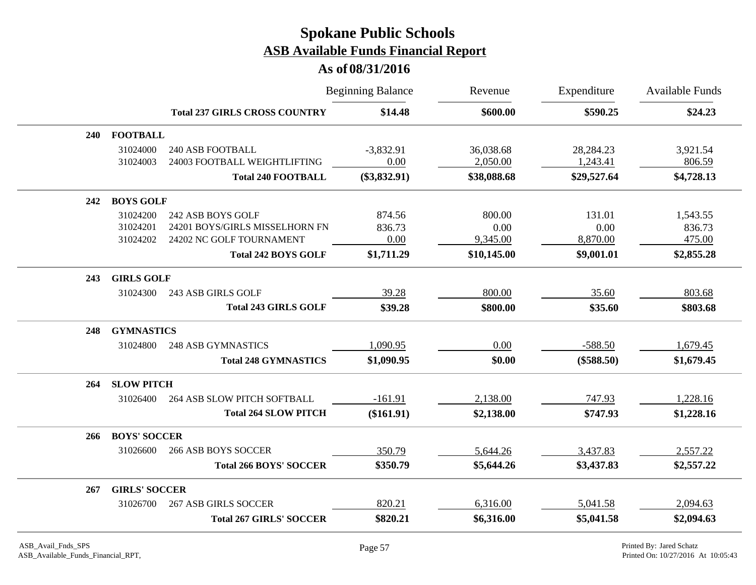# Spokane Public Schools

## ASB Available Funds Financial Report

### As of 08/31/2016

| | | | Beginning Balance | Revenue | Expenditure | Available Funds |
|---|---|---|---|---|---|---|
| | | **Total 237 GIRLS CROSS COUNTRY** | **$14.48** | **$600.00** | **$590.25** | **$24.23** |
| **240** | **FOOTBALL** | | | | | |
| | 31024000 | 240 ASB FOOTBALL | -3,832.91 | 36,038.68 | 28,284.23 | 3,921.54 |
| | 31024003 | 24003 FOOTBALL WEIGHTLIFTING | 0.00 | 2,050.00 | 1,243.41 | 806.59 |
| | | **Total 240 FOOTBALL** | **($3,832.91)** | **$38,088.68** | **$29,527.64** | **$4,728.13** |
| **242** | **BOYS GOLF** | | | | | |
| | 31024200 | 242 ASB BOYS GOLF | 874.56 | 800.00 | 131.01 | 1,543.55 |
| | 31024201 | 24201 BOYS/GIRLS MISSELHORN FN | 836.73 | 0.00 | 0.00 | 836.73 |
| | 31024202 | 24202 NC GOLF TOURNAMENT | 0.00 | 9,345.00 | 8,870.00 | 475.00 |
| | | **Total 242 BOYS GOLF** | **$1,711.29** | **$10,145.00** | **$9,001.01** | **$2,855.28** |
| **243** | **GIRLS GOLF** | | | | | |
| | 31024300 | 243 ASB GIRLS GOLF | 39.28 | 800.00 | 35.60 | 803.68 |
| | | **Total 243 GIRLS GOLF** | **$39.28** | **$800.00** | **$35.60** | **$803.68** |
| **248** | **GYMNASTICS** | | | | | |
| | 31024800 | 248 ASB GYMNASTICS | 1,090.95 | 0.00 | -588.50 | 1,679.45 |
| | | **Total 248 GYMNASTICS** | **$1,090.95** | **$0.00** | **($588.50)** | **$1,679.45** |
| **264** | **SLOW PITCH** | | | | | |
| | 31026400 | 264 ASB SLOW PITCH SOFTBALL | -161.91 | 2,138.00 | 747.93 | 1,228.16 |
| | | **Total 264 SLOW PITCH** | **($161.91)** | **$2,138.00** | **$747.93** | **$1,228.16** |
| **266** | **BOYS' SOCCER** | | | | | |
| | 31026600 | 266 ASB BOYS SOCCER | 350.79 | 5,644.26 | 3,437.83 | 2,557.22 |
| | | **Total 266 BOYS' SOCCER** | **$350.79** | **$5,644.26** | **$3,437.83** | **$2,557.22** |
| **267** | **GIRLS' SOCCER** | | | | | |
| | 31026700 | 267 ASB GIRLS SOCCER | 820.21 | 6,316.00 | 5,041.58 | 2,094.63 |
| | | **Total 267 GIRLS' SOCCER** | **$820.21** | **$6,316.00** | **$5,041.58** | **$2,094.63** |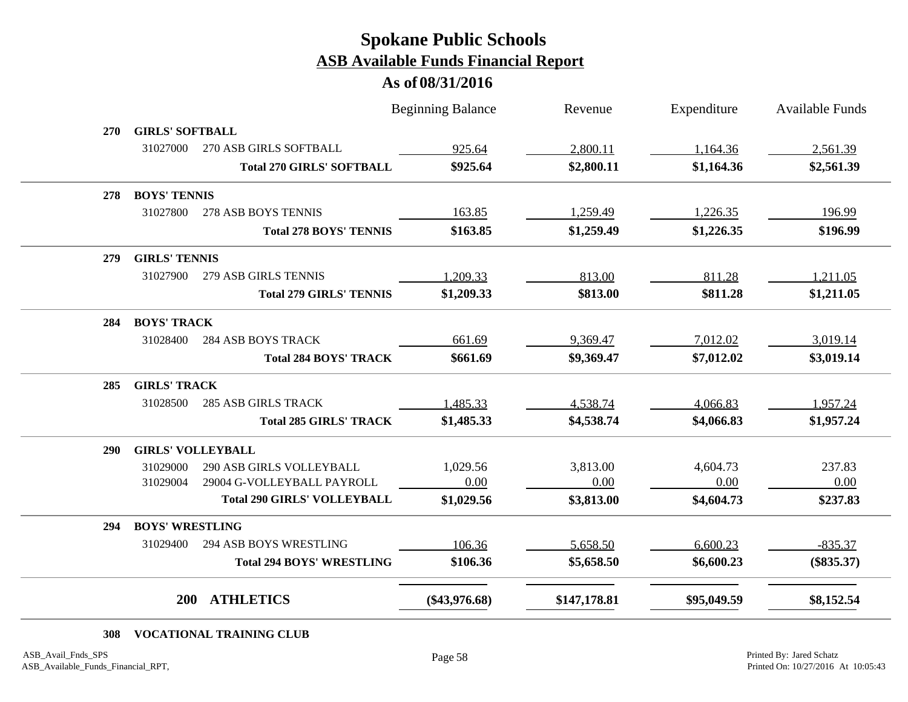# Spokane Public Schools
## ASB Available Funds Financial Report
### As of 08/31/2016

| | | Beginning Balance | Revenue | Expenditure | Available Funds |
|---|---|---|---|---|---|
| **270** | **GIRLS' SOFTBALL** | | | | |
| 31027000 | 270 ASB GIRLS SOFTBALL | 925.64 | 2,800.11 | 1,164.36 | 2,561.39 |
| | **Total 270 GIRLS' SOFTBALL** | **$925.64** | **$2,800.11** | **$1,164.36** | **$2,561.39** |
| **278** | **BOYS' TENNIS** | | | | |
| 31027800 | 278 ASB BOYS TENNIS | 163.85 | 1,259.49 | 1,226.35 | 196.99 |
| | **Total 278 BOYS' TENNIS** | **$163.85** | **$1,259.49** | **$1,226.35** | **$196.99** |
| **279** | **GIRLS' TENNIS** | | | | |
| 31027900 | 279 ASB GIRLS TENNIS | 1,209.33 | 813.00 | 811.28 | 1,211.05 |
| | **Total 279 GIRLS' TENNIS** | **$1,209.33** | **$813.00** | **$811.28** | **$1,211.05** |
| **284** | **BOYS' TRACK** | | | | |
| 31028400 | 284 ASB BOYS TRACK | 661.69 | 9,369.47 | 7,012.02 | 3,019.14 |
| | **Total 284 BOYS' TRACK** | **$661.69** | **$9,369.47** | **$7,012.02** | **$3,019.14** |
| **285** | **GIRLS' TRACK** | | | | |
| 31028500 | 285 ASB GIRLS TRACK | 1,485.33 | 4,538.74 | 4,066.83 | 1,957.24 |
| | **Total 285 GIRLS' TRACK** | **$1,485.33** | **$4,538.74** | **$4,066.83** | **$1,957.24** |
| **290** | **GIRLS' VOLLEYBALL** | | | | |
| 31029000 | 290 ASB GIRLS VOLLEYBALL | 1,029.56 | 3,813.00 | 4,604.73 | 237.83 |
| 31029004 | 29004 G-VOLLEYBALL PAYROLL | 0.00 | 0.00 | 0.00 | 0.00 |
| | **Total 290 GIRLS' VOLLEYBALL** | **$1,029.56** | **$3,813.00** | **$4,604.73** | **$237.83** |
| **294** | **BOYS' WRESTLING** | | | | |
| 31029400 | 294 ASB BOYS WRESTLING | 106.36 | 5,658.50 | 6,600.23 | -835.37 |
| | **Total 294 BOYS' WRESTLING** | **$106.36** | **$5,658.50** | **$6,600.23** | **($835.37)** |
| **200** | **ATHLETICS** | **($43,976.68)** | **$147,178.81** | **$95,049.59** | **$8,152.54** |

**308 VOCATIONAL TRAINING CLUB**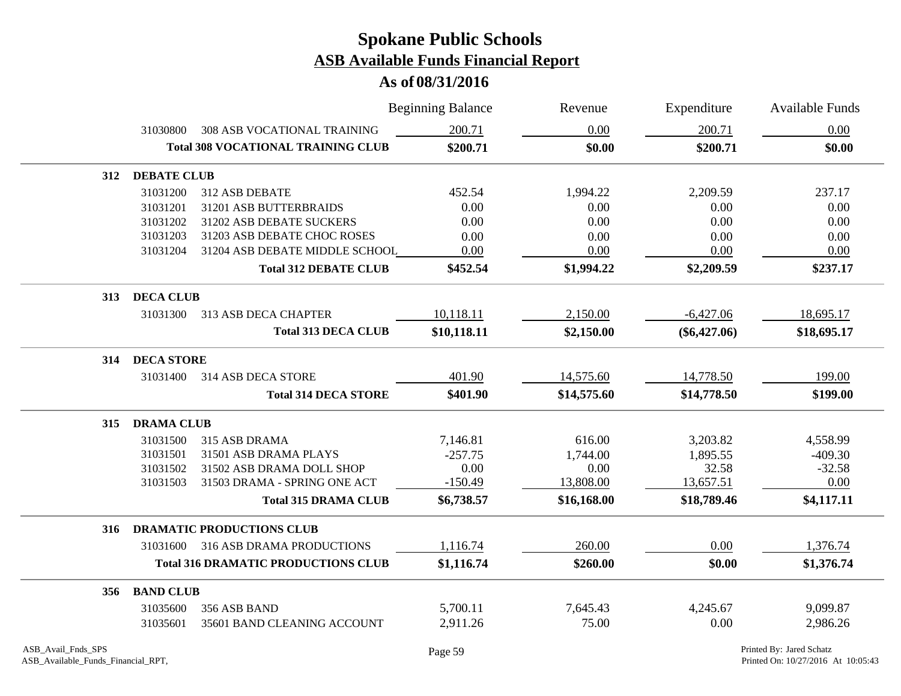# Spokane Public Schools

## ASB Available Funds Financial Report

### As of 08/31/2016

| | | Beginning Balance | Revenue | Expenditure | Available Funds |
|---|---|---|---|---|---|
| 31030800 | 308 ASB VOCATIONAL TRAINING | 200.71 | 0.00 | 200.71 | 0.00 |
| | **Total 308 VOCATIONAL TRAINING CLUB** | **$200.71** | **$0.00** | **$200.71** | **$0.00** |
| **312** | **DEBATE CLUB** | | | | |
| 31031200 | 312 ASB DEBATE | 452.54 | 1,994.22 | 2,209.59 | 237.17 |
| 31031201 | 31201 ASB BUTTERBRAIDS | 0.00 | 0.00 | 0.00 | 0.00 |
| 31031202 | 31202 ASB DEBATE SUCKERS | 0.00 | 0.00 | 0.00 | 0.00 |
| 31031203 | 31203 ASB DEBATE CHOC ROSES | 0.00 | 0.00 | 0.00 | 0.00 |
| 31031204 | 31204 ASB DEBATE MIDDLE SCHOOL | 0.00 | 0.00 | 0.00 | 0.00 |
| | **Total 312 DEBATE CLUB** | **$452.54** | **$1,994.22** | **$2,209.59** | **$237.17** |
| **313** | **DECA CLUB** | | | | |
| 31031300 | 313 ASB DECA CHAPTER | 10,118.11 | 2,150.00 | -6,427.06 | 18,695.17 |
| | **Total 313 DECA CLUB** | **$10,118.11** | **$2,150.00** | **($6,427.06)** | **$18,695.17** |
| **314** | **DECA STORE** | | | | |
| 31031400 | 314 ASB DECA STORE | 401.90 | 14,575.60 | 14,778.50 | 199.00 |
| | **Total 314 DECA STORE** | **$401.90** | **$14,575.60** | **$14,778.50** | **$199.00** |
| **315** | **DRAMA CLUB** | | | | |
| 31031500 | 315 ASB DRAMA | 7,146.81 | 616.00 | 3,203.82 | 4,558.99 |
| 31031501 | 31501 ASB DRAMA PLAYS | -257.75 | 1,744.00 | 1,895.55 | -409.30 |
| 31031502 | 31502 ASB DRAMA DOLL SHOP | 0.00 | 0.00 | 32.58 | -32.58 |
| 31031503 | 31503 DRAMA - SPRING ONE ACT | -150.49 | 13,808.00 | 13,657.51 | 0.00 |
| | **Total 315 DRAMA CLUB** | **$6,738.57** | **$16,168.00** | **$18,789.46** | **$4,117.11** |
| **316** | **DRAMATIC PRODUCTIONS CLUB** | | | | |
| 31031600 | 316 ASB DRAMA PRODUCTIONS | 1,116.74 | 260.00 | 0.00 | 1,376.74 |
| | **Total 316 DRAMATIC PRODUCTIONS CLUB** | **$1,116.74** | **$260.00** | **$0.00** | **$1,376.74** |
| **356** | **BAND CLUB** | | | | |
| 31035600 | 356 ASB BAND | 5,700.11 | 7,645.43 | 4,245.67 | 9,099.87 |
| 31035601 | 35601 BAND CLEANING ACCOUNT | 2,911.26 | 75.00 | 0.00 | 2,986.26 |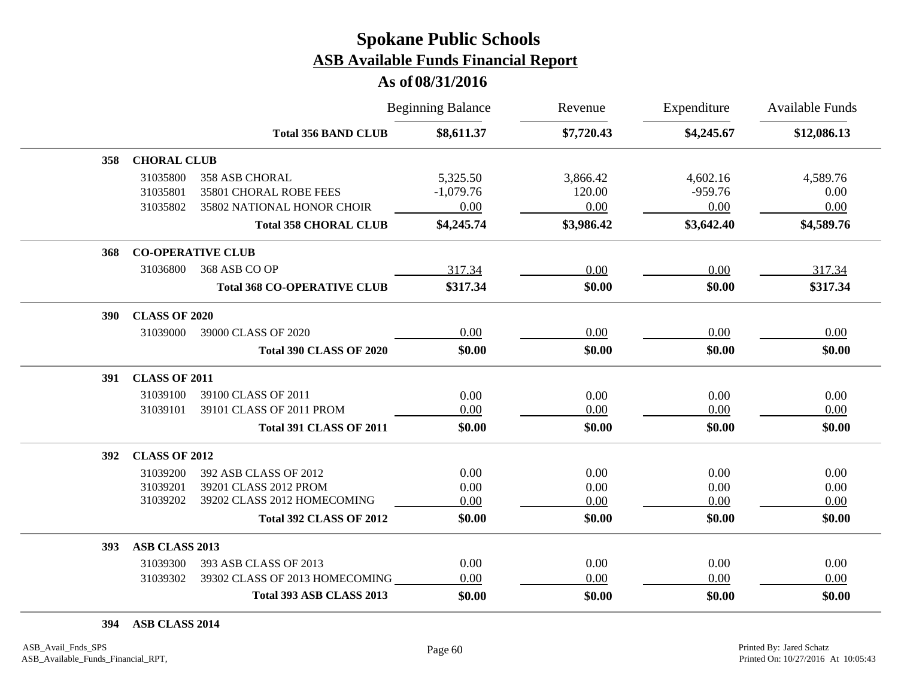# Spokane Public Schools

## ASB Available Funds Financial Report

### As of 08/31/2016

| | | | Beginning Balance | Revenue | Expenditure | Available Funds |
|---|---|---|---|---|---|---|
| | | **Total 356 BAND CLUB** | **$8,611.37** | **$7,720.43** | **$4,245.67** | **$12,086.13** |
| **358** | **CHORAL CLUB** | | | | | |
| | 31035800 | 358 ASB CHORAL | 5,325.50 | 3,866.42 | 4,602.16 | 4,589.76 |
| | 31035801 | 35801 CHORAL ROBE FEES | -1,079.76 | 120.00 | -959.76 | 0.00 |
| | 31035802 | 35802 NATIONAL HONOR CHOIR | 0.00 | 0.00 | 0.00 | 0.00 |
| | | **Total 358 CHORAL CLUB** | **$4,245.74** | **$3,986.42** | **$3,642.40** | **$4,589.76** |
| **368** | **CO-OPERATIVE CLUB** | | | | | |
| | 31036800 | 368 ASB CO OP | 317.34 | 0.00 | 0.00 | 317.34 |
| | | **Total 368 CO-OPERATIVE CLUB** | **$317.34** | **$0.00** | **$0.00** | **$317.34** |
| **390** | **CLASS OF 2020** | | | | | |
| | 31039000 | 39000 CLASS OF 2020 | 0.00 | 0.00 | 0.00 | 0.00 |
| | | **Total 390 CLASS OF 2020** | **$0.00** | **$0.00** | **$0.00** | **$0.00** |
| **391** | **CLASS OF 2011** | | | | | |
| | 31039100 | 39100 CLASS OF 2011 | 0.00 | 0.00 | 0.00 | 0.00 |
| | 31039101 | 39101 CLASS OF 2011 PROM | 0.00 | 0.00 | 0.00 | 0.00 |
| | | **Total 391 CLASS OF 2011** | **$0.00** | **$0.00** | **$0.00** | **$0.00** |
| **392** | **CLASS OF 2012** | | | | | |
| | 31039200 | 392 ASB CLASS OF 2012 | 0.00 | 0.00 | 0.00 | 0.00 |
| | 31039201 | 39201 CLASS 2012 PROM | 0.00 | 0.00 | 0.00 | 0.00 |
| | 31039202 | 39202 CLASS 2012 HOMECOMING | 0.00 | 0.00 | 0.00 | 0.00 |
| | | **Total 392 CLASS OF 2012** | **$0.00** | **$0.00** | **$0.00** | **$0.00** |
| **393** | **ASB CLASS 2013** | | | | | |
| | 31039300 | 393 ASB CLASS OF 2013 | 0.00 | 0.00 | 0.00 | 0.00 |
| | 31039302 | 39302 CLASS OF 2013 HOMECOMING | 0.00 | 0.00 | 0.00 | 0.00 |
| | | **Total 393 ASB CLASS 2013** | **$0.00** | **$0.00** | **$0.00** | **$0.00** |
| **394** | **ASB CLASS 2014** | | | | | |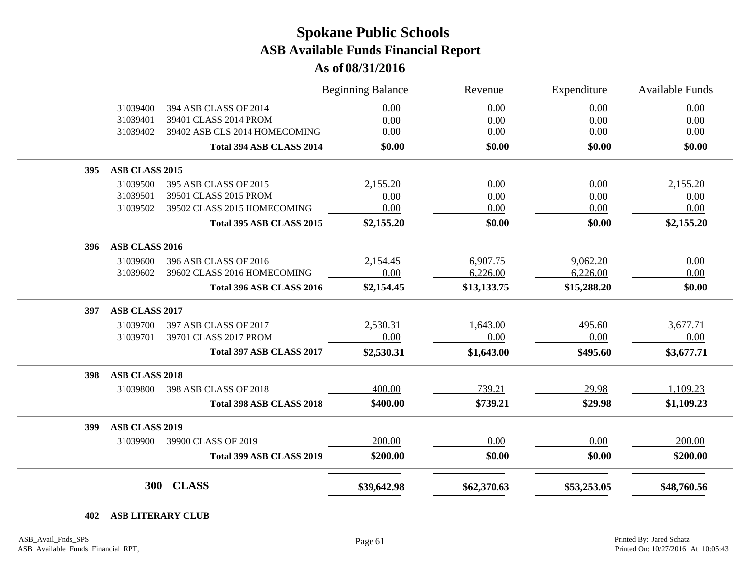# Spokane Public Schools

## ASB Available Funds Financial Report

### As of 08/31/2016

| | | | Beginning Balance | Revenue | Expenditure | Available Funds |
|---|---|---|---|---|---|---|
| | 31039400 | 394 ASB CLASS OF 2014 | 0.00 | 0.00 | 0.00 | 0.00 |
| | 31039401 | 39401 CLASS 2014 PROM | 0.00 | 0.00 | 0.00 | 0.00 |
| | 31039402 | 39402 ASB CLS 2014 HOMECOMING | 0.00 | 0.00 | 0.00 | 0.00 |
| | | **Total 394 ASB CLASS 2014** | **$0.00** | **$0.00** | **$0.00** | **$0.00** |
| **395** | **ASB CLASS 2015** | | | | | |
| | 31039500 | 395 ASB CLASS OF 2015 | 2,155.20 | 0.00 | 0.00 | 2,155.20 |
| | 31039501 | 39501 CLASS 2015 PROM | 0.00 | 0.00 | 0.00 | 0.00 |
| | 31039502 | 39502 CLASS 2015 HOMECOMING | 0.00 | 0.00 | 0.00 | 0.00 |
| | | **Total 395 ASB CLASS 2015** | **$2,155.20** | **$0.00** | **$0.00** | **$2,155.20** |
| **396** | **ASB CLASS 2016** | | | | | |
| | 31039600 | 396 ASB CLASS OF 2016 | 2,154.45 | 6,907.75 | 9,062.20 | 0.00 |
| | 31039602 | 39602 CLASS 2016 HOMECOMING | 0.00 | 6,226.00 | 6,226.00 | 0.00 |
| | | **Total 396 ASB CLASS 2016** | **$2,154.45** | **$13,133.75** | **$15,288.20** | **$0.00** |
| **397** | **ASB CLASS 2017** | | | | | |
| | 31039700 | 397 ASB CLASS OF 2017 | 2,530.31 | 1,643.00 | 495.60 | 3,677.71 |
| | 31039701 | 39701 CLASS 2017 PROM | 0.00 | 0.00 | 0.00 | 0.00 |
| | | **Total 397 ASB CLASS 2017** | **$2,530.31** | **$1,643.00** | **$495.60** | **$3,677.71** |
| **398** | **ASB CLASS 2018** | | | | | |
| | 31039800 | 398 ASB CLASS OF 2018 | 400.00 | 739.21 | 29.98 | 1,109.23 |
| | | **Total 398 ASB CLASS 2018** | **$400.00** | **$739.21** | **$29.98** | **$1,109.23** |
| **399** | **ASB CLASS 2019** | | | | | |
| | 31039900 | 39900 CLASS OF 2019 | 200.00 | 0.00 | 0.00 | 200.00 |
| | | **Total 399 ASB CLASS 2019** | **$200.00** | **$0.00** | **$0.00** | **$200.00** |
| | **300** | **CLASS** | **$39,642.98** | **$62,370.63** | **$53,253.05** | **$48,760.56** |

**402 ASB LITERARY CLUB**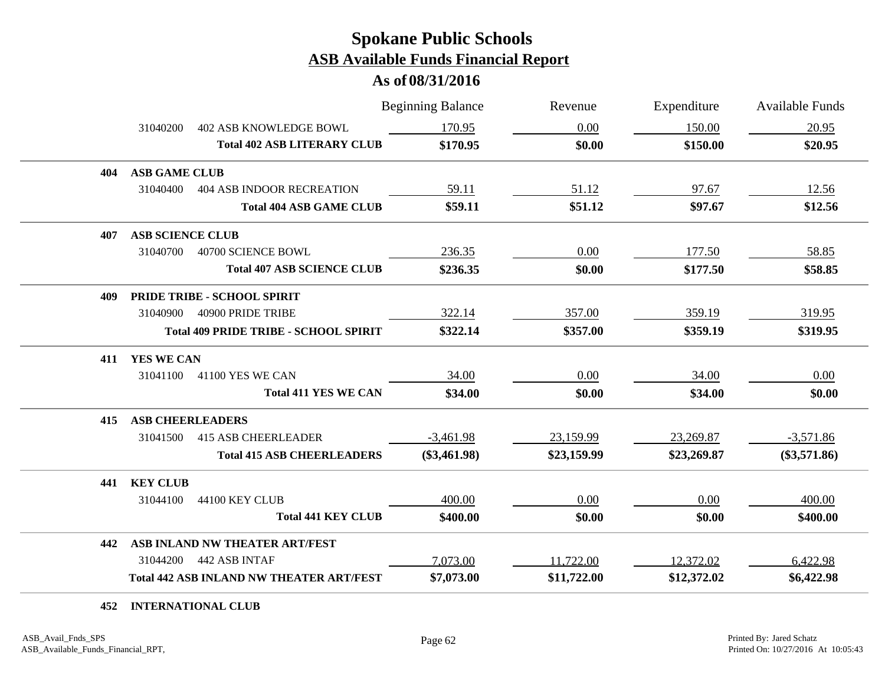# Spokane Public Schools

## ASB Available Funds Financial Report

### As of 08/31/2016

| | | Beginning Balance | Revenue | Expenditure | Available Funds |
|---|---|---|---|---|---|
| 31040200 | 402 ASB KNOWLEDGE BOWL | 170.95 | 0.00 | 150.00 | 20.95 |
| | **Total 402 ASB LITERARY CLUB** | **$170.95** | **$0.00** | **$150.00** | **$20.95** |
| **404** | **ASB GAME CLUB** | | | | |
| 31040400 | 404 ASB INDOOR RECREATION | 59.11 | 51.12 | 97.67 | 12.56 |
| | **Total 404 ASB GAME CLUB** | **$59.11** | **$51.12** | **$97.67** | **$12.56** |
| **407** | **ASB SCIENCE CLUB** | | | | |
| 31040700 | 40700 SCIENCE BOWL | 236.35 | 0.00 | 177.50 | 58.85 |
| | **Total 407 ASB SCIENCE CLUB** | **$236.35** | **$0.00** | **$177.50** | **$58.85** |
| **409** | **PRIDE TRIBE - SCHOOL SPIRIT** | | | | |
| 31040900 | 40900 PRIDE TRIBE | 322.14 | 357.00 | 359.19 | 319.95 |
| | **Total 409 PRIDE TRIBE - SCHOOL SPIRIT** | **$322.14** | **$357.00** | **$359.19** | **$319.95** |
| **411** | **YES WE CAN** | | | | |
| 31041100 | 41100 YES WE CAN | 34.00 | 0.00 | 34.00 | 0.00 |
| | **Total 411 YES WE CAN** | **$34.00** | **$0.00** | **$34.00** | **$0.00** |
| **415** | **ASB CHEERLEADERS** | | | | |
| 31041500 | 415 ASB CHEERLEADER | -3,461.98 | 23,159.99 | 23,269.87 | -3,571.86 |
| | **Total 415 ASB CHEERLEADERS** | **($3,461.98)** | **$23,159.99** | **$23,269.87** | **($3,571.86)** |
| **441** | **KEY CLUB** | | | | |
| 31044100 | 44100 KEY CLUB | 400.00 | 0.00 | 0.00 | 400.00 |
| | **Total 441 KEY CLUB** | **$400.00** | **$0.00** | **$0.00** | **$400.00** |
| **442** | **ASB INLAND NW THEATER ART/FEST** | | | | |
| 31044200 | 442 ASB INTAF | 7,073.00 | 11,722.00 | 12,372.02 | 6,422.98 |
| | **Total 442 ASB INLAND NW THEATER ART/FEST** | **$7,073.00** | **$11,722.00** | **$12,372.02** | **$6,422.98** |
| **452** | **INTERNATIONAL CLUB** | | | | |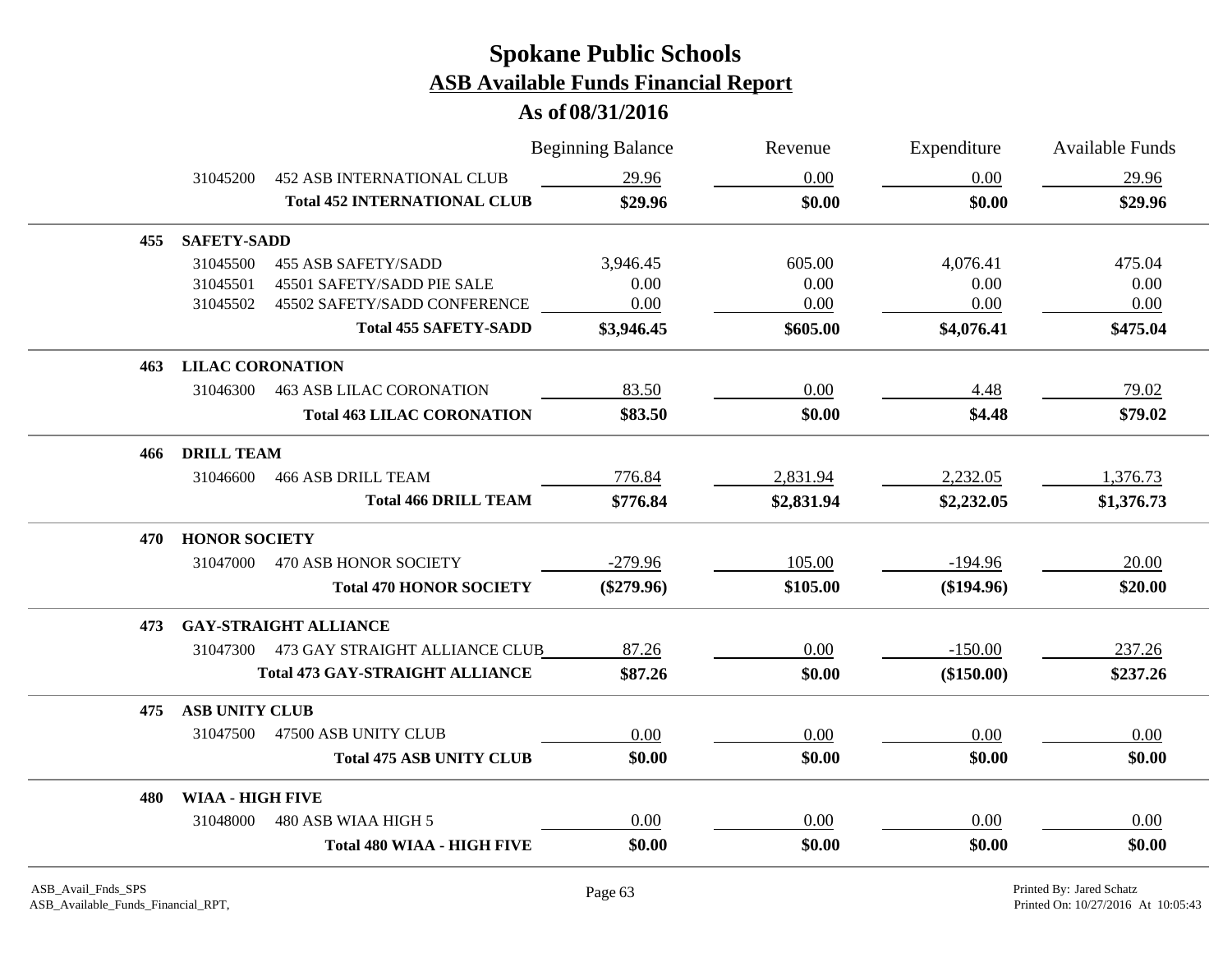# Spokane Public Schools

## ASB Available Funds Financial Report

### As of 08/31/2016

| | | | Beginning Balance | Revenue | Expenditure | Available Funds |
|---|---|---|---|---|---|---|
| | 31045200 | 452 ASB INTERNATIONAL CLUB | 29.96 | 0.00 | 0.00 | 29.96 |
| | | **Total 452 INTERNATIONAL CLUB** | **$29.96** | **$0.00** | **$0.00** | **$29.96** |
| **455** | **SAFETY-SADD** | | | | | |
| | 31045500 | 455 ASB SAFETY/SADD | 3,946.45 | 605.00 | 4,076.41 | 475.04 |
| | 31045501 | 45501 SAFETY/SADD PIE SALE | 0.00 | 0.00 | 0.00 | 0.00 |
| | 31045502 | 45502 SAFETY/SADD CONFERENCE | 0.00 | 0.00 | 0.00 | 0.00 |
| | | **Total 455 SAFETY-SADD** | **$3,946.45** | **$605.00** | **$4,076.41** | **$475.04** |
| **463** | **LILAC CORONATION** | | | | | |
| | 31046300 | 463 ASB LILAC CORONATION | 83.50 | 0.00 | 4.48 | 79.02 |
| | | **Total 463 LILAC CORONATION** | **$83.50** | **$0.00** | **$4.48** | **$79.02** |
| **466** | **DRILL TEAM** | | | | | |
| | 31046600 | 466 ASB DRILL TEAM | 776.84 | 2,831.94 | 2,232.05 | 1,376.73 |
| | | **Total 466 DRILL TEAM** | **$776.84** | **$2,831.94** | **$2,232.05** | **$1,376.73** |
| **470** | **HONOR SOCIETY** | | | | | |
| | 31047000 | 470 ASB HONOR SOCIETY | -279.96 | 105.00 | -194.96 | 20.00 |
| | | **Total 470 HONOR SOCIETY** | **($279.96)** | **$105.00** | **($194.96)** | **$20.00** |
| **473** | **GAY-STRAIGHT ALLIANCE** | | | | | |
| | 31047300 | 473 GAY STRAIGHT ALLIANCE CLUB | 87.26 | 0.00 | -150.00 | 237.26 |
| | | **Total 473 GAY-STRAIGHT ALLIANCE** | **$87.26** | **$0.00** | **($150.00)** | **$237.26** |
| **475** | **ASB UNITY CLUB** | | | | | |
| | 31047500 | 47500 ASB UNITY CLUB | 0.00 | 0.00 | 0.00 | 0.00 |
| | | **Total 475 ASB UNITY CLUB** | **$0.00** | **$0.00** | **$0.00** | **$0.00** |
| **480** | **WIAA - HIGH FIVE** | | | | | |
| | 31048000 | 480 ASB WIAA HIGH 5 | 0.00 | 0.00 | 0.00 | 0.00 |
| | | **Total 480 WIAA - HIGH FIVE** | **$0.00** | **$0.00** | **$0.00** | **$0.00** |

ASB_Avail_Fnds_SPS
ASB_Available_Funds_Financial_RPT,

Printed By: Jared Schatz
Printed On: 10/27/2016 At 10:05:43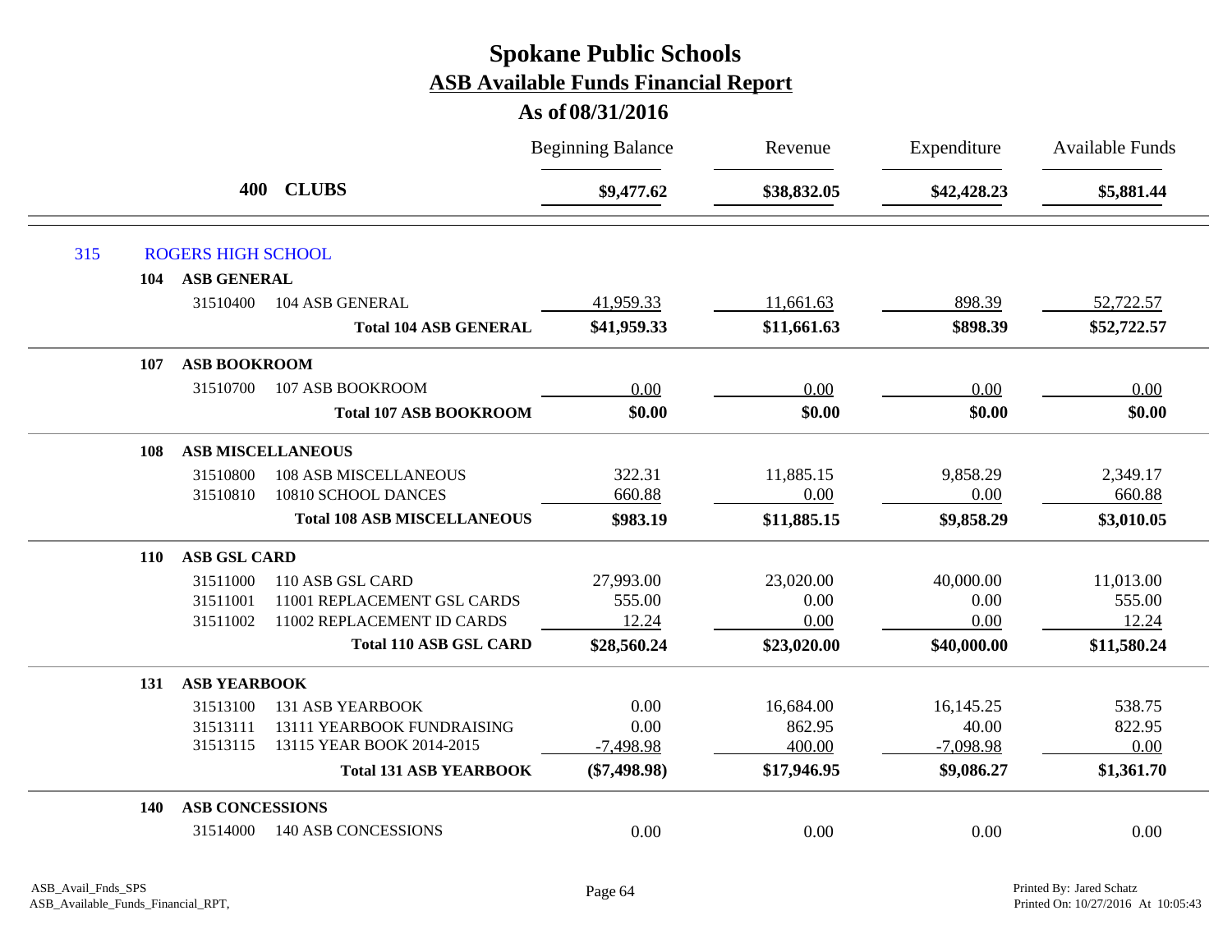# Spokane Public Schools
## ASB Available Funds Financial Report
### As of 08/31/2016

| | | | Beginning Balance | Revenue | Expenditure | Available Funds |
|---|---|---|---|---|---|---|
| **400** | **CLUBS** | | **$9,477.62** | **$38,832.05** | **$42,428.23** | **$5,881.44** |
| 315 | ROGERS HIGH SCHOOL | | | | | |
| **104** | **ASB GENERAL** | | | | | |
| | 31510400 | 104 ASB GENERAL | 41,959.33 | 11,661.63 | 898.39 | 52,722.57 |
| | | **Total 104 ASB GENERAL** | **$41,959.33** | **$11,661.63** | **$898.39** | **$52,722.57** |
| **107** | **ASB BOOKROOM** | | | | | |
| | 31510700 | 107 ASB BOOKROOM | 0.00 | 0.00 | 0.00 | 0.00 |
| | | **Total 107 ASB BOOKROOM** | **$0.00** | **$0.00** | **$0.00** | **$0.00** |
| **108** | **ASB MISCELLANEOUS** | | | | | |
| | 31510800 | 108 ASB MISCELLANEOUS | 322.31 | 11,885.15 | 9,858.29 | 2,349.17 |
| | 31510810 | 10810 SCHOOL DANCES | 660.88 | 0.00 | 0.00 | 660.88 |
| | | **Total 108 ASB MISCELLANEOUS** | **$983.19** | **$11,885.15** | **$9,858.29** | **$3,010.05** |
| **110** | **ASB GSL CARD** | | | | | |
| | 31511000 | 110 ASB GSL CARD | 27,993.00 | 23,020.00 | 40,000.00 | 11,013.00 |
| | 31511001 | 11001 REPLACEMENT GSL CARDS | 555.00 | 0.00 | 0.00 | 555.00 |
| | 31511002 | 11002 REPLACEMENT ID CARDS | 12.24 | 0.00 | 0.00 | 12.24 |
| | | **Total 110 ASB GSL CARD** | **$28,560.24** | **$23,020.00** | **$40,000.00** | **$11,580.24** |
| **131** | **ASB YEARBOOK** | | | | | |
| | 31513100 | 131 ASB YEARBOOK | 0.00 | 16,684.00 | 16,145.25 | 538.75 |
| | 31513111 | 13111 YEARBOOK FUNDRAISING | 0.00 | 862.95 | 40.00 | 822.95 |
| | 31513115 | 13115 YEAR BOOK 2014-2015 | -7,498.98 | 400.00 | -7,098.98 | 0.00 |
| | | **Total 131 ASB YEARBOOK** | **($7,498.98)** | **$17,946.95** | **$9,086.27** | **$1,361.70** |
| **140** | **ASB CONCESSIONS** | | | | | |
| | 31514000 | 140 ASB CONCESSIONS | 0.00 | 0.00 | 0.00 | 0.00 |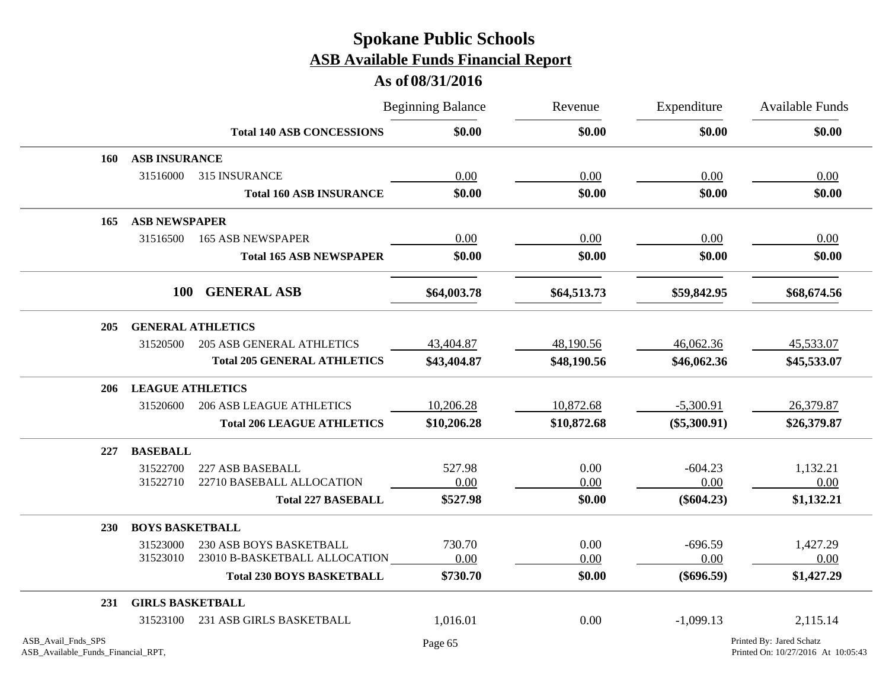# Spokane Public Schools
## ASB Available Funds Financial Report
### As of 08/31/2016

| | | Beginning Balance | Revenue | Expenditure | Available Funds |
|---|---|---|---|---|---|
| | **Total 140 ASB CONCESSIONS** | **$0.00** | **$0.00** | **$0.00** | **$0.00** |
| **160** | **ASB INSURANCE** | | | | |
| 31516000 | 315 INSURANCE | 0.00 | 0.00 | 0.00 | 0.00 |
| | **Total 160 ASB INSURANCE** | **$0.00** | **$0.00** | **$0.00** | **$0.00** |
| **165** | **ASB NEWSPAPER** | | | | |
| 31516500 | 165 ASB NEWSPAPER | 0.00 | 0.00 | 0.00 | 0.00 |
| | **Total 165 ASB NEWSPAPER** | **$0.00** | **$0.00** | **$0.00** | **$0.00** |
| **100** | **GENERAL ASB** | **$64,003.78** | **$64,513.73** | **$59,842.95** | **$68,674.56** |
| **205** | **GENERAL ATHLETICS** | | | | |
| 31520500 | 205 ASB GENERAL ATHLETICS | 43,404.87 | 48,190.56 | 46,062.36 | 45,533.07 |
| | **Total 205 GENERAL ATHLETICS** | **$43,404.87** | **$48,190.56** | **$46,062.36** | **$45,533.07** |
| **206** | **LEAGUE ATHLETICS** | | | | |
| 31520600 | 206 ASB LEAGUE ATHLETICS | 10,206.28 | 10,872.68 | -5,300.91 | 26,379.87 |
| | **Total 206 LEAGUE ATHLETICS** | **$10,206.28** | **$10,872.68** | **($5,300.91)** | **$26,379.87** |
| **227** | **BASEBALL** | | | | |
| 31522700 | 227 ASB BASEBALL | 527.98 | 0.00 | -604.23 | 1,132.21 |
| 31522710 | 22710 BASEBALL ALLOCATION | 0.00 | 0.00 | 0.00 | 0.00 |
| | **Total 227 BASEBALL** | **$527.98** | **$0.00** | **($604.23)** | **$1,132.21** |
| **230** | **BOYS BASKETBALL** | | | | |
| 31523000 | 230 ASB BOYS BASKETBALL | 730.70 | 0.00 | -696.59 | 1,427.29 |
| 31523010 | 23010 B-BASKETBALL ALLOCATION | 0.00 | 0.00 | 0.00 | 0.00 |
| | **Total 230 BOYS BASKETBALL** | **$730.70** | **$0.00** | **($696.59)** | **$1,427.29** |
| **231** | **GIRLS BASKETBALL** | | | | |
| 31523100 | 231 ASB GIRLS BASKETBALL | 1,016.01 | 0.00 | -1,099.13 | 2,115.14 |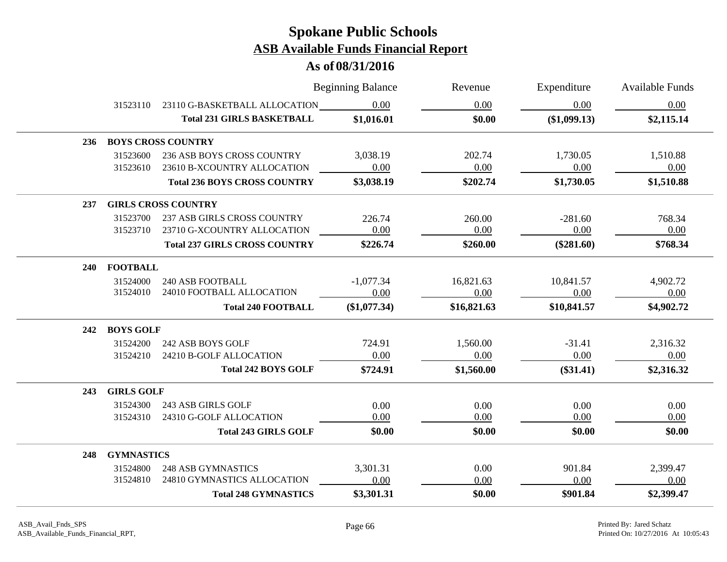# Spokane Public Schools

## ASB Available Funds Financial Report

### As of 08/31/2016

| | | | Beginning Balance | Revenue | Expenditure | Available Funds |
|---|---|---|---|---|---|---|
| | 31523110 | 23110 G-BASKETBALL ALLOCATION | 0.00 | 0.00 | 0.00 | 0.00 |
| | | **Total 231 GIRLS BASKETBALL** | **$1,016.01** | **$0.00** | **($1,099.13)** | **$2,115.14** |
| **236** | **BOYS CROSS COUNTRY** | | | | | |
| | 31523600 | 236 ASB BOYS CROSS COUNTRY | 3,038.19 | 202.74 | 1,730.05 | 1,510.88 |
| | 31523610 | 23610 B-XCOUNTRY ALLOCATION | 0.00 | 0.00 | 0.00 | 0.00 |
| | | **Total 236 BOYS CROSS COUNTRY** | **$3,038.19** | **$202.74** | **$1,730.05** | **$1,510.88** |
| **237** | **GIRLS CROSS COUNTRY** | | | | | |
| | 31523700 | 237 ASB GIRLS CROSS COUNTRY | 226.74 | 260.00 | -281.60 | 768.34 |
| | 31523710 | 23710 G-XCOUNTRY ALLOCATION | 0.00 | 0.00 | 0.00 | 0.00 |
| | | **Total 237 GIRLS CROSS COUNTRY** | **$226.74** | **$260.00** | **($281.60)** | **$768.34** |
| **240** | **FOOTBALL** | | | | | |
| | 31524000 | 240 ASB FOOTBALL | -1,077.34 | 16,821.63 | 10,841.57 | 4,902.72 |
| | 31524010 | 24010 FOOTBALL ALLOCATION | 0.00 | 0.00 | 0.00 | 0.00 |
| | | **Total 240 FOOTBALL** | **($1,077.34)** | **$16,821.63** | **$10,841.57** | **$4,902.72** |
| **242** | **BOYS GOLF** | | | | | |
| | 31524200 | 242 ASB BOYS GOLF | 724.91 | 1,560.00 | -31.41 | 2,316.32 |
| | 31524210 | 24210 B-GOLF ALLOCATION | 0.00 | 0.00 | 0.00 | 0.00 |
| | | **Total 242 BOYS GOLF** | **$724.91** | **$1,560.00** | **($31.41)** | **$2,316.32** |
| **243** | **GIRLS GOLF** | | | | | |
| | 31524300 | 243 ASB GIRLS GOLF | 0.00 | 0.00 | 0.00 | 0.00 |
| | 31524310 | 24310 G-GOLF ALLOCATION | 0.00 | 0.00 | 0.00 | 0.00 |
| | | **Total 243 GIRLS GOLF** | **$0.00** | **$0.00** | **$0.00** | **$0.00** |
| **248** | **GYMNASTICS** | | | | | |
| | 31524800 | 248 ASB GYMNASTICS | 3,301.31 | 0.00 | 901.84 | 2,399.47 |
| | 31524810 | 24810 GYMNASTICS ALLOCATION | 0.00 | 0.00 | 0.00 | 0.00 |
| | | **Total 248 GYMNASTICS** | **$3,301.31** | **$0.00** | **$901.84** | **$2,399.47** |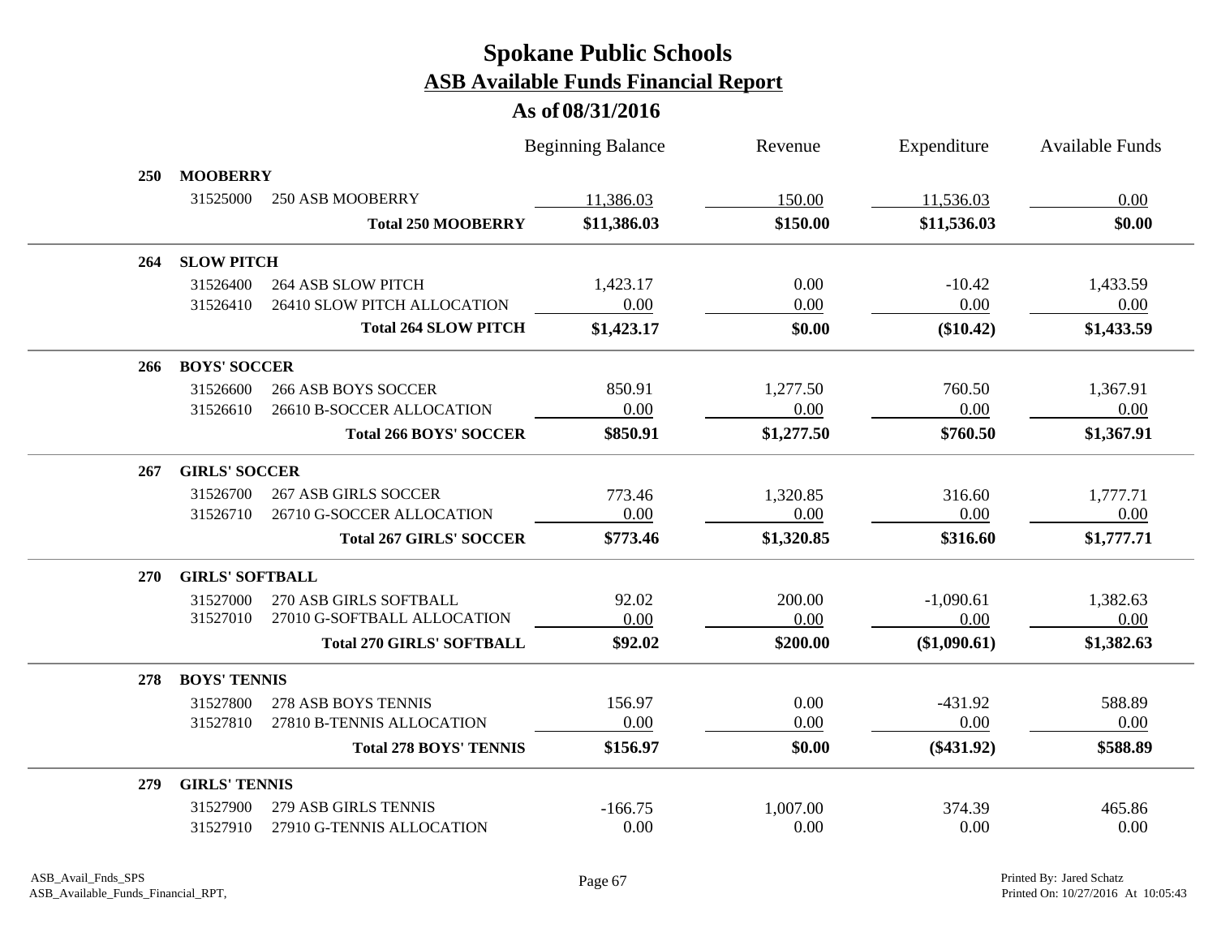# Spokane Public Schools

## ASB Available Funds Financial Report

### As of 08/31/2016

| | | | Beginning Balance | Revenue | Expenditure | Available Funds |
|---|---|---|---|---|---|---|
| **250** | **MOOBERRY** | | | | | |
| | 31525000 | 250 ASB MOOBERRY | 11,386.03 | 150.00 | 11,536.03 | 0.00 |
| | | **Total 250 MOOBERRY** | **$11,386.03** | **$150.00** | **$11,536.03** | **$0.00** |
| **264** | **SLOW PITCH** | | | | | |
| | 31526400 | 264 ASB SLOW PITCH | 1,423.17 | 0.00 | -10.42 | 1,433.59 |
| | 31526410 | 26410 SLOW PITCH ALLOCATION | 0.00 | 0.00 | 0.00 | 0.00 |
| | | **Total 264 SLOW PITCH** | **$1,423.17** | **$0.00** | **($10.42)** | **$1,433.59** |
| **266** | **BOYS' SOCCER** | | | | | |
| | 31526600 | 266 ASB BOYS SOCCER | 850.91 | 1,277.50 | 760.50 | 1,367.91 |
| | 31526610 | 26610 B-SOCCER ALLOCATION | 0.00 | 0.00 | 0.00 | 0.00 |
| | | **Total 266 BOYS' SOCCER** | **$850.91** | **$1,277.50** | **$760.50** | **$1,367.91** |
| **267** | **GIRLS' SOCCER** | | | | | |
| | 31526700 | 267 ASB GIRLS SOCCER | 773.46 | 1,320.85 | 316.60 | 1,777.71 |
| | 31526710 | 26710 G-SOCCER ALLOCATION | 0.00 | 0.00 | 0.00 | 0.00 |
| | | **Total 267 GIRLS' SOCCER** | **$773.46** | **$1,320.85** | **$316.60** | **$1,777.71** |
| **270** | **GIRLS' SOFTBALL** | | | | | |
| | 31527000 | 270 ASB GIRLS SOFTBALL | 92.02 | 200.00 | -1,090.61 | 1,382.63 |
| | 31527010 | 27010 G-SOFTBALL ALLOCATION | 0.00 | 0.00 | 0.00 | 0.00 |
| | | **Total 270 GIRLS' SOFTBALL** | **$92.02** | **$200.00** | **($1,090.61)** | **$1,382.63** |
| **278** | **BOYS' TENNIS** | | | | | |
| | 31527800 | 278 ASB BOYS TENNIS | 156.97 | 0.00 | -431.92 | 588.89 |
| | 31527810 | 27810 B-TENNIS ALLOCATION | 0.00 | 0.00 | 0.00 | 0.00 |
| | | **Total 278 BOYS' TENNIS** | **$156.97** | **$0.00** | **($431.92)** | **$588.89** |
| **279** | **GIRLS' TENNIS** | | | | | |
| | 31527900 | 279 ASB GIRLS TENNIS | -166.75 | 1,007.00 | 374.39 | 465.86 |
| | 31527910 | 27910 G-TENNIS ALLOCATION | 0.00 | 0.00 | 0.00 | 0.00 |

ASB_Avail_Fnds_SPS
ASB_Available_Funds_Financial_RPT,

Printed By: Jared Schatz
Printed On: 10/27/2016 At 10:05:43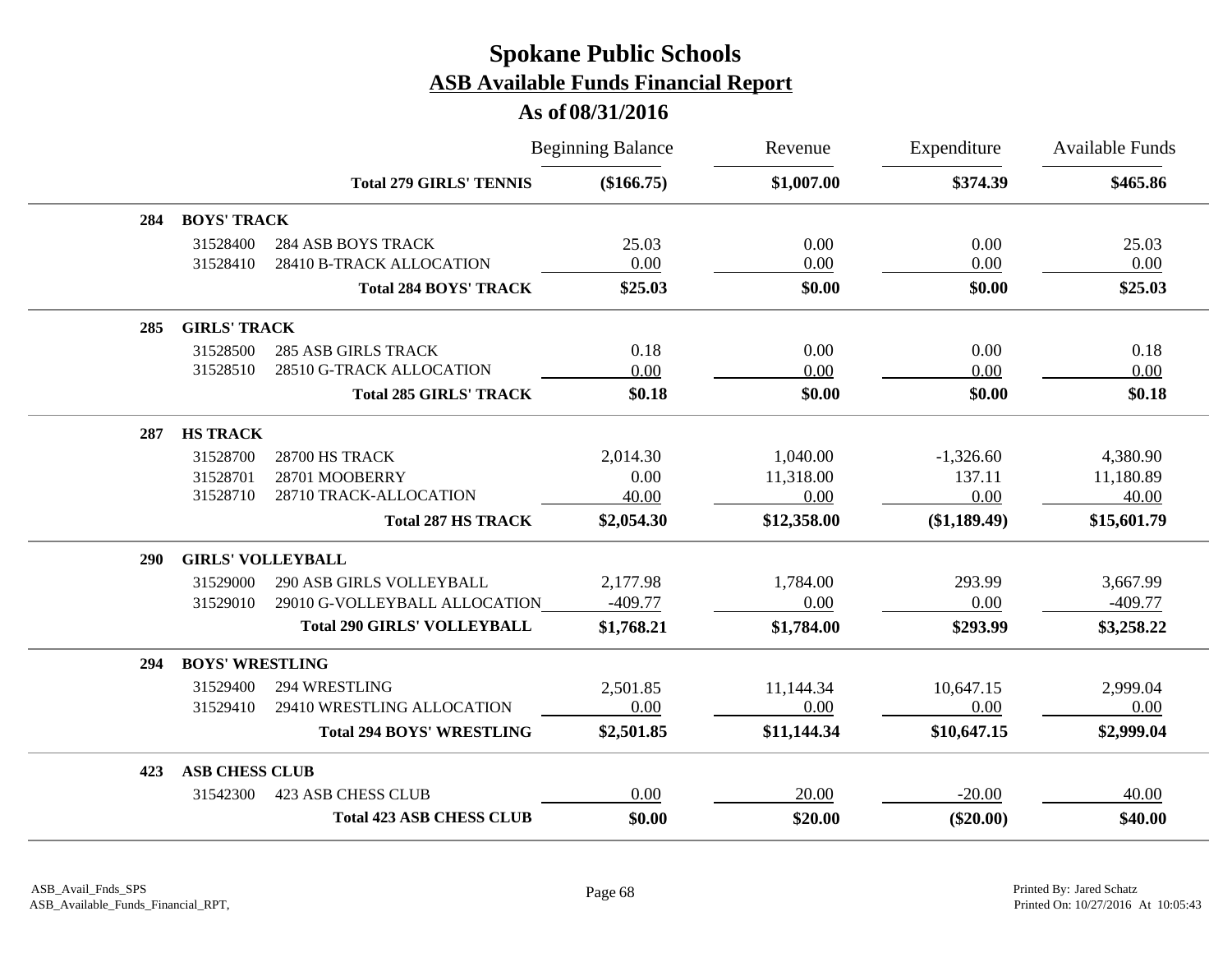# Spokane Public Schools

## ASB Available Funds Financial Report

### As of 08/31/2016

| | | | Beginning Balance | Revenue | Expenditure | Available Funds |
|---|---|---|---|---|---|---|
| | | **Total 279 GIRLS' TENNIS** | **($166.75)** | **$1,007.00** | **$374.39** | **$465.86** |
| **284** | **BOYS' TRACK** | | | | | |
| | 31528400 | 284 ASB BOYS TRACK | 25.03 | 0.00 | 0.00 | 25.03 |
| | 31528410 | 28410 B-TRACK ALLOCATION | 0.00 | 0.00 | 0.00 | 0.00 |
| | | **Total 284 BOYS' TRACK** | **$25.03** | **$0.00** | **$0.00** | **$25.03** |
| **285** | **GIRLS' TRACK** | | | | | |
| | 31528500 | 285 ASB GIRLS TRACK | 0.18 | 0.00 | 0.00 | 0.18 |
| | 31528510 | 28510 G-TRACK ALLOCATION | 0.00 | 0.00 | 0.00 | 0.00 |
| | | **Total 285 GIRLS' TRACK** | **$0.18** | **$0.00** | **$0.00** | **$0.18** |
| **287** | **HS TRACK** | | | | | |
| | 31528700 | 28700 HS TRACK | 2,014.30 | 1,040.00 | -1,326.60 | 4,380.90 |
| | 31528701 | 28701 MOOBERRY | 0.00 | 11,318.00 | 137.11 | 11,180.89 |
| | 31528710 | 28710 TRACK-ALLOCATION | 40.00 | 0.00 | 0.00 | 40.00 |
| | | **Total 287 HS TRACK** | **$2,054.30** | **$12,358.00** | **($1,189.49)** | **$15,601.79** |
| **290** | **GIRLS' VOLLEYBALL** | | | | | |
| | 31529000 | 290 ASB GIRLS VOLLEYBALL | 2,177.98 | 1,784.00 | 293.99 | 3,667.99 |
| | 31529010 | 29010 G-VOLLEYBALL ALLOCATION | -409.77 | 0.00 | 0.00 | -409.77 |
| | | **Total 290 GIRLS' VOLLEYBALL** | **$1,768.21** | **$1,784.00** | **$293.99** | **$3,258.22** |
| **294** | **BOYS' WRESTLING** | | | | | |
| | 31529400 | 294 WRESTLING | 2,501.85 | 11,144.34 | 10,647.15 | 2,999.04 |
| | 31529410 | 29410 WRESTLING ALLOCATION | 0.00 | 0.00 | 0.00 | 0.00 |
| | | **Total 294 BOYS' WRESTLING** | **$2,501.85** | **$11,144.34** | **$10,647.15** | **$2,999.04** |
| **423** | **ASB CHESS CLUB** | | | | | |
| | 31542300 | 423 ASB CHESS CLUB | 0.00 | 20.00 | -20.00 | 40.00 |
| | | **Total 423 ASB CHESS CLUB** | **$0.00** | **$20.00** | **($20.00)** | **$40.00** |

ASB_Avail_Fnds_SPS
ASB_Available_Funds_Financial_RPT,

Printed By: Jared Schatz
Printed On: 10/27/2016 At 10:05:43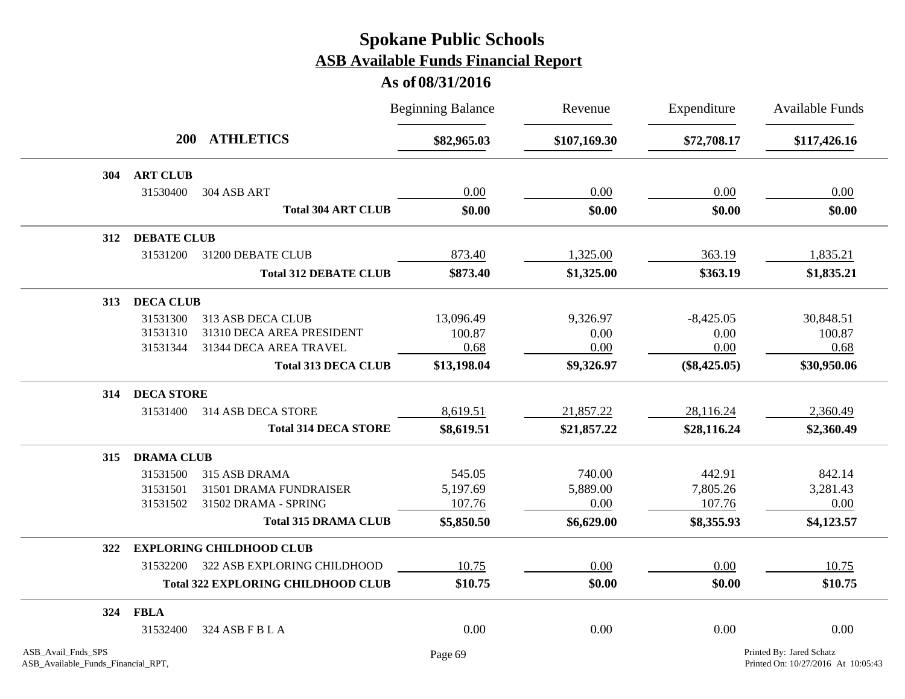# Spokane Public Schools

## ASB Available Funds Financial Report

### As of 08/31/2016

| | | Beginning Balance | Revenue | Expenditure | Available Funds |
|---|---|---|---|---|---|
| **200** | **ATHLETICS** | **$82,965.03** | **$107,169.30** | **$72,708.17** | **$117,426.16** |
| **304** | **ART CLUB** | | | | |
| 31530400 | 304 ASB ART | 0.00 | 0.00 | 0.00 | 0.00 |
| | **Total 304 ART CLUB** | **$0.00** | **$0.00** | **$0.00** | **$0.00** |
| **312** | **DEBATE CLUB** | | | | |
| 31531200 | 31200 DEBATE CLUB | 873.40 | 1,325.00 | 363.19 | 1,835.21 |
| | **Total 312 DEBATE CLUB** | **$873.40** | **$1,325.00** | **$363.19** | **$1,835.21** |
| **313** | **DECA CLUB** | | | | |
| 31531300 | 313 ASB DECA CLUB | 13,096.49 | 9,326.97 | -8,425.05 | 30,848.51 |
| 31531310 | 31310 DECA AREA PRESIDENT | 100.87 | 0.00 | 0.00 | 100.87 |
| 31531344 | 31344 DECA AREA TRAVEL | 0.68 | 0.00 | 0.00 | 0.68 |
| | **Total 313 DECA CLUB** | **$13,198.04** | **$9,326.97** | **($8,425.05)** | **$30,950.06** |
| **314** | **DECA STORE** | | | | |
| 31531400 | 314 ASB DECA STORE | 8,619.51 | 21,857.22 | 28,116.24 | 2,360.49 |
| | **Total 314 DECA STORE** | **$8,619.51** | **$21,857.22** | **$28,116.24** | **$2,360.49** |
| **315** | **DRAMA CLUB** | | | | |
| 31531500 | 315 ASB DRAMA | 545.05 | 740.00 | 442.91 | 842.14 |
| 31531501 | 31501 DRAMA FUNDRAISER | 5,197.69 | 5,889.00 | 7,805.26 | 3,281.43 |
| 31531502 | 31502 DRAMA - SPRING | 107.76 | 0.00 | 107.76 | 0.00 |
| | **Total 315 DRAMA CLUB** | **$5,850.50** | **$6,629.00** | **$8,355.93** | **$4,123.57** |
| **322** | **EXPLORING CHILDHOOD CLUB** | | | | |
| 31532200 | 322 ASB EXPLORING CHILDHOOD | 10.75 | 0.00 | 0.00 | 10.75 |
| | **Total 322 EXPLORING CHILDHOOD CLUB** | **$10.75** | **$0.00** | **$0.00** | **$10.75** |
| **324** | **FBLA** | | | | |
| 31532400 | 324 ASB F B L A | 0.00 | 0.00 | 0.00 | 0.00 |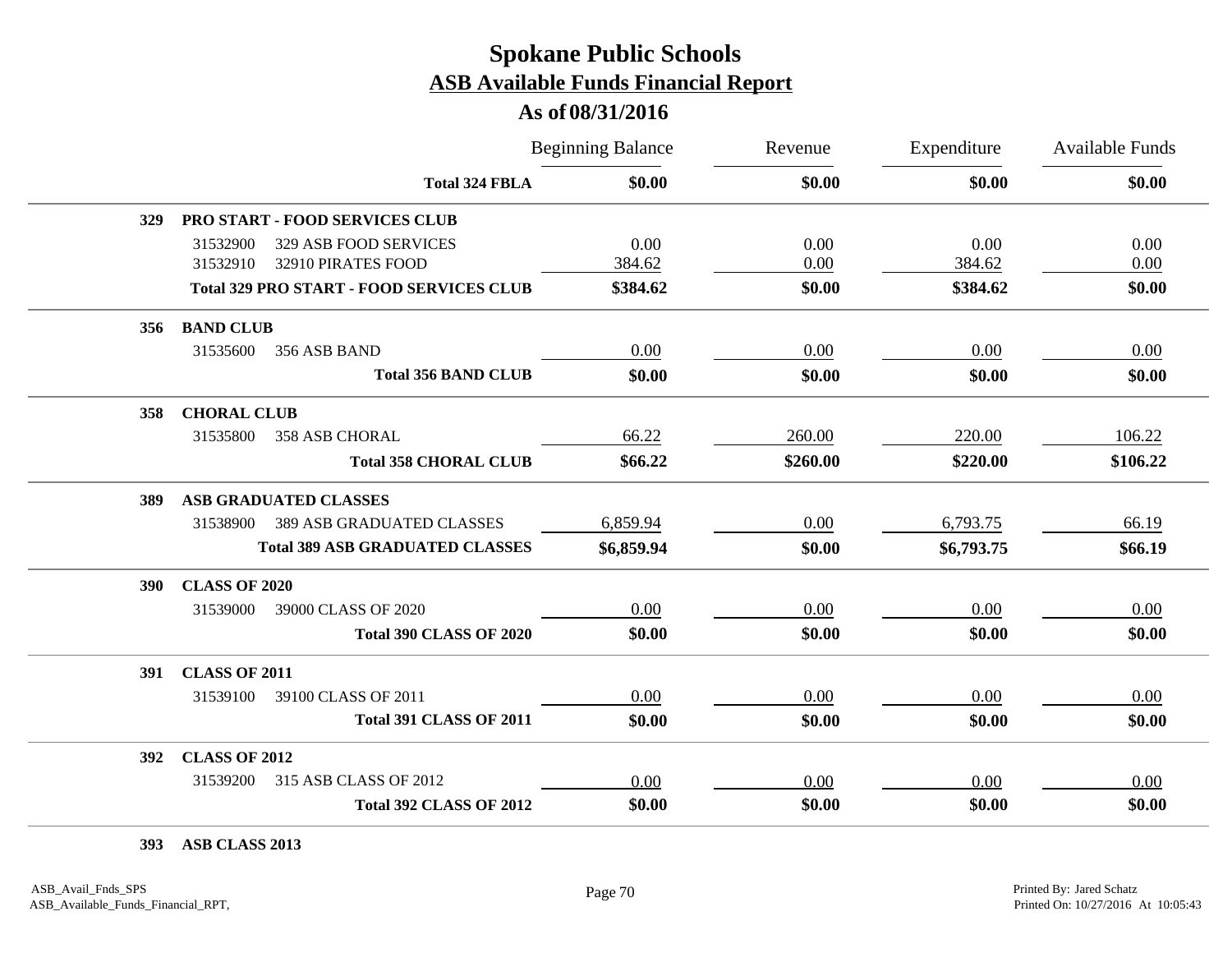# Spokane Public Schools

## ASB Available Funds Financial Report

### As of 08/31/2016

| | | Beginning Balance | Revenue | Expenditure | Available Funds |
|---|---|---|---|---|---|
| | **Total 324 FBLA** | **$0.00** | **$0.00** | **$0.00** | **$0.00** |
| **329** | **PRO START - FOOD SERVICES CLUB** | | | | |
| 31532900 | 329 ASB FOOD SERVICES | 0.00 | 0.00 | 0.00 | 0.00 |
| 31532910 | 32910 PIRATES FOOD | 384.62 | 0.00 | 384.62 | 0.00 |
| | **Total 329 PRO START - FOOD SERVICES CLUB** | **$384.62** | **$0.00** | **$384.62** | **$0.00** |
| **356** | **BAND CLUB** | | | | |
| 31535600 | 356 ASB BAND | 0.00 | 0.00 | 0.00 | 0.00 |
| | **Total 356 BAND CLUB** | **$0.00** | **$0.00** | **$0.00** | **$0.00** |
| **358** | **CHORAL CLUB** | | | | |
| 31535800 | 358 ASB CHORAL | 66.22 | 260.00 | 220.00 | 106.22 |
| | **Total 358 CHORAL CLUB** | **$66.22** | **$260.00** | **$220.00** | **$106.22** |
| **389** | **ASB GRADUATED CLASSES** | | | | |
| 31538900 | 389 ASB GRADUATED CLASSES | 6,859.94 | 0.00 | 6,793.75 | 66.19 |
| | **Total 389 ASB GRADUATED CLASSES** | **$6,859.94** | **$0.00** | **$6,793.75** | **$66.19** |
| **390** | **CLASS OF 2020** | | | | |
| 31539000 | 39000 CLASS OF 2020 | 0.00 | 0.00 | 0.00 | 0.00 |
| | **Total 390 CLASS OF 2020** | **$0.00** | **$0.00** | **$0.00** | **$0.00** |
| **391** | **CLASS OF 2011** | | | | |
| 31539100 | 39100 CLASS OF 2011 | 0.00 | 0.00 | 0.00 | 0.00 |
| | **Total 391 CLASS OF 2011** | **$0.00** | **$0.00** | **$0.00** | **$0.00** |
| **392** | **CLASS OF 2012** | | | | |
| 31539200 | 315 ASB CLASS OF 2012 | 0.00 | 0.00 | 0.00 | 0.00 |
| | **Total 392 CLASS OF 2012** | **$0.00** | **$0.00** | **$0.00** | **$0.00** |
| **393** | **ASB CLASS 2013** | | | | |

ASB_Avail_Fnds_SPS
ASB_Available_Funds_Financial_RPT,

Printed By: Jared Schatz
Printed On: 10/27/2016 At 10:05:43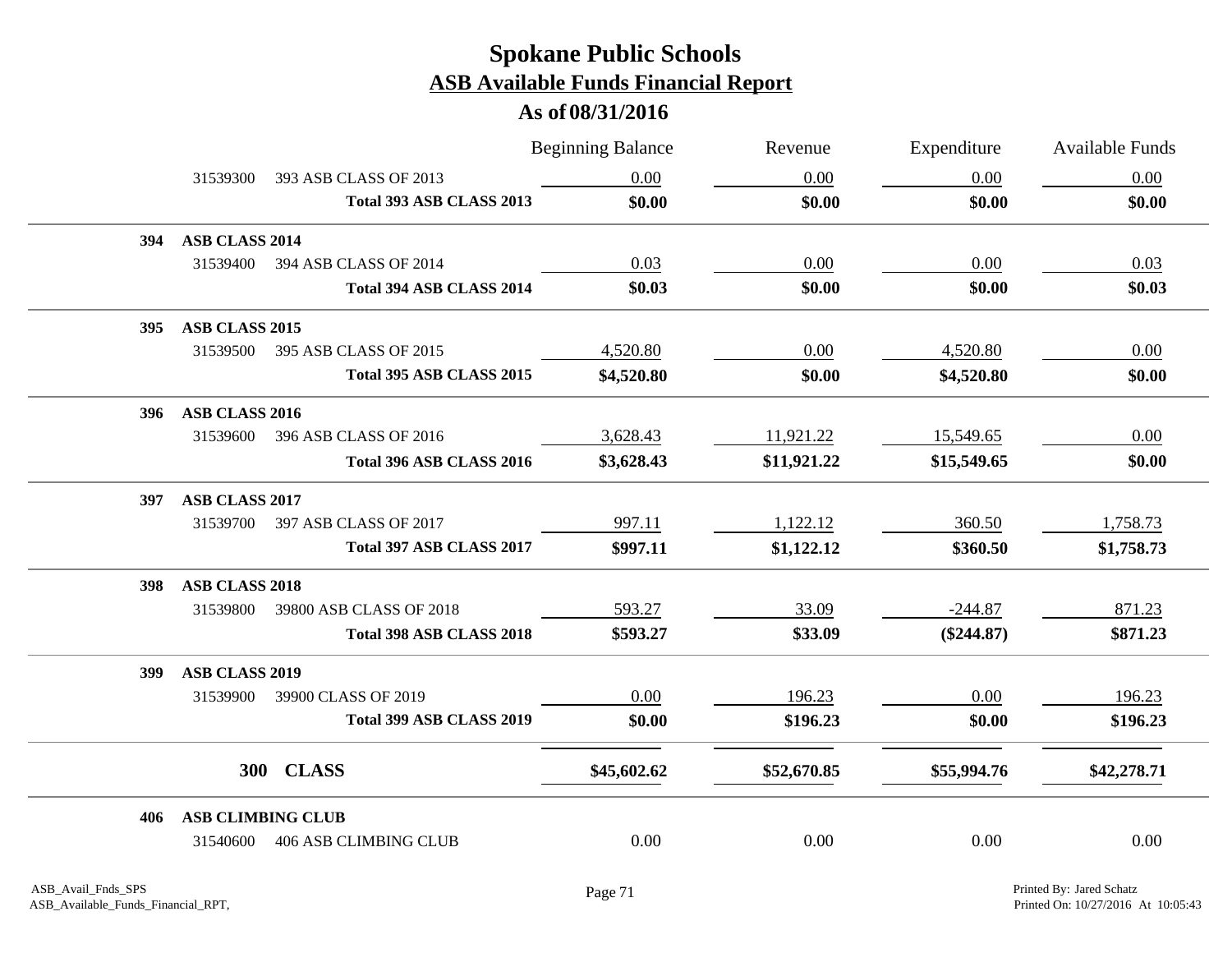# Spokane Public Schools

## ASB Available Funds Financial Report

### As of 08/31/2016

| | | Beginning Balance | Revenue | Expenditure | Available Funds |
|---|---|---|---|---|---|
| 31539300 | 393 ASB CLASS OF 2013 | 0.00 | 0.00 | 0.00 | 0.00 |
| | **Total 393 ASB CLASS 2013** | **$0.00** | **$0.00** | **$0.00** | **$0.00** |
| **394** | **ASB CLASS 2014** | | | | |
| 31539400 | 394 ASB CLASS OF 2014 | 0.03 | 0.00 | 0.00 | 0.03 |
| | **Total 394 ASB CLASS 2014** | **$0.03** | **$0.00** | **$0.00** | **$0.03** |
| **395** | **ASB CLASS 2015** | | | | |
| 31539500 | 395 ASB CLASS OF 2015 | 4,520.80 | 0.00 | 4,520.80 | 0.00 |
| | **Total 395 ASB CLASS 2015** | **$4,520.80** | **$0.00** | **$4,520.80** | **$0.00** |
| **396** | **ASB CLASS 2016** | | | | |
| 31539600 | 396 ASB CLASS OF 2016 | 3,628.43 | 11,921.22 | 15,549.65 | 0.00 |
| | **Total 396 ASB CLASS 2016** | **$3,628.43** | **$11,921.22** | **$15,549.65** | **$0.00** |
| **397** | **ASB CLASS 2017** | | | | |
| 31539700 | 397 ASB CLASS OF 2017 | 997.11 | 1,122.12 | 360.50 | 1,758.73 |
| | **Total 397 ASB CLASS 2017** | **$997.11** | **$1,122.12** | **$360.50** | **$1,758.73** |
| **398** | **ASB CLASS 2018** | | | | |
| 31539800 | 39800 ASB CLASS OF 2018 | 593.27 | 33.09 | -244.87 | 871.23 |
| | **Total 398 ASB CLASS 2018** | **$593.27** | **$33.09** | **($244.87)** | **$871.23** |
| **399** | **ASB CLASS 2019** | | | | |
| 31539900 | 39900 CLASS OF 2019 | 0.00 | 196.23 | 0.00 | 196.23 |
| | **Total 399 ASB CLASS 2019** | **$0.00** | **$196.23** | **$0.00** | **$196.23** |
| **300** | **CLASS** | **$45,602.62** | **$52,670.85** | **$55,994.76** | **$42,278.71** |
| **406** | **ASB CLIMBING CLUB** | | | | |
| 31540600 | 406 ASB CLIMBING CLUB | 0.00 | 0.00 | 0.00 | 0.00 |

ASB_Avail_Fnds_SPS
ASB_Available_Funds_Financial_RPT,

Printed By: Jared Schatz
Printed On: 10/27/2016 At 10:05:43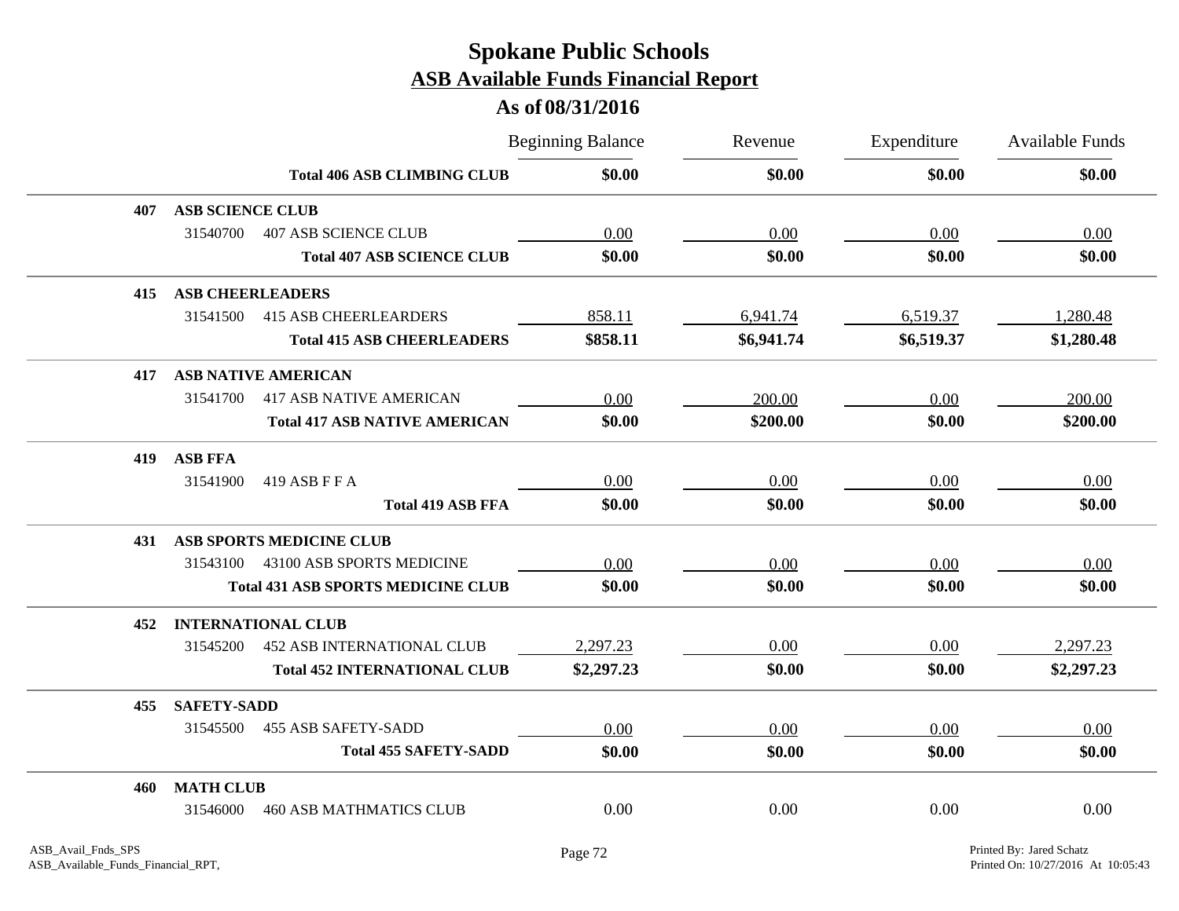# Spokane Public Schools

## ASB Available Funds Financial Report

### As of 08/31/2016

| | | Beginning Balance | Revenue | Expenditure | Available Funds |
|---|---|---|---|---|---|
| | **Total 406 ASB CLIMBING CLUB** | **$0.00** | **$0.00** | **$0.00** | **$0.00** |
| **407** | **ASB SCIENCE CLUB** | | | | |
| 31540700 | 407 ASB SCIENCE CLUB | 0.00 | 0.00 | 0.00 | 0.00 |
| | **Total 407 ASB SCIENCE CLUB** | **$0.00** | **$0.00** | **$0.00** | **$0.00** |
| **415** | **ASB CHEERLEADERS** | | | | |
| 31541500 | 415 ASB CHEERLEARDERS | 858.11 | 6,941.74 | 6,519.37 | 1,280.48 |
| | **Total 415 ASB CHEERLEADERS** | **$858.11** | **$6,941.74** | **$6,519.37** | **$1,280.48** |
| **417** | **ASB NATIVE AMERICAN** | | | | |
| 31541700 | 417 ASB NATIVE AMERICAN | 0.00 | 200.00 | 0.00 | 200.00 |
| | **Total 417 ASB NATIVE AMERICAN** | **$0.00** | **$200.00** | **$0.00** | **$200.00** |
| **419** | **ASB FFA** | | | | |
| 31541900 | 419 ASB F F A | 0.00 | 0.00 | 0.00 | 0.00 |
| | **Total 419 ASB FFA** | **$0.00** | **$0.00** | **$0.00** | **$0.00** |
| **431** | **ASB SPORTS MEDICINE CLUB** | | | | |
| 31543100 | 43100 ASB SPORTS MEDICINE | 0.00 | 0.00 | 0.00 | 0.00 |
| | **Total 431 ASB SPORTS MEDICINE CLUB** | **$0.00** | **$0.00** | **$0.00** | **$0.00** |
| **452** | **INTERNATIONAL CLUB** | | | | |
| 31545200 | 452 ASB INTERNATIONAL CLUB | 2,297.23 | 0.00 | 0.00 | 2,297.23 |
| | **Total 452 INTERNATIONAL CLUB** | **$2,297.23** | **$0.00** | **$0.00** | **$2,297.23** |
| **455** | **SAFETY-SADD** | | | | |
| 31545500 | 455 ASB SAFETY-SADD | 0.00 | 0.00 | 0.00 | 0.00 |
| | **Total 455 SAFETY-SADD** | **$0.00** | **$0.00** | **$0.00** | **$0.00** |
| **460** | **MATH CLUB** | | | | |
| 31546000 | 460 ASB MATHMATICS CLUB | 0.00 | 0.00 | 0.00 | 0.00 |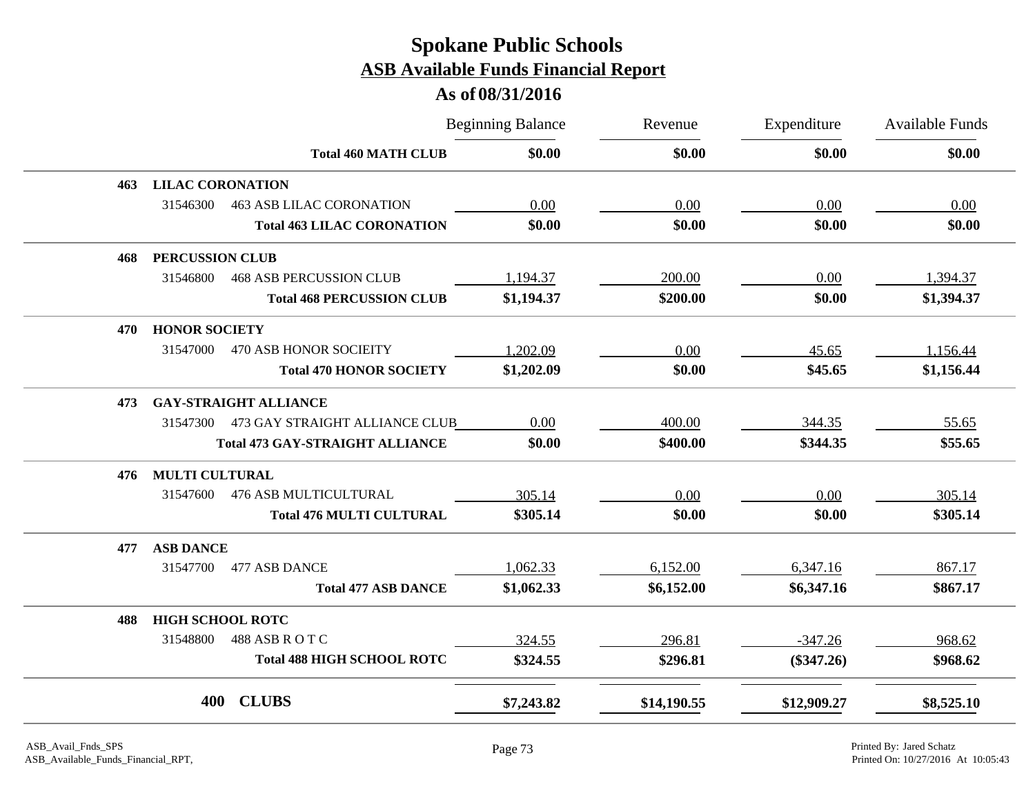# Spokane Public Schools
## ASB Available Funds Financial Report
### As of 08/31/2016

| | | Beginning Balance | Revenue | Expenditure | Available Funds |
|---|---|---|---|---|---|
| | **Total 460 MATH CLUB** | **$0.00** | **$0.00** | **$0.00** | **$0.00** |
| **463** | **LILAC CORONATION** | | | | |
| 31546300 | 463 ASB LILAC CORONATION | 0.00 | 0.00 | 0.00 | 0.00 |
| | **Total 463 LILAC CORONATION** | **$0.00** | **$0.00** | **$0.00** | **$0.00** |
| **468** | **PERCUSSION CLUB** | | | | |
| 31546800 | 468 ASB PERCUSSION CLUB | 1,194.37 | 200.00 | 0.00 | 1,394.37 |
| | **Total 468 PERCUSSION CLUB** | **$1,194.37** | **$200.00** | **$0.00** | **$1,394.37** |
| **470** | **HONOR SOCIETY** | | | | |
| 31547000 | 470 ASB HONOR SOCIEITY | 1,202.09 | 0.00 | 45.65 | 1,156.44 |
| | **Total 470 HONOR SOCIETY** | **$1,202.09** | **$0.00** | **$45.65** | **$1,156.44** |
| **473** | **GAY-STRAIGHT ALLIANCE** | | | | |
| 31547300 | 473 GAY STRAIGHT ALLIANCE CLUB | 0.00 | 400.00 | 344.35 | 55.65 |
| | **Total 473 GAY-STRAIGHT ALLIANCE** | **$0.00** | **$400.00** | **$344.35** | **$55.65** |
| **476** | **MULTI CULTURAL** | | | | |
| 31547600 | 476 ASB MULTICULTURAL | 305.14 | 0.00 | 0.00 | 305.14 |
| | **Total 476 MULTI CULTURAL** | **$305.14** | **$0.00** | **$0.00** | **$305.14** |
| **477** | **ASB DANCE** | | | | |
| 31547700 | 477 ASB DANCE | 1,062.33 | 6,152.00 | 6,347.16 | 867.17 |
| | **Total 477 ASB DANCE** | **$1,062.33** | **$6,152.00** | **$6,347.16** | **$867.17** |
| **488** | **HIGH SCHOOL ROTC** | | | | |
| 31548800 | 488 ASB R O T C | 324.55 | 296.81 | -347.26 | 968.62 |
| | **Total 488 HIGH SCHOOL ROTC** | **$324.55** | **$296.81** | **($347.26)** | **$968.62** |
| **400** | **CLUBS** | **$7,243.82** | **$14,190.55** | **$12,909.27** | **$8,525.10** |

ASB_Avail_Fnds_SPS
ASB_Available_Funds_Financial_RPT,

Printed By: Jared Schatz
Printed On: 10/27/2016 At 10:05:43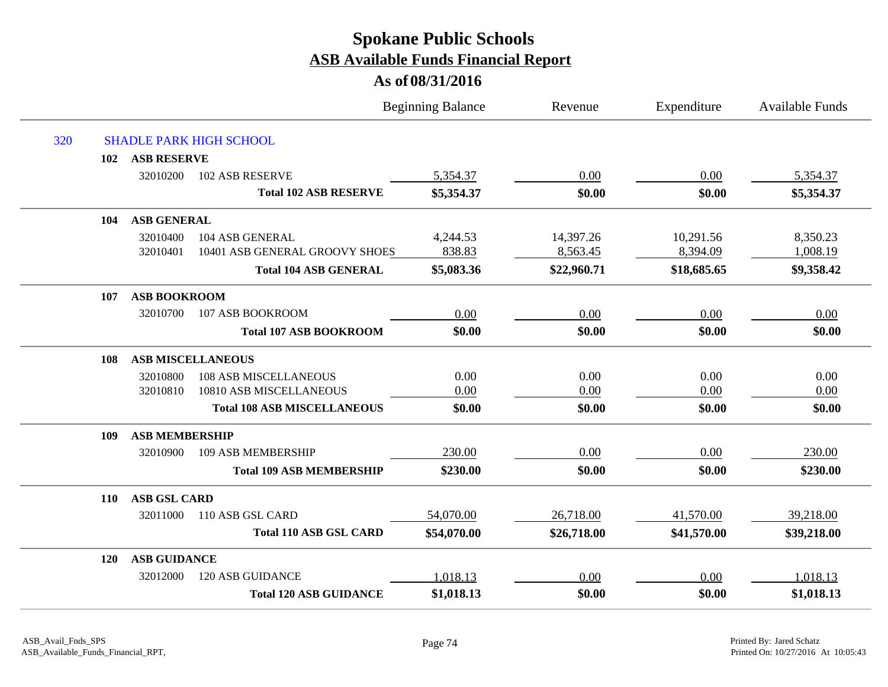# Spokane Public Schools
## ASB Available Funds Financial Report
### As of 08/31/2016

| | | | Beginning Balance | Revenue | Expenditure | Available Funds |
|---|---|---|---|---|---|---|
| 320 | SHADLE PARK HIGH SCHOOL | | | | | |
| 102 | ASB RESERVE | | | | | |
| | 32010200 | 102 ASB RESERVE | 5,354.37 | 0.00 | 0.00 | 5,354.37 |
| | | **Total 102 ASB RESERVE** | **$5,354.37** | **$0.00** | **$0.00** | **$5,354.37** |
| 104 | ASB GENERAL | | | | | |
| | 32010400 | 104 ASB GENERAL | 4,244.53 | 14,397.26 | 10,291.56 | 8,350.23 |
| | 32010401 | 10401 ASB GENERAL GROOVY SHOES | 838.83 | 8,563.45 | 8,394.09 | 1,008.19 |
| | | **Total 104 ASB GENERAL** | **$5,083.36** | **$22,960.71** | **$18,685.65** | **$9,358.42** |
| 107 | ASB BOOKROOM | | | | | |
| | 32010700 | 107 ASB BOOKROOM | 0.00 | 0.00 | 0.00 | 0.00 |
| | | **Total 107 ASB BOOKROOM** | **$0.00** | **$0.00** | **$0.00** | **$0.00** |
| 108 | ASB MISCELLANEOUS | | | | | |
| | 32010800 | 108 ASB MISCELLANEOUS | 0.00 | 0.00 | 0.00 | 0.00 |
| | 32010810 | 10810 ASB MISCELLANEOUS | 0.00 | 0.00 | 0.00 | 0.00 |
| | | **Total 108 ASB MISCELLANEOUS** | **$0.00** | **$0.00** | **$0.00** | **$0.00** |
| 109 | ASB MEMBERSHIP | | | | | |
| | 32010900 | 109 ASB MEMBERSHIP | 230.00 | 0.00 | 0.00 | 230.00 |
| | | **Total 109 ASB MEMBERSHIP** | **$230.00** | **$0.00** | **$0.00** | **$230.00** |
| 110 | ASB GSL CARD | | | | | |
| | 32011000 | 110 ASB GSL CARD | 54,070.00 | 26,718.00 | 41,570.00 | 39,218.00 |
| | | **Total 110 ASB GSL CARD** | **$54,070.00** | **$26,718.00** | **$41,570.00** | **$39,218.00** |
| 120 | ASB GUIDANCE | | | | | |
| | 32012000 | 120 ASB GUIDANCE | 1,018.13 | 0.00 | 0.00 | 1,018.13 |
| | | **Total 120 ASB GUIDANCE** | **$1,018.13** | **$0.00** | **$0.00** | **$1,018.13** |

ASB_Avail_Fnds_SPS
ASB_Available_Funds_Financial_RPT,

Printed By: Jared Schatz
Printed On: 10/27/2016 At 10:05:43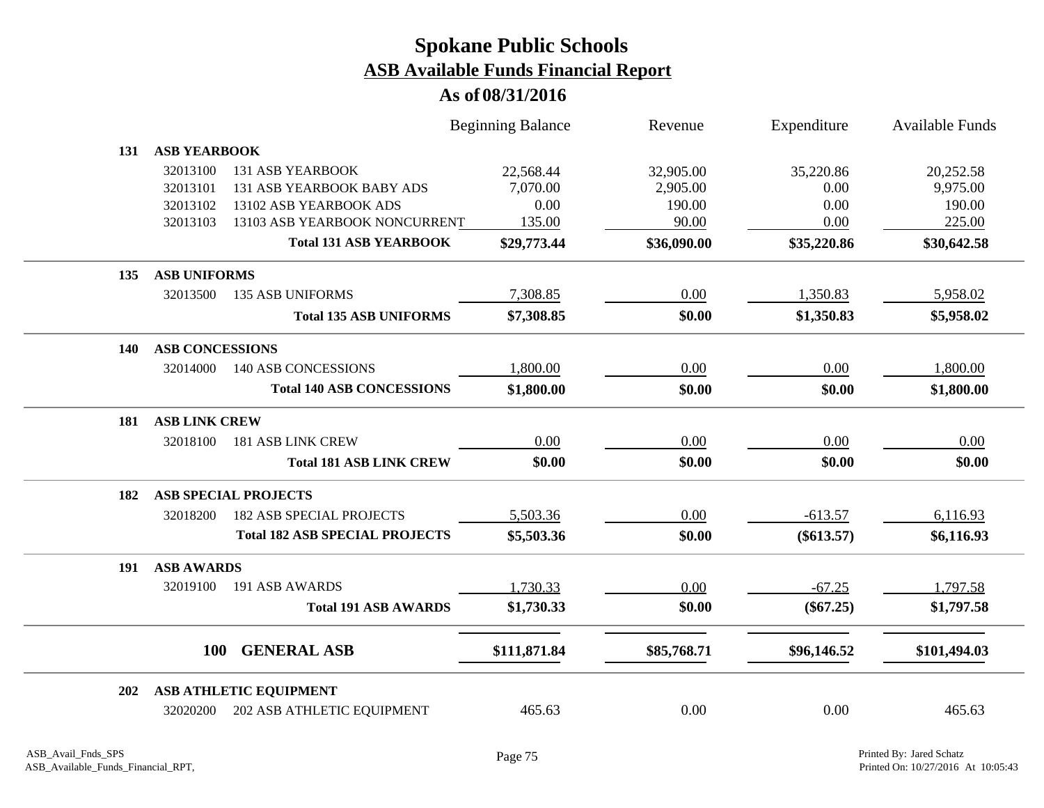# Spokane Public Schools

## ASB Available Funds Financial Report

### As of 08/31/2016

| | | Beginning Balance | Revenue | Expenditure | Available Funds |
|---|---|---|---|---|---|
| **131** | **ASB YEARBOOK** | | | | |
| 32013100 | 131 ASB YEARBOOK | 22,568.44 | 32,905.00 | 35,220.86 | 20,252.58 |
| 32013101 | 131 ASB YEARBOOK BABY ADS | 7,070.00 | 2,905.00 | 0.00 | 9,975.00 |
| 32013102 | 13102 ASB YEARBOOK ADS | 0.00 | 190.00 | 0.00 | 190.00 |
| 32013103 | 13103 ASB YEARBOOK NONCURRENT | 135.00 | 90.00 | 0.00 | 225.00 |
| | **Total 131 ASB YEARBOOK** | **$29,773.44** | **$36,090.00** | **$35,220.86** | **$30,642.58** |
| **135** | **ASB UNIFORMS** | | | | |
| 32013500 | 135 ASB UNIFORMS | 7,308.85 | 0.00 | 1,350.83 | 5,958.02 |
| | **Total 135 ASB UNIFORMS** | **$7,308.85** | **$0.00** | **$1,350.83** | **$5,958.02** |
| **140** | **ASB CONCESSIONS** | | | | |
| 32014000 | 140 ASB CONCESSIONS | 1,800.00 | 0.00 | 0.00 | 1,800.00 |
| | **Total 140 ASB CONCESSIONS** | **$1,800.00** | **$0.00** | **$0.00** | **$1,800.00** |
| **181** | **ASB LINK CREW** | | | | |
| 32018100 | 181 ASB LINK CREW | 0.00 | 0.00 | 0.00 | 0.00 |
| | **Total 181 ASB LINK CREW** | **$0.00** | **$0.00** | **$0.00** | **$0.00** |
| **182** | **ASB SPECIAL PROJECTS** | | | | |
| 32018200 | 182 ASB SPECIAL PROJECTS | 5,503.36 | 0.00 | -613.57 | 6,116.93 |
| | **Total 182 ASB SPECIAL PROJECTS** | **$5,503.36** | **$0.00** | **($613.57)** | **$6,116.93** |
| **191** | **ASB AWARDS** | | | | |
| 32019100 | 191 ASB AWARDS | 1,730.33 | 0.00 | -67.25 | 1,797.58 |
| | **Total 191 ASB AWARDS** | **$1,730.33** | **$0.00** | **($67.25)** | **$1,797.58** |
| **100** | **GENERAL ASB** | **$111,871.84** | **$85,768.71** | **$96,146.52** | **$101,494.03** |
| **202** | **ASB ATHLETIC EQUIPMENT** | | | | |
| 32020200 | 202 ASB ATHLETIC EQUIPMENT | 465.63 | 0.00 | 0.00 | 465.63 |

ASB_Avail_Fnds_SPS
ASB_Available_Funds_Financial_RPT,

Printed By: Jared Schatz
Printed On: 10/27/2016 At 10:05:43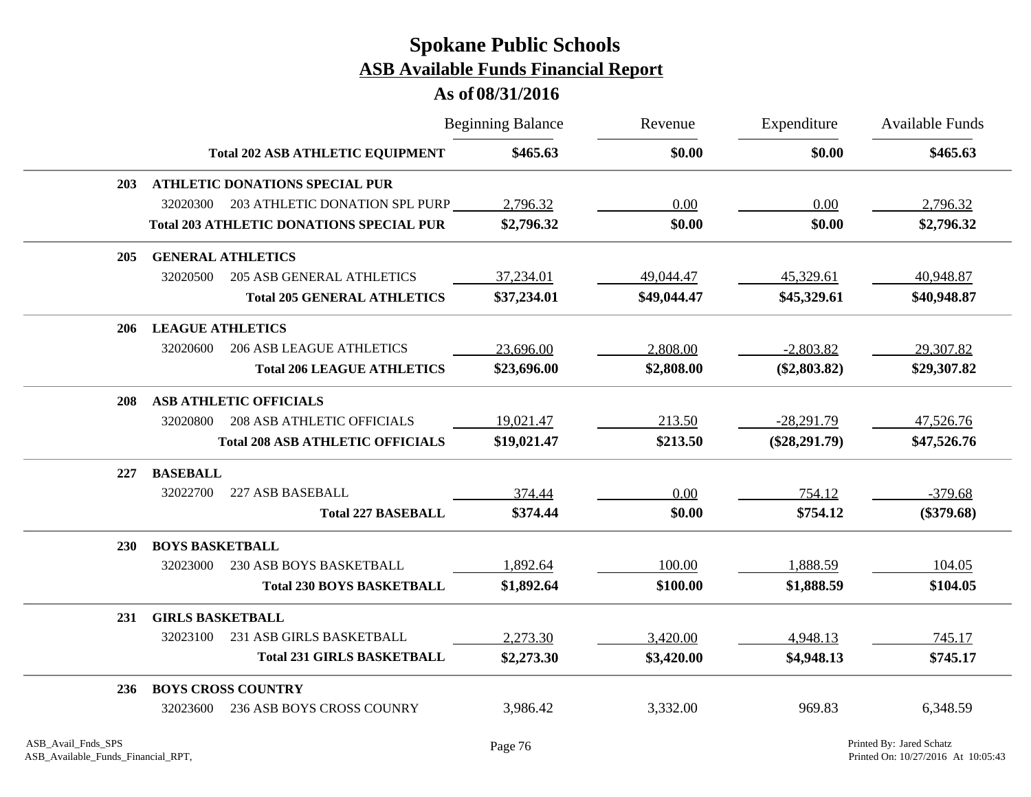# Spokane Public Schools

## ASB Available Funds Financial Report

### As of 08/31/2016

| | | Beginning Balance | Revenue | Expenditure | Available Funds |
|---|---|---|---|---|---|
| | **Total 202 ASB ATHLETIC EQUIPMENT** | **$465.63** | **$0.00** | **$0.00** | **$465.63** |
| **203** | **ATHLETIC DONATIONS SPECIAL PUR** | | | | |
| 32020300 | 203 ATHLETIC DONATION SPL PURP | 2,796.32 | 0.00 | 0.00 | 2,796.32 |
| | **Total 203 ATHLETIC DONATIONS SPECIAL PUR** | **$2,796.32** | **$0.00** | **$0.00** | **$2,796.32** |
| **205** | **GENERAL ATHLETICS** | | | | |
| 32020500 | 205 ASB GENERAL ATHLETICS | 37,234.01 | 49,044.47 | 45,329.61 | 40,948.87 |
| | **Total 205 GENERAL ATHLETICS** | **$37,234.01** | **$49,044.47** | **$45,329.61** | **$40,948.87** |
| **206** | **LEAGUE ATHLETICS** | | | | |
| 32020600 | 206 ASB LEAGUE ATHLETICS | 23,696.00 | 2,808.00 | -2,803.82 | 29,307.82 |
| | **Total 206 LEAGUE ATHLETICS** | **$23,696.00** | **$2,808.00** | **($2,803.82)** | **$29,307.82** |
| **208** | **ASB ATHLETIC OFFICIALS** | | | | |
| 32020800 | 208 ASB ATHLETIC OFFICIALS | 19,021.47 | 213.50 | -28,291.79 | 47,526.76 |
| | **Total 208 ASB ATHLETIC OFFICIALS** | **$19,021.47** | **$213.50** | **($28,291.79)** | **$47,526.76** |
| **227** | **BASEBALL** | | | | |
| 32022700 | 227 ASB BASEBALL | 374.44 | 0.00 | 754.12 | -379.68 |
| | **Total 227 BASEBALL** | **$374.44** | **$0.00** | **$754.12** | **($379.68)** |
| **230** | **BOYS BASKETBALL** | | | | |
| 32023000 | 230 ASB BOYS BASKETBALL | 1,892.64 | 100.00 | 1,888.59 | 104.05 |
| | **Total 230 BOYS BASKETBALL** | **$1,892.64** | **$100.00** | **$1,888.59** | **$104.05** |
| **231** | **GIRLS BASKETBALL** | | | | |
| 32023100 | 231 ASB GIRLS BASKETBALL | 2,273.30 | 3,420.00 | 4,948.13 | 745.17 |
| | **Total 231 GIRLS BASKETBALL** | **$2,273.30** | **$3,420.00** | **$4,948.13** | **$745.17** |
| **236** | **BOYS CROSS COUNTRY** | | | | |
| 32023600 | 236 ASB BOYS CROSS COUNRY | 3,986.42 | 3,332.00 | 969.83 | 6,348.59 |

ASB_Avail_Fnds_SPS
ASB_Available_Funds_Financial_RPT,

Printed By: Jared Schatz
Printed On: 10/27/2016 At 10:05:43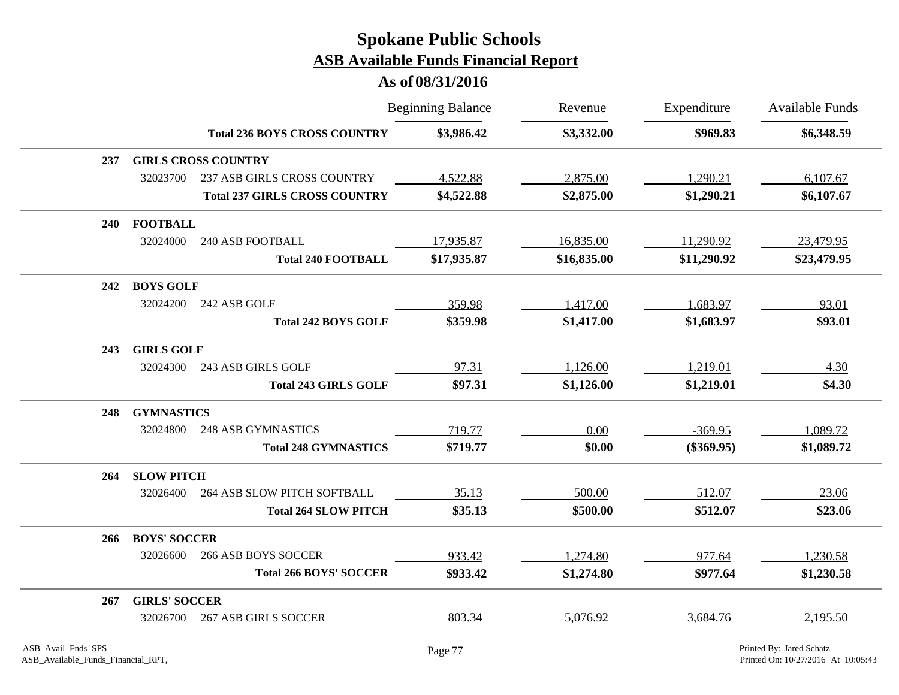# Spokane Public Schools

## ASB Available Funds Financial Report

### As of 08/31/2016

| | | | Beginning Balance | Revenue | Expenditure | Available Funds |
|---|---|---|---|---|---|---|
| | | **Total 236 BOYS CROSS COUNTRY** | **$3,986.42** | **$3,332.00** | **$969.83** | **$6,348.59** |
| **237** | **GIRLS CROSS COUNTRY** | | | | | |
| | 32023700 | 237 ASB GIRLS CROSS COUNTRY | 4,522.88 | 2,875.00 | 1,290.21 | 6,107.67 |
| | | **Total 237 GIRLS CROSS COUNTRY** | **$4,522.88** | **$2,875.00** | **$1,290.21** | **$6,107.67** |
| **240** | **FOOTBALL** | | | | | |
| | 32024000 | 240 ASB FOOTBALL | 17,935.87 | 16,835.00 | 11,290.92 | 23,479.95 |
| | | **Total 240 FOOTBALL** | **$17,935.87** | **$16,835.00** | **$11,290.92** | **$23,479.95** |
| **242** | **BOYS GOLF** | | | | | |
| | 32024200 | 242 ASB GOLF | 359.98 | 1,417.00 | 1,683.97 | 93.01 |
| | | **Total 242 BOYS GOLF** | **$359.98** | **$1,417.00** | **$1,683.97** | **$93.01** |
| **243** | **GIRLS GOLF** | | | | | |
| | 32024300 | 243 ASB GIRLS GOLF | 97.31 | 1,126.00 | 1,219.01 | 4.30 |
| | | **Total 243 GIRLS GOLF** | **$97.31** | **$1,126.00** | **$1,219.01** | **$4.30** |
| **248** | **GYMNASTICS** | | | | | |
| | 32024800 | 248 ASB GYMNASTICS | 719.77 | 0.00 | -369.95 | 1,089.72 |
| | | **Total 248 GYMNASTICS** | **$719.77** | **$0.00** | **($369.95)** | **$1,089.72** |
| **264** | **SLOW PITCH** | | | | | |
| | 32026400 | 264 ASB SLOW PITCH SOFTBALL | 35.13 | 500.00 | 512.07 | 23.06 |
| | | **Total 264 SLOW PITCH** | **$35.13** | **$500.00** | **$512.07** | **$23.06** |
| **266** | **BOYS' SOCCER** | | | | | |
| | 32026600 | 266 ASB BOYS SOCCER | 933.42 | 1,274.80 | 977.64 | 1,230.58 |
| | | **Total 266 BOYS' SOCCER** | **$933.42** | **$1,274.80** | **$977.64** | **$1,230.58** |
| **267** | **GIRLS' SOCCER** | | | | | |
| | 32026700 | 267 ASB GIRLS SOCCER | 803.34 | 5,076.92 | 3,684.76 | 2,195.50 |

ASB_Avail_Fnds_SPS
ASB_Available_Funds_Financial_RPT,

Printed By: Jared Schatz
Printed On: 10/27/2016 At 10:05:43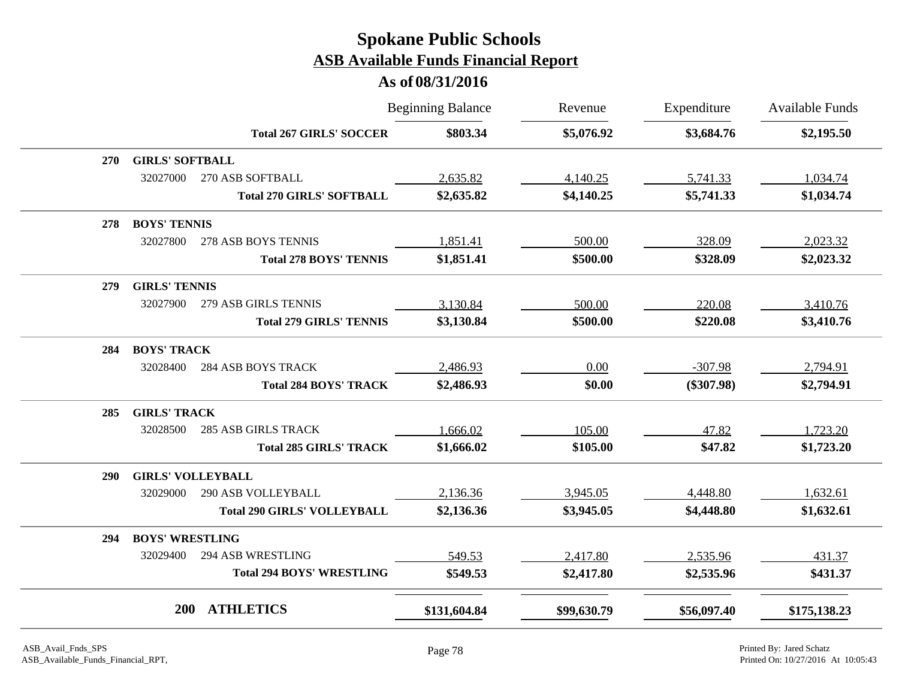# Spokane Public Schools

## ASB Available Funds Financial Report

### As of 08/31/2016

| | | Beginning Balance | Revenue | Expenditure | Available Funds |
|---|---|---|---|---|---|
| | **Total 267 GIRLS' SOCCER** | **$803.34** | **$5,076.92** | **$3,684.76** | **$2,195.50** |
| **270** | **GIRLS' SOFTBALL** | | | | |
| 32027000 | 270 ASB SOFTBALL | 2,635.82 | 4,140.25 | 5,741.33 | 1,034.74 |
| | **Total 270 GIRLS' SOFTBALL** | **$2,635.82** | **$4,140.25** | **$5,741.33** | **$1,034.74** |
| **278** | **BOYS' TENNIS** | | | | |
| 32027800 | 278 ASB BOYS TENNIS | 1,851.41 | 500.00 | 328.09 | 2,023.32 |
| | **Total 278 BOYS' TENNIS** | **$1,851.41** | **$500.00** | **$328.09** | **$2,023.32** |
| **279** | **GIRLS' TENNIS** | | | | |
| 32027900 | 279 ASB GIRLS TENNIS | 3,130.84 | 500.00 | 220.08 | 3,410.76 |
| | **Total 279 GIRLS' TENNIS** | **$3,130.84** | **$500.00** | **$220.08** | **$3,410.76** |
| **284** | **BOYS' TRACK** | | | | |
| 32028400 | 284 ASB BOYS TRACK | 2,486.93 | 0.00 | -307.98 | 2,794.91 |
| | **Total 284 BOYS' TRACK** | **$2,486.93** | **$0.00** | **($307.98)** | **$2,794.91** |
| **285** | **GIRLS' TRACK** | | | | |
| 32028500 | 285 ASB GIRLS TRACK | 1,666.02 | 105.00 | 47.82 | 1,723.20 |
| | **Total 285 GIRLS' TRACK** | **$1,666.02** | **$105.00** | **$47.82** | **$1,723.20** |
| **290** | **GIRLS' VOLLEYBALL** | | | | |
| 32029000 | 290 ASB VOLLEYBALL | 2,136.36 | 3,945.05 | 4,448.80 | 1,632.61 |
| | **Total 290 GIRLS' VOLLEYBALL** | **$2,136.36** | **$3,945.05** | **$4,448.80** | **$1,632.61** |
| **294** | **BOYS' WRESTLING** | | | | |
| 32029400 | 294 ASB WRESTLING | 549.53 | 2,417.80 | 2,535.96 | 431.37 |
| | **Total 294 BOYS' WRESTLING** | **$549.53** | **$2,417.80** | **$2,535.96** | **$431.37** |
| **200** | **ATHLETICS** | **$131,604.84** | **$99,630.79** | **$56,097.40** | **$175,138.23** |

ASB_Avail_Fnds_SPS
ASB_Available_Funds_Financial_RPT,

Printed By: Jared Schatz
Printed On: 10/27/2016 At 10:05:43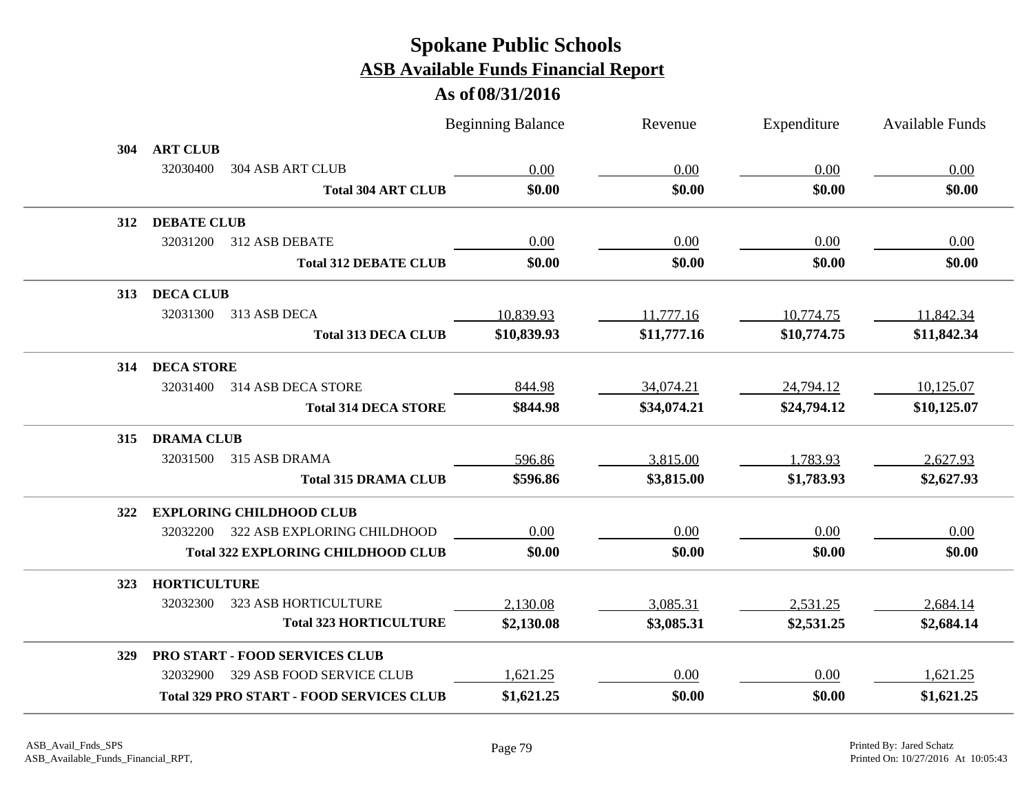# Spokane Public Schools

## ASB Available Funds Financial Report

### As of 08/31/2016

| | | | Beginning Balance | Revenue | Expenditure | Available Funds |
|---|---|---|---|---|---|---|
| **304** | **ART CLUB** | | | | | |
| | 32030400 | 304 ASB ART CLUB | 0.00 | 0.00 | 0.00 | 0.00 |
| | | **Total 304 ART CLUB** | **$0.00** | **$0.00** | **$0.00** | **$0.00** |
| **312** | **DEBATE CLUB** | | | | | |
| | 32031200 | 312 ASB DEBATE | 0.00 | 0.00 | 0.00 | 0.00 |
| | | **Total 312 DEBATE CLUB** | **$0.00** | **$0.00** | **$0.00** | **$0.00** |
| **313** | **DECA CLUB** | | | | | |
| | 32031300 | 313 ASB DECA | 10,839.93 | 11,777.16 | 10,774.75 | 11,842.34 |
| | | **Total 313 DECA CLUB** | **$10,839.93** | **$11,777.16** | **$10,774.75** | **$11,842.34** |
| **314** | **DECA STORE** | | | | | |
| | 32031400 | 314 ASB DECA STORE | 844.98 | 34,074.21 | 24,794.12 | 10,125.07 |
| | | **Total 314 DECA STORE** | **$844.98** | **$34,074.21** | **$24,794.12** | **$10,125.07** |
| **315** | **DRAMA CLUB** | | | | | |
| | 32031500 | 315 ASB DRAMA | 596.86 | 3,815.00 | 1,783.93 | 2,627.93 |
| | | **Total 315 DRAMA CLUB** | **$596.86** | **$3,815.00** | **$1,783.93** | **$2,627.93** |
| **322** | **EXPLORING CHILDHOOD CLUB** | | | | | |
| | 32032200 | 322 ASB EXPLORING CHILDHOOD | 0.00 | 0.00 | 0.00 | 0.00 |
| | | **Total 322 EXPLORING CHILDHOOD CLUB** | **$0.00** | **$0.00** | **$0.00** | **$0.00** |
| **323** | **HORTICULTURE** | | | | | |
| | 32032300 | 323 ASB HORTICULTURE | 2,130.08 | 3,085.31 | 2,531.25 | 2,684.14 |
| | | **Total 323 HORTICULTURE** | **$2,130.08** | **$3,085.31** | **$2,531.25** | **$2,684.14** |
| **329** | **PRO START - FOOD SERVICES CLUB** | | | | | |
| | 32032900 | 329 ASB FOOD SERVICE CLUB | 1,621.25 | 0.00 | 0.00 | 1,621.25 |
| | | **Total 329 PRO START - FOOD SERVICES CLUB** | **$1,621.25** | **$0.00** | **$0.00** | **$1,621.25** |

ASB_Avail_Fnds_SPS
ASB_Available_Funds_Financial_RPT,

Printed By: Jared Schatz
Printed On: 10/27/2016 At 10:05:43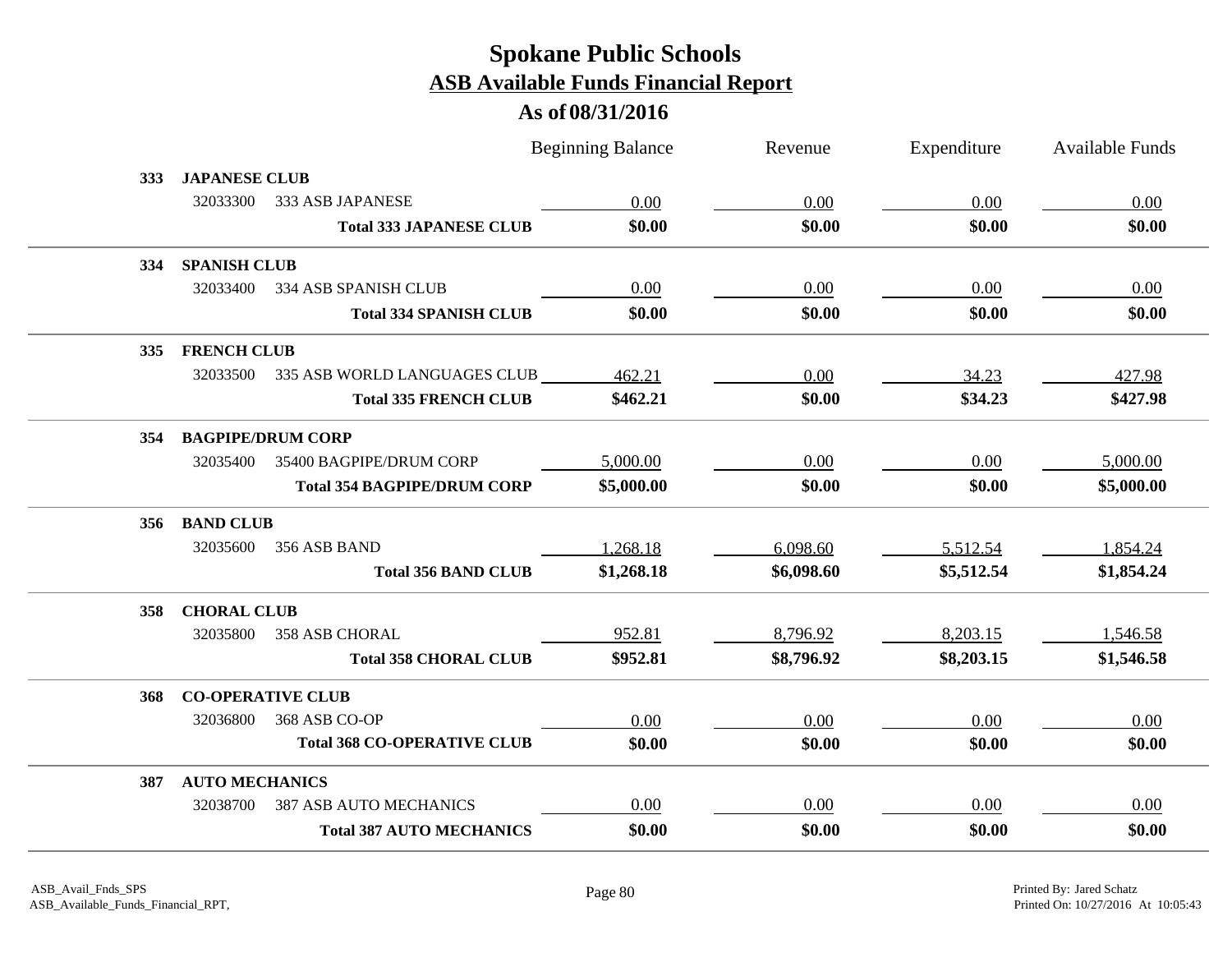# Spokane Public Schools

## ASB Available Funds Financial Report

### As of 08/31/2016

| | | Beginning Balance | Revenue | Expenditure | Available Funds |
|---|---|---|---|---|---|
| **333** | **JAPANESE CLUB** | | | | |
| 32033300 | 333 ASB JAPANESE | 0.00 | 0.00 | 0.00 | 0.00 |
| | **Total 333 JAPANESE CLUB** | **$0.00** | **$0.00** | **$0.00** | **$0.00** |
| **334** | **SPANISH CLUB** | | | | |
| 32033400 | 334 ASB SPANISH CLUB | 0.00 | 0.00 | 0.00 | 0.00 |
| | **Total 334 SPANISH CLUB** | **$0.00** | **$0.00** | **$0.00** | **$0.00** |
| **335** | **FRENCH CLUB** | | | | |
| 32033500 | 335 ASB WORLD LANGUAGES CLUB | 462.21 | 0.00 | 34.23 | 427.98 |
| | **Total 335 FRENCH CLUB** | **$462.21** | **$0.00** | **$34.23** | **$427.98** |
| **354** | **BAGPIPE/DRUM CORP** | | | | |
| 32035400 | 35400 BAGPIPE/DRUM CORP | 5,000.00 | 0.00 | 0.00 | 5,000.00 |
| | **Total 354 BAGPIPE/DRUM CORP** | **$5,000.00** | **$0.00** | **$0.00** | **$5,000.00** |
| **356** | **BAND CLUB** | | | | |
| 32035600 | 356 ASB BAND | 1,268.18 | 6,098.60 | 5,512.54 | 1,854.24 |
| | **Total 356 BAND CLUB** | **$1,268.18** | **$6,098.60** | **$5,512.54** | **$1,854.24** |
| **358** | **CHORAL CLUB** | | | | |
| 32035800 | 358 ASB CHORAL | 952.81 | 8,796.92 | 8,203.15 | 1,546.58 |
| | **Total 358 CHORAL CLUB** | **$952.81** | **$8,796.92** | **$8,203.15** | **$1,546.58** |
| **368** | **CO-OPERATIVE CLUB** | | | | |
| 32036800 | 368 ASB CO-OP | 0.00 | 0.00 | 0.00 | 0.00 |
| | **Total 368 CO-OPERATIVE CLUB** | **$0.00** | **$0.00** | **$0.00** | **$0.00** |
| **387** | **AUTO MECHANICS** | | | | |
| 32038700 | 387 ASB AUTO MECHANICS | 0.00 | 0.00 | 0.00 | 0.00 |
| | **Total 387 AUTO MECHANICS** | **$0.00** | **$0.00** | **$0.00** | **$0.00** |

ASB_Avail_Fnds_SPS
ASB_Available_Funds_Financial_RPT,

Printed By: Jared Schatz
Printed On: 10/27/2016 At 10:05:43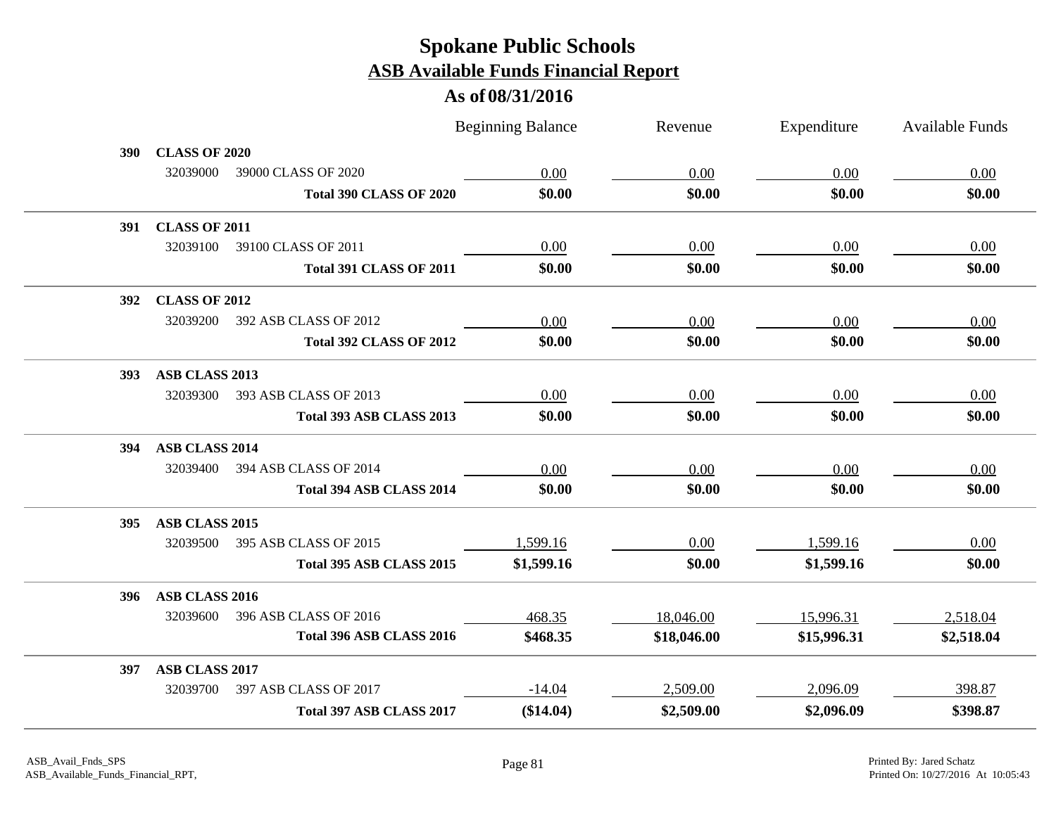# Spokane Public Schools

## ASB Available Funds Financial Report

### As of 08/31/2016

| | | Beginning Balance | Revenue | Expenditure | Available Funds |
|---|---|---|---|---|---|
| **390** | **CLASS OF 2020** | | | | |
| 32039000 | 39000 CLASS OF 2020 | 0.00 | 0.00 | 0.00 | 0.00 |
| | **Total 390 CLASS OF 2020** | **$0.00** | **$0.00** | **$0.00** | **$0.00** |
| **391** | **CLASS OF 2011** | | | | |
| 32039100 | 39100 CLASS OF 2011 | 0.00 | 0.00 | 0.00 | 0.00 |
| | **Total 391 CLASS OF 2011** | **$0.00** | **$0.00** | **$0.00** | **$0.00** |
| **392** | **CLASS OF 2012** | | | | |
| 32039200 | 392 ASB CLASS OF 2012 | 0.00 | 0.00 | 0.00 | 0.00 |
| | **Total 392 CLASS OF 2012** | **$0.00** | **$0.00** | **$0.00** | **$0.00** |
| **393** | **ASB CLASS 2013** | | | | |
| 32039300 | 393 ASB CLASS OF 2013 | 0.00 | 0.00 | 0.00 | 0.00 |
| | **Total 393 ASB CLASS 2013** | **$0.00** | **$0.00** | **$0.00** | **$0.00** |
| **394** | **ASB CLASS 2014** | | | | |
| 32039400 | 394 ASB CLASS OF 2014 | 0.00 | 0.00 | 0.00 | 0.00 |
| | **Total 394 ASB CLASS 2014** | **$0.00** | **$0.00** | **$0.00** | **$0.00** |
| **395** | **ASB CLASS 2015** | | | | |
| 32039500 | 395 ASB CLASS OF 2015 | 1,599.16 | 0.00 | 1,599.16 | 0.00 |
| | **Total 395 ASB CLASS 2015** | **$1,599.16** | **$0.00** | **$1,599.16** | **$0.00** |
| **396** | **ASB CLASS 2016** | | | | |
| 32039600 | 396 ASB CLASS OF 2016 | 468.35 | 18,046.00 | 15,996.31 | 2,518.04 |
| | **Total 396 ASB CLASS 2016** | **$468.35** | **$18,046.00** | **$15,996.31** | **$2,518.04** |
| **397** | **ASB CLASS 2017** | | | | |
| 32039700 | 397 ASB CLASS OF 2017 | -14.04 | 2,509.00 | 2,096.09 | 398.87 |
| | **Total 397 ASB CLASS 2017** | **($14.04)** | **$2,509.00** | **$2,096.09** | **$398.87** |

ASB_Avail_Fnds_SPS
ASB_Available_Funds_Financial_RPT,

Printed By: Jared Schatz
Printed On: 10/27/2016 At 10:05:43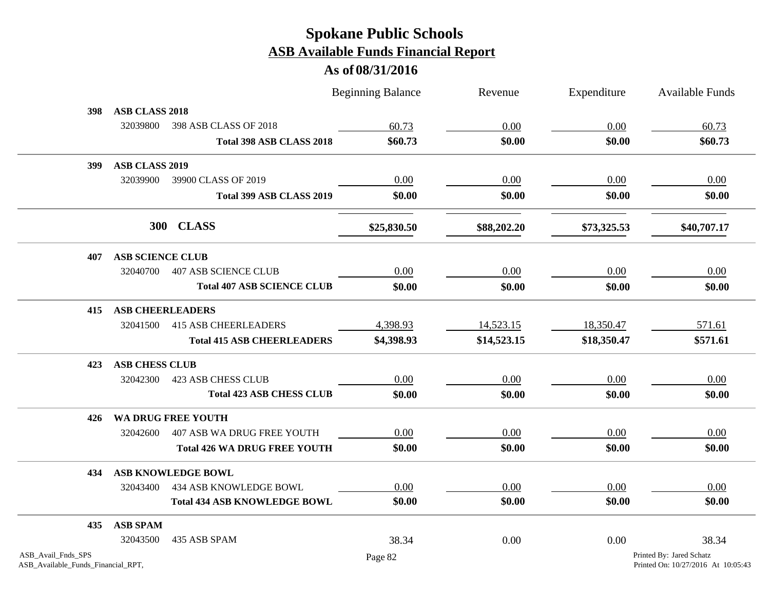# Spokane Public Schools

## ASB Available Funds Financial Report

### As of 08/31/2016

| | | Beginning Balance | Revenue | Expenditure | Available Funds |
|---|---|---|---|---|---|
| **398** | **ASB CLASS 2018** | | | | |
| 32039800 | 398 ASB CLASS OF 2018 | 60.73 | 0.00 | 0.00 | 60.73 |
| | **Total 398 ASB CLASS 2018** | **$60.73** | **$0.00** | **$0.00** | **$60.73** |
| **399** | **ASB CLASS 2019** | | | | |
| 32039900 | 39900 CLASS OF 2019 | 0.00 | 0.00 | 0.00 | 0.00 |
| | **Total 399 ASB CLASS 2019** | **$0.00** | **$0.00** | **$0.00** | **$0.00** |
| **300** | **CLASS** | **$25,830.50** | **$88,202.20** | **$73,325.53** | **$40,707.17** |
| **407** | **ASB SCIENCE CLUB** | | | | |
| 32040700 | 407 ASB SCIENCE CLUB | 0.00 | 0.00 | 0.00 | 0.00 |
| | **Total 407 ASB SCIENCE CLUB** | **$0.00** | **$0.00** | **$0.00** | **$0.00** |
| **415** | **ASB CHEERLEADERS** | | | | |
| 32041500 | 415 ASB CHEERLEADERS | 4,398.93 | 14,523.15 | 18,350.47 | 571.61 |
| | **Total 415 ASB CHEERLEADERS** | **$4,398.93** | **$14,523.15** | **$18,350.47** | **$571.61** |
| **423** | **ASB CHESS CLUB** | | | | |
| 32042300 | 423 ASB CHESS CLUB | 0.00 | 0.00 | 0.00 | 0.00 |
| | **Total 423 ASB CHESS CLUB** | **$0.00** | **$0.00** | **$0.00** | **$0.00** |
| **426** | **WA DRUG FREE YOUTH** | | | | |
| 32042600 | 407 ASB WA DRUG FREE YOUTH | 0.00 | 0.00 | 0.00 | 0.00 |
| | **Total 426 WA DRUG FREE YOUTH** | **$0.00** | **$0.00** | **$0.00** | **$0.00** |
| **434** | **ASB KNOWLEDGE BOWL** | | | | |
| 32043400 | 434 ASB KNOWLEDGE BOWL | 0.00 | 0.00 | 0.00 | 0.00 |
| | **Total 434 ASB KNOWLEDGE BOWL** | **$0.00** | **$0.00** | **$0.00** | **$0.00** |
| **435** | **ASB SPAM** | | | | |
| 32043500 | 435 ASB SPAM | 38.34 | 0.00 | 0.00 | 38.34 |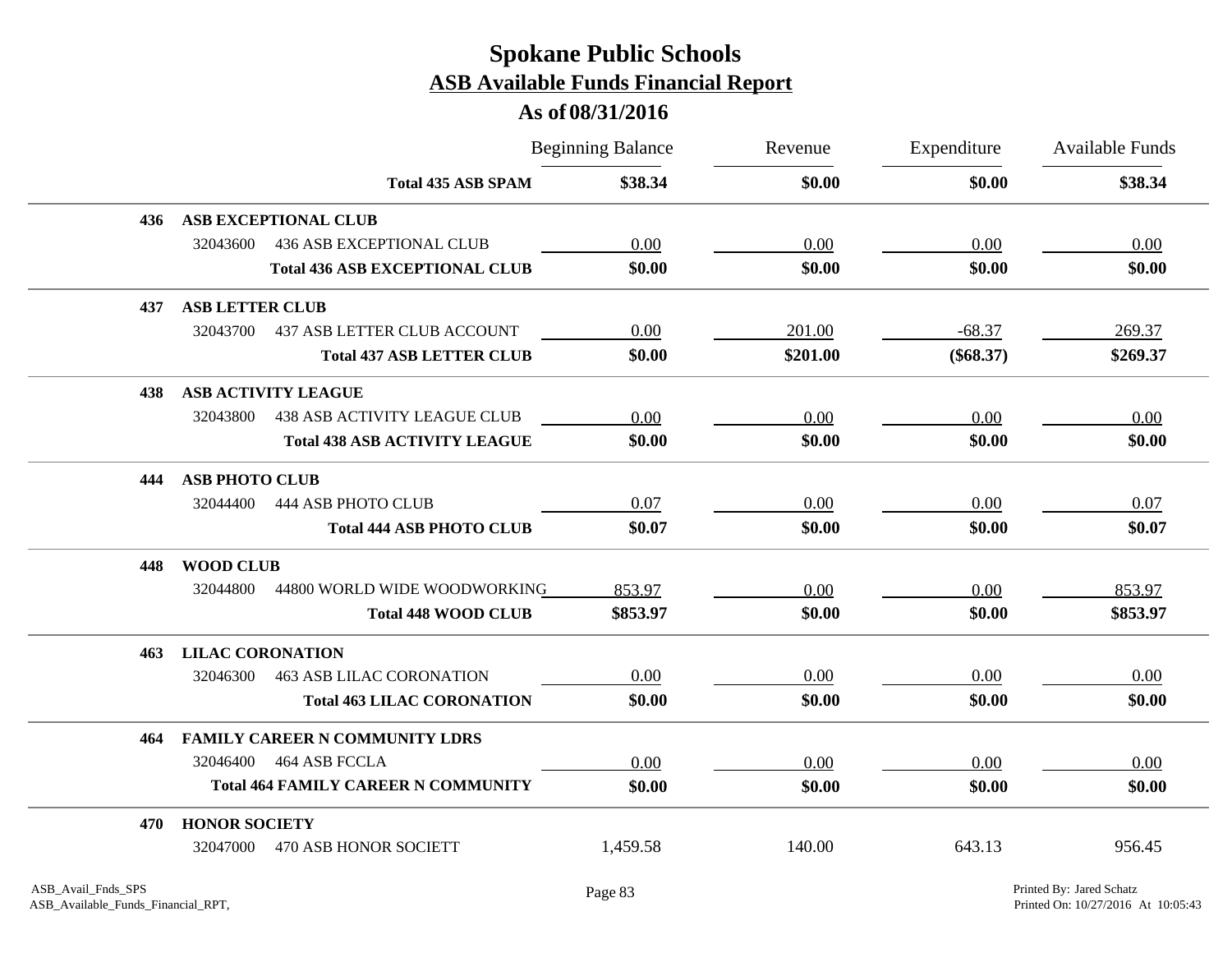# Spokane Public Schools

## ASB Available Funds Financial Report

### As of 08/31/2016

| | | Beginning Balance | Revenue | Expenditure | Available Funds |
|---|---|---|---|---|---|
| | **Total 435 ASB SPAM** | **$38.34** | **$0.00** | **$0.00** | **$38.34** |
| **436** | **ASB EXCEPTIONAL CLUB** | | | | |
| 32043600 | 436 ASB EXCEPTIONAL CLUB | 0.00 | 0.00 | 0.00 | 0.00 |
| | **Total 436 ASB EXCEPTIONAL CLUB** | **$0.00** | **$0.00** | **$0.00** | **$0.00** |
| **437** | **ASB LETTER CLUB** | | | | |
| 32043700 | 437 ASB LETTER CLUB ACCOUNT | 0.00 | 201.00 | -68.37 | 269.37 |
| | **Total 437 ASB LETTER CLUB** | **$0.00** | **$201.00** | **($68.37)** | **$269.37** |
| **438** | **ASB ACTIVITY LEAGUE** | | | | |
| 32043800 | 438 ASB ACTIVITY LEAGUE CLUB | 0.00 | 0.00 | 0.00 | 0.00 |
| | **Total 438 ASB ACTIVITY LEAGUE** | **$0.00** | **$0.00** | **$0.00** | **$0.00** |
| **444** | **ASB PHOTO CLUB** | | | | |
| 32044400 | 444 ASB PHOTO CLUB | 0.07 | 0.00 | 0.00 | 0.07 |
| | **Total 444 ASB PHOTO CLUB** | **$0.07** | **$0.00** | **$0.00** | **$0.07** |
| **448** | **WOOD CLUB** | | | | |
| 32044800 | 44800 WORLD WIDE WOODWORKING | 853.97 | 0.00 | 0.00 | 853.97 |
| | **Total 448 WOOD CLUB** | **$853.97** | **$0.00** | **$0.00** | **$853.97** |
| **463** | **LILAC CORONATION** | | | | |
| 32046300 | 463 ASB LILAC CORONATION | 0.00 | 0.00 | 0.00 | 0.00 |
| | **Total 463 LILAC CORONATION** | **$0.00** | **$0.00** | **$0.00** | **$0.00** |
| **464** | **FAMILY CAREER N COMMUNITY LDRS** | | | | |
| 32046400 | 464 ASB FCCLA | 0.00 | 0.00 | 0.00 | 0.00 |
| | **Total 464 FAMILY CAREER N COMMUNITY** | **$0.00** | **$0.00** | **$0.00** | **$0.00** |
| **470** | **HONOR SOCIETY** | | | | |
| 32047000 | 470 ASB HONOR SOCIETT | 1,459.58 | 140.00 | 643.13 | 956.45 |

ASB_Avail_Fnds_SPS
ASB_Available_Funds_Financial_RPT,

Printed By: Jared Schatz
Printed On: 10/27/2016 At 10:05:43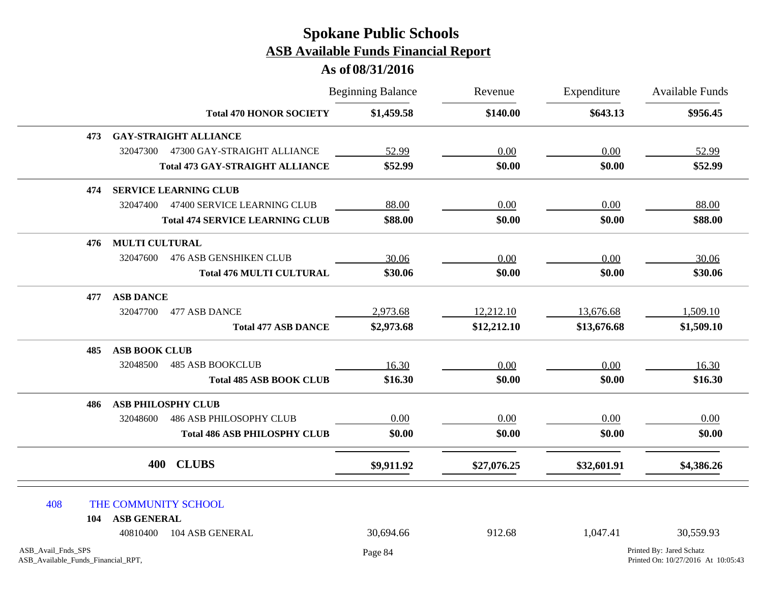# Spokane Public Schools

## ASB Available Funds Financial Report

### As of 08/31/2016

| | | Beginning Balance | Revenue | Expenditure | Available Funds |
|---|---|---|---|---|---|
| | **Total 470 HONOR SOCIETY** | **$1,459.58** | **$140.00** | **$643.13** | **$956.45** |
| **473** | **GAY-STRAIGHT ALLIANCE** | | | | |
| 32047300 | 47300 GAY-STRAIGHT ALLIANCE | 52.99 | 0.00 | 0.00 | 52.99 |
| | **Total 473 GAY-STRAIGHT ALLIANCE** | **$52.99** | **$0.00** | **$0.00** | **$52.99** |
| **474** | **SERVICE LEARNING CLUB** | | | | |
| 32047400 | 47400 SERVICE LEARNING CLUB | 88.00 | 0.00 | 0.00 | 88.00 |
| | **Total 474 SERVICE LEARNING CLUB** | **$88.00** | **$0.00** | **$0.00** | **$88.00** |
| **476** | **MULTI CULTURAL** | | | | |
| 32047600 | 476 ASB GENSHIKEN CLUB | 30.06 | 0.00 | 0.00 | 30.06 |
| | **Total 476 MULTI CULTURAL** | **$30.06** | **$0.00** | **$0.00** | **$30.06** |
| **477** | **ASB DANCE** | | | | |
| 32047700 | 477 ASB DANCE | 2,973.68 | 12,212.10 | 13,676.68 | 1,509.10 |
| | **Total 477 ASB DANCE** | **$2,973.68** | **$12,212.10** | **$13,676.68** | **$1,509.10** |
| **485** | **ASB BOOK CLUB** | | | | |
| 32048500 | 485 ASB BOOKCLUB | 16.30 | 0.00 | 0.00 | 16.30 |
| | **Total 485 ASB BOOK CLUB** | **$16.30** | **$0.00** | **$0.00** | **$16.30** |
| **486** | **ASB PHILOSPHY CLUB** | | | | |
| 32048600 | 486 ASB PHILOSOPHY CLUB | 0.00 | 0.00 | 0.00 | 0.00 |
| | **Total 486 ASB PHILOSPHY CLUB** | **$0.00** | **$0.00** | **$0.00** | **$0.00** |
| **400** | **CLUBS** | **$9,911.92** | **$27,076.25** | **$32,601.91** | **$4,386.26** |

**408 THE COMMUNITY SCHOOL**

| | | Beginning Balance | Revenue | Expenditure | Available Funds |
|---|---|---|---|---|---|
| **104** | **ASB GENERAL** | | | | |
| 40810400 | 104 ASB GENERAL | 30,694.66 | 912.68 | 1,047.41 | 30,559.93 |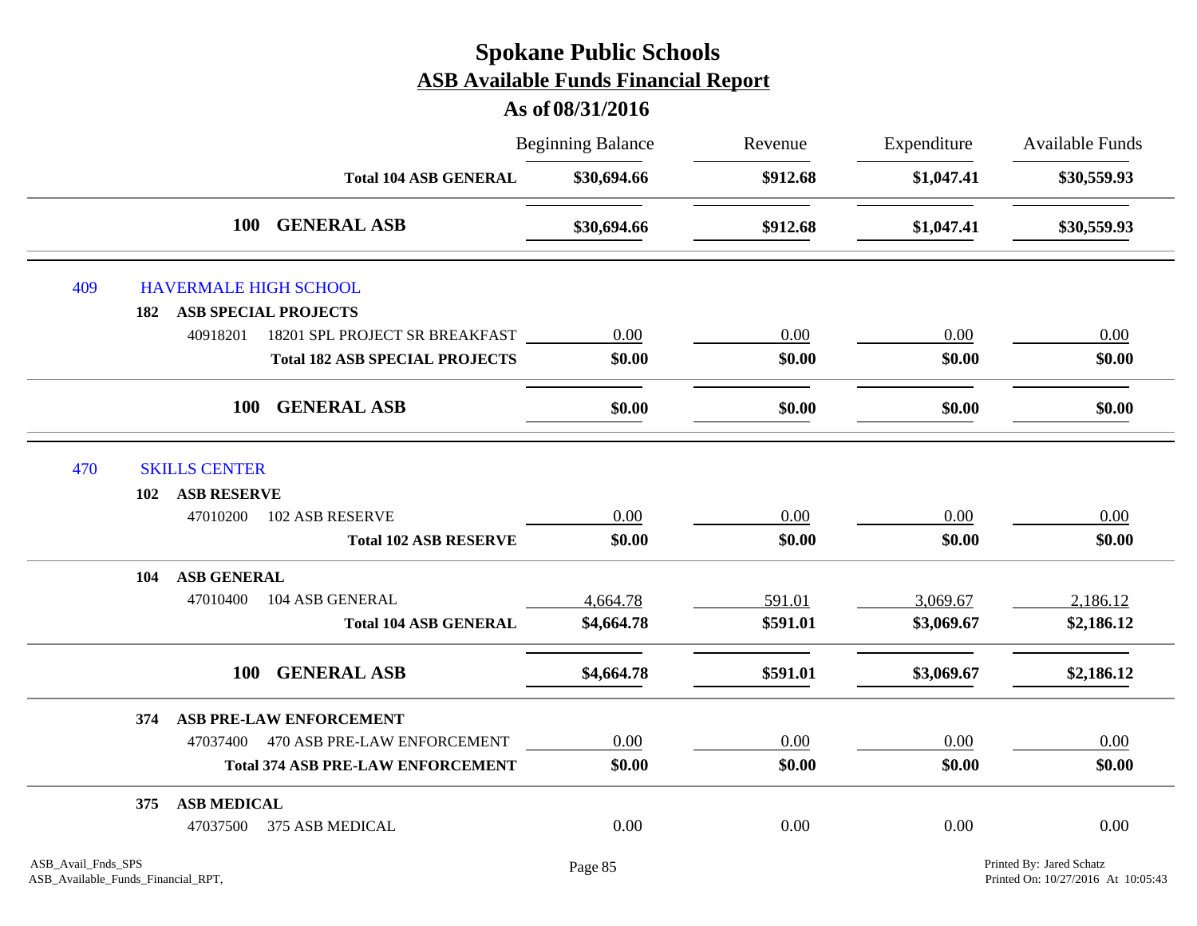# Spokane Public Schools

## ASB Available Funds Financial Report

### As of 08/31/2016

| | | | Beginning Balance | Revenue | Expenditure | Available Funds |
|---|---|---|---|---|---|---|
| | | **Total 104 ASB GENERAL** | **$30,694.66** | **$912.68** | **$1,047.41** | **$30,559.93** |
| | | **100 GENERAL ASB** | **$30,694.66** | **$912.68** | **$1,047.41** | **$30,559.93** |
| 409 | HAVERMALE HIGH SCHOOL | | | | | |
| | **182 ASB SPECIAL PROJECTS** | | | | | |
| | 40918201 | 18201 SPL PROJECT SR BREAKFAST | 0.00 | 0.00 | 0.00 | 0.00 |
| | | **Total 182 ASB SPECIAL PROJECTS** | **$0.00** | **$0.00** | **$0.00** | **$0.00** |
| | | **100 GENERAL ASB** | **$0.00** | **$0.00** | **$0.00** | **$0.00** |
| 470 | SKILLS CENTER | | | | | |
| | **102 ASB RESERVE** | | | | | |
| | 47010200 | 102 ASB RESERVE | 0.00 | 0.00 | 0.00 | 0.00 |
| | | **Total 102 ASB RESERVE** | **$0.00** | **$0.00** | **$0.00** | **$0.00** |
| | **104 ASB GENERAL** | | | | | |
| | 47010400 | 104 ASB GENERAL | 4,664.78 | 591.01 | 3,069.67 | 2,186.12 |
| | | **Total 104 ASB GENERAL** | **$4,664.78** | **$591.01** | **$3,069.67** | **$2,186.12** |
| | | **100 GENERAL ASB** | **$4,664.78** | **$591.01** | **$3,069.67** | **$2,186.12** |
| | **374 ASB PRE-LAW ENFORCEMENT** | | | | | |
| | 47037400 | 470 ASB PRE-LAW ENFORCEMENT | 0.00 | 0.00 | 0.00 | 0.00 |
| | | **Total 374 ASB PRE-LAW ENFORCEMENT** | **$0.00** | **$0.00** | **$0.00** | **$0.00** |
| | **375 ASB MEDICAL** | | | | | |
| | 47037500 | 375 ASB MEDICAL | 0.00 | 0.00 | 0.00 | 0.00 |

ASB_Avail_Fnds_SPS
ASB_Available_Funds_Financial_RPT,

Printed By: Jared Schatz
Printed On: 10/27/2016 At 10:05:43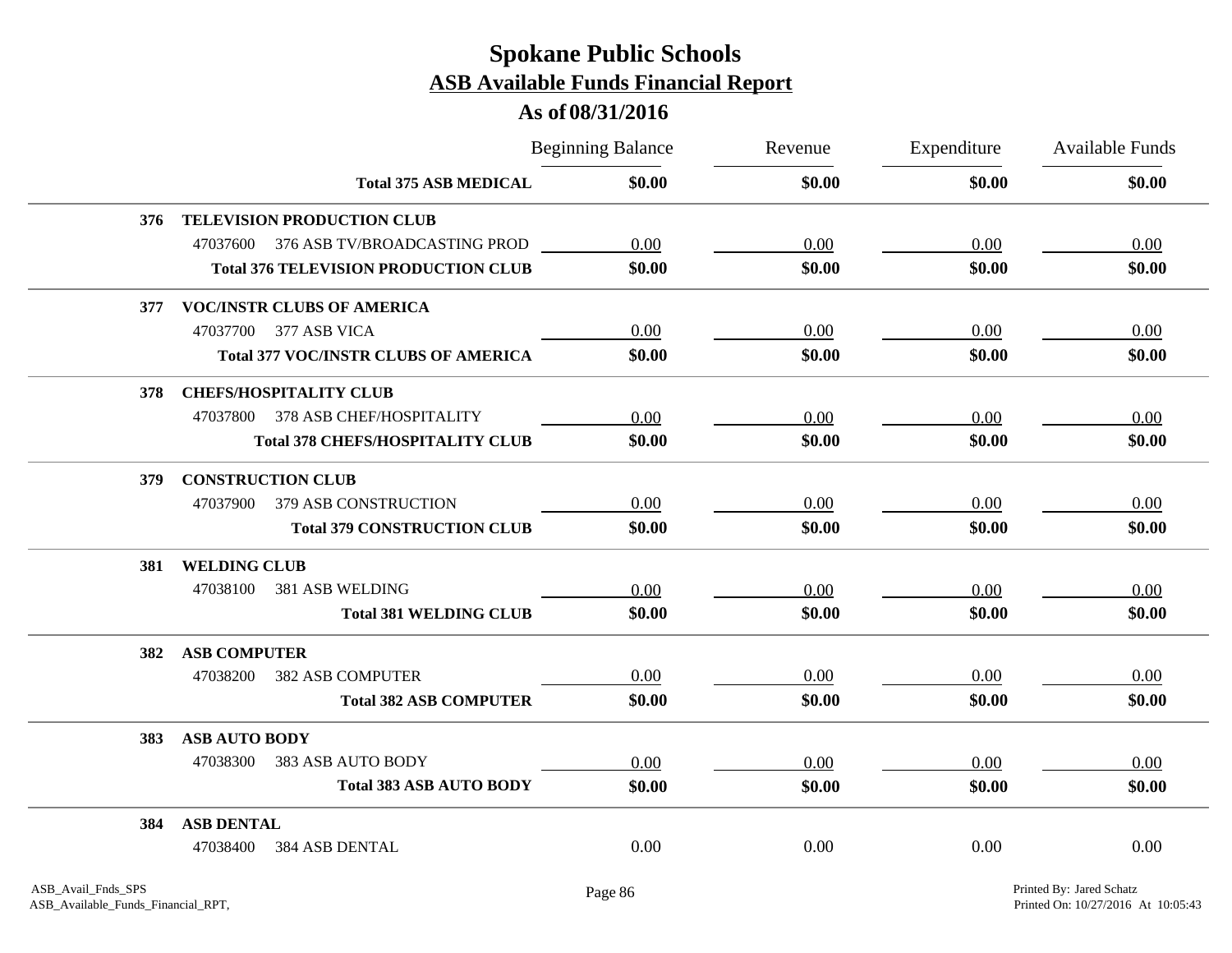# Spokane Public Schools
## ASB Available Funds Financial Report
### As of 08/31/2016

| | | Beginning Balance | Revenue | Expenditure | Available Funds |
|---|---|---|---|---|---|
| | **Total 375 ASB MEDICAL** | **$0.00** | **$0.00** | **$0.00** | **$0.00** |
| **376** | **TELEVISION PRODUCTION CLUB** | | | | |
| | 47037600 376 ASB TV/BROADCASTING PROD | 0.00 | 0.00 | 0.00 | 0.00 |
| | **Total 376 TELEVISION PRODUCTION CLUB** | **$0.00** | **$0.00** | **$0.00** | **$0.00** |
| **377** | **VOC/INSTR CLUBS OF AMERICA** | | | | |
| | 47037700 377 ASB VICA | 0.00 | 0.00 | 0.00 | 0.00 |
| | **Total 377 VOC/INSTR CLUBS OF AMERICA** | **$0.00** | **$0.00** | **$0.00** | **$0.00** |
| **378** | **CHEFS/HOSPITALITY CLUB** | | | | |
| | 47037800 378 ASB CHEF/HOSPITALITY | 0.00 | 0.00 | 0.00 | 0.00 |
| | **Total 378 CHEFS/HOSPITALITY CLUB** | **$0.00** | **$0.00** | **$0.00** | **$0.00** |
| **379** | **CONSTRUCTION CLUB** | | | | |
| | 47037900 379 ASB CONSTRUCTION | 0.00 | 0.00 | 0.00 | 0.00 |
| | **Total 379 CONSTRUCTION CLUB** | **$0.00** | **$0.00** | **$0.00** | **$0.00** |
| **381** | **WELDING CLUB** | | | | |
| | 47038100 381 ASB WELDING | 0.00 | 0.00 | 0.00 | 0.00 |
| | **Total 381 WELDING CLUB** | **$0.00** | **$0.00** | **$0.00** | **$0.00** |
| **382** | **ASB COMPUTER** | | | | |
| | 47038200 382 ASB COMPUTER | 0.00 | 0.00 | 0.00 | 0.00 |
| | **Total 382 ASB COMPUTER** | **$0.00** | **$0.00** | **$0.00** | **$0.00** |
| **383** | **ASB AUTO BODY** | | | | |
| | 47038300 383 ASB AUTO BODY | 0.00 | 0.00 | 0.00 | 0.00 |
| | **Total 383 ASB AUTO BODY** | **$0.00** | **$0.00** | **$0.00** | **$0.00** |
| **384** | **ASB DENTAL** | | | | |
| | 47038400 384 ASB DENTAL | 0.00 | 0.00 | 0.00 | 0.00 |

ASB_Avail_Fnds_SPS
ASB_Available_Funds_Financial_RPT,

Printed By: Jared Schatz
Printed On: 10/27/2016 At 10:05:43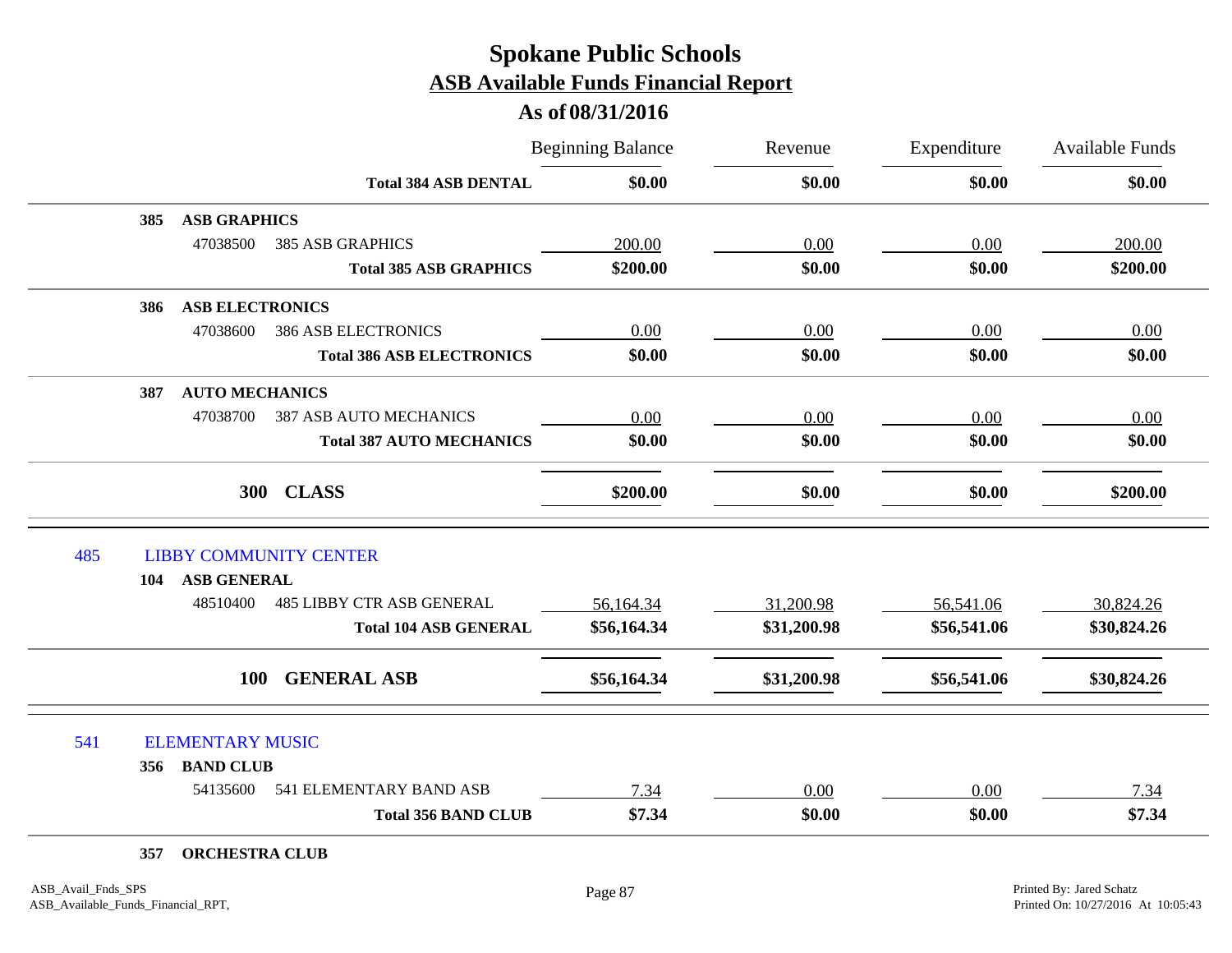# Spokane Public Schools
## ASB Available Funds Financial Report
### As of 08/31/2016

| | | Beginning Balance | Revenue | Expenditure | Available Funds |
|---|---|---|---|---|---|
| | **Total 384 ASB DENTAL** | **$0.00** | **$0.00** | **$0.00** | **$0.00** |
| **385** | **ASB GRAPHICS** | | | | |
| 47038500 | 385 ASB GRAPHICS | 200.00 | 0.00 | 0.00 | 200.00 |
| | **Total 385 ASB GRAPHICS** | **$200.00** | **$0.00** | **$0.00** | **$200.00** |
| **386** | **ASB ELECTRONICS** | | | | |
| 47038600 | 386 ASB ELECTRONICS | 0.00 | 0.00 | 0.00 | 0.00 |
| | **Total 386 ASB ELECTRONICS** | **$0.00** | **$0.00** | **$0.00** | **$0.00** |
| **387** | **AUTO MECHANICS** | | | | |
| 47038700 | 387 ASB AUTO MECHANICS | 0.00 | 0.00 | 0.00 | 0.00 |
| | **Total 387 AUTO MECHANICS** | **$0.00** | **$0.00** | **$0.00** | **$0.00** |
| **300** | **CLASS** | **$200.00** | **$0.00** | **$0.00** | **$200.00** |
| 485 | LIBBY COMMUNITY CENTER | | | | |
| **104** | **ASB GENERAL** | | | | |
| 48510400 | 485 LIBBY CTR ASB GENERAL | 56,164.34 | 31,200.98 | 56,541.06 | 30,824.26 |
| | **Total 104 ASB GENERAL** | **$56,164.34** | **$31,200.98** | **$56,541.06** | **$30,824.26** |
| **100** | **GENERAL ASB** | **$56,164.34** | **$31,200.98** | **$56,541.06** | **$30,824.26** |
| 541 | ELEMENTARY MUSIC | | | | |
| **356** | **BAND CLUB** | | | | |
| 54135600 | 541 ELEMENTARY BAND ASB | 7.34 | 0.00 | 0.00 | 7.34 |
| | **Total 356 BAND CLUB** | **$7.34** | **$0.00** | **$0.00** | **$7.34** |
| **357** | **ORCHESTRA CLUB** | | | | |

ASB_Avail_Fnds_SPS
ASB_Available_Funds_Financial_RPT,

Printed By: Jared Schatz
Printed On: 10/27/2016 At 10:05:43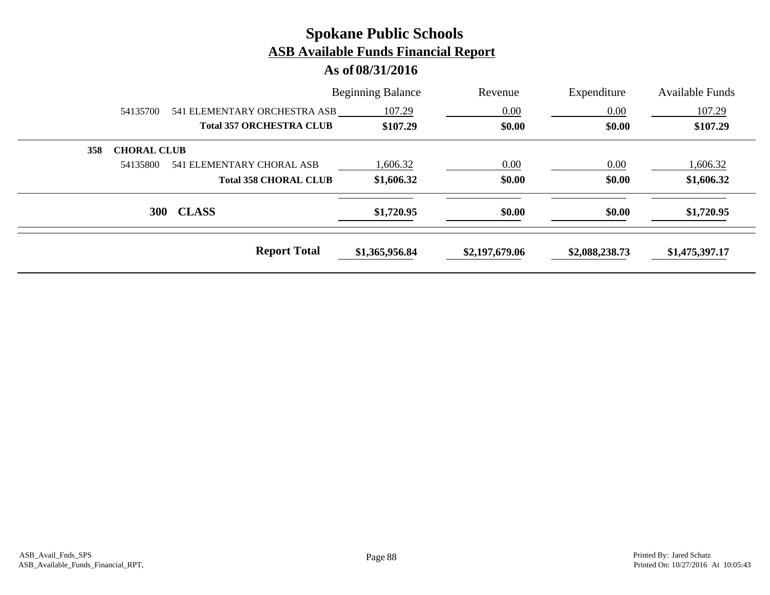# Spokane Public Schools
## ASB Available Funds Financial Report
### As of 08/31/2016

| | | Beginning Balance | Revenue | Expenditure | Available Funds |
|---|---|---|---|---|---|
| 54135700 | 541 ELEMENTARY ORCHESTRA ASB | 107.29 | 0.00 | 0.00 | 107.29 |
| | **Total 357 ORCHESTRA CLUB** | **$107.29** | **$0.00** | **$0.00** | **$107.29** |
| **358** | **CHORAL CLUB** | | | | |
| 54135800 | 541 ELEMENTARY CHORAL ASB | 1,606.32 | 0.00 | 0.00 | 1,606.32 |
| | **Total 358 CHORAL CLUB** | **$1,606.32** | **$0.00** | **$0.00** | **$1,606.32** |
| **300** | **CLASS** | **$1,720.95** | **$0.00** | **$0.00** | **$1,720.95** |
| | **Report Total** | **$1,365,956.84** | **$2,197,679.06** | **$2,088,238.73** | **$1,475,397.17** |

ASB_Avail_Fnds_SPS
ASB_Available_Funds_Financial_RPT,

Printed By: Jared Schatz
Printed On: 10/27/2016 At 10:05:43